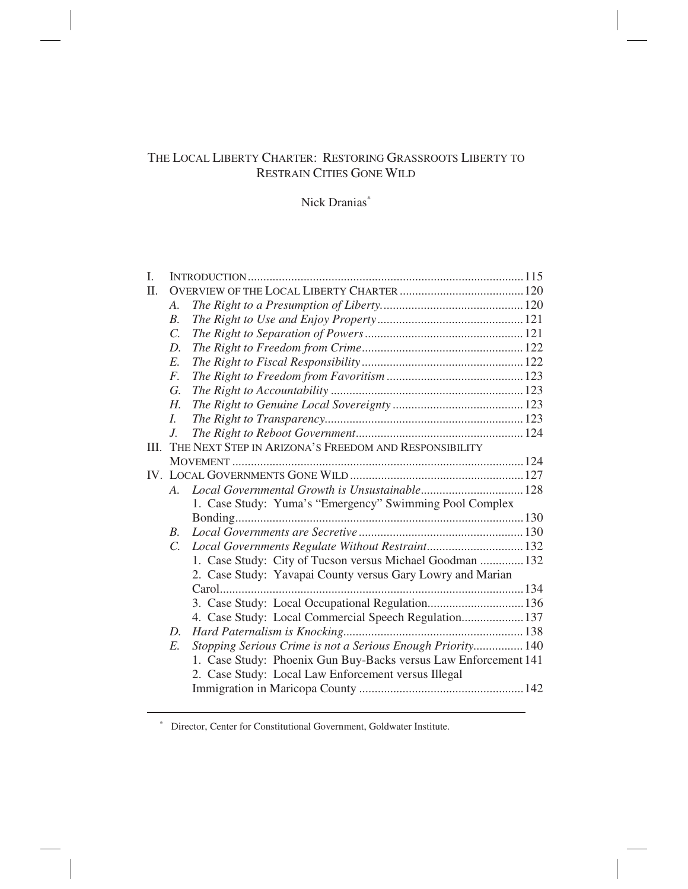# THE LOCAL LIBERTY CHARTER: RESTORING GRASSROOTS LIBERTY TO RESTRAIN CITIES GONE WILD

Nick Dranias[*]

- I. INTRODUCTION ........................................................................................115
- II. OVERVIEW OF THE LOCAL LIBERTY CHARTER ........................................120
  - A. *The Right to a Presumption of Liberty*.............................................120
  - B. *The Right to Use and Enjoy Property*...............................................121
  - C. *The Right to Separation of Powers*...................................................121
  - D. *The Right to Freedom from Crime*....................................................122
  - E. *The Right to Fiscal Responsibility*....................................................122
  - F. *The Right to Freedom from Favoritism*............................................123
  - G. *The Right to Accountability*..............................................................123
  - H. *The Right to Genuine Local Sovereignty*..........................................123
  - I. *The Right to Transparency*................................................................123
  - J. *The Right to Reboot Government*......................................................124
- III. THE NEXT STEP IN ARIZONA'S FREEDOM AND RESPONSIBILITY MOVEMENT .............................................................................................124
- IV. LOCAL GOVERNMENTS GONE WILD ........................................................127
  - A. *Local Governmental Growth is Unsustainable*.................................128
    1. Case Study: Yuma's "Emergency" Swimming Pool Complex Bonding.............................................................................................130
  - B. *Local Governments are Secretive*.....................................................130
  - C. *Local Governments Regulate Without Restraint*...............................132
    1. Case Study: City of Tucson versus Michael Goodman ..............132
    2. Case Study: Yavapai County versus Gary Lowry and Marian Carol.................................................................................................134
    3. Case Study: Local Occupational Regulation...............................136
    4. Case Study: Local Commercial Speech Regulation....................137
  - D. *Hard Paternalism is Knocking*..........................................................138
  - E. *Stopping Serious Crime is not a Serious Enough Priority*................140
    1. Case Study: Phoenix Gun Buy-Backs versus Law Enforcement 141
    2. Case Study: Local Law Enforcement versus Illegal Immigration in Maricopa County .....................................................142

[*] Director, Center for Constitutional Government, Goldwater Institute.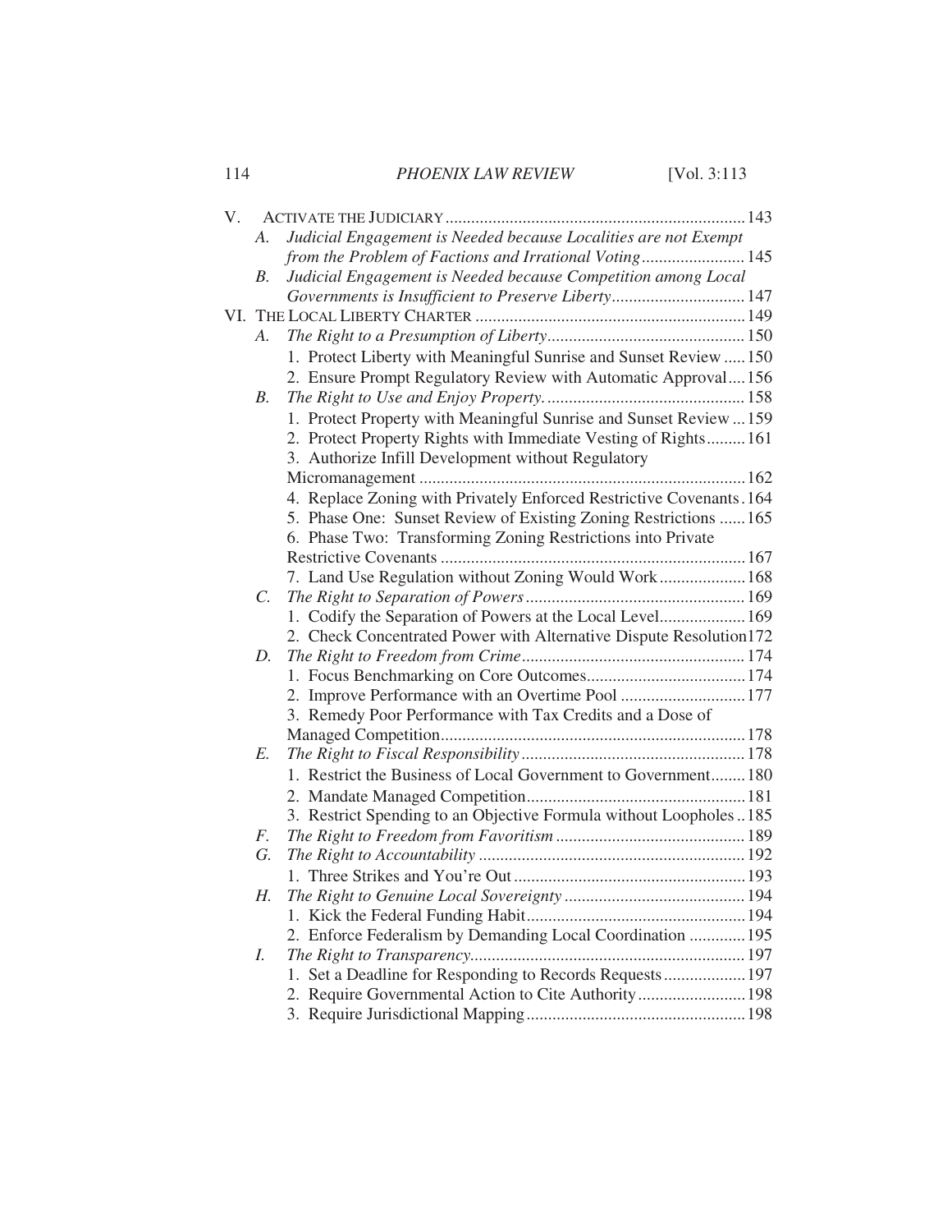V. ACTIVATE THE JUDICIARY ..................................................................... 143
   - A. *Judicial Engagement is Needed because Localities are not Exempt from the Problem of Factions and Irrational Voting* ........................ 145
   - B. *Judicial Engagement is Needed because Competition among Local Governments is Insufficient to Preserve Liberty* ............................... 147

VI. THE LOCAL LIBERTY CHARTER ............................................................... 149
   - A. *The Right to a Presumption of Liberty* ............................................. 150
     1. Protect Liberty with Meaningful Sunrise and Sunset Review ..... 150
     2. Ensure Prompt Regulatory Review with Automatic Approval .... 156
   - B. *The Right to Use and Enjoy Property.* ............................................. 158
     1. Protect Property with Meaningful Sunrise and Sunset Review ... 159
     2. Protect Property Rights with Immediate Vesting of Rights ......... 161
     3. Authorize Infill Development without Regulatory Micromanagement ............................................................................ 162
     4. Replace Zoning with Privately Enforced Restrictive Covenants . 164
     5. Phase One: Sunset Review of Existing Zoning Restrictions ...... 165
     6. Phase Two: Transforming Zoning Restrictions into Private Restrictive Covenants ....................................................................... 167
     7. Land Use Regulation without Zoning Would Work .................... 168
   - C. *The Right to Separation of Powers* .................................................. 169
     1. Codify the Separation of Powers at the Local Level.................... 169
     2. Check Concentrated Power with Alternative Dispute Resolution172
   - D. *The Right to Freedom from Crime* ................................................... 174
     1. Focus Benchmarking on Core Outcomes..................................... 174
     2. Improve Performance with an Overtime Pool ............................ 177
     3. Remedy Poor Performance with Tax Credits and a Dose of Managed Competition...................................................................... 178
   - E. *The Right to Fiscal Responsibility* .................................................... 178
     1. Restrict the Business of Local Government to Government........ 180
     2. Mandate Managed Competition................................................... 181
     3. Restrict Spending to an Objective Formula without Loopholes .. 185
   - F. *The Right to Freedom from Favoritism* ............................................ 189
   - G. *The Right to Accountability* ............................................................. 192
     1. Three Strikes and You're Out ...................................................... 193
   - H. *The Right to Genuine Local Sovereignty* .......................................... 194
     1. Kick the Federal Funding Habit.................................................. 194
     2. Enforce Federalism by Demanding Local Coordination ............. 195
   - I. *The Right to Transparency*................................................................ 197
     1. Set a Deadline for Responding to Records Requests ................... 197
     2. Require Governmental Action to Cite Authority ......................... 198
     3. Require Jurisdictional Mapping .................................................. 198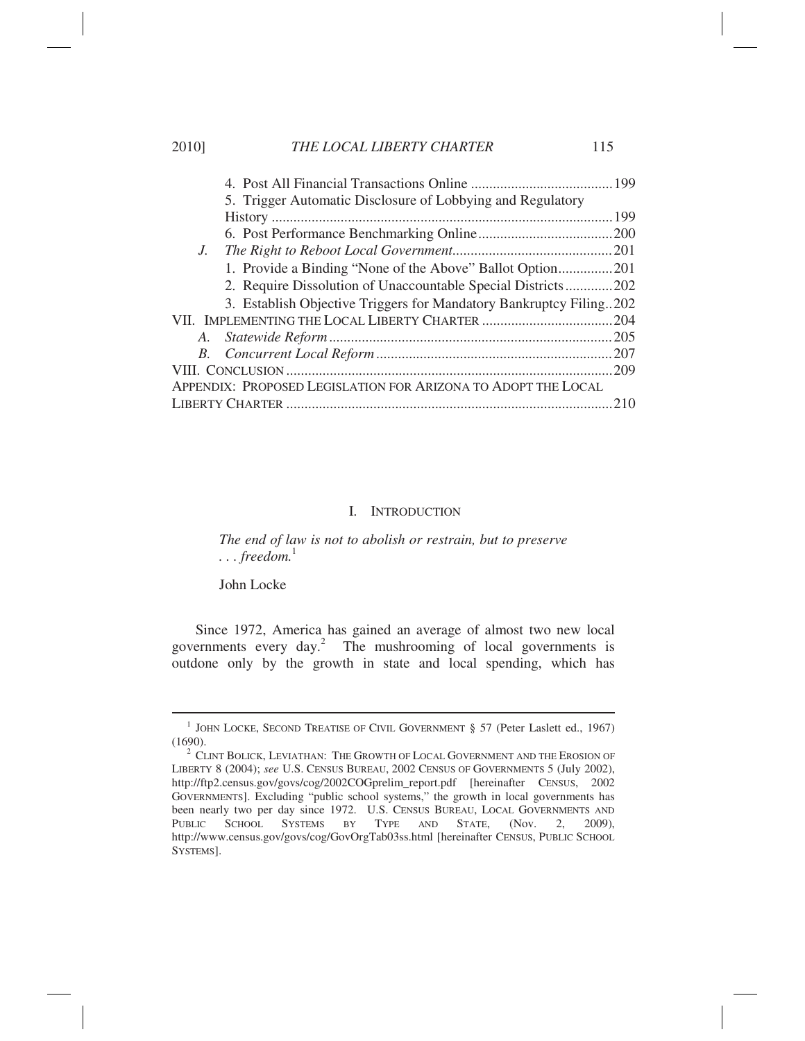4. Post All Financial Transactions Online ....................................... 199
5. Trigger Automatic Disclosure of Lobbying and Regulatory History ............................................................................................ 199
6. Post Performance Benchmarking Online ..................................... 200

*J. The Right to Reboot Local Government* ........................................... 201

1. Provide a Binding "None of the Above" Ballot Option ............... 201
2. Require Dissolution of Unaccountable Special Districts ............. 202
3. Establish Objective Triggers for Mandatory Bankruptcy Filing .. 202

VII. IMPLEMENTING THE LOCAL LIBERTY CHARTER .................................... 204

*A. Statewide Reform* ............................................................................. 205

*B. Concurrent Local Reform* ................................................................. 207

VIII. CONCLUSION .......................................................................................... 209

APPENDIX: PROPOSED LEGISLATION FOR ARIZONA TO ADOPT THE LOCAL LIBERTY CHARTER .......................................................................................... 210

## I. INTRODUCTION

> *The end of law is not to abolish or restrain, but to preserve . . . freedom.*[1]
>
> John Locke

Since 1972, America has gained an average of almost two new local governments every day.[2] The mushrooming of local governments is outdone only by the growth in state and local spending, which has

---

[1] JOHN LOCKE, SECOND TREATISE OF CIVIL GOVERNMENT § 57 (Peter Laslett ed., 1967) (1690).

[2] CLINT BOLICK, LEVIATHAN: THE GROWTH OF LOCAL GOVERNMENT AND THE EROSION OF LIBERTY 8 (2004); *see* U.S. CENSUS BUREAU, 2002 CENSUS OF GOVERNMENTS 5 (July 2002), http://ftp2.census.gov/govs/cog/2002COGprelim_report.pdf [hereinafter CENSUS, 2002 GOVERNMENTS]. Excluding "public school systems," the growth in local governments has been nearly two per day since 1972. U.S. CENSUS BUREAU, LOCAL GOVERNMENTS AND PUBLIC SCHOOL SYSTEMS BY TYPE AND STATE, (Nov. 2, 2009), http://www.census.gov/govs/cog/GovOrgTab03ss.html [hereinafter CENSUS, PUBLIC SCHOOL SYSTEMS].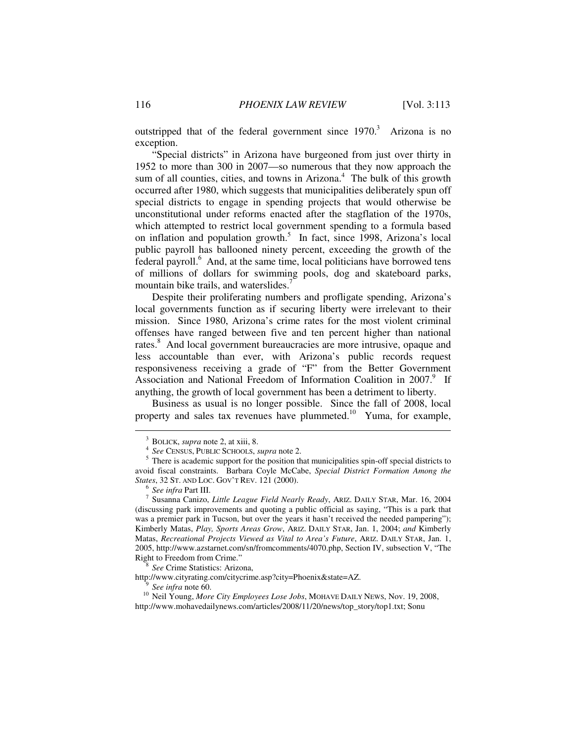outstripped that of the federal government since 1970.[3] Arizona is no exception.

"Special districts" in Arizona have burgeoned from just over thirty in 1952 to more than 300 in 2007—so numerous that they now approach the sum of all counties, cities, and towns in Arizona.[4] The bulk of this growth occurred after 1980, which suggests that municipalities deliberately spun off special districts to engage in spending projects that would otherwise be unconstitutional under reforms enacted after the stagflation of the 1970s, which attempted to restrict local government spending to a formula based on inflation and population growth.[5] In fact, since 1998, Arizona's local public payroll has ballooned ninety percent, exceeding the growth of the federal payroll.[6] And, at the same time, local politicians have borrowed tens of millions of dollars for swimming pools, dog and skateboard parks, mountain bike trails, and waterslides.[7]

Despite their proliferating numbers and profligate spending, Arizona's local governments function as if securing liberty were irrelevant to their mission. Since 1980, Arizona's crime rates for the most violent criminal offenses have ranged between five and ten percent higher than national rates.[8] And local government bureaucracies are more intrusive, opaque and less accountable than ever, with Arizona's public records request responsiveness receiving a grade of "F" from the Better Government Association and National Freedom of Information Coalition in 2007.[9] If anything, the growth of local government has been a detriment to liberty.

Business as usual is no longer possible. Since the fall of 2008, local property and sales tax revenues have plummeted.[10] Yuma, for example,

---

[3] BOLICK, *supra* note 2, at xiii, 8.

[4] *See* CENSUS, PUBLIC SCHOOLS, *supra* note 2.

[5] There is academic support for the position that municipalities spin-off special districts to avoid fiscal constraints. Barbara Coyle McCabe, *Special District Formation Among the States*, 32 ST. AND LOC. GOV'T REV. 121 (2000).

[6] *See infra* Part III.

[7] Susanna Canizo, *Little League Field Nearly Ready*, ARIZ. DAILY STAR, Mar. 16, 2004 (discussing park improvements and quoting a public official as saying, "This is a park that was a premier park in Tucson, but over the years it hasn't received the needed pampering"); Kimberly Matas, *Play, Sports Areas Grow*, ARIZ. DAILY STAR, Jan. 1, 2004; *and* Kimberly Matas, *Recreational Projects Viewed as Vital to Area's Future*, ARIZ. DAILY STAR, Jan. 1, 2005, http://www.azstarnet.com/sn/fromcomments/4070.php, Section IV, subsection V, "The Right to Freedom from Crime."

[8] *See* Crime Statistics: Arizona, http://www.cityrating.com/citycrime.asp?city=Phoenix&state=AZ.

[9] *See infra* note 60.

[10] Neil Young, *More City Employees Lose Jobs*, MOHAVE DAILY NEWS, Nov. 19, 2008, http://www.mohavedailynews.com/articles/2008/11/20/news/top_story/top1.txt; Sonu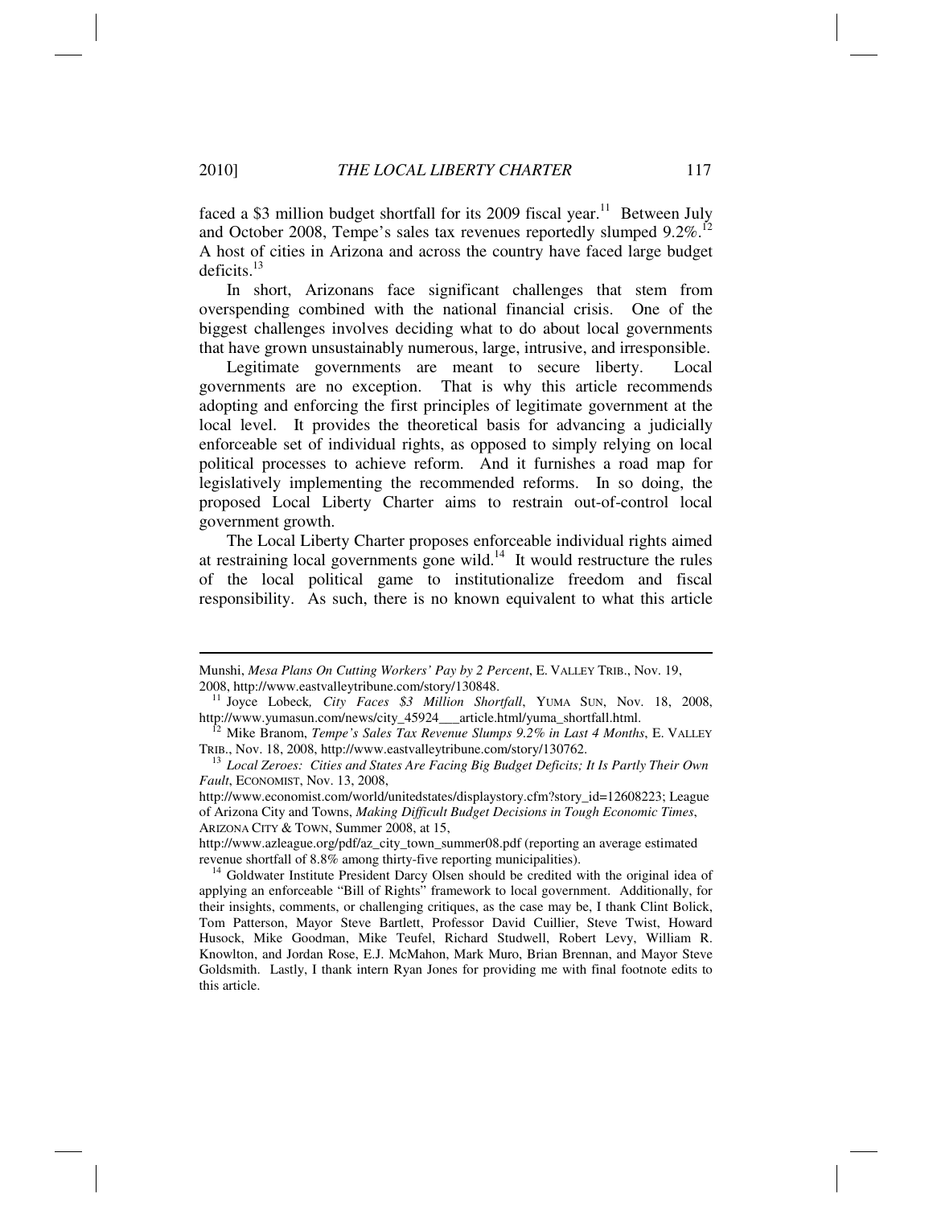faced a $3 million budget shortfall for its 2009 fiscal year.[11] Between July and October 2008, Tempe's sales tax revenues reportedly slumped 9.2%.[12] A host of cities in Arizona and across the country have faced large budget deficits.[13]

In short, Arizonans face significant challenges that stem from overspending combined with the national financial crisis. One of the biggest challenges involves deciding what to do about local governments that have grown unsustainably numerous, large, intrusive, and irresponsible.

Legitimate governments are meant to secure liberty. Local governments are no exception. That is why this article recommends adopting and enforcing the first principles of legitimate government at the local level. It provides the theoretical basis for advancing a judicially enforceable set of individual rights, as opposed to simply relying on local political processes to achieve reform. And it furnishes a road map for legislatively implementing the recommended reforms. In so doing, the proposed Local Liberty Charter aims to restrain out-of-control local government growth.

The Local Liberty Charter proposes enforceable individual rights aimed at restraining local governments gone wild.[14] It would restructure the rules of the local political game to institutionalize freedom and fiscal responsibility. As such, there is no known equivalent to what this article

---

Munshi, *Mesa Plans On Cutting Workers' Pay by 2 Percent*, E. VALLEY TRIB., Nov. 19, 2008, http://www.eastvalleytribune.com/story/130848.

[11] Joyce Lobeck, *City Faces $3 Million Shortfall*, YUMA SUN, Nov. 18, 2008, http://www.yumasun.com/news/city_45924___article.html/yuma_shortfall.html.

[12] Mike Branom, *Tempe's Sales Tax Revenue Slumps 9.2% in Last 4 Months*, E. VALLEY TRIB., Nov. 18, 2008, http://www.eastvalleytribune.com/story/130762.

[13] *Local Zeroes: Cities and States Are Facing Big Budget Deficits; It Is Partly Their Own Fault*, ECONOMIST, Nov. 13, 2008, http://www.economist.com/world/unitedstates/displaystory.cfm?story_id=12608223; League of Arizona City and Towns, *Making Difficult Budget Decisions in Tough Economic Times*, ARIZONA CITY & TOWN, Summer 2008, at 15, http://www.azleague.org/pdf/az_city_town_summer08.pdf (reporting an average estimated revenue shortfall of 8.8% among thirty-five reporting municipalities).

[14] Goldwater Institute President Darcy Olsen should be credited with the original idea of applying an enforceable "Bill of Rights" framework to local government. Additionally, for their insights, comments, or challenging critiques, as the case may be, I thank Clint Bolick, Tom Patterson, Mayor Steve Bartlett, Professor David Cuillier, Steve Twist, Howard Husock, Mike Goodman, Mike Teufel, Richard Studwell, Robert Levy, William R. Knowlton, and Jordan Rose, E.J. McMahon, Mark Muro, Brian Brennan, and Mayor Steve Goldsmith. Lastly, I thank intern Ryan Jones for providing me with final footnote edits to this article.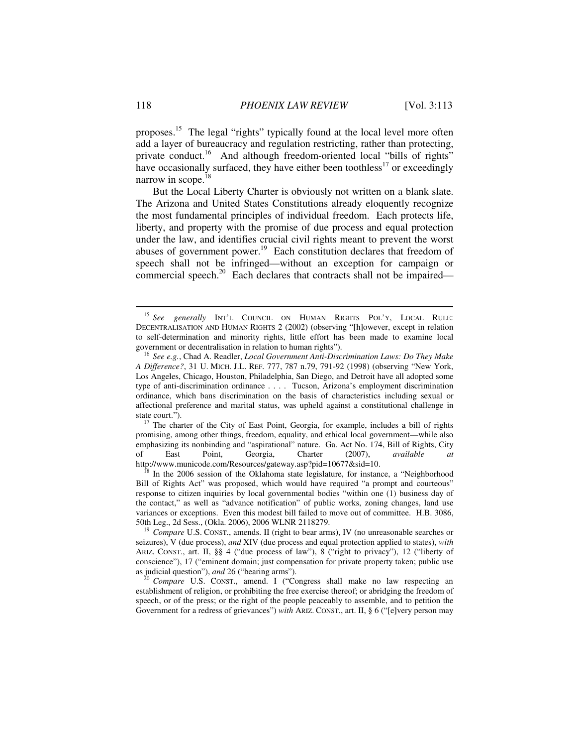proposes.[15] The legal "rights" typically found at the local level more often add a layer of bureaucracy and regulation restricting, rather than protecting, private conduct.[16] And although freedom-oriented local "bills of rights" have occasionally surfaced, they have either been toothless[17] or exceedingly narrow in scope.[18]

But the Local Liberty Charter is obviously not written on a blank slate. The Arizona and United States Constitutions already eloquently recognize the most fundamental principles of individual freedom. Each protects life, liberty, and property with the promise of due process and equal protection under the law, and identifies crucial civil rights meant to prevent the worst abuses of government power.[19] Each constitution declares that freedom of speech shall not be infringed—without an exception for campaign or commercial speech.[20] Each declares that contracts shall not be impaired—

---

[15] *See generally* INT'L COUNCIL ON HUMAN RIGHTS POL'Y, LOCAL RULE: DECENTRALISATION AND HUMAN RIGHTS 2 (2002) (observing "[h]owever, except in relation to self-determination and minority rights, little effort has been made to examine local government or decentralisation in relation to human rights").

[16] *See e.g.*, Chad A. Readler, *Local Government Anti-Discrimination Laws: Do They Make A Difference?*, 31 U. MICH. J.L. REF. 777, 787 n.79, 791-92 (1998) (observing "New York, Los Angeles, Chicago, Houston, Philadelphia, San Diego, and Detroit have all adopted some type of anti-discrimination ordinance . . . . Tucson, Arizona's employment discrimination ordinance, which bans discrimination on the basis of characteristics including sexual or affectional preference and marital status, was upheld against a constitutional challenge in state court.").

[17] The charter of the City of East Point, Georgia, for example, includes a bill of rights promising, among other things, freedom, equality, and ethical local government—while also emphasizing its nonbinding and "aspirational" nature. Ga. Act No. 174, Bill of Rights, City of East Point, Georgia, Charter (2007), *available at* http://www.municode.com/Resources/gateway.asp?pid=10677&sid=10.

[18] In the 2006 session of the Oklahoma state legislature, for instance, a "Neighborhood Bill of Rights Act" was proposed, which would have required "a prompt and courteous" response to citizen inquiries by local governmental bodies "within one (1) business day of the contact," as well as "advance notification" of public works, zoning changes, land use variances or exceptions. Even this modest bill failed to move out of committee. H.B. 3086, 50th Leg., 2d Sess., (Okla. 2006), 2006 WLNR 2118279.

[19] *Compare* U.S. CONST., amends. II (right to bear arms), IV (no unreasonable searches or seizures), V (due process), *and* XIV (due process and equal protection applied to states), *with* ARIZ. CONST., art. II, §§ 4 ("due process of law"), 8 ("right to privacy"), 12 ("liberty of conscience"), 17 ("eminent domain; just compensation for private property taken; public use as judicial question"), *and* 26 ("bearing arms").

[20] *Compare* U.S. CONST., amend. I ("Congress shall make no law respecting an establishment of religion, or prohibiting the free exercise thereof; or abridging the freedom of speech, or of the press; or the right of the people peaceably to assemble, and to petition the Government for a redress of grievances") *with* ARIZ. CONST., art. II, § 6 ("[e]very person may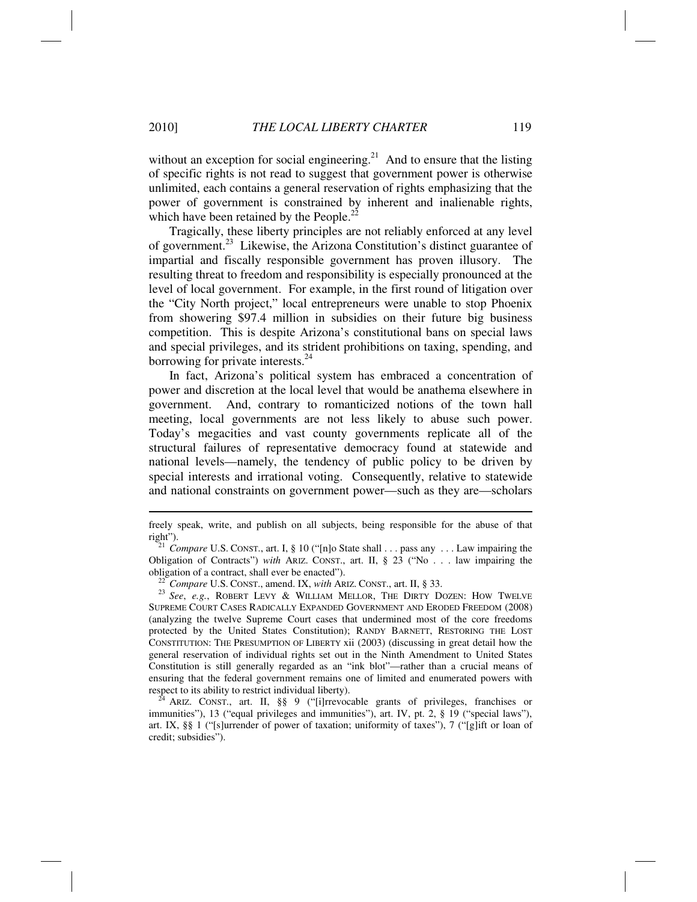without an exception for social engineering.[21] And to ensure that the listing of specific rights is not read to suggest that government power is otherwise unlimited, each contains a general reservation of rights emphasizing that the power of government is constrained by inherent and inalienable rights, which have been retained by the People.[22]

Tragically, these liberty principles are not reliably enforced at any level of government.[23] Likewise, the Arizona Constitution's distinct guarantee of impartial and fiscally responsible government has proven illusory. The resulting threat to freedom and responsibility is especially pronounced at the level of local government. For example, in the first round of litigation over the "City North project," local entrepreneurs were unable to stop Phoenix from showering $97.4 million in subsidies on their future big business competition. This is despite Arizona's constitutional bans on special laws and special privileges, and its strident prohibitions on taxing, spending, and borrowing for private interests.[24]

In fact, Arizona's political system has embraced a concentration of power and discretion at the local level that would be anathema elsewhere in government. And, contrary to romanticized notions of the town hall meeting, local governments are not less likely to abuse such power. Today's megacities and vast county governments replicate all of the structural failures of representative democracy found at statewide and national levels—namely, the tendency of public policy to be driven by special interests and irrational voting. Consequently, relative to statewide and national constraints on government power—such as they are—scholars

---

freely speak, write, and publish on all subjects, being responsible for the abuse of that right").

[21] *Compare* U.S. CONST., art. I, § 10 ("[n]o State shall . . . pass any . . . Law impairing the Obligation of Contracts") *with* ARIZ. CONST., art. II, § 23 ("No . . . law impairing the obligation of a contract, shall ever be enacted").

[22] *Compare* U.S. CONST., amend. IX, *with* ARIZ. CONST., art. II, § 33.

[23] *See*, *e.g.*, ROBERT LEVY & WILLIAM MELLOR, THE DIRTY DOZEN: HOW TWELVE SUPREME COURT CASES RADICALLY EXPANDED GOVERNMENT AND ERODED FREEDOM (2008) (analyzing the twelve Supreme Court cases that undermined most of the core freedoms protected by the United States Constitution); RANDY BARNETT, RESTORING THE LOST CONSTITUTION: THE PRESUMPTION OF LIBERTY xii (2003) (discussing in great detail how the general reservation of individual rights set out in the Ninth Amendment to United States Constitution is still generally regarded as an "ink blot"—rather than a crucial means of ensuring that the federal government remains one of limited and enumerated powers with respect to its ability to restrict individual liberty).

[24] ARIZ. CONST., art. II, §§ 9 ("[i]rrevocable grants of privileges, franchises or immunities"), 13 ("equal privileges and immunities"), art. IV, pt. 2, § 19 ("special laws"), art. IX, §§ 1 ("[s]urrender of power of taxation; uniformity of taxes"), 7 ("[g]ift or loan of credit; subsidies").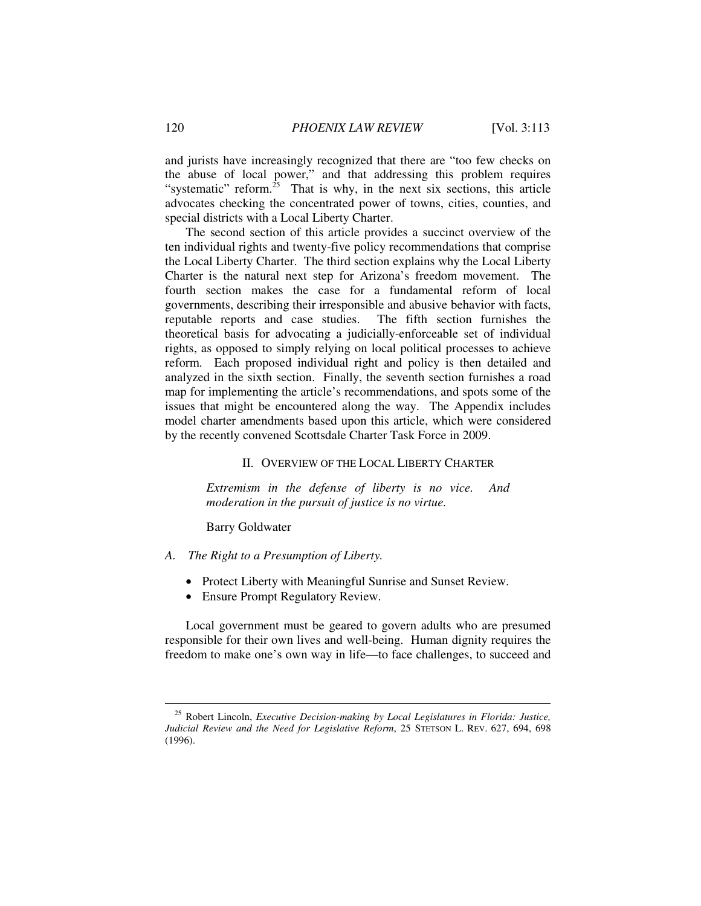and jurists have increasingly recognized that there are "too few checks on the abuse of local power," and that addressing this problem requires "systematic" reform.[25] That is why, in the next six sections, this article advocates checking the concentrated power of towns, cities, counties, and special districts with a Local Liberty Charter.

The second section of this article provides a succinct overview of the ten individual rights and twenty-five policy recommendations that comprise the Local Liberty Charter. The third section explains why the Local Liberty Charter is the natural next step for Arizona's freedom movement. The fourth section makes the case for a fundamental reform of local governments, describing their irresponsible and abusive behavior with facts, reputable reports and case studies. The fifth section furnishes the theoretical basis for advocating a judicially-enforceable set of individual rights, as opposed to simply relying on local political processes to achieve reform. Each proposed individual right and policy is then detailed and analyzed in the sixth section. Finally, the seventh section furnishes a road map for implementing the article's recommendations, and spots some of the issues that might be encountered along the way. The Appendix includes model charter amendments based upon this article, which were considered by the recently convened Scottsdale Charter Task Force in 2009.

## II. Overview of the Local Liberty Charter

> *Extremism in the defense of liberty is no vice. And moderation in the pursuit of justice is no virtue.*
>
> Barry Goldwater

### *A. The Right to a Presumption of Liberty.*

- Protect Liberty with Meaningful Sunrise and Sunset Review.
- Ensure Prompt Regulatory Review.

Local government must be geared to govern adults who are presumed responsible for their own lives and well-being. Human dignity requires the freedom to make one's own way in life—to face challenges, to succeed and

---

[25] Robert Lincoln, *Executive Decision-making by Local Legislatures in Florida: Justice, Judicial Review and the Need for Legislative Reform*, 25 Stetson L. Rev. 627, 694, 698 (1996).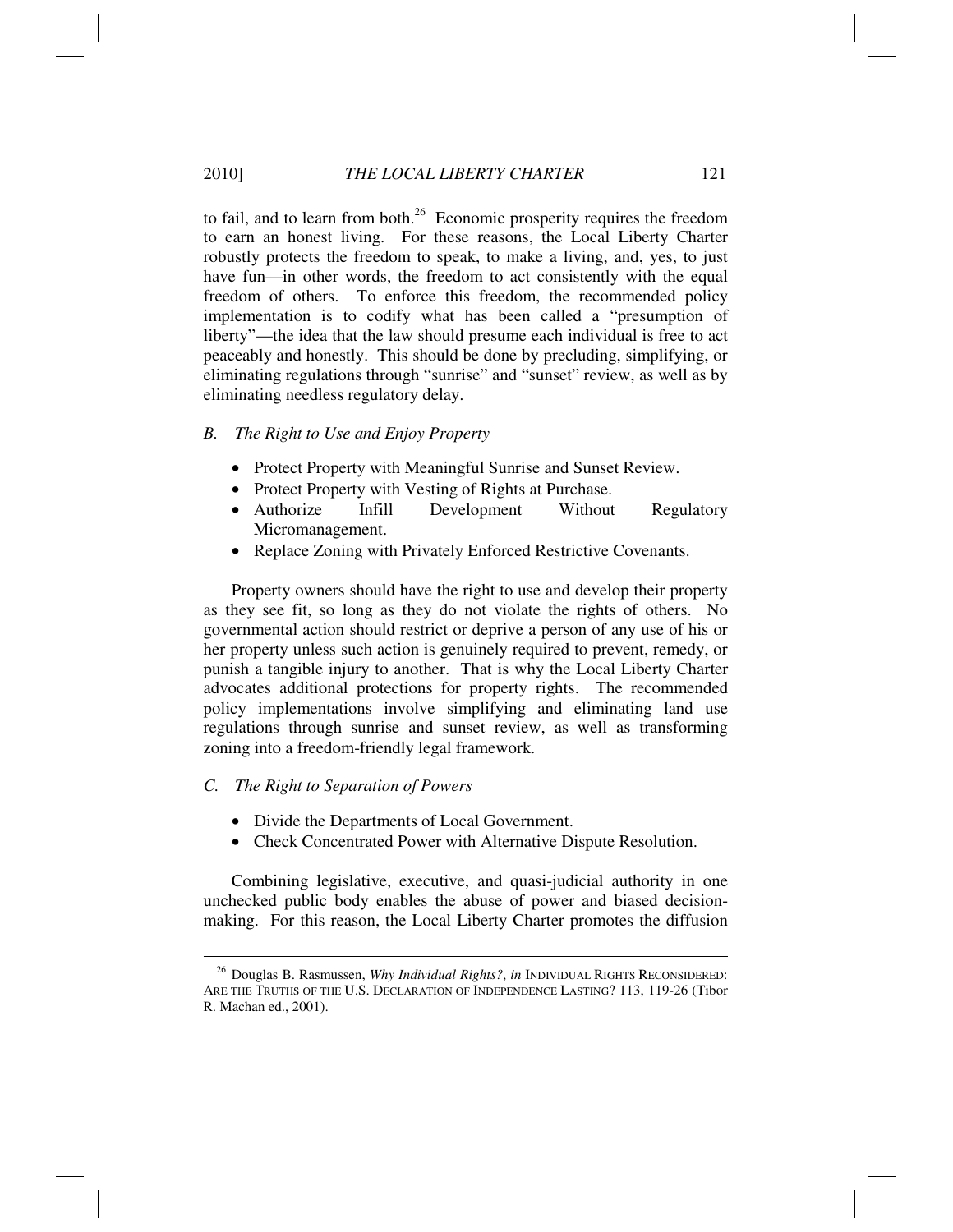to fail, and to learn from both.[26] Economic prosperity requires the freedom to earn an honest living. For these reasons, the Local Liberty Charter robustly protects the freedom to speak, to make a living, and, yes, to just have fun—in other words, the freedom to act consistently with the equal freedom of others. To enforce this freedom, the recommended policy implementation is to codify what has been called a "presumption of liberty"—the idea that the law should presume each individual is free to act peaceably and honestly. This should be done by precluding, simplifying, or eliminating regulations through "sunrise" and "sunset" review, as well as by eliminating needless regulatory delay.

### *B. The Right to Use and Enjoy Property*

- Protect Property with Meaningful Sunrise and Sunset Review.
- Protect Property with Vesting of Rights at Purchase.
- Authorize Infill Development Without Regulatory Micromanagement.
- Replace Zoning with Privately Enforced Restrictive Covenants.

Property owners should have the right to use and develop their property as they see fit, so long as they do not violate the rights of others. No governmental action should restrict or deprive a person of any use of his or her property unless such action is genuinely required to prevent, remedy, or punish a tangible injury to another. That is why the Local Liberty Charter advocates additional protections for property rights. The recommended policy implementations involve simplifying and eliminating land use regulations through sunrise and sunset review, as well as transforming zoning into a freedom-friendly legal framework.

### *C. The Right to Separation of Powers*

- Divide the Departments of Local Government.
- Check Concentrated Power with Alternative Dispute Resolution.

Combining legislative, executive, and quasi-judicial authority in one unchecked public body enables the abuse of power and biased decision-making. For this reason, the Local Liberty Charter promotes the diffusion

---

[26] Douglas B. Rasmussen, *Why Individual Rights?*, *in* INDIVIDUAL RIGHTS RECONSIDERED: ARE THE TRUTHS OF THE U.S. DECLARATION OF INDEPENDENCE LASTING? 113, 119-26 (Tibor R. Machan ed., 2001).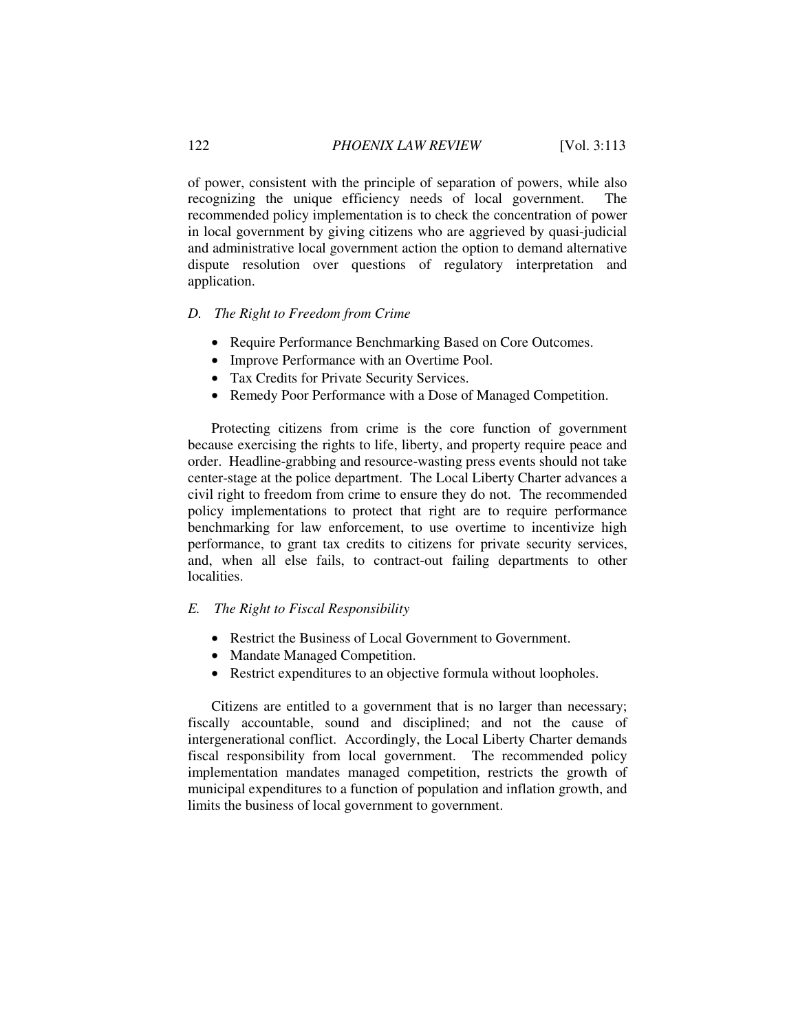of power, consistent with the principle of separation of powers, while also recognizing the unique efficiency needs of local government. The recommended policy implementation is to check the concentration of power in local government by giving citizens who are aggrieved by quasi-judicial and administrative local government action the option to demand alternative dispute resolution over questions of regulatory interpretation and application.

### *D. The Right to Freedom from Crime*

- Require Performance Benchmarking Based on Core Outcomes.
- Improve Performance with an Overtime Pool.
- Tax Credits for Private Security Services.
- Remedy Poor Performance with a Dose of Managed Competition.

Protecting citizens from crime is the core function of government because exercising the rights to life, liberty, and property require peace and order. Headline-grabbing and resource-wasting press events should not take center-stage at the police department. The Local Liberty Charter advances a civil right to freedom from crime to ensure they do not. The recommended policy implementations to protect that right are to require performance benchmarking for law enforcement, to use overtime to incentivize high performance, to grant tax credits to citizens for private security services, and, when all else fails, to contract-out failing departments to other localities.

### *E. The Right to Fiscal Responsibility*

- Restrict the Business of Local Government to Government.
- Mandate Managed Competition.
- Restrict expenditures to an objective formula without loopholes.

Citizens are entitled to a government that is no larger than necessary; fiscally accountable, sound and disciplined; and not the cause of intergenerational conflict. Accordingly, the Local Liberty Charter demands fiscal responsibility from local government. The recommended policy implementation mandates managed competition, restricts the growth of municipal expenditures to a function of population and inflation growth, and limits the business of local government to government.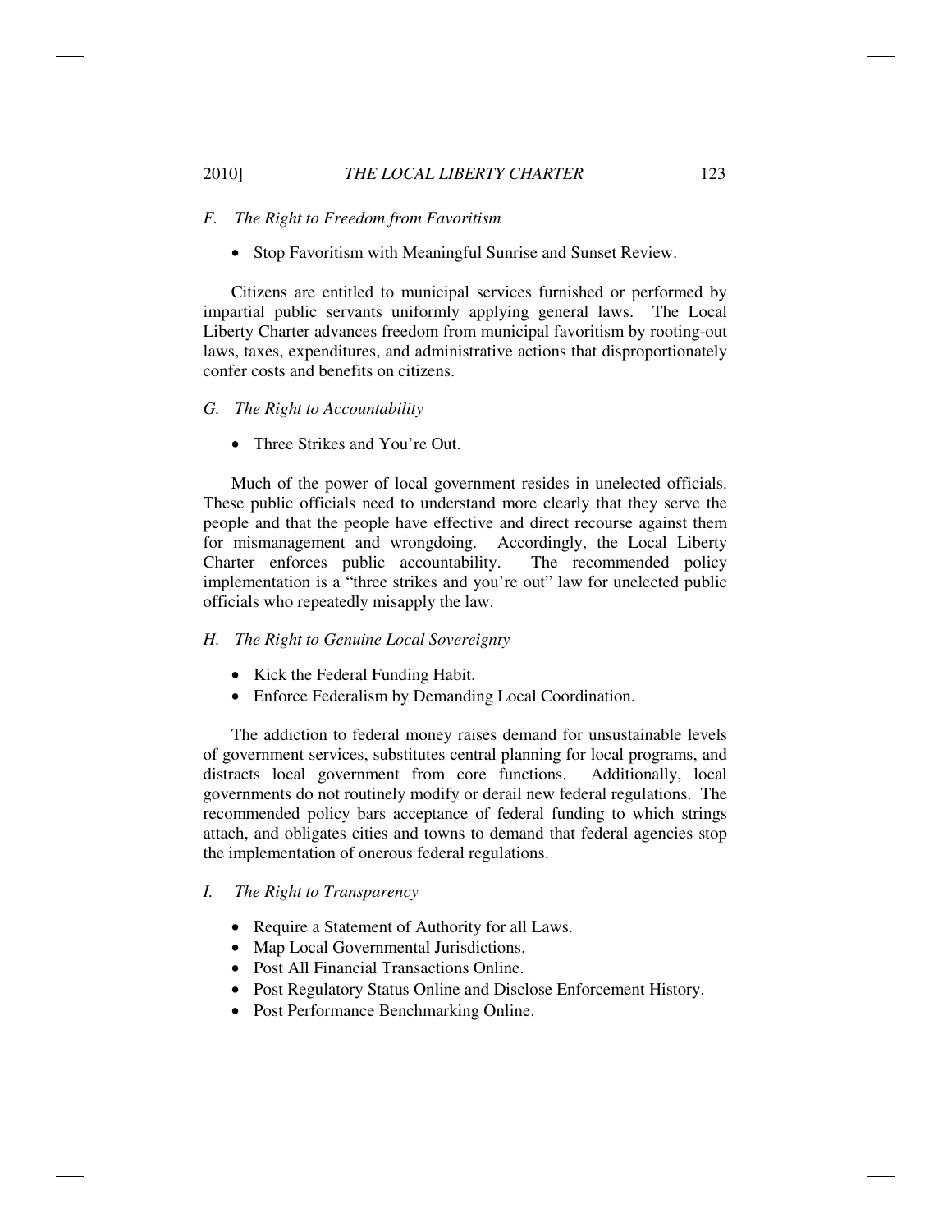### *F. The Right to Freedom from Favoritism*

- Stop Favoritism with Meaningful Sunrise and Sunset Review.

Citizens are entitled to municipal services furnished or performed by impartial public servants uniformly applying general laws. The Local Liberty Charter advances freedom from municipal favoritism by rooting-out laws, taxes, expenditures, and administrative actions that disproportionately confer costs and benefits on citizens.

### *G. The Right to Accountability*

- Three Strikes and You're Out.

Much of the power of local government resides in unelected officials. These public officials need to understand more clearly that they serve the people and that the people have effective and direct recourse against them for mismanagement and wrongdoing. Accordingly, the Local Liberty Charter enforces public accountability. The recommended policy implementation is a "three strikes and you're out" law for unelected public officials who repeatedly misapply the law.

### *H. The Right to Genuine Local Sovereignty*

- Kick the Federal Funding Habit.
- Enforce Federalism by Demanding Local Coordination.

The addiction to federal money raises demand for unsustainable levels of government services, substitutes central planning for local programs, and distracts local government from core functions. Additionally, local governments do not routinely modify or derail new federal regulations. The recommended policy bars acceptance of federal funding to which strings attach, and obligates cities and towns to demand that federal agencies stop the implementation of onerous federal regulations.

### *I. The Right to Transparency*

- Require a Statement of Authority for all Laws.
- Map Local Governmental Jurisdictions.
- Post All Financial Transactions Online.
- Post Regulatory Status Online and Disclose Enforcement History.
- Post Performance Benchmarking Online.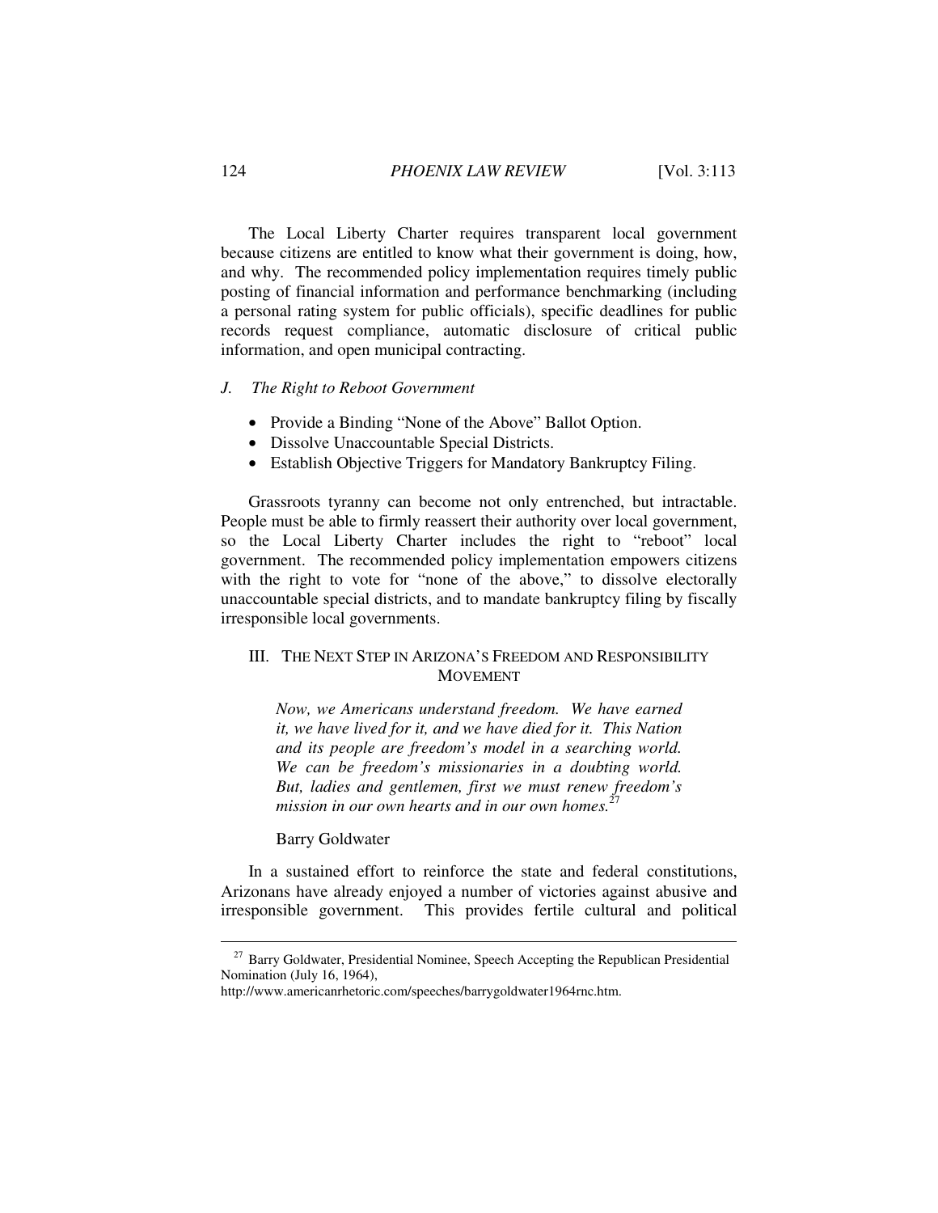The Local Liberty Charter requires transparent local government because citizens are entitled to know what their government is doing, how, and why. The recommended policy implementation requires timely public posting of financial information and performance benchmarking (including a personal rating system for public officials), specific deadlines for public records request compliance, automatic disclosure of critical public information, and open municipal contracting.

### *J. The Right to Reboot Government*

- Provide a Binding "None of the Above" Ballot Option.
- Dissolve Unaccountable Special Districts.
- Establish Objective Triggers for Mandatory Bankruptcy Filing.

Grassroots tyranny can become not only entrenched, but intractable. People must be able to firmly reassert their authority over local government, so the Local Liberty Charter includes the right to "reboot" local government. The recommended policy implementation empowers citizens with the right to vote for "none of the above," to dissolve electorally unaccountable special districts, and to mandate bankruptcy filing by fiscally irresponsible local governments.

## III. THE NEXT STEP IN ARIZONA'S FREEDOM AND RESPONSIBILITY MOVEMENT

> *Now, we Americans understand freedom. We have earned it, we have lived for it, and we have died for it. This Nation and its people are freedom's model in a searching world. We can be freedom's missionaries in a doubting world. But, ladies and gentlemen, first we must renew freedom's mission in our own hearts and in our own homes.*[27]
>
> Barry Goldwater

In a sustained effort to reinforce the state and federal constitutions, Arizonans have already enjoyed a number of victories against abusive and irresponsible government. This provides fertile cultural and political

---

[27] Barry Goldwater, Presidential Nominee, Speech Accepting the Republican Presidential Nomination (July 16, 1964), http://www.americanrhetoric.com/speeches/barrygoldwater1964rnc.htm.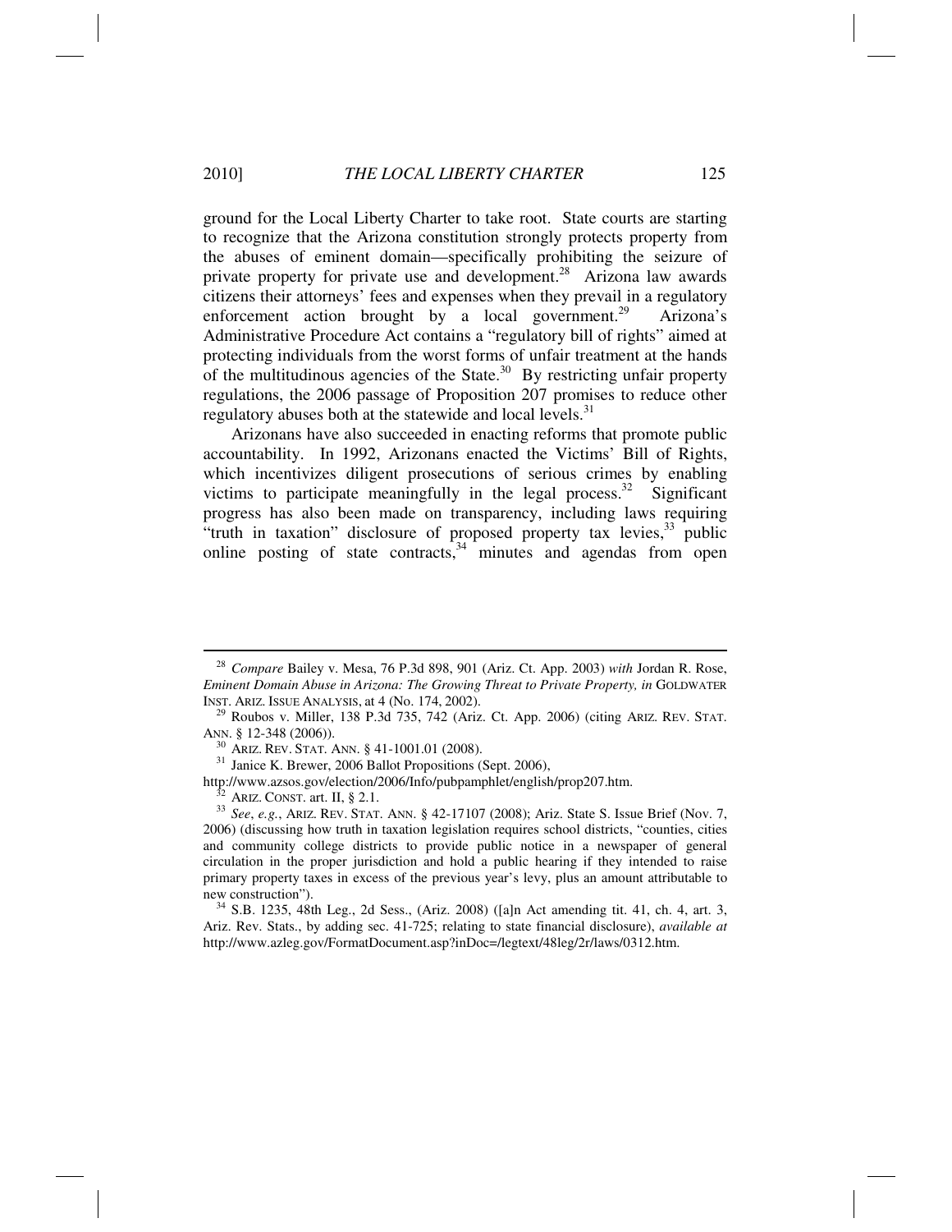ground for the Local Liberty Charter to take root. State courts are starting to recognize that the Arizona constitution strongly protects property from the abuses of eminent domain—specifically prohibiting the seizure of private property for private use and development.[28] Arizona law awards citizens their attorneys' fees and expenses when they prevail in a regulatory enforcement action brought by a local government.[29] Arizona's Administrative Procedure Act contains a "regulatory bill of rights" aimed at protecting individuals from the worst forms of unfair treatment at the hands of the multitudinous agencies of the State.[30] By restricting unfair property regulations, the 2006 passage of Proposition 207 promises to reduce other regulatory abuses both at the statewide and local levels.[31]

Arizonans have also succeeded in enacting reforms that promote public accountability. In 1992, Arizonans enacted the Victims' Bill of Rights, which incentivizes diligent prosecutions of serious crimes by enabling victims to participate meaningfully in the legal process.[32] Significant progress has also been made on transparency, including laws requiring "truth in taxation" disclosure of proposed property tax levies,[33] public online posting of state contracts,[34] minutes and agendas from open

---

[28] *Compare* Bailey v. Mesa, 76 P.3d 898, 901 (Ariz. Ct. App. 2003) *with* Jordan R. Rose, *Eminent Domain Abuse in Arizona: The Growing Threat to Private Property, in* GOLDWATER INST. ARIZ. ISSUE ANALYSIS, at 4 (No. 174, 2002).

[29] Roubos v. Miller, 138 P.3d 735, 742 (Ariz. Ct. App. 2006) (citing ARIZ. REV. STAT. ANN. § 12-348 (2006)).

[30] ARIZ. REV. STAT. ANN. § 41-1001.01 (2008).

[31] Janice K. Brewer, 2006 Ballot Propositions (Sept. 2006), http://www.azsos.gov/election/2006/Info/pubpamphlet/english/prop207.htm.

[32] ARIZ. CONST. art. II, § 2.1.

[33] *See*, *e.g.*, ARIZ. REV. STAT. ANN. § 42-17107 (2008); Ariz. State S. Issue Brief (Nov. 7, 2006) (discussing how truth in taxation legislation requires school districts, "counties, cities and community college districts to provide public notice in a newspaper of general circulation in the proper jurisdiction and hold a public hearing if they intended to raise primary property taxes in excess of the previous year's levy, plus an amount attributable to new construction").

[34] S.B. 1235, 48th Leg., 2d Sess., (Ariz. 2008) ([a]n Act amending tit. 41, ch. 4, art. 3, Ariz. Rev. Stats., by adding sec. 41-725; relating to state financial disclosure), *available at* http://www.azleg.gov/FormatDocument.asp?inDoc=/legtext/48leg/2r/laws/0312.htm.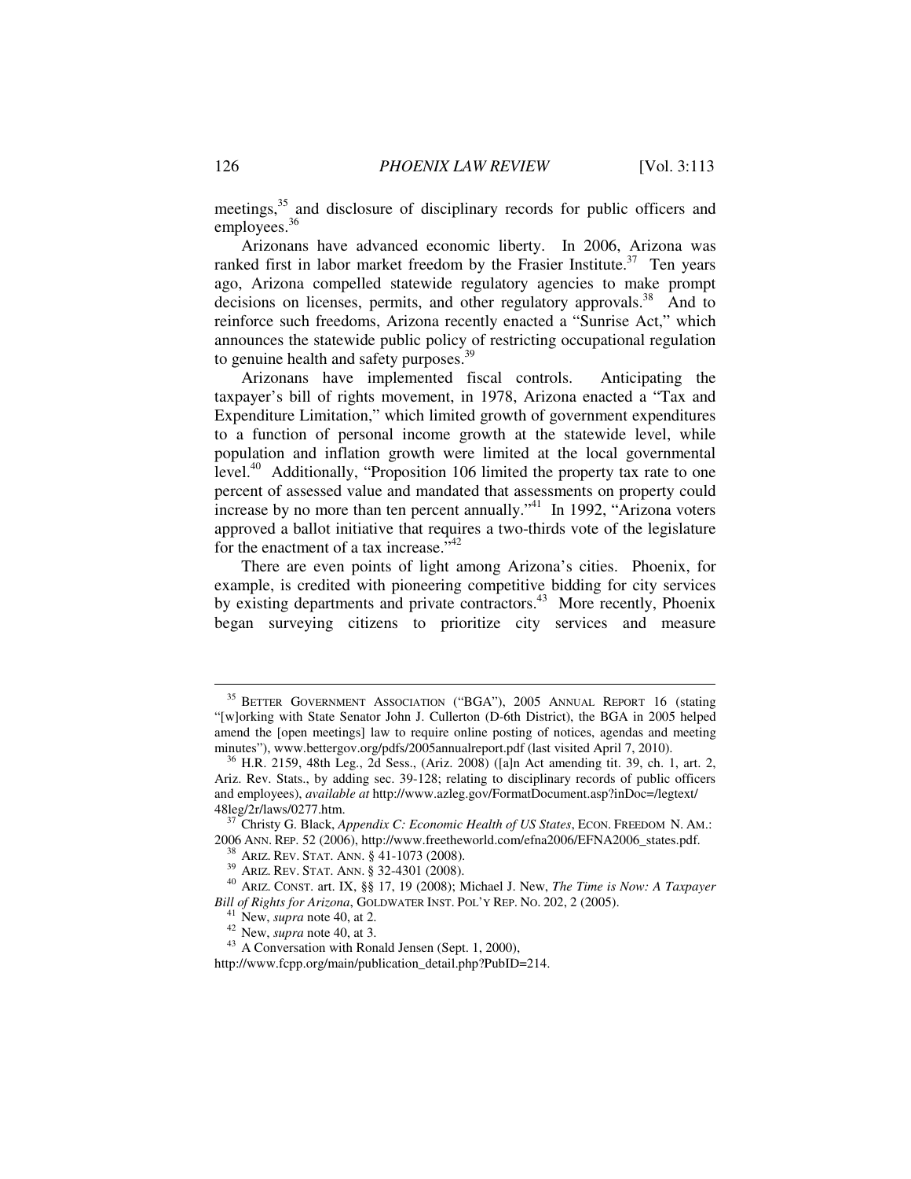meetings,[35] and disclosure of disciplinary records for public officers and employees.[36]

Arizonans have advanced economic liberty. In 2006, Arizona was ranked first in labor market freedom by the Frasier Institute.[37] Ten years ago, Arizona compelled statewide regulatory agencies to make prompt decisions on licenses, permits, and other regulatory approvals.[38] And to reinforce such freedoms, Arizona recently enacted a "Sunrise Act," which announces the statewide public policy of restricting occupational regulation to genuine health and safety purposes.[39]

Arizonans have implemented fiscal controls. Anticipating the taxpayer's bill of rights movement, in 1978, Arizona enacted a "Tax and Expenditure Limitation," which limited growth of government expenditures to a function of personal income growth at the statewide level, while population and inflation growth were limited at the local governmental level.[40] Additionally, "Proposition 106 limited the property tax rate to one percent of assessed value and mandated that assessments on property could increase by no more than ten percent annually."[41] In 1992, "Arizona voters approved a ballot initiative that requires a two-thirds vote of the legislature for the enactment of a tax increase."[42]

There are even points of light among Arizona's cities. Phoenix, for example, is credited with pioneering competitive bidding for city services by existing departments and private contractors.[43] More recently, Phoenix began surveying citizens to prioritize city services and measure

---

[35] BETTER GOVERNMENT ASSOCIATION ("BGA"), 2005 ANNUAL REPORT 16 (stating "[w]orking with State Senator John J. Cullerton (D-6th District), the BGA in 2005 helped amend the [open meetings] law to require online posting of notices, agendas and meeting minutes"), www.bettergov.org/pdfs/2005annualreport.pdf (last visited April 7, 2010).

[36] H.R. 2159, 48th Leg., 2d Sess., (Ariz. 2008) ([a]n Act amending tit. 39, ch. 1, art. 2, Ariz. Rev. Stats., by adding sec. 39-128; relating to disciplinary records of public officers and employees), *available at* http://www.azleg.gov/FormatDocument.asp?inDoc=/legtext/48leg/2r/laws/0277.htm.

[37] Christy G. Black, *Appendix C: Economic Health of US States*, ECON. FREEDOM N. AM.: 2006 ANN. REP. 52 (2006), http://www.freetheworld.com/efna2006/EFNA2006_states.pdf.

[38] ARIZ. REV. STAT. ANN. § 41-1073 (2008).

[39] ARIZ. REV. STAT. ANN. § 32-4301 (2008).

[40] ARIZ. CONST. art. IX, §§ 17, 19 (2008); Michael J. New, *The Time is Now: A Taxpayer Bill of Rights for Arizona*, GOLDWATER INST. POL'Y REP. NO. 202, 2 (2005).

[41] New, *supra* note 40, at 2.

[42] New, *supra* note 40, at 3.

[43] A Conversation with Ronald Jensen (Sept. 1, 2000), http://www.fcpp.org/main/publication_detail.php?PubID=214.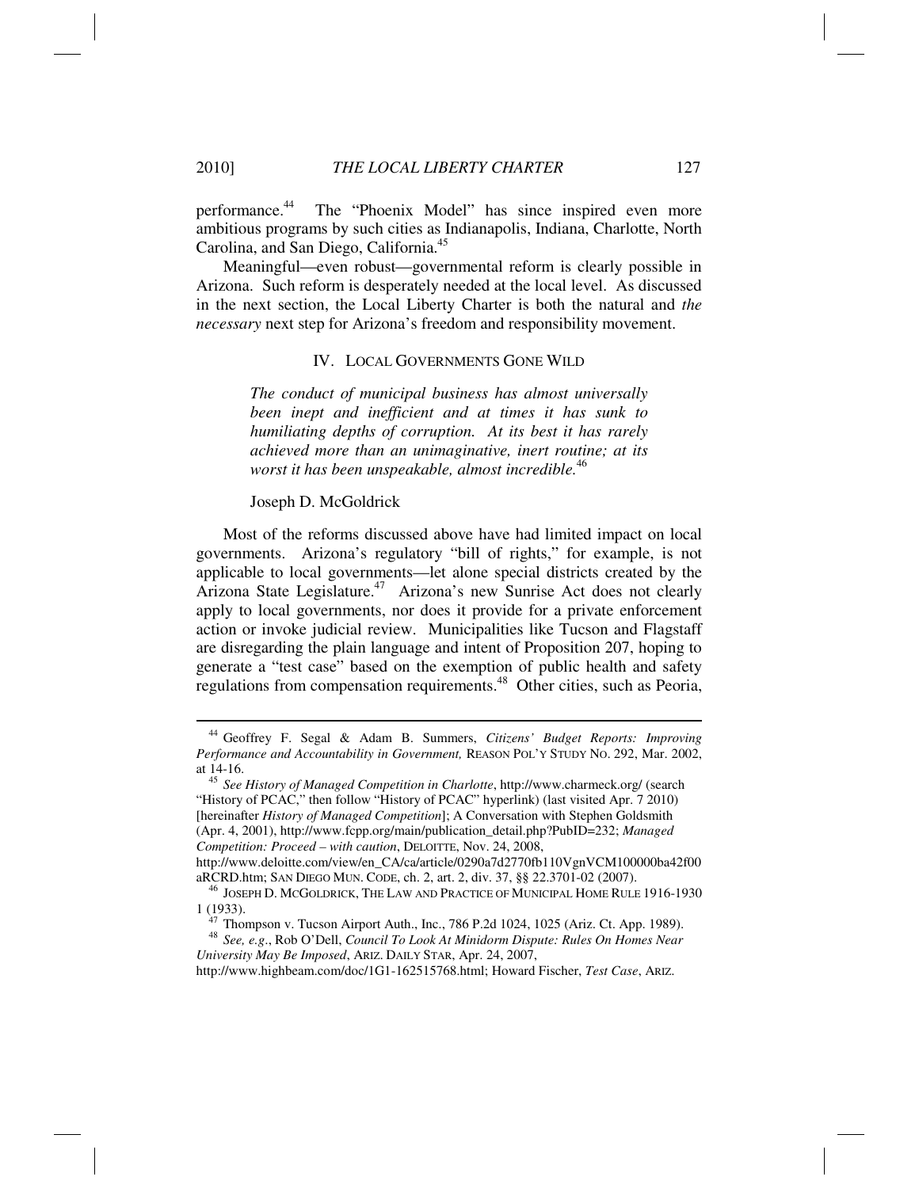performance.[44] The "Phoenix Model" has since inspired even more ambitious programs by such cities as Indianapolis, Indiana, Charlotte, North Carolina, and San Diego, California.[45]

Meaningful—even robust—governmental reform is clearly possible in Arizona. Such reform is desperately needed at the local level. As discussed in the next section, the Local Liberty Charter is both the natural and *the necessary* next step for Arizona's freedom and responsibility movement.

## IV. LOCAL GOVERNMENTS GONE WILD

> *The conduct of municipal business has almost universally been inept and inefficient and at times it has sunk to humiliating depths of corruption. At its best it has rarely achieved more than an unimaginative, inert routine; at its worst it has been unspeakable, almost incredible.*[46]
>
> Joseph D. McGoldrick

Most of the reforms discussed above have had limited impact on local governments. Arizona's regulatory "bill of rights," for example, is not applicable to local governments—let alone special districts created by the Arizona State Legislature.[47] Arizona's new Sunrise Act does not clearly apply to local governments, nor does it provide for a private enforcement action or invoke judicial review. Municipalities like Tucson and Flagstaff are disregarding the plain language and intent of Proposition 207, hoping to generate a "test case" based on the exemption of public health and safety regulations from compensation requirements.[48] Other cities, such as Peoria,

---

[44] Geoffrey F. Segal & Adam B. Summers, *Citizens' Budget Reports: Improving Performance and Accountability in Government,* REASON POL'Y STUDY NO. 292, Mar. 2002, at 14-16.

[45] *See History of Managed Competition in Charlotte*, http://www.charmeck.org/ (search "History of PCAC," then follow "History of PCAC" hyperlink) (last visited Apr. 7 2010) [hereinafter *History of Managed Competition*]; A Conversation with Stephen Goldsmith (Apr. 4, 2001), http://www.fcpp.org/main/publication_detail.php?PubID=232; *Managed Competition: Proceed – with caution*, DELOITTE, Nov. 24, 2008, http://www.deloitte.com/view/en_CA/ca/article/0290a7d2770fb110VgnVCM100000ba42f00aRCRD.htm; SAN DIEGO MUN. CODE, ch. 2, art. 2, div. 37, §§ 22.3701-02 (2007).

[46] JOSEPH D. MCGOLDRICK, THE LAW AND PRACTICE OF MUNICIPAL HOME RULE 1916-1930 1 (1933).

[47] Thompson v. Tucson Airport Auth., Inc., 786 P.2d 1024, 1025 (Ariz. Ct. App. 1989).

[48] *See, e.g.*, Rob O'Dell, *Council To Look At Minidorm Dispute: Rules On Homes Near University May Be Imposed*, ARIZ. DAILY STAR, Apr. 24, 2007, http://www.highbeam.com/doc/1G1-162515768.html; Howard Fischer, *Test Case*, ARIZ.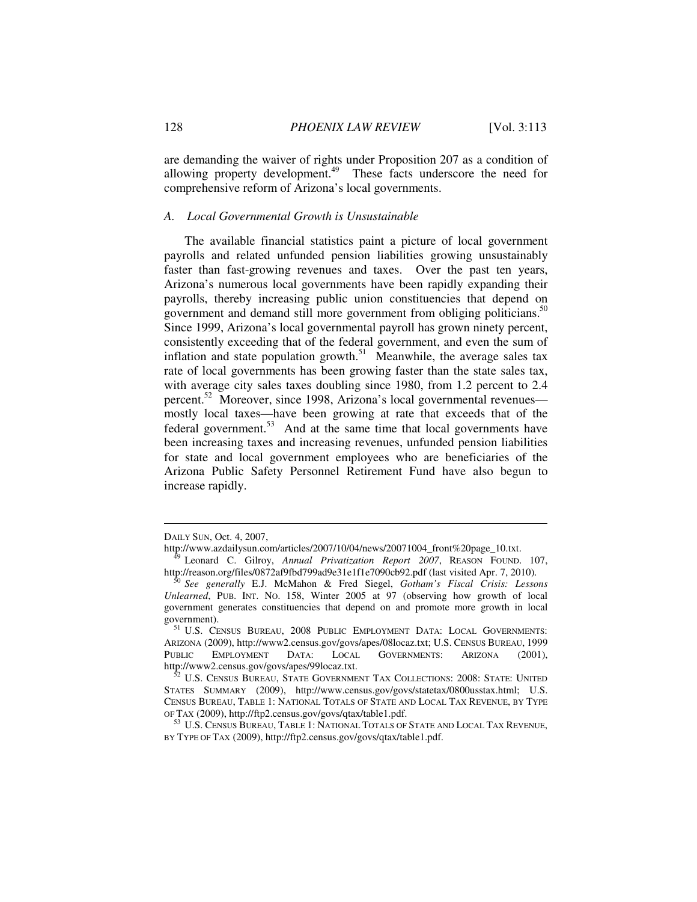are demanding the waiver of rights under Proposition 207 as a condition of allowing property development.[49] These facts underscore the need for comprehensive reform of Arizona's local governments.

### *A. Local Governmental Growth is Unsustainable*

The available financial statistics paint a picture of local government payrolls and related unfunded pension liabilities growing unsustainably faster than fast-growing revenues and taxes. Over the past ten years, Arizona's numerous local governments have been rapidly expanding their payrolls, thereby increasing public union constituencies that depend on government and demand still more government from obliging politicians.[50] Since 1999, Arizona's local governmental payroll has grown ninety percent, consistently exceeding that of the federal government, and even the sum of inflation and state population growth.[51] Meanwhile, the average sales tax rate of local governments has been growing faster than the state sales tax, with average city sales taxes doubling since 1980, from 1.2 percent to 2.4 percent.[52] Moreover, since 1998, Arizona's local governmental revenues—mostly local taxes—have been growing at rate that exceeds that of the federal government.[53] And at the same time that local governments have been increasing taxes and increasing revenues, unfunded pension liabilities for state and local government employees who are beneficiaries of the Arizona Public Safety Personnel Retirement Fund have also begun to increase rapidly.

---

DAILY SUN, Oct. 4, 2007, http://www.azdailysun.com/articles/2007/10/04/news/20071004_front%20page_10.txt.

[49] Leonard C. Gilroy, *Annual Privatization Report 2007*, REASON FOUND. 107, http://reason.org/files/0872af9fbd799ad9e31e1f1e7090cb92.pdf (last visited Apr. 7, 2010).

[50] *See generally* E.J. McMahon & Fred Siegel, *Gotham's Fiscal Crisis: Lessons Unlearned*, PUB. INT. NO. 158, Winter 2005 at 97 (observing how growth of local government generates constituencies that depend on and promote more growth in local government).

[51] U.S. CENSUS BUREAU, 2008 PUBLIC EMPLOYMENT DATA: LOCAL GOVERNMENTS: ARIZONA (2009), http://www2.census.gov/govs/apes/08locaz.txt; U.S. CENSUS BUREAU, 1999 PUBLIC EMPLOYMENT DATA: LOCAL GOVERNMENTS: ARIZONA (2001), http://www2.census.gov/govs/apes/99locaz.txt.

[52] U.S. CENSUS BUREAU, STATE GOVERNMENT TAX COLLECTIONS: 2008: STATE: UNITED STATES SUMMARY (2009), http://www.census.gov/govs/statetax/0800ustax.html; U.S. CENSUS BUREAU, TABLE 1: NATIONAL TOTALS OF STATE AND LOCAL TAX REVENUE, BY TYPE OF TAX (2009), http://ftp2.census.gov/govs/qtax/table1.pdf.

[53] U.S. CENSUS BUREAU, TABLE 1: NATIONAL TOTALS OF STATE AND LOCAL TAX REVENUE, BY TYPE OF TAX (2009), http://ftp2.census.gov/govs/qtax/table1.pdf.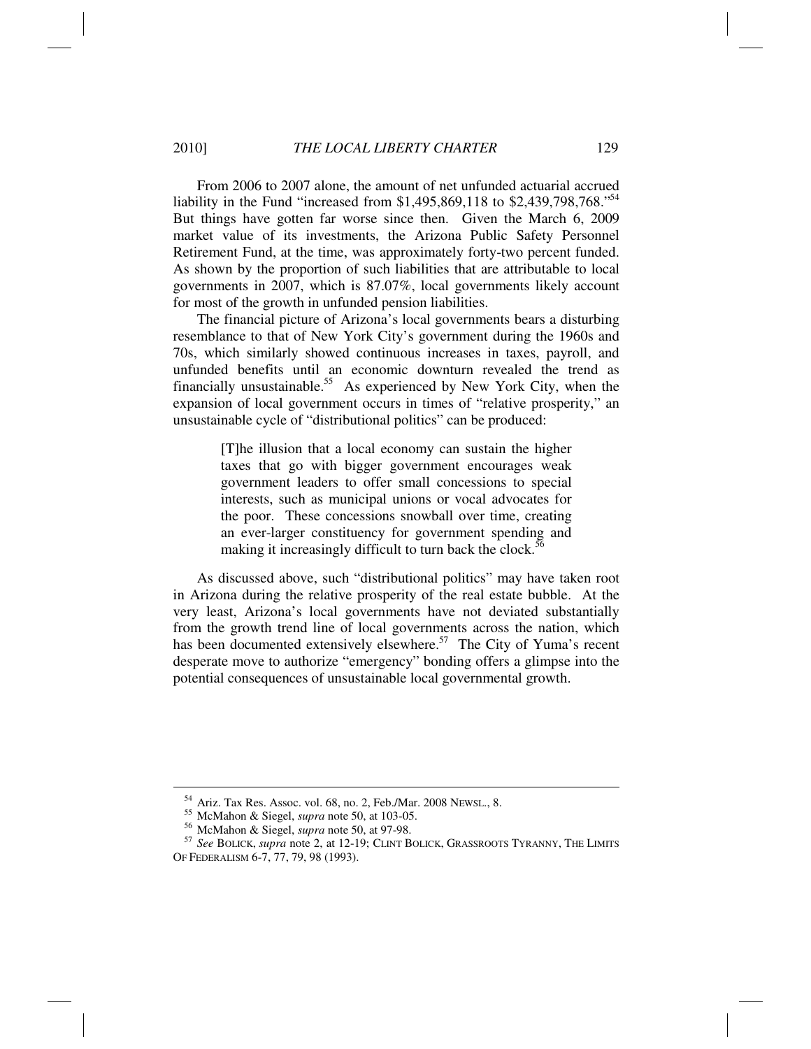From 2006 to 2007 alone, the amount of net unfunded actuarial accrued liability in the Fund "increased from $1,495,869,118 to $2,439,798,768."[54] But things have gotten far worse since then. Given the March 6, 2009 market value of its investments, the Arizona Public Safety Personnel Retirement Fund, at the time, was approximately forty-two percent funded. As shown by the proportion of such liabilities that are attributable to local governments in 2007, which is 87.07%, local governments likely account for most of the growth in unfunded pension liabilities.

The financial picture of Arizona's local governments bears a disturbing resemblance to that of New York City's government during the 1960s and 70s, which similarly showed continuous increases in taxes, payroll, and unfunded benefits until an economic downturn revealed the trend as financially unsustainable.[55] As experienced by New York City, when the expansion of local government occurs in times of "relative prosperity," an unsustainable cycle of "distributional politics" can be produced:

> [T]he illusion that a local economy can sustain the higher taxes that go with bigger government encourages weak government leaders to offer small concessions to special interests, such as municipal unions or vocal advocates for the poor. These concessions snowball over time, creating an ever-larger constituency for government spending and making it increasingly difficult to turn back the clock.[56]

As discussed above, such "distributional politics" may have taken root in Arizona during the relative prosperity of the real estate bubble. At the very least, Arizona's local governments have not deviated substantially from the growth trend line of local governments across the nation, which has been documented extensively elsewhere.[57] The City of Yuma's recent desperate move to authorize "emergency" bonding offers a glimpse into the potential consequences of unsustainable local governmental growth.

---

[54] Ariz. Tax Res. Assoc. vol. 68, no. 2, Feb./Mar. 2008 NEWSL., 8.

[55] McMahon & Siegel, *supra* note 50, at 103-05.

[56] McMahon & Siegel, *supra* note 50, at 97-98.

[57] *See* BOLICK, *supra* note 2, at 12-19; CLINT BOLICK, GRASSROOTS TYRANNY, THE LIMITS OF FEDERALISM 6-7, 77, 79, 98 (1993).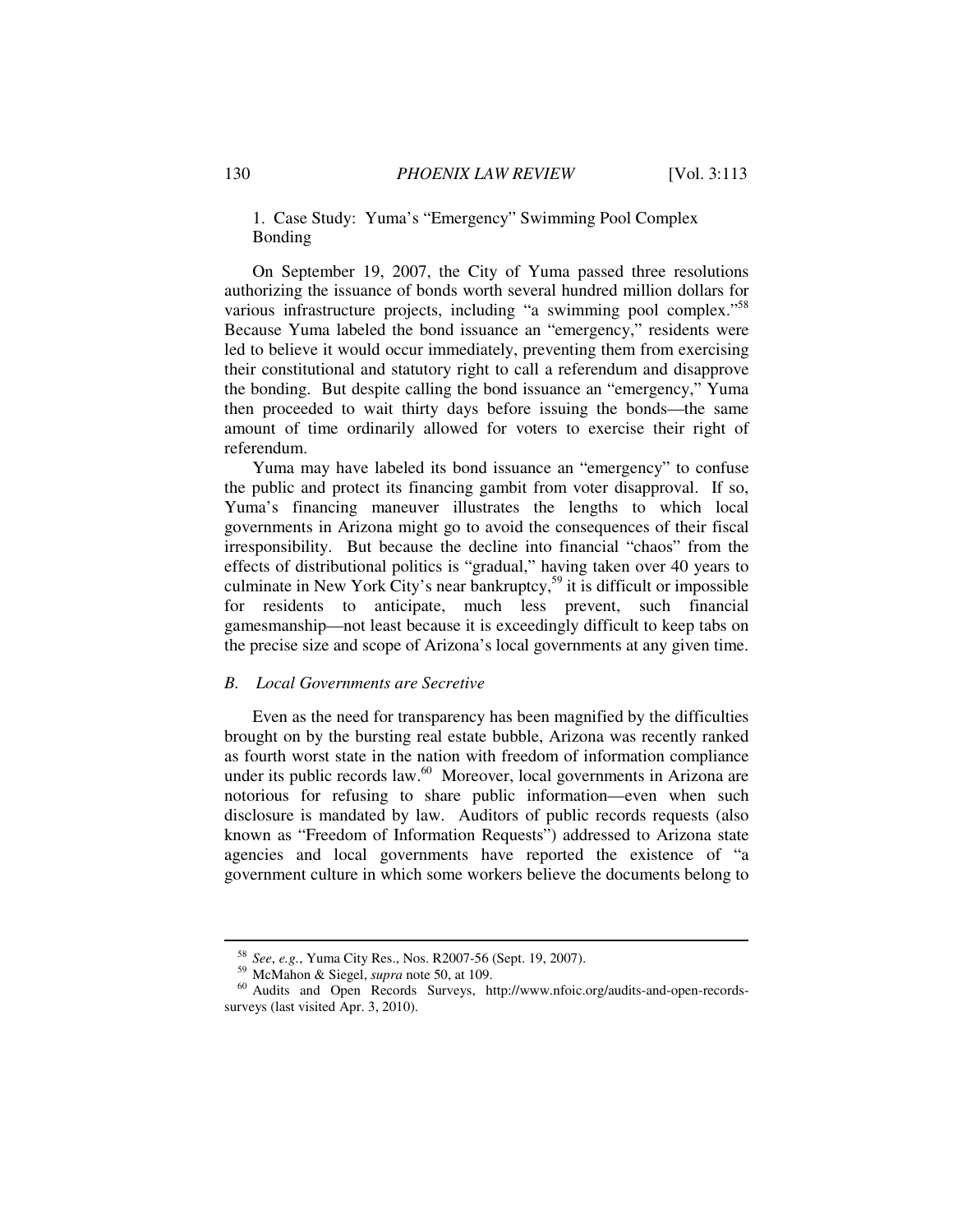#### 1. Case Study: Yuma's "Emergency" Swimming Pool Complex Bonding

On September 19, 2007, the City of Yuma passed three resolutions authorizing the issuance of bonds worth several hundred million dollars for various infrastructure projects, including "a swimming pool complex."[58] Because Yuma labeled the bond issuance an "emergency," residents were led to believe it would occur immediately, preventing them from exercising their constitutional and statutory right to call a referendum and disapprove the bonding. But despite calling the bond issuance an "emergency," Yuma then proceeded to wait thirty days before issuing the bonds—the same amount of time ordinarily allowed for voters to exercise their right of referendum.

Yuma may have labeled its bond issuance an "emergency" to confuse the public and protect its financing gambit from voter disapproval. If so, Yuma's financing maneuver illustrates the lengths to which local governments in Arizona might go to avoid the consequences of their fiscal irresponsibility. But because the decline into financial "chaos" from the effects of distributional politics is "gradual," having taken over 40 years to culminate in New York City's near bankruptcy,[59] it is difficult or impossible for residents to anticipate, much less prevent, such financial gamesmanship—not least because it is exceedingly difficult to keep tabs on the precise size and scope of Arizona's local governments at any given time.

### *B. Local Governments are Secretive*

Even as the need for transparency has been magnified by the difficulties brought on by the bursting real estate bubble, Arizona was recently ranked as fourth worst state in the nation with freedom of information compliance under its public records law.[60] Moreover, local governments in Arizona are notorious for refusing to share public information—even when such disclosure is mandated by law. Auditors of public records requests (also known as "Freedom of Information Requests") addressed to Arizona state agencies and local governments have reported the existence of "a government culture in which some workers believe the documents belong to

---

[58] *See, e.g.*, Yuma City Res., Nos. R2007-56 (Sept. 19, 2007).

[59] McMahon & Siegel, *supra* note 50, at 109.

[60] Audits and Open Records Surveys, http://www.nfoic.org/audits-and-open-records-surveys (last visited Apr. 3, 2010).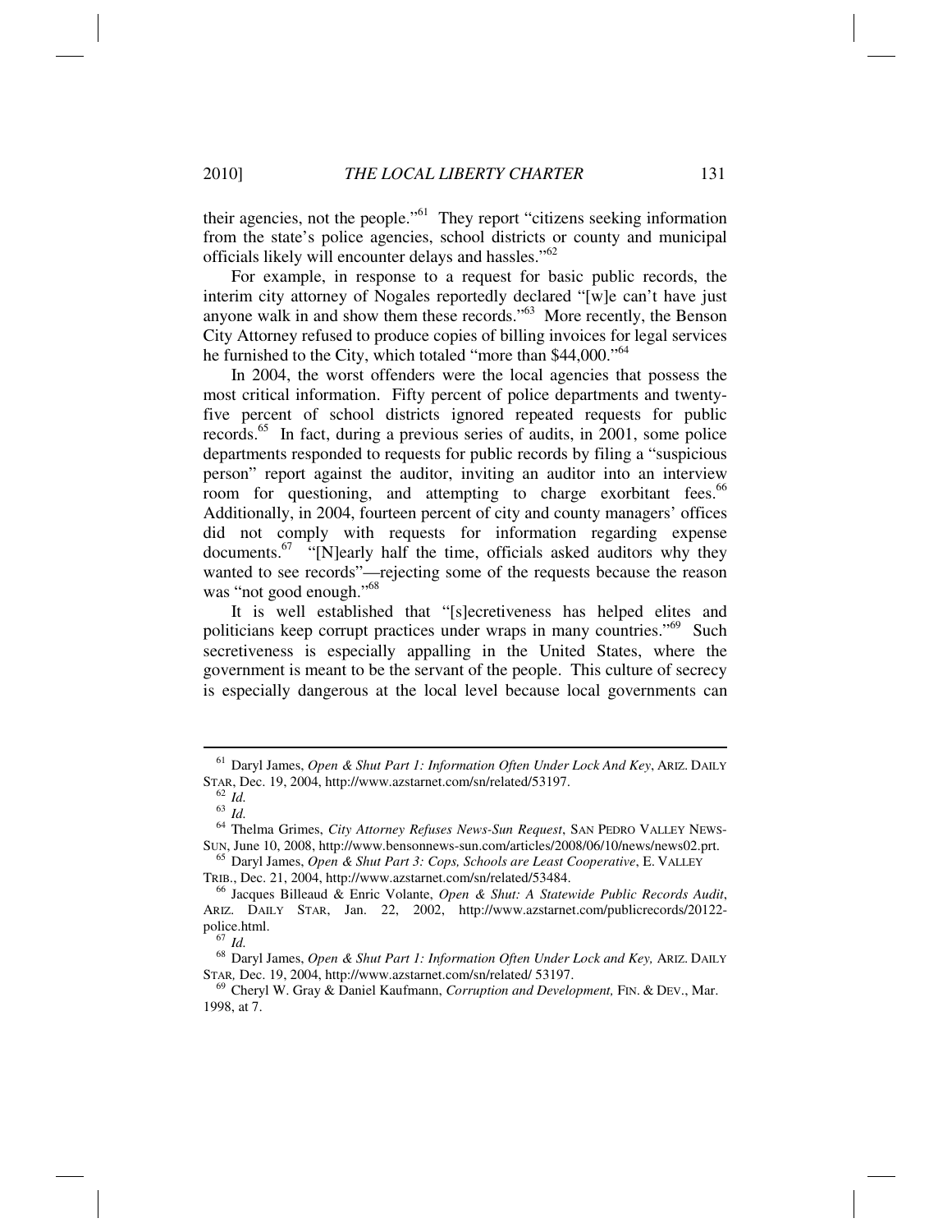their agencies, not the people."[61] They report "citizens seeking information from the state's police agencies, school districts or county and municipal officials likely will encounter delays and hassles."[62]

For example, in response to a request for basic public records, the interim city attorney of Nogales reportedly declared "[w]e can't have just anyone walk in and show them these records."[63] More recently, the Benson City Attorney refused to produce copies of billing invoices for legal services he furnished to the City, which totaled "more than $44,000."[64]

In 2004, the worst offenders were the local agencies that possess the most critical information. Fifty percent of police departments and twenty-five percent of school districts ignored repeated requests for public records.[65] In fact, during a previous series of audits, in 2001, some police departments responded to requests for public records by filing a "suspicious person" report against the auditor, inviting an auditor into an interview room for questioning, and attempting to charge exorbitant fees.[66] Additionally, in 2004, fourteen percent of city and county managers' offices did not comply with requests for information regarding expense documents.[67] "[N]early half the time, officials asked auditors why they wanted to see records"—rejecting some of the requests because the reason was "not good enough."[68]

It is well established that "[s]ecretiveness has helped elites and politicians keep corrupt practices under wraps in many countries."[69] Such secretiveness is especially appalling in the United States, where the government is meant to be the servant of the people. This culture of secrecy is especially dangerous at the local level because local governments can

---

[61] Daryl James, *Open & Shut Part 1: Information Often Under Lock And Key*, ARIZ. DAILY STAR, Dec. 19, 2004, http://www.azstarnet.com/sn/related/53197.

[62] *Id.*

[63] *Id.*

[64] Thelma Grimes, *City Attorney Refuses News-Sun Request*, SAN PEDRO VALLEY NEWS-SUN, June 10, 2008, http://www.bensonnews-sun.com/articles/2008/06/10/news/news02.prt.

[65] Daryl James, *Open & Shut Part 3: Cops, Schools are Least Cooperative*, E. VALLEY TRIB., Dec. 21, 2004, http://www.azstarnet.com/sn/related/53484.

[66] Jacques Billeaud & Enric Volante, *Open & Shut: A Statewide Public Records Audit*, ARIZ. DAILY STAR, Jan. 22, 2002, http://www.azstarnet.com/publicrecords/20122-police.html.

[67] *Id.*

[68] Daryl James, *Open & Shut Part 1: Information Often Under Lock and Key,* ARIZ. DAILY STAR, Dec. 19, 2004, http://www.azstarnet.com/sn/related/ 53197.

[69] Cheryl W. Gray & Daniel Kaufmann, *Corruption and Development,* FIN. & DEV., Mar. 1998, at 7.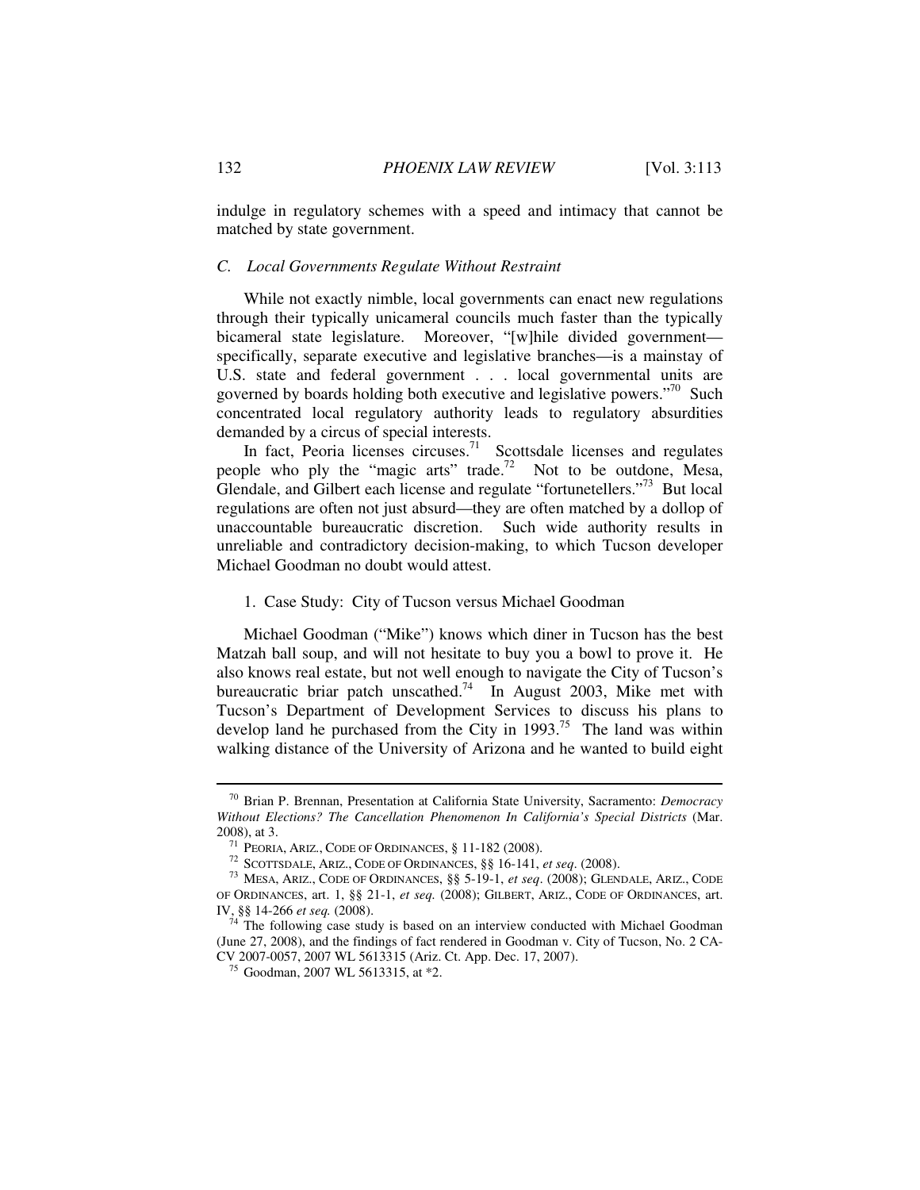indulge in regulatory schemes with a speed and intimacy that cannot be matched by state government.

### *C. Local Governments Regulate Without Restraint*

While not exactly nimble, local governments can enact new regulations through their typically unicameral councils much faster than the typically bicameral state legislature. Moreover, "[w]hile divided government—specifically, separate executive and legislative branches—is a mainstay of U.S. state and federal government . . . local governmental units are governed by boards holding both executive and legislative powers."[70] Such concentrated local regulatory authority leads to regulatory absurdities demanded by a circus of special interests.

In fact, Peoria licenses circuses.[71] Scottsdale licenses and regulates people who ply the "magic arts" trade.[72] Not to be outdone, Mesa, Glendale, and Gilbert each license and regulate "fortunetellers."[73] But local regulations are often not just absurd—they are often matched by a dollop of unaccountable bureaucratic discretion. Such wide authority results in unreliable and contradictory decision-making, to which Tucson developer Michael Goodman no doubt would attest.

#### 1. Case Study: City of Tucson versus Michael Goodman

Michael Goodman ("Mike") knows which diner in Tucson has the best Matzah ball soup, and will not hesitate to buy you a bowl to prove it. He also knows real estate, but not well enough to navigate the City of Tucson's bureaucratic briar patch unscathed.[74] In August 2003, Mike met with Tucson's Department of Development Services to discuss his plans to develop land he purchased from the City in 1993.[75] The land was within walking distance of the University of Arizona and he wanted to build eight

---

[70] Brian P. Brennan, Presentation at California State University, Sacramento: *Democracy Without Elections? The Cancellation Phenomenon In California's Special Districts* (Mar. 2008), at 3.

[71] PEORIA, ARIZ., CODE OF ORDINANCES, § 11-182 (2008).

[72] SCOTTSDALE, ARIZ., CODE OF ORDINANCES, §§ 16-141, *et seq*. (2008).

[73] MESA, ARIZ., CODE OF ORDINANCES, §§ 5-19-1, *et seq*. (2008); GLENDALE, ARIZ., CODE OF ORDINANCES, art. 1, §§ 21-1, *et seq.* (2008); GILBERT, ARIZ., CODE OF ORDINANCES, art. IV, §§ 14-266 *et seq.* (2008).

[74] The following case study is based on an interview conducted with Michael Goodman (June 27, 2008), and the findings of fact rendered in Goodman v. City of Tucson, No. 2 CA-CV 2007-0057, 2007 WL 5613315 (Ariz. Ct. App. Dec. 17, 2007).

[75] Goodman, 2007 WL 5613315, at *2.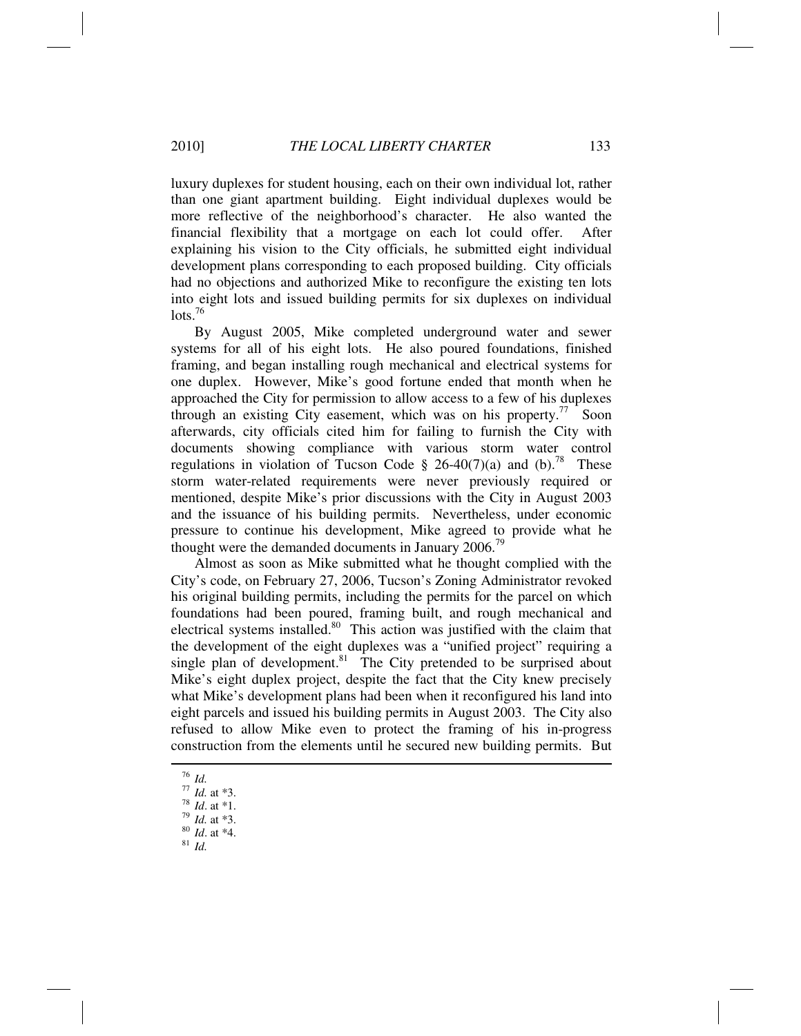luxury duplexes for student housing, each on their own individual lot, rather than one giant apartment building. Eight individual duplexes would be more reflective of the neighborhood's character. He also wanted the financial flexibility that a mortgage on each lot could offer. After explaining his vision to the City officials, he submitted eight individual development plans corresponding to each proposed building. City officials had no objections and authorized Mike to reconfigure the existing ten lots into eight lots and issued building permits for six duplexes on individual lots.[76]

By August 2005, Mike completed underground water and sewer systems for all of his eight lots. He also poured foundations, finished framing, and began installing rough mechanical and electrical systems for one duplex. However, Mike's good fortune ended that month when he approached the City for permission to allow access to a few of his duplexes through an existing City easement, which was on his property.[77] Soon afterwards, city officials cited him for failing to furnish the City with documents showing compliance with various storm water control regulations in violation of Tucson Code § 26-40(7)(a) and (b).[78] These storm water-related requirements were never previously required or mentioned, despite Mike's prior discussions with the City in August 2003 and the issuance of his building permits. Nevertheless, under economic pressure to continue his development, Mike agreed to provide what he thought were the demanded documents in January 2006.[79]

Almost as soon as Mike submitted what he thought complied with the City's code, on February 27, 2006, Tucson's Zoning Administrator revoked his original building permits, including the permits for the parcel on which foundations had been poured, framing built, and rough mechanical and electrical systems installed.[80] This action was justified with the claim that the development of the eight duplexes was a "unified project" requiring a single plan of development.[81] The City pretended to be surprised about Mike's eight duplex project, despite the fact that the City knew precisely what Mike's development plans had been when it reconfigured his land into eight parcels and issued his building permits in August 2003. The City also refused to allow Mike even to protect the framing of his in-progress construction from the elements until he secured new building permits. But

---

[76] *Id.*
[77] *Id.* at *3.
[78] *Id*. at *1.
[79] *Id.* at *3.
[80] *Id*. at *4.
[81] *Id.*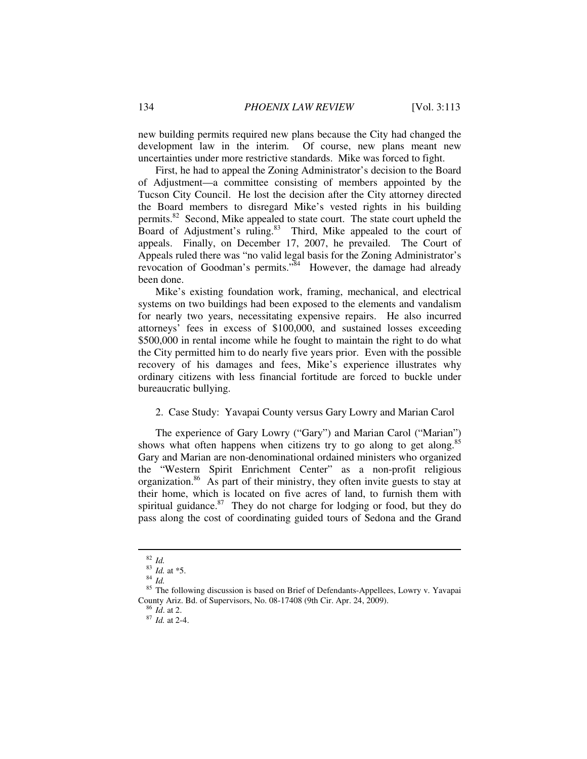new building permits required new plans because the City had changed the development law in the interim. Of course, new plans meant new uncertainties under more restrictive standards. Mike was forced to fight.

First, he had to appeal the Zoning Administrator's decision to the Board of Adjustment—a committee consisting of members appointed by the Tucson City Council. He lost the decision after the City attorney directed the Board members to disregard Mike's vested rights in his building permits.[82] Second, Mike appealed to state court. The state court upheld the Board of Adjustment's ruling.[83] Third, Mike appealed to the court of appeals. Finally, on December 17, 2007, he prevailed. The Court of Appeals ruled there was "no valid legal basis for the Zoning Administrator's revocation of Goodman's permits."[84] However, the damage had already been done.

Mike's existing foundation work, framing, mechanical, and electrical systems on two buildings had been exposed to the elements and vandalism for nearly two years, necessitating expensive repairs. He also incurred attorneys' fees in excess of $100,000, and sustained losses exceeding $500,000 in rental income while he fought to maintain the right to do what the City permitted him to do nearly five years prior. Even with the possible recovery of his damages and fees, Mike's experience illustrates why ordinary citizens with less financial fortitude are forced to buckle under bureaucratic bullying.

2. Case Study: Yavapai County versus Gary Lowry and Marian Carol

The experience of Gary Lowry ("Gary") and Marian Carol ("Marian") shows what often happens when citizens try to go along to get along.[85] Gary and Marian are non-denominational ordained ministers who organized the "Western Spirit Enrichment Center" as a non-profit religious organization.[86] As part of their ministry, they often invite guests to stay at their home, which is located on five acres of land, to furnish them with spiritual guidance.[87] They do not charge for lodging or food, but they do pass along the cost of coordinating guided tours of Sedona and the Grand

---

[82] *Id.*

[83] *Id.* at *5.

[84] *Id.*

[85] The following discussion is based on Brief of Defendants-Appellees, Lowry v. Yavapai County Ariz. Bd. of Supervisors, No. 08-17408 (9th Cir. Apr. 24, 2009).

[86] *Id.* at 2.

[87] *Id.* at 2-4.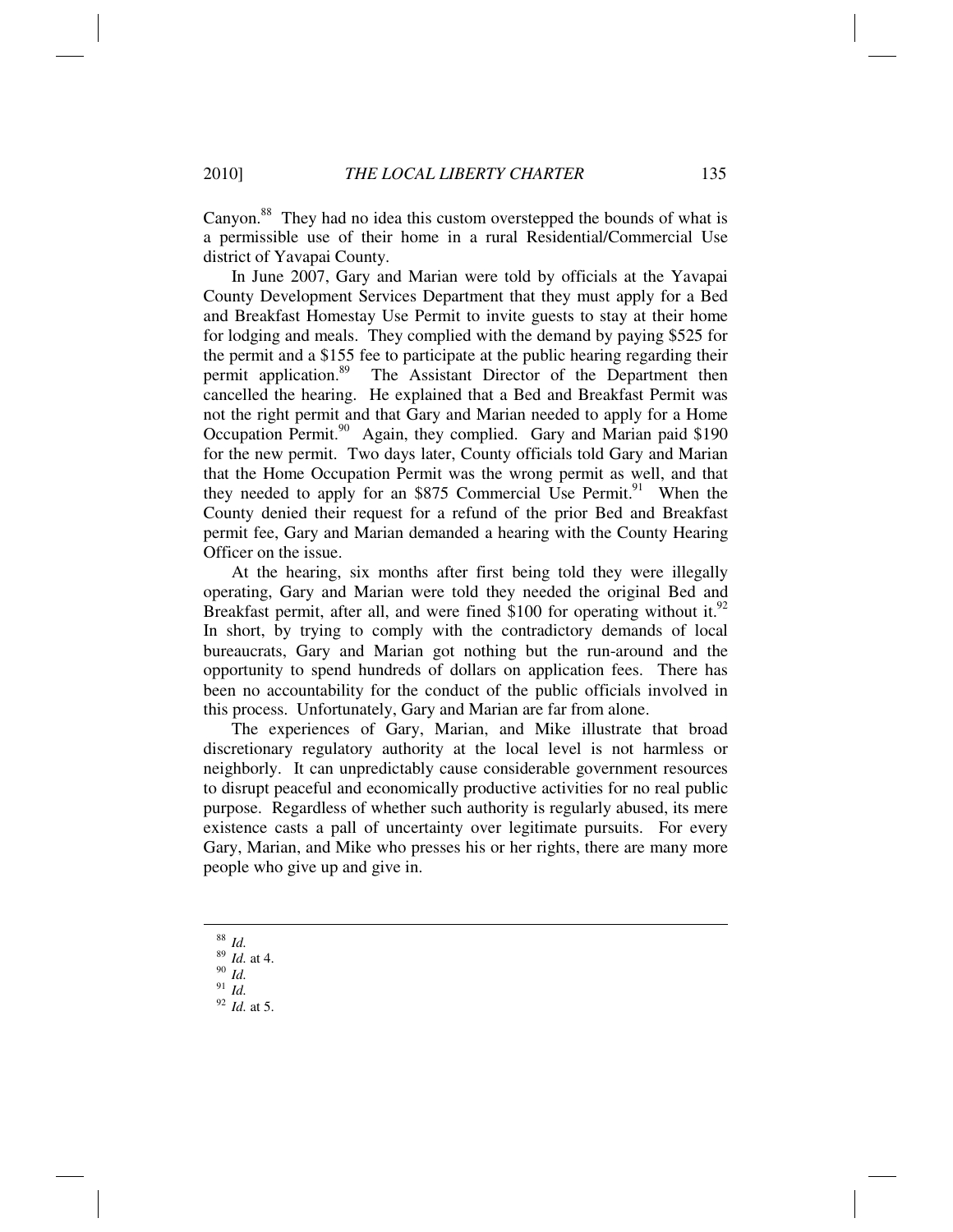Canyon.[88] They had no idea this custom overstepped the bounds of what is a permissible use of their home in a rural Residential/Commercial Use district of Yavapai County.

In June 2007, Gary and Marian were told by officials at the Yavapai County Development Services Department that they must apply for a Bed and Breakfast Homestay Use Permit to invite guests to stay at their home for lodging and meals. They complied with the demand by paying $525 for the permit and a $155 fee to participate at the public hearing regarding their permit application.[89] The Assistant Director of the Department then cancelled the hearing. He explained that a Bed and Breakfast Permit was not the right permit and that Gary and Marian needed to apply for a Home Occupation Permit.[90] Again, they complied. Gary and Marian paid $190 for the new permit. Two days later, County officials told Gary and Marian that the Home Occupation Permit was the wrong permit as well, and that they needed to apply for an $875 Commercial Use Permit.[91] When the County denied their request for a refund of the prior Bed and Breakfast permit fee, Gary and Marian demanded a hearing with the County Hearing Officer on the issue.

At the hearing, six months after first being told they were illegally operating, Gary and Marian were told they needed the original Bed and Breakfast permit, after all, and were fined $100 for operating without it.[92] In short, by trying to comply with the contradictory demands of local bureaucrats, Gary and Marian got nothing but the run-around and the opportunity to spend hundreds of dollars on application fees. There has been no accountability for the conduct of the public officials involved in this process. Unfortunately, Gary and Marian are far from alone.

The experiences of Gary, Marian, and Mike illustrate that broad discretionary regulatory authority at the local level is not harmless or neighborly. It can unpredictably cause considerable government resources to disrupt peaceful and economically productive activities for no real public purpose. Regardless of whether such authority is regularly abused, its mere existence casts a pall of uncertainty over legitimate pursuits. For every Gary, Marian, and Mike who presses his or her rights, there are many more people who give up and give in.

---

[88] *Id.*

[89] *Id.* at 4.

[90] *Id.*

[91] *Id.*

[92] *Id.* at 5.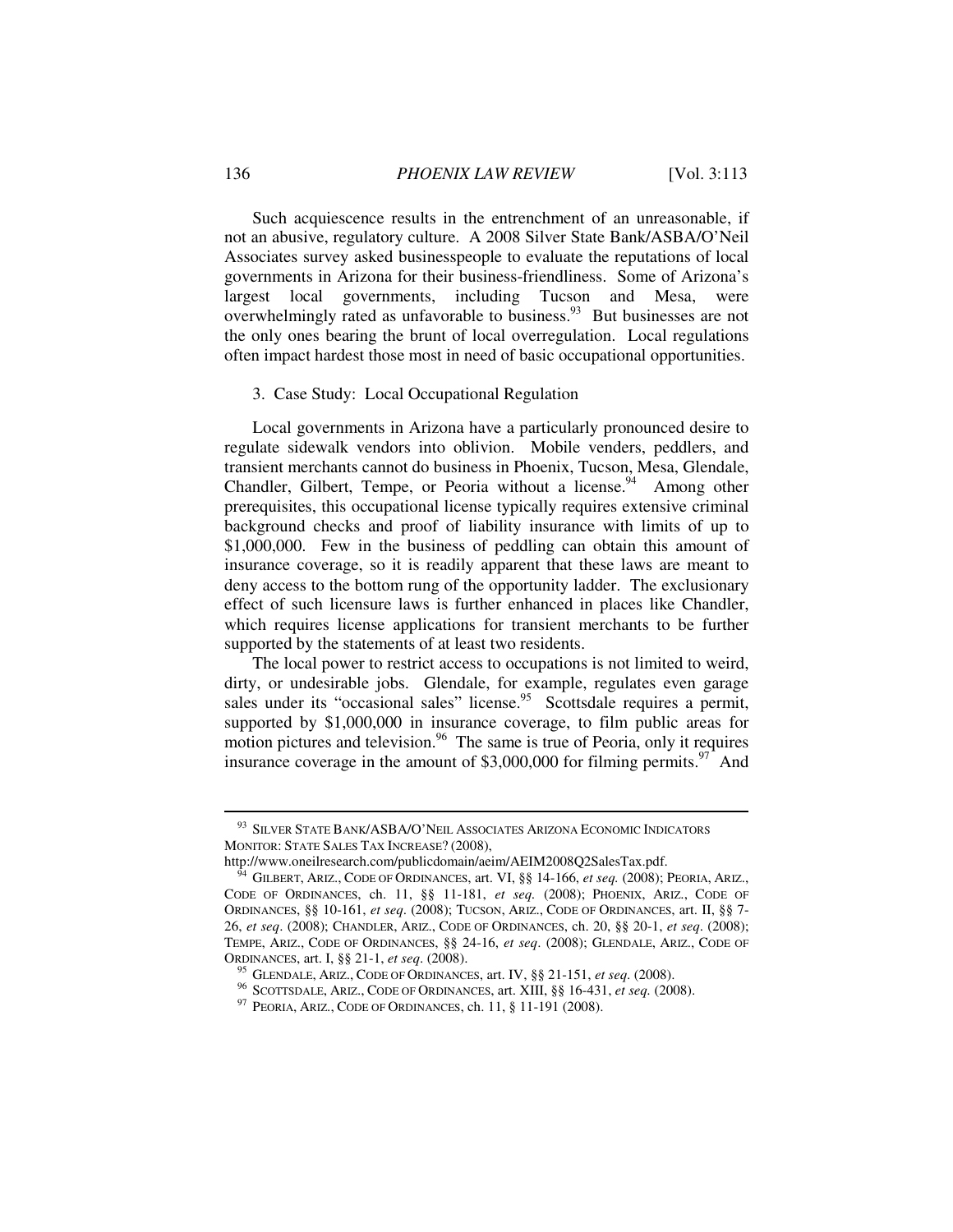Such acquiescence results in the entrenchment of an unreasonable, if not an abusive, regulatory culture. A 2008 Silver State Bank/ASBA/O'Neil Associates survey asked businesspeople to evaluate the reputations of local governments in Arizona for their business-friendliness. Some of Arizona's largest local governments, including Tucson and Mesa, were overwhelmingly rated as unfavorable to business.[93] But businesses are not the only ones bearing the brunt of local overregulation. Local regulations often impact hardest those most in need of basic occupational opportunities.

3. Case Study: Local Occupational Regulation

Local governments in Arizona have a particularly pronounced desire to regulate sidewalk vendors into oblivion. Mobile venders, peddlers, and transient merchants cannot do business in Phoenix, Tucson, Mesa, Glendale, Chandler, Gilbert, Tempe, or Peoria without a license.[94] Among other prerequisites, this occupational license typically requires extensive criminal background checks and proof of liability insurance with limits of up to \$1,000,000. Few in the business of peddling can obtain this amount of insurance coverage, so it is readily apparent that these laws are meant to deny access to the bottom rung of the opportunity ladder. The exclusionary effect of such licensure laws is further enhanced in places like Chandler, which requires license applications for transient merchants to be further supported by the statements of at least two residents.

The local power to restrict access to occupations is not limited to weird, dirty, or undesirable jobs. Glendale, for example, regulates even garage sales under its "occasional sales" license.[95] Scottsdale requires a permit, supported by \$1,000,000 in insurance coverage, to film public areas for motion pictures and television.[96] The same is true of Peoria, only it requires insurance coverage in the amount of \$3,000,000 for filming permits.[97] And

---

[93] SILVER STATE BANK/ASBA/O'NEIL ASSOCIATES ARIZONA ECONOMIC INDICATORS MONITOR: STATE SALES TAX INCREASE? (2008), http://www.oneilresearch.com/publicdomain/aeim/AEIM2008Q2SalesTax.pdf.

[94] GILBERT, ARIZ., CODE OF ORDINANCES, art. VI, §§ 14-166, *et seq.* (2008); PEORIA, ARIZ., CODE OF ORDINANCES, ch. 11, §§ 11-181, *et seq.* (2008); PHOENIX, ARIZ., CODE OF ORDINANCES, §§ 10-161, *et seq.* (2008); TUCSON, ARIZ., CODE OF ORDINANCES, art. II, §§ 7-26, *et seq.* (2008); CHANDLER, ARIZ., CODE OF ORDINANCES, ch. 20, §§ 20-1, *et seq.* (2008); TEMPE, ARIZ., CODE OF ORDINANCES, §§ 24-16, *et seq.* (2008); GLENDALE, ARIZ., CODE OF ORDINANCES, art. I, §§ 21-1, *et seq.* (2008).

[95] GLENDALE, ARIZ., CODE OF ORDINANCES, art. IV, §§ 21-151, *et seq.* (2008).

[96] SCOTTSDALE, ARIZ., CODE OF ORDINANCES, art. XIII, §§ 16-431, *et seq.* (2008).

[97] PEORIA, ARIZ., CODE OF ORDINANCES, ch. 11, § 11-191 (2008).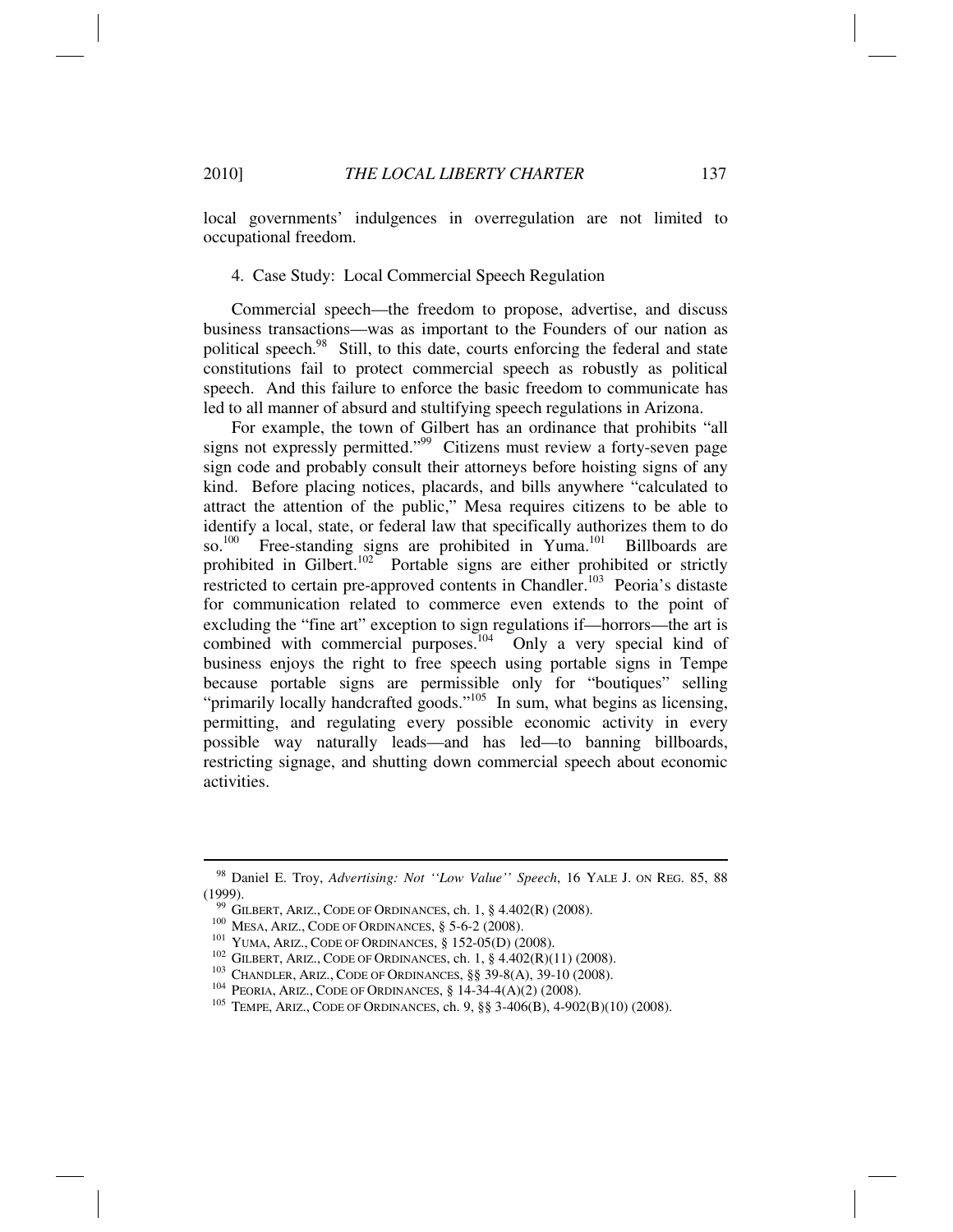local governments' indulgences in overregulation are not limited to occupational freedom.

### 4. Case Study: Local Commercial Speech Regulation

Commercial speech—the freedom to propose, advertise, and discuss business transactions—was as important to the Founders of our nation as political speech.[98] Still, to this date, courts enforcing the federal and state constitutions fail to protect commercial speech as robustly as political speech. And this failure to enforce the basic freedom to communicate has led to all manner of absurd and stultifying speech regulations in Arizona.

For example, the town of Gilbert has an ordinance that prohibits "all signs not expressly permitted."[99] Citizens must review a forty-seven page sign code and probably consult their attorneys before hoisting signs of any kind. Before placing notices, placards, and bills anywhere "calculated to attract the attention of the public," Mesa requires citizens to be able to identify a local, state, or federal law that specifically authorizes them to do so.[100] Free-standing signs are prohibited in Yuma.[101] Billboards are prohibited in Gilbert.[102] Portable signs are either prohibited or strictly restricted to certain pre-approved contents in Chandler.[103] Peoria's distaste for communication related to commerce even extends to the point of excluding the "fine art" exception to sign regulations if—horrors—the art is combined with commercial purposes.[104] Only a very special kind of business enjoys the right to free speech using portable signs in Tempe because portable signs are permissible only for "boutiques" selling "primarily locally handcrafted goods."[105] In sum, what begins as licensing, permitting, and regulating every possible economic activity in every possible way naturally leads—and has led—to banning billboards, restricting signage, and shutting down commercial speech about economic activities.

---

[98] Daniel E. Troy, *Advertising: Not ''Low Value'' Speech*, 16 YALE J. ON REG. 85, 88 (1999).

[99] GILBERT, ARIZ., CODE OF ORDINANCES, ch. 1, § 4.402(R) (2008).

[100] MESA, ARIZ., CODE OF ORDINANCES, § 5-6-2 (2008).

[101] YUMA, ARIZ., CODE OF ORDINANCES, § 152-05(D) (2008).

[102] GILBERT, ARIZ., CODE OF ORDINANCES, ch. 1, § 4.402(R)(11) (2008).

[103] CHANDLER, ARIZ., CODE OF ORDINANCES, §§ 39-8(A), 39-10 (2008).

[104] PEORIA, ARIZ., CODE OF ORDINANCES, § 14-34-4(A)(2) (2008).

[105] TEMPE, ARIZ., CODE OF ORDINANCES, ch. 9, §§ 3-406(B), 4-902(B)(10) (2008).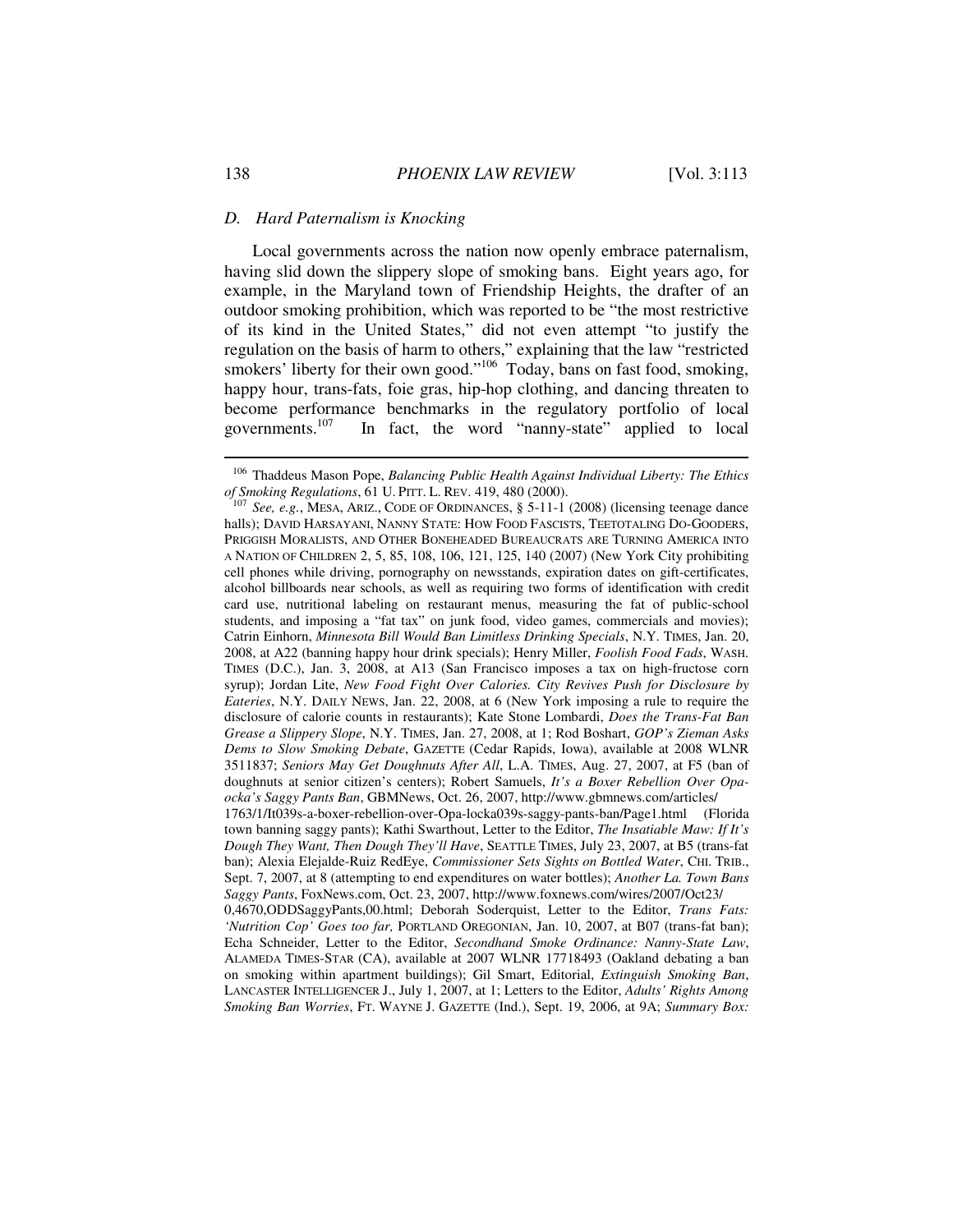### D. Hard Paternalism is Knocking

Local governments across the nation now openly embrace paternalism, having slid down the slippery slope of smoking bans. Eight years ago, for example, in the Maryland town of Friendship Heights, the drafter of an outdoor smoking prohibition, which was reported to be "the most restrictive of its kind in the United States," did not even attempt "to justify the regulation on the basis of harm to others," explaining that the law "restricted smokers' liberty for their own good."[106] Today, bans on fast food, smoking, happy hour, trans-fats, foie gras, hip-hop clothing, and dancing threaten to become performance benchmarks in the regulatory portfolio of local governments.[107] In fact, the word "nanny-state" applied to local

---

[106] Thaddeus Mason Pope, *Balancing Public Health Against Individual Liberty: The Ethics of Smoking Regulations*, 61 U. PITT. L. REV. 419, 480 (2000).

[107] *See, e.g.*, MESA, ARIZ., CODE OF ORDINANCES, § 5-11-1 (2008) (licensing teenage dance halls); DAVID HARSAYANI, NANNY STATE: HOW FOOD FASCISTS, TEETOTALING DO-GOODERS, PRIGGISH MORALISTS, AND OTHER BONEHEADED BUREAUCRATS ARE TURNING AMERICA INTO A NATION OF CHILDREN 2, 5, 85, 108, 106, 121, 125, 140 (2007) (New York City prohibiting cell phones while driving, pornography on newsstands, expiration dates on gift-certificates, alcohol billboards near schools, as well as requiring two forms of identification with credit card use, nutritional labeling on restaurant menus, measuring the fat of public-school students, and imposing a "fat tax" on junk food, video games, commercials and movies); Catrin Einhorn, *Minnesota Bill Would Ban Limitless Drinking Specials*, N.Y. TIMES, Jan. 20, 2008, at A22 (banning happy hour drink specials); Henry Miller, *Foolish Food Fads*, WASH. TIMES (D.C.), Jan. 3, 2008, at A13 (San Francisco imposes a tax on high-fructose corn syrup); Jordan Lite, *New Food Fight Over Calories. City Revives Push for Disclosure by Eateries*, N.Y. DAILY NEWS, Jan. 22, 2008, at 6 (New York imposing a rule to require the disclosure of calorie counts in restaurants); Kate Stone Lombardi, *Does the Trans-Fat Ban Grease a Slippery Slope*, N.Y. TIMES, Jan. 27, 2008, at 1; Rod Boshart, *GOP's Zieman Asks Dems to Slow Smoking Debate*, GAZETTE (Cedar Rapids, Iowa), available at 2008 WLNR 3511837; *Seniors May Get Doughnuts After All*, L.A. TIMES, Aug. 27, 2007, at F5 (ban of doughnuts at senior citizen's centers); Robert Samuels, *It's a Boxer Rebellion Over Opa-ocka's Saggy Pants Ban*, GBMNews, Oct. 26, 2007, http://www.gbmnews.com/articles/1763/1/It039s-a-boxer-rebellion-over-Opa-locka039s-saggy-pants-ban/Page1.html (Florida town banning saggy pants); Kathi Swarthout, Letter to the Editor, *The Insatiable Maw: If It's Dough They Want, Then Dough They'll Have*, SEATTLE TIMES, July 23, 2007, at B5 (trans-fat ban); Alexia Elejalde-Ruiz RedEye, *Commissioner Sets Sights on Bottled Water*, CHI. TRIB., Sept. 7, 2007, at 8 (attempting to end expenditures on water bottles); *Another La. Town Bans Saggy Pants*, FoxNews.com, Oct. 23, 2007, http://www.foxnews.com/wires/2007/Oct23/0,4670,ODDSaggyPants,00.html; Deborah Soderquist, Letter to the Editor, *Trans Fats: 'Nutrition Cop' Goes too far,* PORTLAND OREGONIAN, Jan. 10, 2007, at B07 (trans-fat ban); Echa Schneider, Letter to the Editor, *Secondhand Smoke Ordinance: Nanny-State Law*, ALAMEDA TIMES-STAR (CA), available at 2007 WLNR 17718493 (Oakland debating a ban on smoking within apartment buildings); Gil Smart, Editorial, *Extinguish Smoking Ban*, LANCASTER INTELLIGENCER J., July 1, 2007, at 1; Letters to the Editor, *Adults' Rights Among Smoking Ban Worries*, FT. WAYNE J. GAZETTE (Ind.), Sept. 19, 2006, at 9A; *Summary Box:*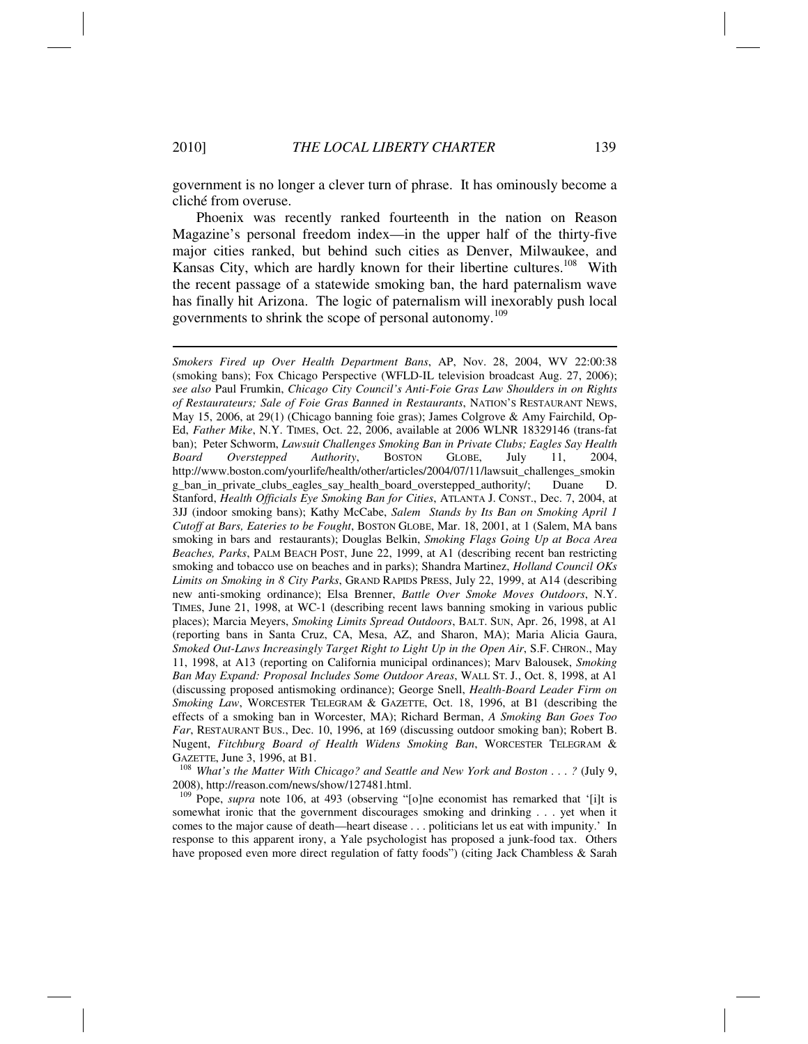government is no longer a clever turn of phrase. It has ominously become a cliché from overuse.

Phoenix was recently ranked fourteenth in the nation on Reason Magazine's personal freedom index—in the upper half of the thirty-five major cities ranked, but behind such cities as Denver, Milwaukee, and Kansas City, which are hardly known for their libertine cultures.[108] With the recent passage of a statewide smoking ban, the hard paternalism wave has finally hit Arizona. The logic of paternalism will inexorably push local governments to shrink the scope of personal autonomy.[109]

---

*Smokers Fired up Over Health Department Bans*, AP, Nov. 28, 2004, WV 22:00:38 (smoking bans); Fox Chicago Perspective (WFLD-IL television broadcast Aug. 27, 2006); *see also* Paul Frumkin, *Chicago City Council's Anti-Foie Gras Law Shoulders in on Rights of Restaurateurs; Sale of Foie Gras Banned in Restaurants*, NATION'S RESTAURANT NEWS, May 15, 2006, at 29(1) (Chicago banning foie gras); James Colgrove & Amy Fairchild, Op-Ed, *Father Mike*, N.Y. TIMES, Oct. 22, 2006, available at 2006 WLNR 18329146 (trans-fat ban); Peter Schworm, *Lawsuit Challenges Smoking Ban in Private Clubs; Eagles Say Health Board Overstepped Authority*, BOSTON GLOBE, July 11, 2004, http://www.boston.com/yourlife/health/other/articles/2004/07/11/lawsuit_challenges_smoking_ban_in_private_clubs_eagles_say_health_board_overstepped_authority/; Duane D. Stanford, *Health Officials Eye Smoking Ban for Cities*, ATLANTA J. CONST., Dec. 7, 2004, at 3JJ (indoor smoking bans); Kathy McCabe, *Salem Stands by Its Ban on Smoking April 1 Cutoff at Bars, Eateries to be Fought*, BOSTON GLOBE, Mar. 18, 2001, at 1 (Salem, MA bans smoking in bars and restaurants); Douglas Belkin, *Smoking Flags Going Up at Boca Area Beaches, Parks*, PALM BEACH POST, June 22, 1999, at A1 (describing recent ban restricting smoking and tobacco use on beaches and in parks); Shandra Martinez, *Holland Council OKs Limits on Smoking in 8 City Parks*, GRAND RAPIDS PRESS, July 22, 1999, at A14 (describing new anti-smoking ordinance); Elsa Brenner, *Battle Over Smoke Moves Outdoors*, N.Y. TIMES, June 21, 1998, at WC-1 (describing recent laws banning smoking in various public places); Marcia Meyers, *Smoking Limits Spread Outdoors*, BALT. SUN, Apr. 26, 1998, at A1 (reporting bans in Santa Cruz, CA, Mesa, AZ, and Sharon, MA); Maria Alicia Gaura, *Smoked Out-Laws Increasingly Target Right to Light Up in the Open Air*, S.F. CHRON., May 11, 1998, at A13 (reporting on California municipal ordinances); Marv Balousek, *Smoking Ban May Expand: Proposal Includes Some Outdoor Areas*, WALL ST. J., Oct. 8, 1998, at A1 (discussing proposed antismoking ordinance); George Snell, *Health-Board Leader Firm on Smoking Law*, WORCESTER TELEGRAM & GAZETTE, Oct. 18, 1996, at B1 (describing the effects of a smoking ban in Worcester, MA); Richard Berman, *A Smoking Ban Goes Too Far*, RESTAURANT BUS., Dec. 10, 1996, at 169 (discussing outdoor smoking ban); Robert B. Nugent, *Fitchburg Board of Health Widens Smoking Ban*, WORCESTER TELEGRAM & GAZETTE, June 3, 1996, at B1.

[108] *What's the Matter With Chicago? and Seattle and New York and Boston . . . ?* (July 9, 2008), http://reason.com/news/show/127481.html.

[109] Pope, *supra* note 106, at 493 (observing "[o]ne economist has remarked that '[i]t is somewhat ironic that the government discourages smoking and drinking . . . yet when it comes to the major cause of death—heart disease . . . politicians let us eat with impunity.' In response to this apparent irony, a Yale psychologist has proposed a junk-food tax. Others have proposed even more direct regulation of fatty foods") (citing Jack Chambless & Sarah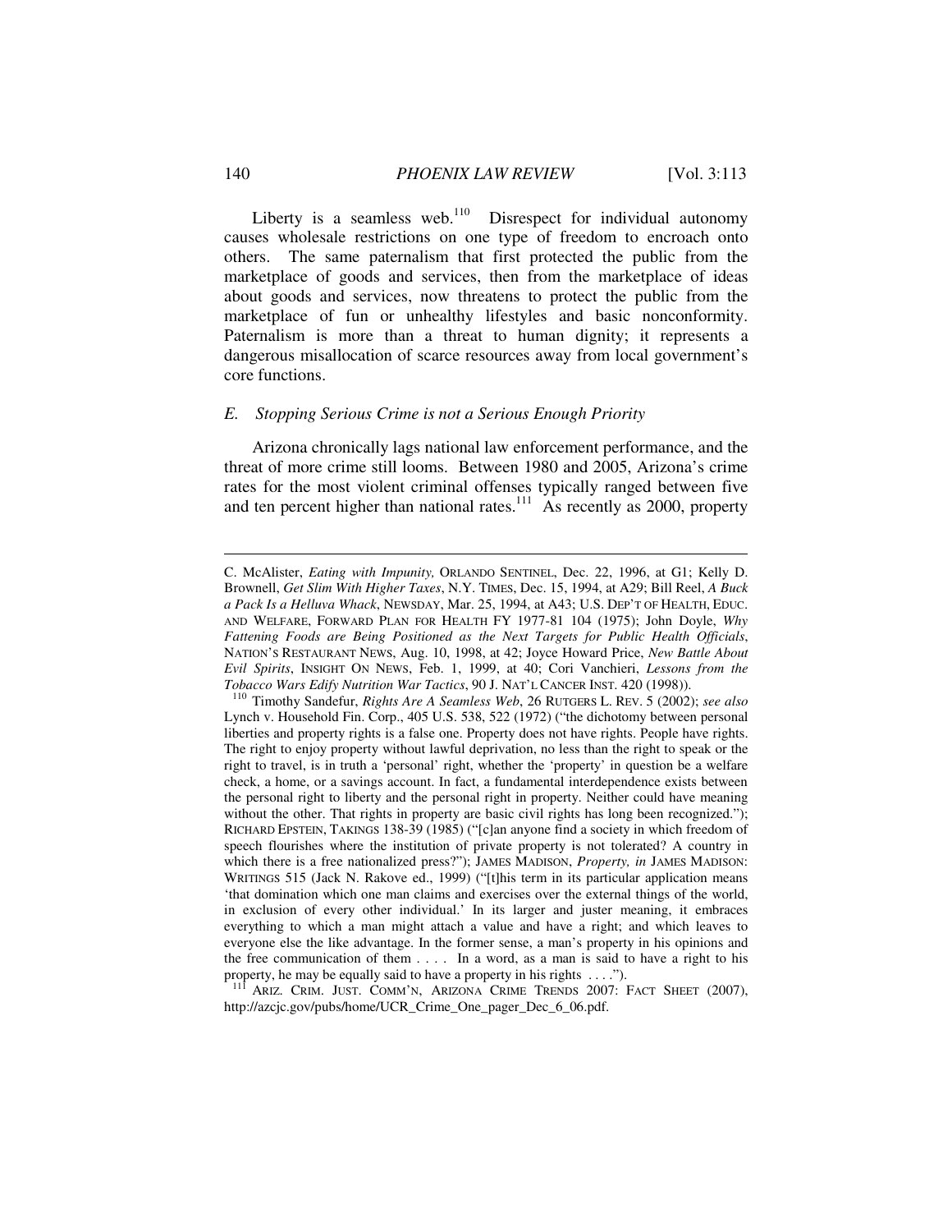Liberty is a seamless web.[110] Disrespect for individual autonomy causes wholesale restrictions on one type of freedom to encroach onto others. The same paternalism that first protected the public from the marketplace of goods and services, then from the marketplace of ideas about goods and services, now threatens to protect the public from the marketplace of fun or unhealthy lifestyles and basic nonconformity. Paternalism is more than a threat to human dignity; it represents a dangerous misallocation of scarce resources away from local government's core functions.

### *E. Stopping Serious Crime is not a Serious Enough Priority*

Arizona chronically lags national law enforcement performance, and the threat of more crime still looms. Between 1980 and 2005, Arizona's crime rates for the most violent criminal offenses typically ranged between five and ten percent higher than national rates.[111] As recently as 2000, property

---

C. McAlister, *Eating with Impunity,* ORLANDO SENTINEL, Dec. 22, 1996, at G1; Kelly D. Brownell, *Get Slim With Higher Taxes*, N.Y. TIMES, Dec. 15, 1994, at A29; Bill Reel, *A Buck a Pack Is a Helluva Whack*, NEWSDAY, Mar. 25, 1994, at A43; U.S. DEP'T OF HEALTH, EDUC. AND WELFARE, FORWARD PLAN FOR HEALTH FY 1977-81 104 (1975); John Doyle, *Why Fattening Foods are Being Positioned as the Next Targets for Public Health Officials*, NATION'S RESTAURANT NEWS, Aug. 10, 1998, at 42; Joyce Howard Price, *New Battle About Evil Spirits*, INSIGHT ON NEWS, Feb. 1, 1999, at 40; Cori Vanchieri, *Lessons from the Tobacco Wars Edify Nutrition War Tactics*, 90 J. NAT'L CANCER INST. 420 (1998)).

[110] Timothy Sandefur, *Rights Are A Seamless Web*, 26 RUTGERS L. REV. 5 (2002); *see also* Lynch v. Household Fin. Corp., 405 U.S. 538, 522 (1972) ("the dichotomy between personal liberties and property rights is a false one. Property does not have rights. People have rights. The right to enjoy property without lawful deprivation, no less than the right to speak or the right to travel, is in truth a 'personal' right, whether the 'property' in question be a welfare check, a home, or a savings account. In fact, a fundamental interdependence exists between the personal right to liberty and the personal right in property. Neither could have meaning without the other. That rights in property are basic civil rights has long been recognized."); RICHARD EPSTEIN, TAKINGS 138-39 (1985) ("[c]an anyone find a society in which freedom of speech flourishes where the institution of private property is not tolerated? A country in which there is a free nationalized press?"); JAMES MADISON, *Property, in* JAMES MADISON: WRITINGS 515 (Jack N. Rakove ed., 1999) ("[t]his term in its particular application means 'that domination which one man claims and exercises over the external things of the world, in exclusion of every other individual.' In its larger and juster meaning, it embraces everything to which a man might attach a value and have a right; and which leaves to everyone else the like advantage. In the former sense, a man's property in his opinions and the free communication of them . . . . In a word, as a man is said to have a right to his property, he may be equally said to have a property in his rights . . . .").

[111] ARIZ. CRIM. JUST. COMM'N, ARIZONA CRIME TRENDS 2007: FACT SHEET (2007), http://azcjc.gov/pubs/home/UCR_Crime_One_pager_Dec_6_06.pdf.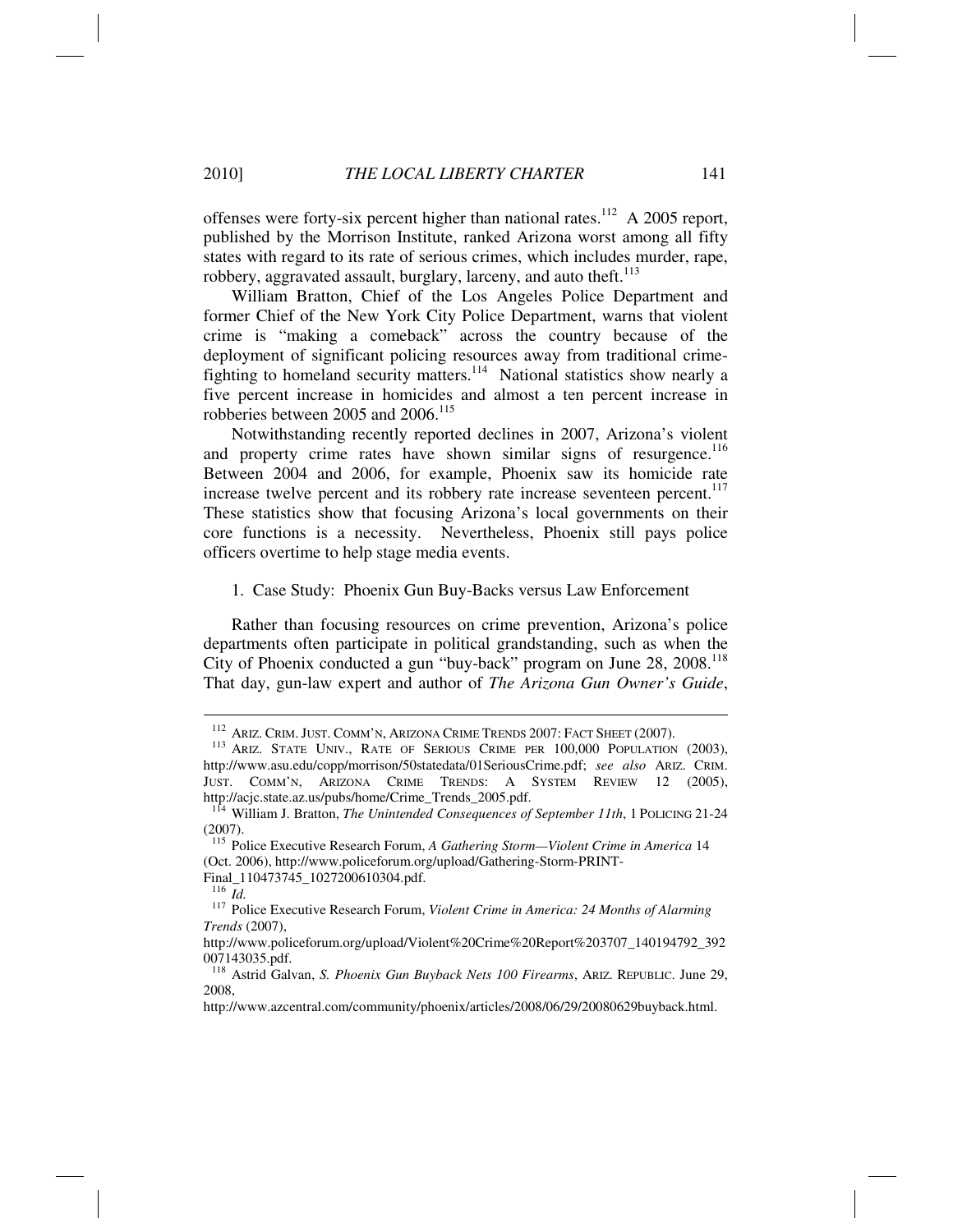offenses were forty-six percent higher than national rates.[112] A 2005 report, published by the Morrison Institute, ranked Arizona worst among all fifty states with regard to its rate of serious crimes, which includes murder, rape, robbery, aggravated assault, burglary, larceny, and auto theft.[113]

William Bratton, Chief of the Los Angeles Police Department and former Chief of the New York City Police Department, warns that violent crime is "making a comeback" across the country because of the deployment of significant policing resources away from traditional crime-fighting to homeland security matters.[114] National statistics show nearly a five percent increase in homicides and almost a ten percent increase in robberies between 2005 and 2006.[115]

Notwithstanding recently reported declines in 2007, Arizona's violent and property crime rates have shown similar signs of resurgence.[116] Between 2004 and 2006, for example, Phoenix saw its homicide rate increase twelve percent and its robbery rate increase seventeen percent.[117] These statistics show that focusing Arizona's local governments on their core functions is a necessity. Nevertheless, Phoenix still pays police officers overtime to help stage media events.

1. Case Study: Phoenix Gun Buy-Backs versus Law Enforcement

Rather than focusing resources on crime prevention, Arizona's police departments often participate in political grandstanding, such as when the City of Phoenix conducted a gun "buy-back" program on June 28, 2008.[118] That day, gun-law expert and author of *The Arizona Gun Owner's Guide*,

---

[112] ARIZ. CRIM. JUST. COMM'N, ARIZONA CRIME TRENDS 2007: FACT SHEET (2007).

[113] ARIZ. STATE UNIV., RATE OF SERIOUS CRIME PER 100,000 POPULATION (2003), http://www.asu.edu/copp/morrison/50statedata/01SeriousCrime.pdf; *see also* ARIZ. CRIM. JUST. COMM'N, ARIZONA CRIME TRENDS: A SYSTEM REVIEW 12 (2005), http://acjc.state.az.us/pubs/home/Crime_Trends_2005.pdf.

[114] William J. Bratton, *The Unintended Consequences of September 11th*, 1 POLICING 21-24 (2007).

[115] Police Executive Research Forum, *A Gathering Storm—Violent Crime in America* 14 (Oct. 2006), http://www.policeforum.org/upload/Gathering-Storm-PRINT-Final_110473745_1027200610304.pdf.

[116] *Id.*

[117] Police Executive Research Forum, *Violent Crime in America: 24 Months of Alarming Trends* (2007), http://www.policeforum.org/upload/Violent%20Crime%20Report%203707_140194792_392007143035.pdf.

[118] Astrid Galvan, *S. Phoenix Gun Buyback Nets 100 Firearms*, ARIZ. REPUBLIC. June 29, 2008, http://www.azcentral.com/community/phoenix/articles/2008/06/29/20080629buyback.html.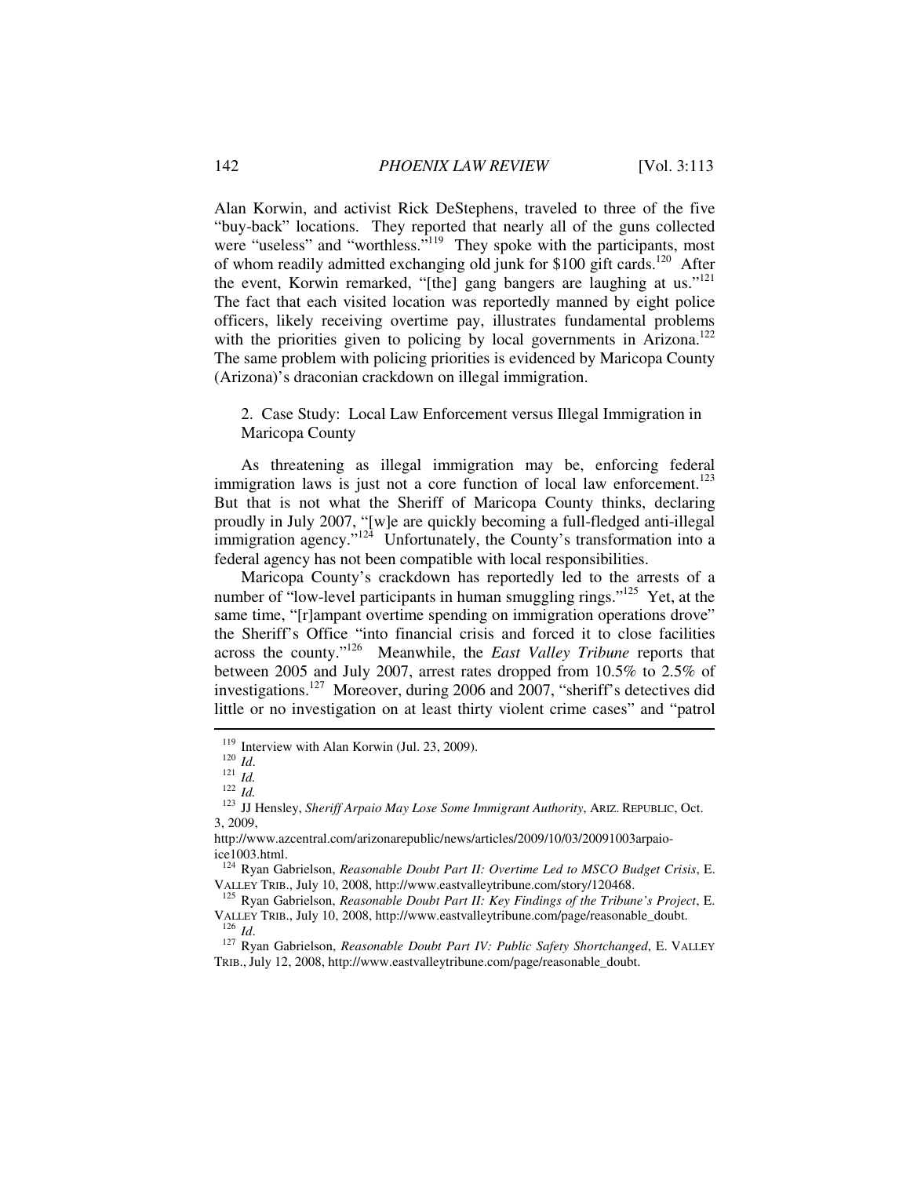Alan Korwin, and activist Rick DeStephens, traveled to three of the five "buy-back" locations. They reported that nearly all of the guns collected were "useless" and "worthless."[119] They spoke with the participants, most of whom readily admitted exchanging old junk for $100 gift cards.[120] After the event, Korwin remarked, "[the] gang bangers are laughing at us."[121] The fact that each visited location was reportedly manned by eight police officers, likely receiving overtime pay, illustrates fundamental problems with the priorities given to policing by local governments in Arizona.[122] The same problem with policing priorities is evidenced by Maricopa County (Arizona)'s draconian crackdown on illegal immigration.

2. Case Study: Local Law Enforcement versus Illegal Immigration in Maricopa County

As threatening as illegal immigration may be, enforcing federal immigration laws is just not a core function of local law enforcement.[123] But that is not what the Sheriff of Maricopa County thinks, declaring proudly in July 2007, "[w]e are quickly becoming a full-fledged anti-illegal immigration agency."[124] Unfortunately, the County's transformation into a federal agency has not been compatible with local responsibilities.

Maricopa County's crackdown has reportedly led to the arrests of a number of "low-level participants in human smuggling rings."[125] Yet, at the same time, "[r]ampant overtime spending on immigration operations drove" the Sheriff's Office "into financial crisis and forced it to close facilities across the county."[126] Meanwhile, the *East Valley Tribune* reports that between 2005 and July 2007, arrest rates dropped from 10.5% to 2.5% of investigations.[127] Moreover, during 2006 and 2007, "sheriff's detectives did little or no investigation on at least thirty violent crime cases" and "patrol

---

[119] Interview with Alan Korwin (Jul. 23, 2009).

[120] *Id*.

[121] *Id.*

[122] *Id.*

[123] JJ Hensley, *Sheriff Arpaio May Lose Some Immigrant Authority*, ARIZ. REPUBLIC, Oct. 3, 2009, http://www.azcentral.com/arizonarepublic/news/articles/2009/10/03/20091003arpaio-ice1003.html.

[124] Ryan Gabrielson, *Reasonable Doubt Part II: Overtime Led to MSCO Budget Crisis*, E. VALLEY TRIB., July 10, 2008, http://www.eastvalleytribune.com/story/120468.

[125] Ryan Gabrielson, *Reasonable Doubt Part II: Key Findings of the Tribune's Project*, E. VALLEY TRIB., July 10, 2008, http://www.eastvalleytribune.com/page/reasonable_doubt.

[126] *Id*.

[127] Ryan Gabrielson, *Reasonable Doubt Part IV: Public Safety Shortchanged*, E. VALLEY TRIB., July 12, 2008, http://www.eastvalleytribune.com/page/reasonable_doubt.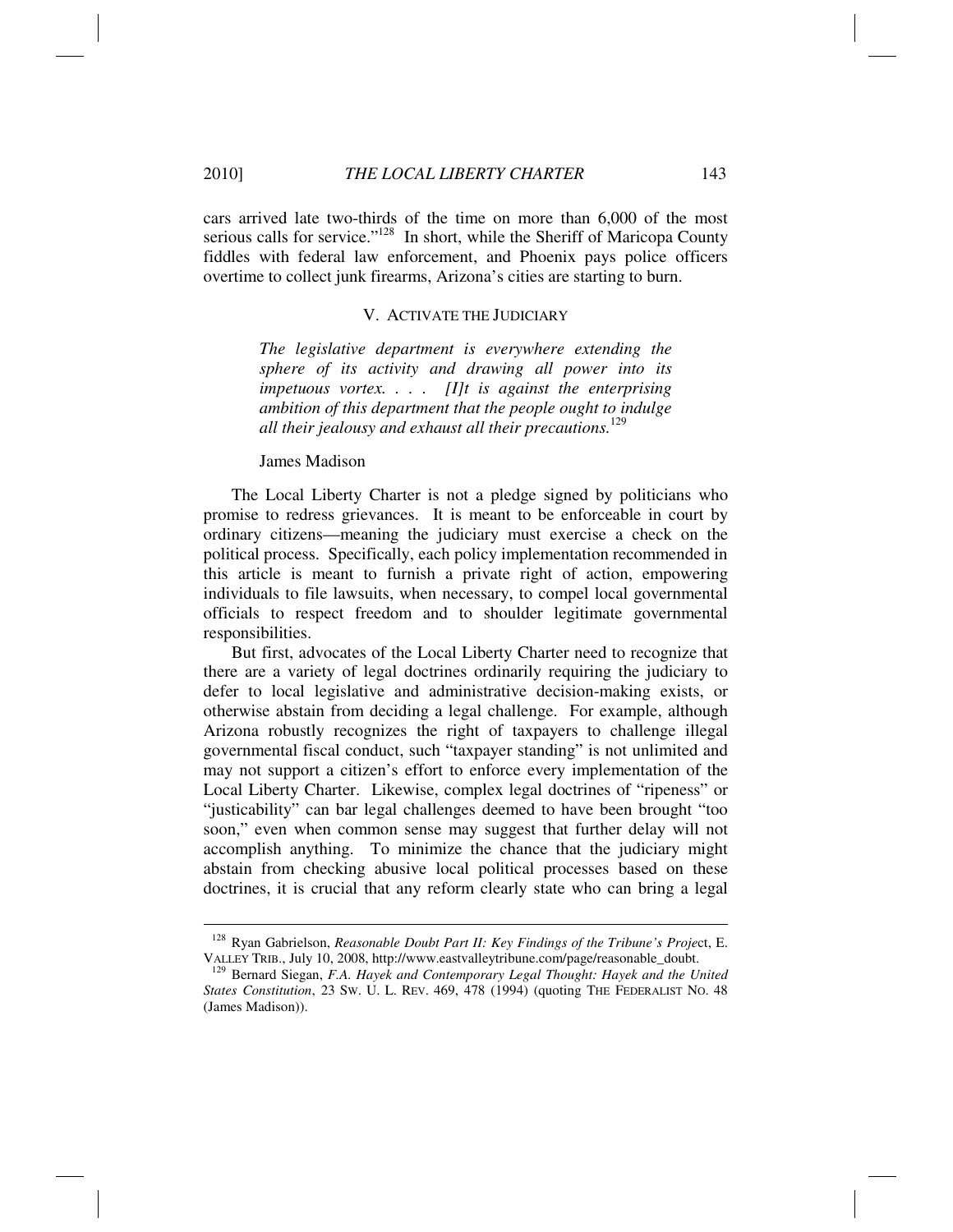cars arrived late two-thirds of the time on more than 6,000 of the most serious calls for service."[128] In short, while the Sheriff of Maricopa County fiddles with federal law enforcement, and Phoenix pays police officers overtime to collect junk firearms, Arizona's cities are starting to burn.

## V. ACTIVATE THE JUDICIARY

> *The legislative department is everywhere extending the sphere of its activity and drawing all power into its impetuous vortex. . . . [I]t is against the enterprising ambition of this department that the people ought to indulge all their jealousy and exhaust all their precautions.*[129]
>
> James Madison

The Local Liberty Charter is not a pledge signed by politicians who promise to redress grievances. It is meant to be enforceable in court by ordinary citizens—meaning the judiciary must exercise a check on the political process. Specifically, each policy implementation recommended in this article is meant to furnish a private right of action, empowering individuals to file lawsuits, when necessary, to compel local governmental officials to respect freedom and to shoulder legitimate governmental responsibilities.

But first, advocates of the Local Liberty Charter need to recognize that there are a variety of legal doctrines ordinarily requiring the judiciary to defer to local legislative and administrative decision-making exists, or otherwise abstain from deciding a legal challenge. For example, although Arizona robustly recognizes the right of taxpayers to challenge illegal governmental fiscal conduct, such "taxpayer standing" is not unlimited and may not support a citizen's effort to enforce every implementation of the Local Liberty Charter. Likewise, complex legal doctrines of "ripeness" or "justicability" can bar legal challenges deemed to have been brought "too soon," even when common sense may suggest that further delay will not accomplish anything. To minimize the chance that the judiciary might abstain from checking abusive local political processes based on these doctrines, it is crucial that any reform clearly state who can bring a legal

---

[128] Ryan Gabrielson, *Reasonable Doubt Part II: Key Findings of the Tribune's Project*, E. VALLEY TRIB., July 10, 2008, http://www.eastvalleytribune.com/page/reasonable_doubt.

[129] Bernard Siegan, *F.A. Hayek and Contemporary Legal Thought: Hayek and the United States Constitution*, 23 SW. U. L. REV. 469, 478 (1994) (quoting THE FEDERALIST NO. 48 (James Madison)).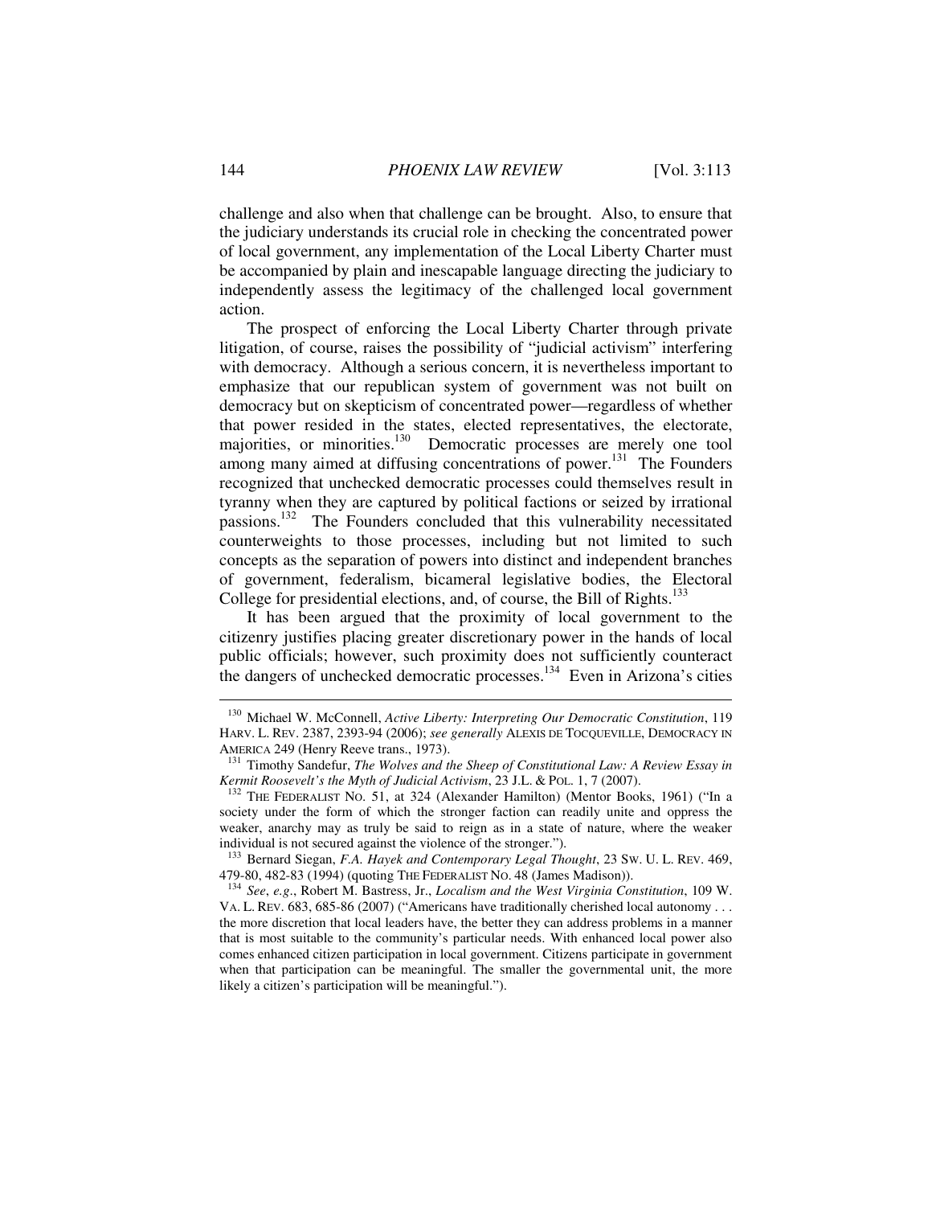challenge and also when that challenge can be brought. Also, to ensure that the judiciary understands its crucial role in checking the concentrated power of local government, any implementation of the Local Liberty Charter must be accompanied by plain and inescapable language directing the judiciary to independently assess the legitimacy of the challenged local government action.

The prospect of enforcing the Local Liberty Charter through private litigation, of course, raises the possibility of "judicial activism" interfering with democracy. Although a serious concern, it is nevertheless important to emphasize that our republican system of government was not built on democracy but on skepticism of concentrated power—regardless of whether that power resided in the states, elected representatives, the electorate, majorities, or minorities.[130] Democratic processes are merely one tool among many aimed at diffusing concentrations of power.[131] The Founders recognized that unchecked democratic processes could themselves result in tyranny when they are captured by political factions or seized by irrational passions.[132] The Founders concluded that this vulnerability necessitated counterweights to those processes, including but not limited to such concepts as the separation of powers into distinct and independent branches of government, federalism, bicameral legislative bodies, the Electoral College for presidential elections, and, of course, the Bill of Rights.[133]

It has been argued that the proximity of local government to the citizenry justifies placing greater discretionary power in the hands of local public officials; however, such proximity does not sufficiently counteract the dangers of unchecked democratic processes.[134] Even in Arizona's cities

---

[130] Michael W. McConnell, *Active Liberty: Interpreting Our Democratic Constitution*, 119 HARV. L. REV. 2387, 2393-94 (2006); *see generally* ALEXIS DE TOCQUEVILLE, DEMOCRACY IN AMERICA 249 (Henry Reeve trans., 1973).

[131] Timothy Sandefur, *The Wolves and the Sheep of Constitutional Law: A Review Essay in Kermit Roosevelt's the Myth of Judicial Activism*, 23 J.L. & POL. 1, 7 (2007).

[132] THE FEDERALIST NO. 51, at 324 (Alexander Hamilton) (Mentor Books, 1961) ("In a society under the form of which the stronger faction can readily unite and oppress the weaker, anarchy may as truly be said to reign as in a state of nature, where the weaker individual is not secured against the violence of the stronger.").

[133] Bernard Siegan, *F.A. Hayek and Contemporary Legal Thought*, 23 SW. U. L. REV. 469, 479-80, 482-83 (1994) (quoting THE FEDERALIST NO. 48 (James Madison)).

[134] *See*, *e.g*., Robert M. Bastress, Jr., *Localism and the West Virginia Constitution*, 109 W. VA. L. REV. 683, 685-86 (2007) ("Americans have traditionally cherished local autonomy . . . the more discretion that local leaders have, the better they can address problems in a manner that is most suitable to the community's particular needs. With enhanced local power also comes enhanced citizen participation in local government. Citizens participate in government when that participation can be meaningful. The smaller the governmental unit, the more likely a citizen's participation will be meaningful.").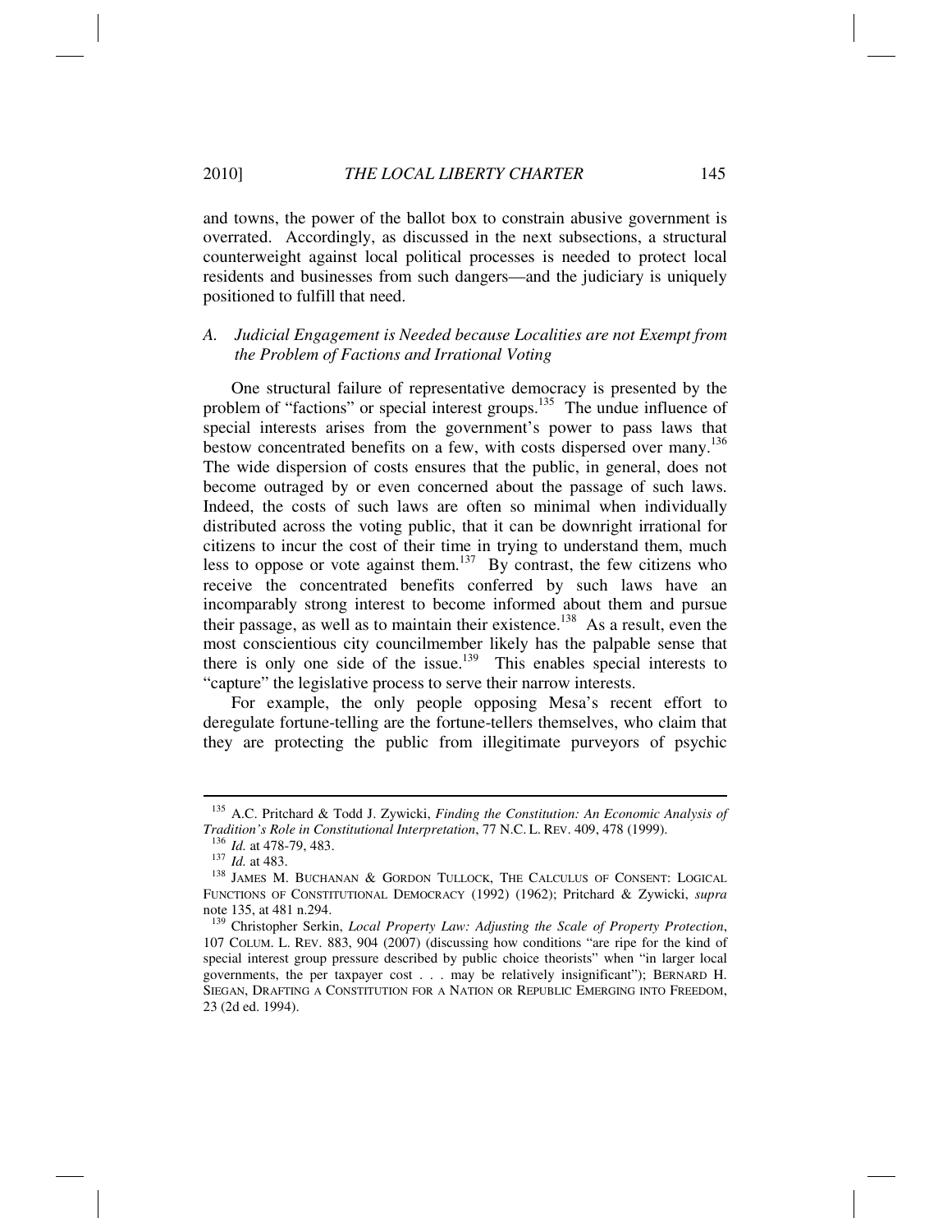and towns, the power of the ballot box to constrain abusive government is overrated. Accordingly, as discussed in the next subsections, a structural counterweight against local political processes is needed to protect local residents and businesses from such dangers—and the judiciary is uniquely positioned to fulfill that need.

### *A. Judicial Engagement is Needed because Localities are not Exempt from the Problem of Factions and Irrational Voting*

One structural failure of representative democracy is presented by the problem of "factions" or special interest groups.[135] The undue influence of special interests arises from the government's power to pass laws that bestow concentrated benefits on a few, with costs dispersed over many.[136] The wide dispersion of costs ensures that the public, in general, does not become outraged by or even concerned about the passage of such laws. Indeed, the costs of such laws are often so minimal when individually distributed across the voting public, that it can be downright irrational for citizens to incur the cost of their time in trying to understand them, much less to oppose or vote against them.[137] By contrast, the few citizens who receive the concentrated benefits conferred by such laws have an incomparably strong interest to become informed about them and pursue their passage, as well as to maintain their existence.[138] As a result, even the most conscientious city councilmember likely has the palpable sense that there is only one side of the issue.[139] This enables special interests to "capture" the legislative process to serve their narrow interests.

For example, the only people opposing Mesa's recent effort to deregulate fortune-telling are the fortune-tellers themselves, who claim that they are protecting the public from illegitimate purveyors of psychic

---

[135] A.C. Pritchard & Todd J. Zywicki, *Finding the Constitution: An Economic Analysis of Tradition's Role in Constitutional Interpretation*, 77 N.C. L. REV. 409, 478 (1999).

[136] *Id.* at 478-79, 483.

[137] *Id.* at 483.

[138] JAMES M. BUCHANAN & GORDON TULLOCK, THE CALCULUS OF CONSENT: LOGICAL FUNCTIONS OF CONSTITUTIONAL DEMOCRACY (1992) (1962); Pritchard & Zywicki, *supra* note 135, at 481 n.294.

[139] Christopher Serkin, *Local Property Law: Adjusting the Scale of Property Protection*, 107 COLUM. L. REV. 883, 904 (2007) (discussing how conditions "are ripe for the kind of special interest group pressure described by public choice theorists" when "in larger local governments, the per taxpayer cost . . . may be relatively insignificant"); BERNARD H. SIEGAN, DRAFTING A CONSTITUTION FOR A NATION OR REPUBLIC EMERGING INTO FREEDOM, 23 (2d ed. 1994).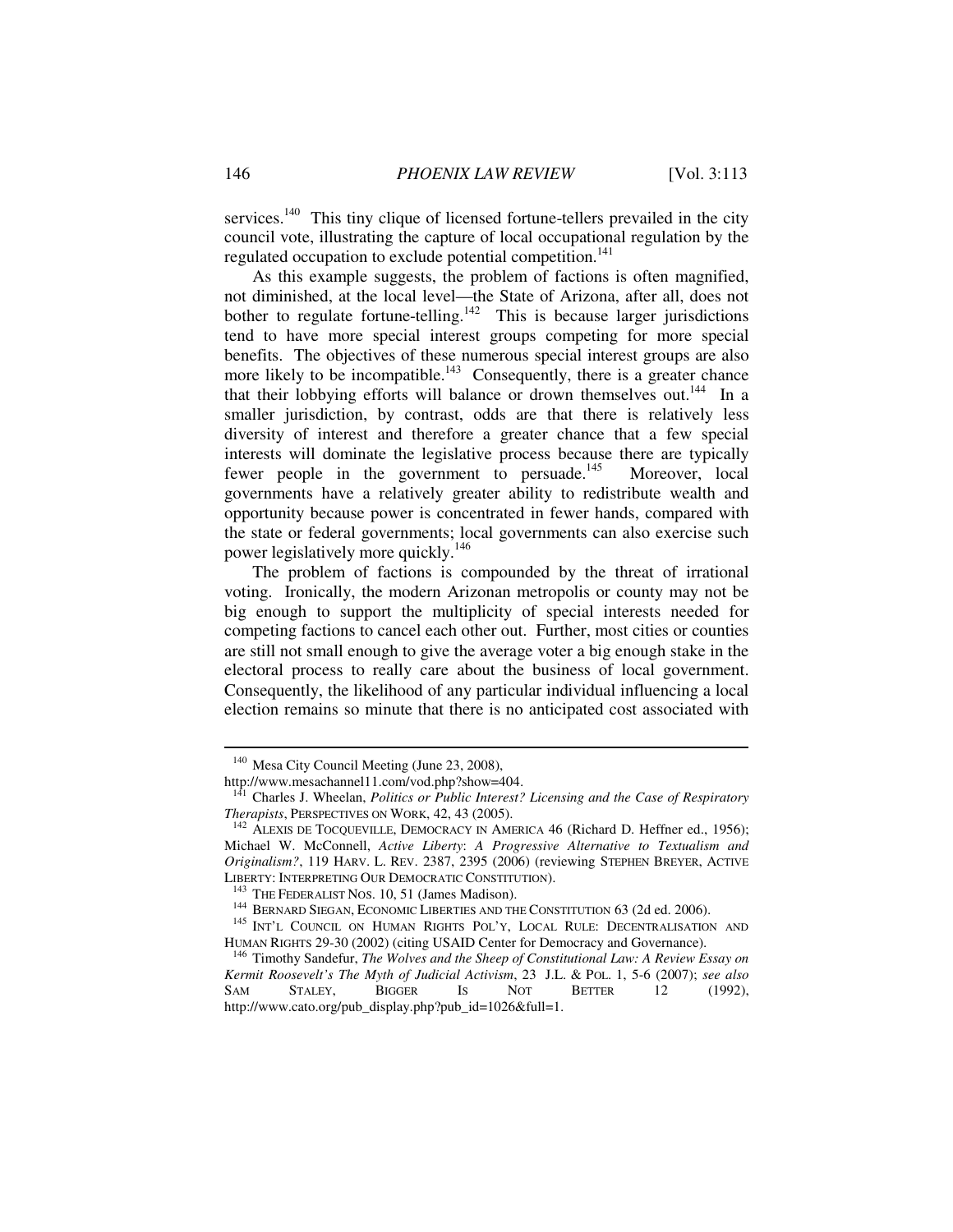services.[140] This tiny clique of licensed fortune-tellers prevailed in the city council vote, illustrating the capture of local occupational regulation by the regulated occupation to exclude potential competition.[141]

As this example suggests, the problem of factions is often magnified, not diminished, at the local level—the State of Arizona, after all, does not bother to regulate fortune-telling.[142] This is because larger jurisdictions tend to have more special interest groups competing for more special benefits. The objectives of these numerous special interest groups are also more likely to be incompatible.[143] Consequently, there is a greater chance that their lobbying efforts will balance or drown themselves out.[144] In a smaller jurisdiction, by contrast, odds are that there is relatively less diversity of interest and therefore a greater chance that a few special interests will dominate the legislative process because there are typically fewer people in the government to persuade.[145] Moreover, local governments have a relatively greater ability to redistribute wealth and opportunity because power is concentrated in fewer hands, compared with the state or federal governments; local governments can also exercise such power legislatively more quickly.[146]

The problem of factions is compounded by the threat of irrational voting. Ironically, the modern Arizonan metropolis or county may not be big enough to support the multiplicity of special interests needed for competing factions to cancel each other out. Further, most cities or counties are still not small enough to give the average voter a big enough stake in the electoral process to really care about the business of local government. Consequently, the likelihood of any particular individual influencing a local election remains so minute that there is no anticipated cost associated with

---

[140] Mesa City Council Meeting (June 23, 2008), http://www.mesachannel11.com/vod.php?show=404.

[141] Charles J. Wheelan, *Politics or Public Interest? Licensing and the Case of Respiratory Therapists*, PERSPECTIVES ON WORK, 42, 43 (2005).

[142] ALEXIS DE TOCQUEVILLE, DEMOCRACY IN AMERICA 46 (Richard D. Heffner ed., 1956); Michael W. McConnell, *Active Liberty: A Progressive Alternative to Textualism and Originalism?*, 119 HARV. L. REV. 2387, 2395 (2006) (reviewing STEPHEN BREYER, ACTIVE LIBERTY: INTERPRETING OUR DEMOCRATIC CONSTITUTION).

[143] THE FEDERALIST NOS. 10, 51 (James Madison).

[144] BERNARD SIEGAN, ECONOMIC LIBERTIES AND THE CONSTITUTION 63 (2d ed. 2006).

[145] INT'L COUNCIL ON HUMAN RIGHTS POL'Y, LOCAL RULE: DECENTRALISATION AND HUMAN RIGHTS 29-30 (2002) (citing USAID Center for Democracy and Governance).

[146] Timothy Sandefur, *The Wolves and the Sheep of Constitutional Law: A Review Essay on Kermit Roosevelt's The Myth of Judicial Activism*, 23 J.L. & POL. 1, 5-6 (2007); *see also* SAM STALEY, BIGGER IS NOT BETTER 12 (1992), http://www.cato.org/pub_display.php?pub_id=1026&full=1.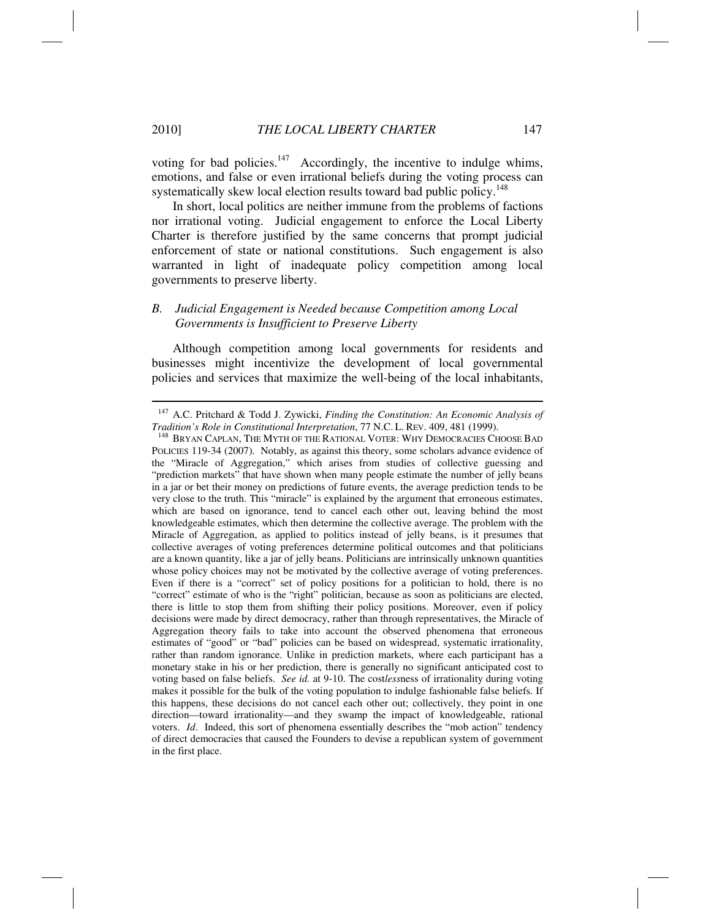voting for bad policies.[147] Accordingly, the incentive to indulge whims, emotions, and false or even irrational beliefs during the voting process can systematically skew local election results toward bad public policy.[148]

In short, local politics are neither immune from the problems of factions nor irrational voting. Judicial engagement to enforce the Local Liberty Charter is therefore justified by the same concerns that prompt judicial enforcement of state or national constitutions. Such engagement is also warranted in light of inadequate policy competition among local governments to preserve liberty.

### *B. Judicial Engagement is Needed because Competition among Local Governments is Insufficient to Preserve Liberty*

Although competition among local governments for residents and businesses might incentivize the development of local governmental policies and services that maximize the well-being of the local inhabitants,

---

[147] A.C. Pritchard & Todd J. Zywicki, *Finding the Constitution: An Economic Analysis of Tradition's Role in Constitutional Interpretation*, 77 N.C. L. REV. 409, 481 (1999).

[148] BRYAN CAPLAN, THE MYTH OF THE RATIONAL VOTER: WHY DEMOCRACIES CHOOSE BAD POLICIES 119-34 (2007). Notably, as against this theory, some scholars advance evidence of the "Miracle of Aggregation," which arises from studies of collective guessing and "prediction markets" that have shown when many people estimate the number of jelly beans in a jar or bet their money on predictions of future events, the average prediction tends to be very close to the truth. This "miracle" is explained by the argument that erroneous estimates, which are based on ignorance, tend to cancel each other out, leaving behind the most knowledgeable estimates, which then determine the collective average. The problem with the Miracle of Aggregation, as applied to politics instead of jelly beans, is it presumes that collective averages of voting preferences determine political outcomes and that politicians are a known quantity, like a jar of jelly beans. Politicians are intrinsically unknown quantities whose policy choices may not be motivated by the collective average of voting preferences. Even if there is a "correct" set of policy positions for a politician to hold, there is no "correct" estimate of who is the "right" politician, because as soon as politicians are elected, there is little to stop them from shifting their policy positions. Moreover, even if policy decisions were made by direct democracy, rather than through representatives, the Miracle of Aggregation theory fails to take into account the observed phenomena that erroneous estimates of "good" or "bad" policies can be based on widespread, systematic irrationality, rather than random ignorance. Unlike in prediction markets, where each participant has a monetary stake in his or her prediction, there is generally no significant anticipated cost to voting based on false beliefs. *See id.* at 9-10. The cost*less*ness of irrationality during voting makes it possible for the bulk of the voting population to indulge fashionable false beliefs. If this happens, these decisions do not cancel each other out; collectively, they point in one direction—toward irrationality—and they swamp the impact of knowledgeable, rational voters. *Id*. Indeed, this sort of phenomena essentially describes the "mob action" tendency of direct democracies that caused the Founders to devise a republican system of government in the first place.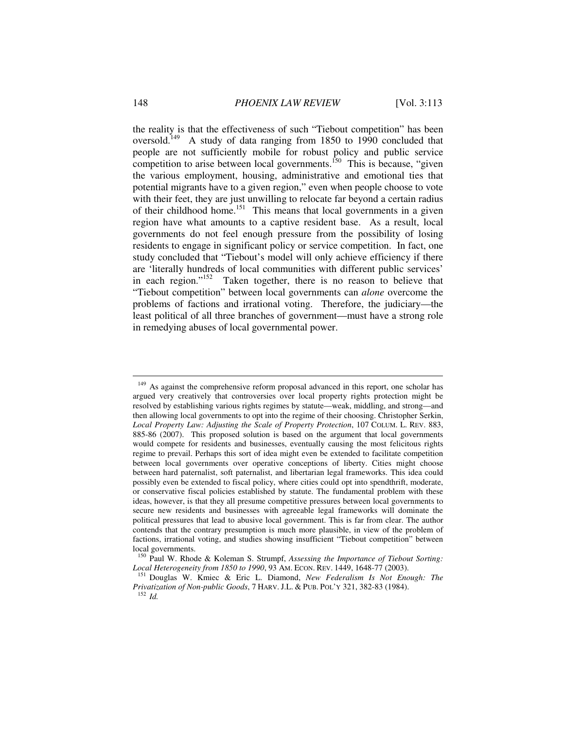the reality is that the effectiveness of such "Tiebout competition" has been oversold.[149] A study of data ranging from 1850 to 1990 concluded that people are not sufficiently mobile for robust policy and public service competition to arise between local governments.[150] This is because, "given the various employment, housing, administrative and emotional ties that potential migrants have to a given region," even when people choose to vote with their feet, they are just unwilling to relocate far beyond a certain radius of their childhood home.[151] This means that local governments in a given region have what amounts to a captive resident base. As a result, local governments do not feel enough pressure from the possibility of losing residents to engage in significant policy or service competition. In fact, one study concluded that "Tiebout's model will only achieve efficiency if there are 'literally hundreds of local communities with different public services' in each region."[152] Taken together, there is no reason to believe that "Tiebout competition" between local governments can *alone* overcome the problems of factions and irrational voting. Therefore, the judiciary—the least political of all three branches of government—must have a strong role in remedying abuses of local governmental power.

---

[149] As against the comprehensive reform proposal advanced in this report, one scholar has argued very creatively that controversies over local property rights protection might be resolved by establishing various rights regimes by statute—weak, middling, and strong—and then allowing local governments to opt into the regime of their choosing. Christopher Serkin, *Local Property Law: Adjusting the Scale of Property Protection*, 107 COLUM. L. REV. 883, 885-86 (2007). This proposed solution is based on the argument that local governments would compete for residents and businesses, eventually causing the most felicitous rights regime to prevail. Perhaps this sort of idea might even be extended to facilitate competition between local governments over operative conceptions of liberty. Cities might choose between hard paternalist, soft paternalist, and libertarian legal frameworks. This idea could possibly even be extended to fiscal policy, where cities could opt into spendthrift, moderate, or conservative fiscal policies established by statute. The fundamental problem with these ideas, however, is that they all presume competitive pressures between local governments to secure new residents and businesses with agreeable legal frameworks will dominate the political pressures that lead to abusive local government. This is far from clear. The author contends that the contrary presumption is much more plausible, in view of the problem of factions, irrational voting, and studies showing insufficient "Tiebout competition" between local governments.

[150] Paul W. Rhode & Koleman S. Strumpf, *Assessing the Importance of Tiebout Sorting: Local Heterogeneity from 1850 to 1990*, 93 AM. ECON. REV. 1449, 1648-77 (2003).

[151] Douglas W. Kmiec & Eric L. Diamond, *New Federalism Is Not Enough: The Privatization of Non-public Goods*, 7 HARV. J.L. & PUB. POL'Y 321, 382-83 (1984).

[152] *Id.*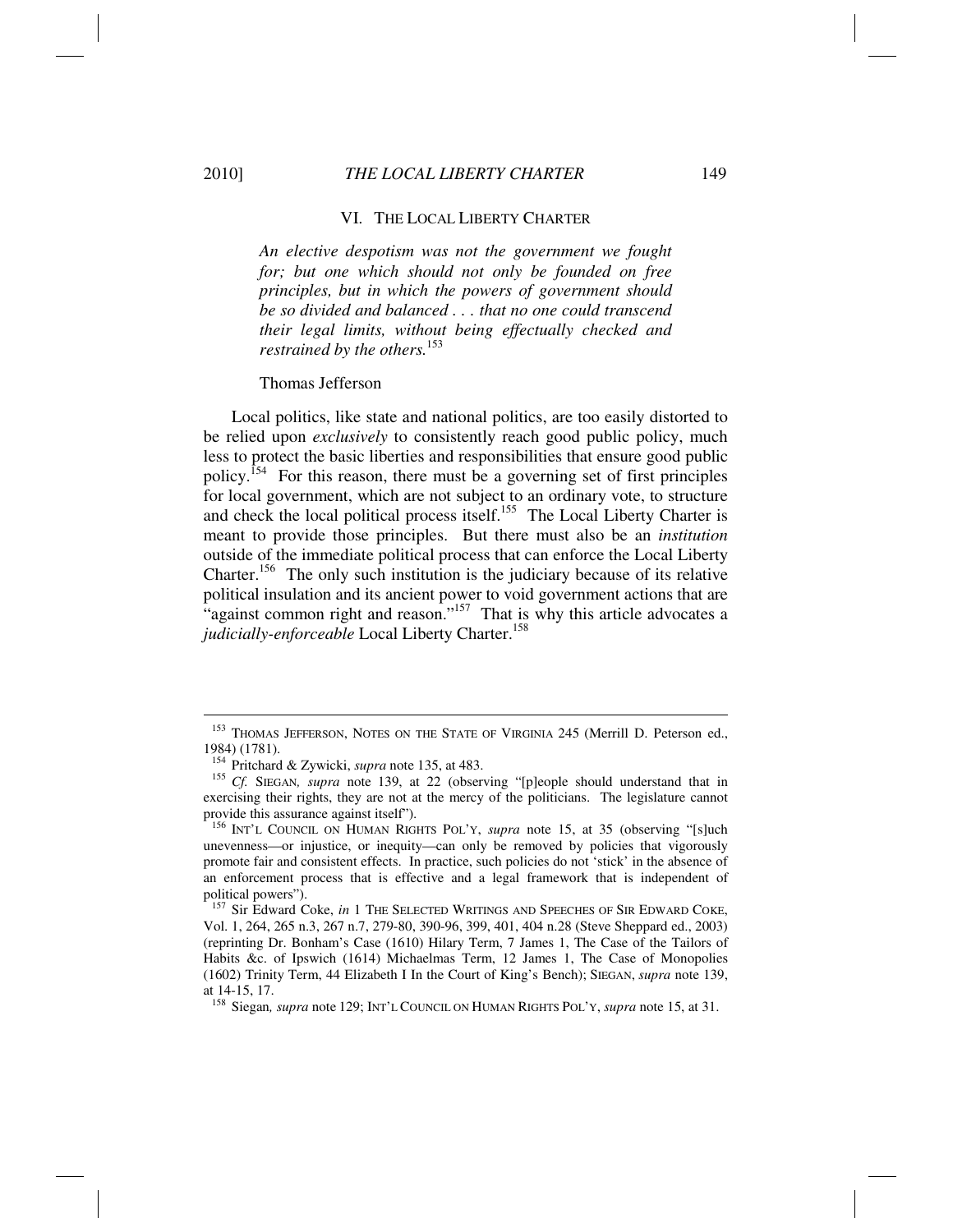## VI. THE LOCAL LIBERTY CHARTER

> *An elective despotism was not the government we fought for; but one which should not only be founded on free principles, but in which the powers of government should be so divided and balanced . . . that no one could transcend their legal limits, without being effectually checked and restrained by the others.*[153]
>
> Thomas Jefferson

Local politics, like state and national politics, are too easily distorted to be relied upon *exclusively* to consistently reach good public policy, much less to protect the basic liberties and responsibilities that ensure good public policy.[154] For this reason, there must be a governing set of first principles for local government, which are not subject to an ordinary vote, to structure and check the local political process itself.[155] The Local Liberty Charter is meant to provide those principles. But there must also be an *institution* outside of the immediate political process that can enforce the Local Liberty Charter.[156] The only such institution is the judiciary because of its relative political insulation and its ancient power to void government actions that are "against common right and reason."[157] That is why this article advocates a *judicially-enforceable* Local Liberty Charter.[158]

---

[153] THOMAS JEFFERSON, NOTES ON THE STATE OF VIRGINIA 245 (Merrill D. Peterson ed., 1984) (1781).

[154] Pritchard & Zywicki, *supra* note 135, at 483.

[155] *Cf.* SIEGAN, *supra* note 139, at 22 (observing "[p]eople should understand that in exercising their rights, they are not at the mercy of the politicians. The legislature cannot provide this assurance against itself").

[156] INT'L COUNCIL ON HUMAN RIGHTS POL'Y, *supra* note 15, at 35 (observing "[s]uch unevenness—or injustice, or inequity—can only be removed by policies that vigorously promote fair and consistent effects. In practice, such policies do not 'stick' in the absence of an enforcement process that is effective and a legal framework that is independent of political powers").

[157] Sir Edward Coke, *in* 1 THE SELECTED WRITINGS AND SPEECHES OF SIR EDWARD COKE, Vol. 1, 264, 265 n.3, 267 n.7, 279-80, 390-96, 399, 401, 404 n.28 (Steve Sheppard ed., 2003) (reprinting Dr. Bonham's Case (1610) Hilary Term, 7 James 1, The Case of the Tailors of Habits &c. of Ipswich (1614) Michaelmas Term, 12 James 1, The Case of Monopolies (1602) Trinity Term, 44 Elizabeth I In the Court of King's Bench); SIEGAN, *supra* note 139, at 14-15, 17.

[158] Siegan*, supra* note 129; INT'L COUNCIL ON HUMAN RIGHTS POL'Y, *supra* note 15, at 31.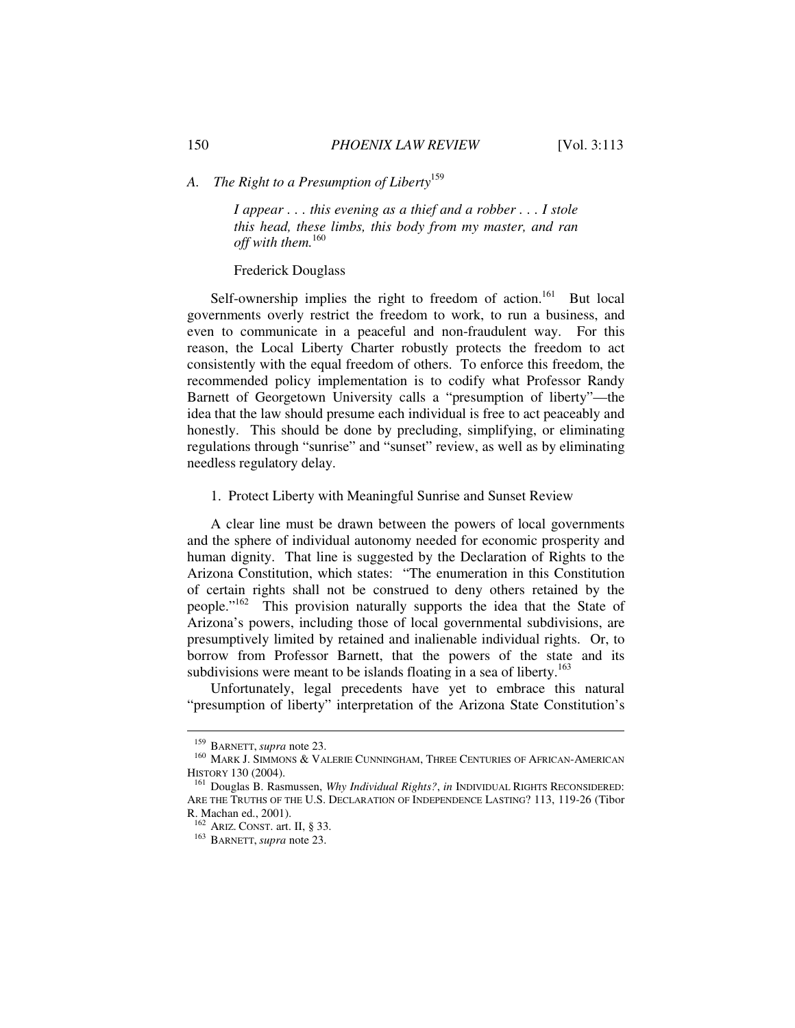### A. *The Right to a Presumption of Liberty*[159]

> *I appear . . . this evening as a thief and a robber . . . I stole this head, these limbs, this body from my master, and ran off with them.*[160]
>
> Frederick Douglass

Self-ownership implies the right to freedom of action.[161] But local governments overly restrict the freedom to work, to run a business, and even to communicate in a peaceful and non-fraudulent way. For this reason, the Local Liberty Charter robustly protects the freedom to act consistently with the equal freedom of others. To enforce this freedom, the recommended policy implementation is to codify what Professor Randy Barnett of Georgetown University calls a "presumption of liberty"—the idea that the law should presume each individual is free to act peaceably and honestly. This should be done by precluding, simplifying, or eliminating regulations through "sunrise" and "sunset" review, as well as by eliminating needless regulatory delay.

#### 1. Protect Liberty with Meaningful Sunrise and Sunset Review

A clear line must be drawn between the powers of local governments and the sphere of individual autonomy needed for economic prosperity and human dignity. That line is suggested by the Declaration of Rights to the Arizona Constitution, which states: "The enumeration in this Constitution of certain rights shall not be construed to deny others retained by the people."[162] This provision naturally supports the idea that the State of Arizona's powers, including those of local governmental subdivisions, are presumptively limited by retained and inalienable individual rights. Or, to borrow from Professor Barnett, that the powers of the state and its subdivisions were meant to be islands floating in a sea of liberty.[163]

Unfortunately, legal precedents have yet to embrace this natural "presumption of liberty" interpretation of the Arizona State Constitution's

---

[159] BARNETT, *supra* note 23.

[160] MARK J. SIMMONS & VALERIE CUNNINGHAM, THREE CENTURIES OF AFRICAN-AMERICAN HISTORY 130 (2004).

[161] Douglas B. Rasmussen, *Why Individual Rights?*, *in* INDIVIDUAL RIGHTS RECONSIDERED: ARE THE TRUTHS OF THE U.S. DECLARATION OF INDEPENDENCE LASTING? 113, 119-26 (Tibor R. Machan ed., 2001).

[162] ARIZ. CONST. art. II, § 33.

[163] BARNETT, *supra* note 23.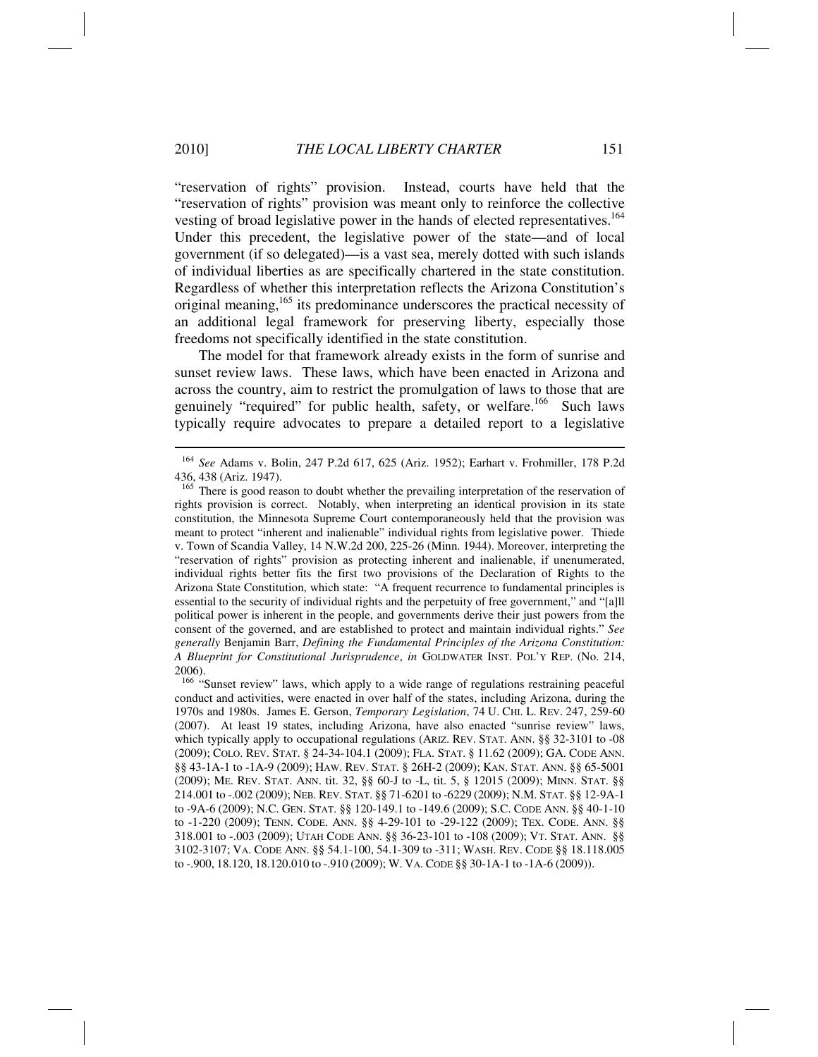"reservation of rights" provision. Instead, courts have held that the "reservation of rights" provision was meant only to reinforce the collective vesting of broad legislative power in the hands of elected representatives.[164] Under this precedent, the legislative power of the state—and of local government (if so delegated)—is a vast sea, merely dotted with such islands of individual liberties as are specifically chartered in the state constitution. Regardless of whether this interpretation reflects the Arizona Constitution's original meaning,[165] its predominance underscores the practical necessity of an additional legal framework for preserving liberty, especially those freedoms not specifically identified in the state constitution.

The model for that framework already exists in the form of sunrise and sunset review laws. These laws, which have been enacted in Arizona and across the country, aim to restrict the promulgation of laws to those that are genuinely "required" for public health, safety, or welfare.[166] Such laws typically require advocates to prepare a detailed report to a legislative

---

[164] *See* Adams v. Bolin, 247 P.2d 617, 625 (Ariz. 1952); Earhart v. Frohmiller, 178 P.2d 436, 438 (Ariz. 1947).

[165] There is good reason to doubt whether the prevailing interpretation of the reservation of rights provision is correct. Notably, when interpreting an identical provision in its state constitution, the Minnesota Supreme Court contemporaneously held that the provision was meant to protect "inherent and inalienable" individual rights from legislative power. Thiede v. Town of Scandia Valley, 14 N.W.2d 200, 225-26 (Minn. 1944). Moreover, interpreting the "reservation of rights" provision as protecting inherent and inalienable, if unenumerated, individual rights better fits the first two provisions of the Declaration of Rights to the Arizona State Constitution, which state: "A frequent recurrence to fundamental principles is essential to the security of individual rights and the perpetuity of free government," and "[a]ll political power is inherent in the people, and governments derive their just powers from the consent of the governed, and are established to protect and maintain individual rights." *See generally* Benjamin Barr, *Defining the Fundamental Principles of the Arizona Constitution: A Blueprint for Constitutional Jurisprudence*, *in* GOLDWATER INST. POL'Y REP. (No. 214, 2006).

[166] "Sunset review" laws, which apply to a wide range of regulations restraining peaceful conduct and activities, were enacted in over half of the states, including Arizona, during the 1970s and 1980s. James E. Gerson, *Temporary Legislation*, 74 U. CHI. L. REV. 247, 259-60 (2007). At least 19 states, including Arizona, have also enacted "sunrise review" laws, which typically apply to occupational regulations (ARIZ. REV. STAT. ANN. §§ 32-3101 to -08 (2009); COLO. REV. STAT. § 24-34-104.1 (2009); FLA. STAT. § 11.62 (2009); GA. CODE ANN. §§ 43-1A-1 to -1A-9 (2009); HAW. REV. STAT. § 26H-2 (2009); KAN. STAT. ANN. §§ 65-5001 (2009); ME. REV. STAT. ANN. tit. 32, §§ 60-J to -L, tit. 5, § 12015 (2009); MINN. STAT. §§ 214.001 to -.002 (2009); NEB. REV. STAT. §§ 71-6201 to -6229 (2009); N.M. STAT. §§ 12-9A-1 to -9A-6 (2009); N.C. GEN. STAT. §§ 120-149.1 to -149.6 (2009); S.C. CODE ANN. §§ 40-1-10 to -1-220 (2009); TENN. CODE. ANN. §§ 4-29-101 to -29-122 (2009); TEX. CODE. ANN. §§ 318.001 to -.003 (2009); UTAH CODE ANN. §§ 36-23-101 to -108 (2009); VT. STAT. ANN. §§ 3102-3107; VA. CODE ANN. §§ 54.1-100, 54.1-309 to -311; WASH. REV. CODE §§ 18.118.005 to -.900, 18.120, 18.120.010 to -.910 (2009); W. VA. CODE §§ 30-1A-1 to -1A-6 (2009)).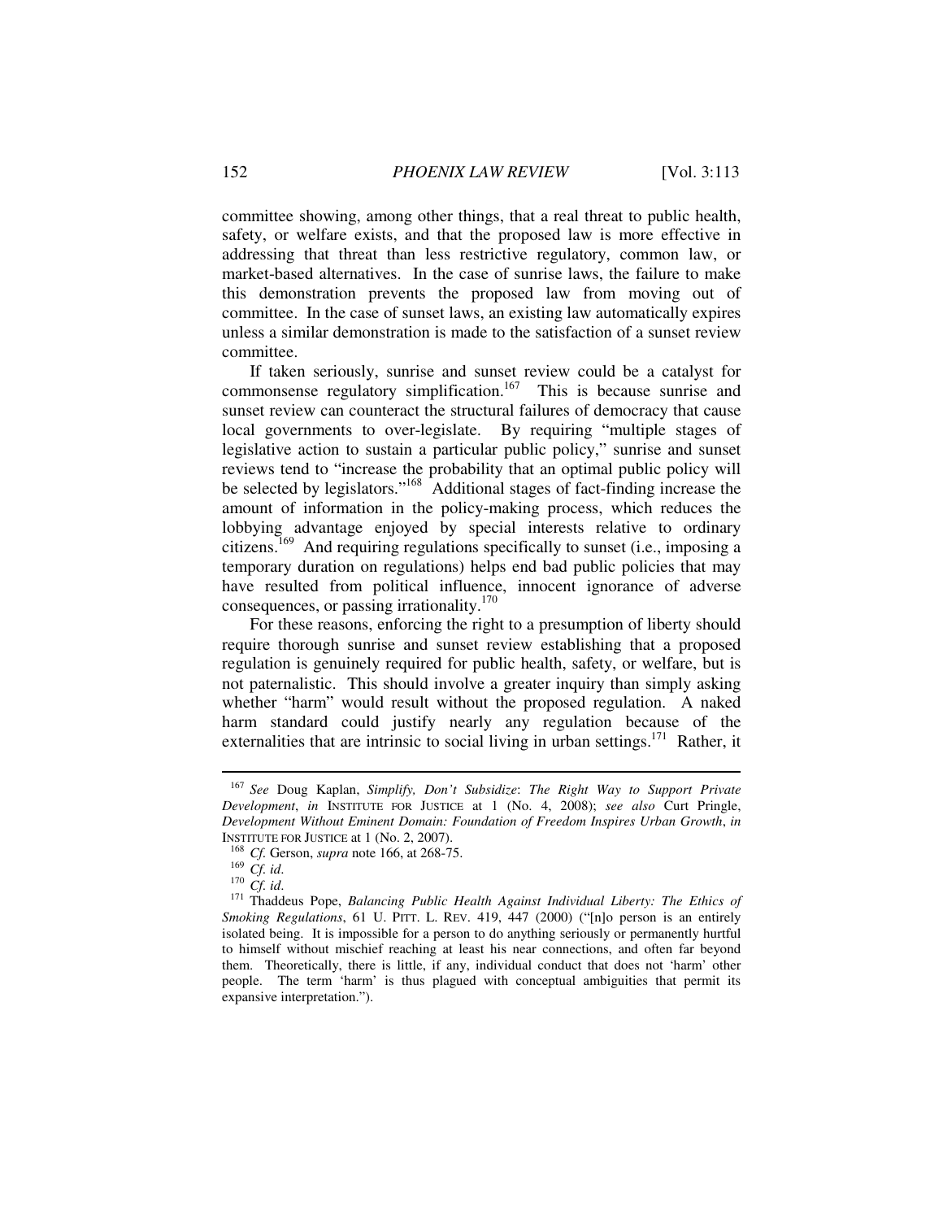committee showing, among other things, that a real threat to public health, safety, or welfare exists, and that the proposed law is more effective in addressing that threat than less restrictive regulatory, common law, or market-based alternatives. In the case of sunrise laws, the failure to make this demonstration prevents the proposed law from moving out of committee. In the case of sunset laws, an existing law automatically expires unless a similar demonstration is made to the satisfaction of a sunset review committee.

If taken seriously, sunrise and sunset review could be a catalyst for commonsense regulatory simplification.[167] This is because sunrise and sunset review can counteract the structural failures of democracy that cause local governments to over-legislate. By requiring "multiple stages of legislative action to sustain a particular public policy," sunrise and sunset reviews tend to "increase the probability that an optimal public policy will be selected by legislators."[168] Additional stages of fact-finding increase the amount of information in the policy-making process, which reduces the lobbying advantage enjoyed by special interests relative to ordinary citizens.[169] And requiring regulations specifically to sunset (i.e., imposing a temporary duration on regulations) helps end bad public policies that may have resulted from political influence, innocent ignorance of adverse consequences, or passing irrationality.[170]

For these reasons, enforcing the right to a presumption of liberty should require thorough sunrise and sunset review establishing that a proposed regulation is genuinely required for public health, safety, or welfare, but is not paternalistic. This should involve a greater inquiry than simply asking whether "harm" would result without the proposed regulation. A naked harm standard could justify nearly any regulation because of the externalities that are intrinsic to social living in urban settings.[171] Rather, it

---

[167] *See* Doug Kaplan, *Simplify, Don't Subsidize*: *The Right Way to Support Private Development*, *in* INSTITUTE FOR JUSTICE at 1 (No. 4, 2008); *see also* Curt Pringle, *Development Without Eminent Domain: Foundation of Freedom Inspires Urban Growth*, *in* INSTITUTE FOR JUSTICE at 1 (No. 2, 2007).

[168] *Cf.* Gerson, *supra* note 166, at 268-75.

[169] *Cf. id*.

[170] *Cf. id*.

[171] Thaddeus Pope, *Balancing Public Health Against Individual Liberty: The Ethics of Smoking Regulations*, 61 U. PITT. L. REV. 419, 447 (2000) ("[n]o person is an entirely isolated being. It is impossible for a person to do anything seriously or permanently hurtful to himself without mischief reaching at least his near connections, and often far beyond them. Theoretically, there is little, if any, individual conduct that does not 'harm' other people. The term 'harm' is thus plagued with conceptual ambiguities that permit its expansive interpretation.").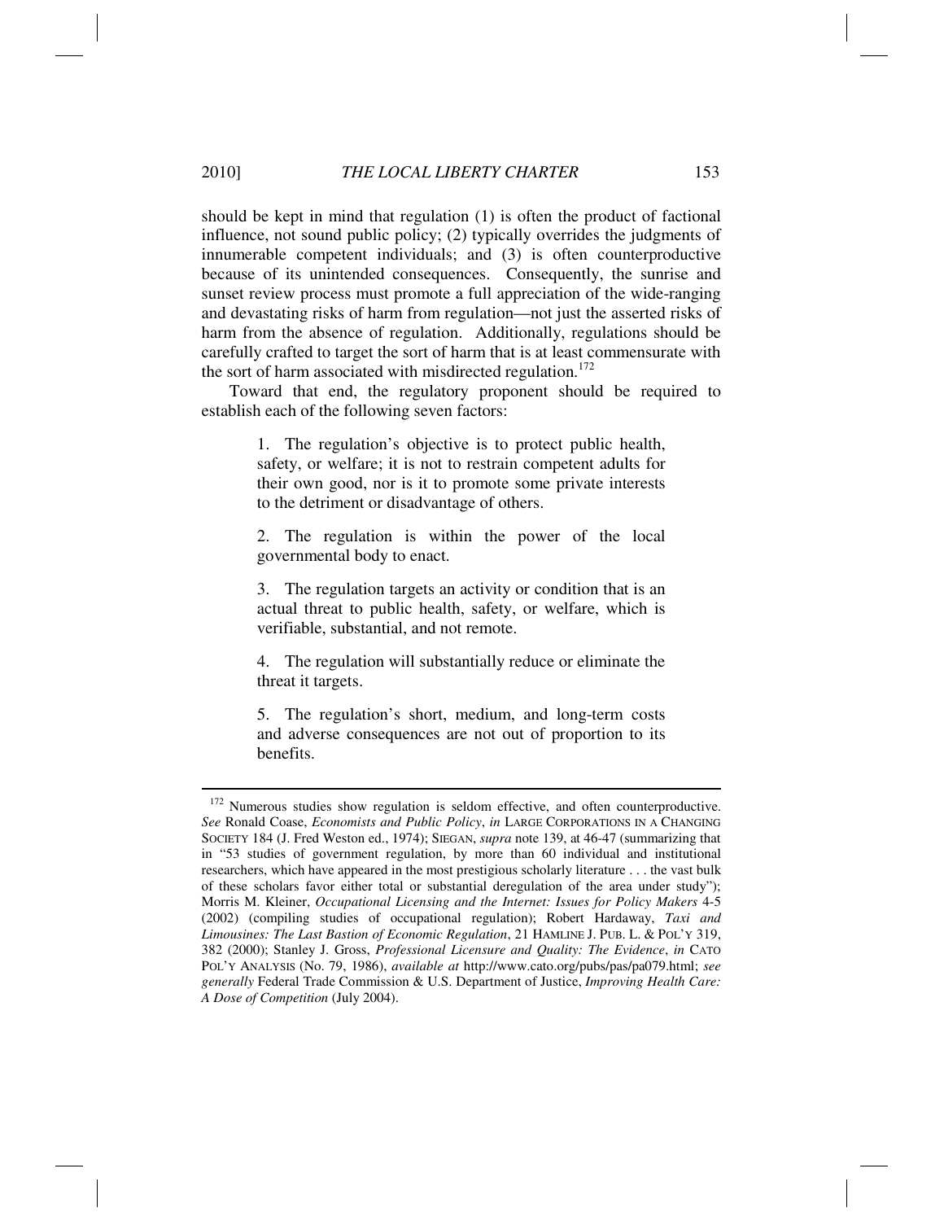should be kept in mind that regulation (1) is often the product of factional influence, not sound public policy; (2) typically overrides the judgments of innumerable competent individuals; and (3) is often counterproductive because of its unintended consequences. Consequently, the sunrise and sunset review process must promote a full appreciation of the wide-ranging and devastating risks of harm from regulation—not just the asserted risks of harm from the absence of regulation. Additionally, regulations should be carefully crafted to target the sort of harm that is at least commensurate with the sort of harm associated with misdirected regulation.[172]

Toward that end, the regulatory proponent should be required to establish each of the following seven factors:

> 1. The regulation's objective is to protect public health, safety, or welfare; it is not to restrain competent adults for their own good, nor is it to promote some private interests to the detriment or disadvantage of others.
>
> 2. The regulation is within the power of the local governmental body to enact.
>
> 3. The regulation targets an activity or condition that is an actual threat to public health, safety, or welfare, which is verifiable, substantial, and not remote.
>
> 4. The regulation will substantially reduce or eliminate the threat it targets.
>
> 5. The regulation's short, medium, and long-term costs and adverse consequences are not out of proportion to its benefits.

---

[172] Numerous studies show regulation is seldom effective, and often counterproductive. *See* Ronald Coase, *Economists and Public Policy*, *in* LARGE CORPORATIONS IN A CHANGING SOCIETY 184 (J. Fred Weston ed., 1974); SIEGAN, *supra* note 139, at 46-47 (summarizing that in "53 studies of government regulation, by more than 60 individual and institutional researchers, which have appeared in the most prestigious scholarly literature . . . the vast bulk of these scholars favor either total or substantial deregulation of the area under study"); Morris M. Kleiner, *Occupational Licensing and the Internet: Issues for Policy Makers* 4-5 (2002) (compiling studies of occupational regulation); Robert Hardaway, *Taxi and Limousines: The Last Bastion of Economic Regulation*, 21 HAMLINE J. PUB. L. & POL'Y 319, 382 (2000); Stanley J. Gross, *Professional Licensure and Quality: The Evidence*, *in* CATO POL'Y ANALYSIS (No. 79, 1986), *available at* http://www.cato.org/pubs/pas/pa079.html; *see generally* Federal Trade Commission & U.S. Department of Justice, *Improving Health Care: A Dose of Competition* (July 2004).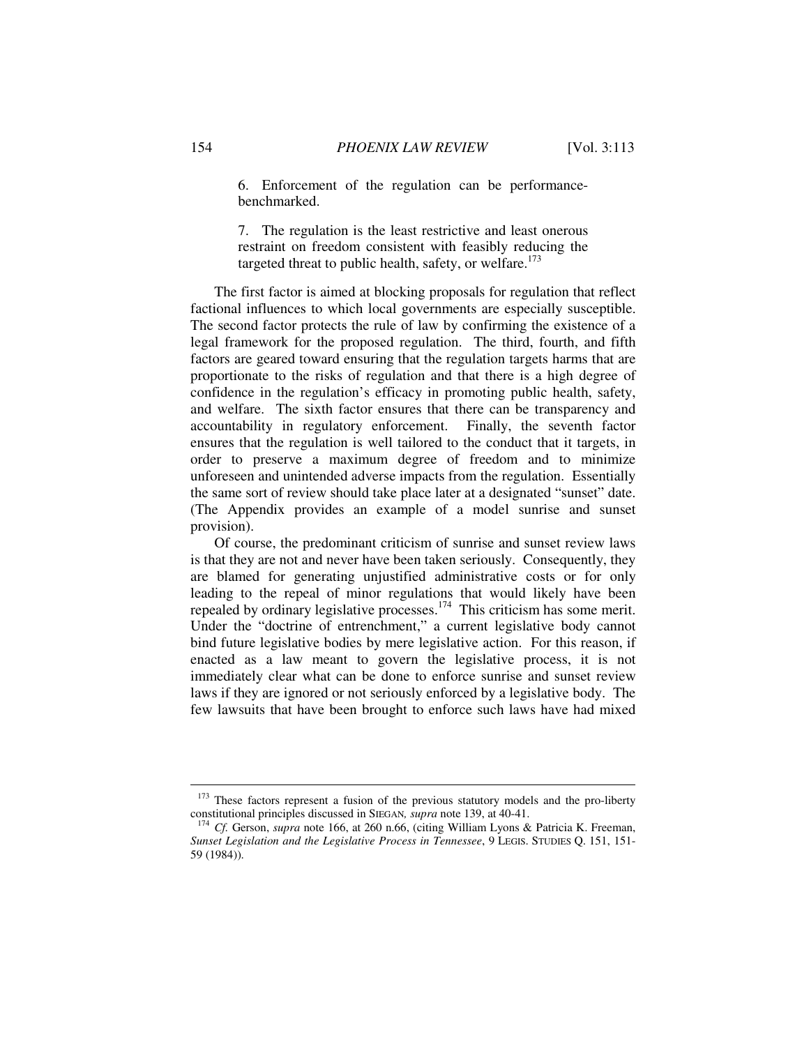> 6. Enforcement of the regulation can be performance-benchmarked.
>
> 7. The regulation is the least restrictive and least onerous restraint on freedom consistent with feasibly reducing the targeted threat to public health, safety, or welfare.[173]

The first factor is aimed at blocking proposals for regulation that reflect factional influences to which local governments are especially susceptible. The second factor protects the rule of law by confirming the existence of a legal framework for the proposed regulation. The third, fourth, and fifth factors are geared toward ensuring that the regulation targets harms that are proportionate to the risks of regulation and that there is a high degree of confidence in the regulation's efficacy in promoting public health, safety, and welfare. The sixth factor ensures that there can be transparency and accountability in regulatory enforcement. Finally, the seventh factor ensures that the regulation is well tailored to the conduct that it targets, in order to preserve a maximum degree of freedom and to minimize unforeseen and unintended adverse impacts from the regulation. Essentially the same sort of review should take place later at a designated "sunset" date. (The Appendix provides an example of a model sunrise and sunset provision).

Of course, the predominant criticism of sunrise and sunset review laws is that they are not and never have been taken seriously. Consequently, they are blamed for generating unjustified administrative costs or for only leading to the repeal of minor regulations that would likely have been repealed by ordinary legislative processes.[174] This criticism has some merit. Under the "doctrine of entrenchment," a current legislative body cannot bind future legislative bodies by mere legislative action. For this reason, if enacted as a law meant to govern the legislative process, it is not immediately clear what can be done to enforce sunrise and sunset review laws if they are ignored or not seriously enforced by a legislative body. The few lawsuits that have been brought to enforce such laws have had mixed

---

[173] These factors represent a fusion of the previous statutory models and the pro-liberty constitutional principles discussed in SIEGAN, *supra* note 139, at 40-41.

[174] *Cf.* Gerson, *supra* note 166, at 260 n.66, (citing William Lyons & Patricia K. Freeman, *Sunset Legislation and the Legislative Process in Tennessee*, 9 LEGIS. STUDIES Q. 151, 151-59 (1984)).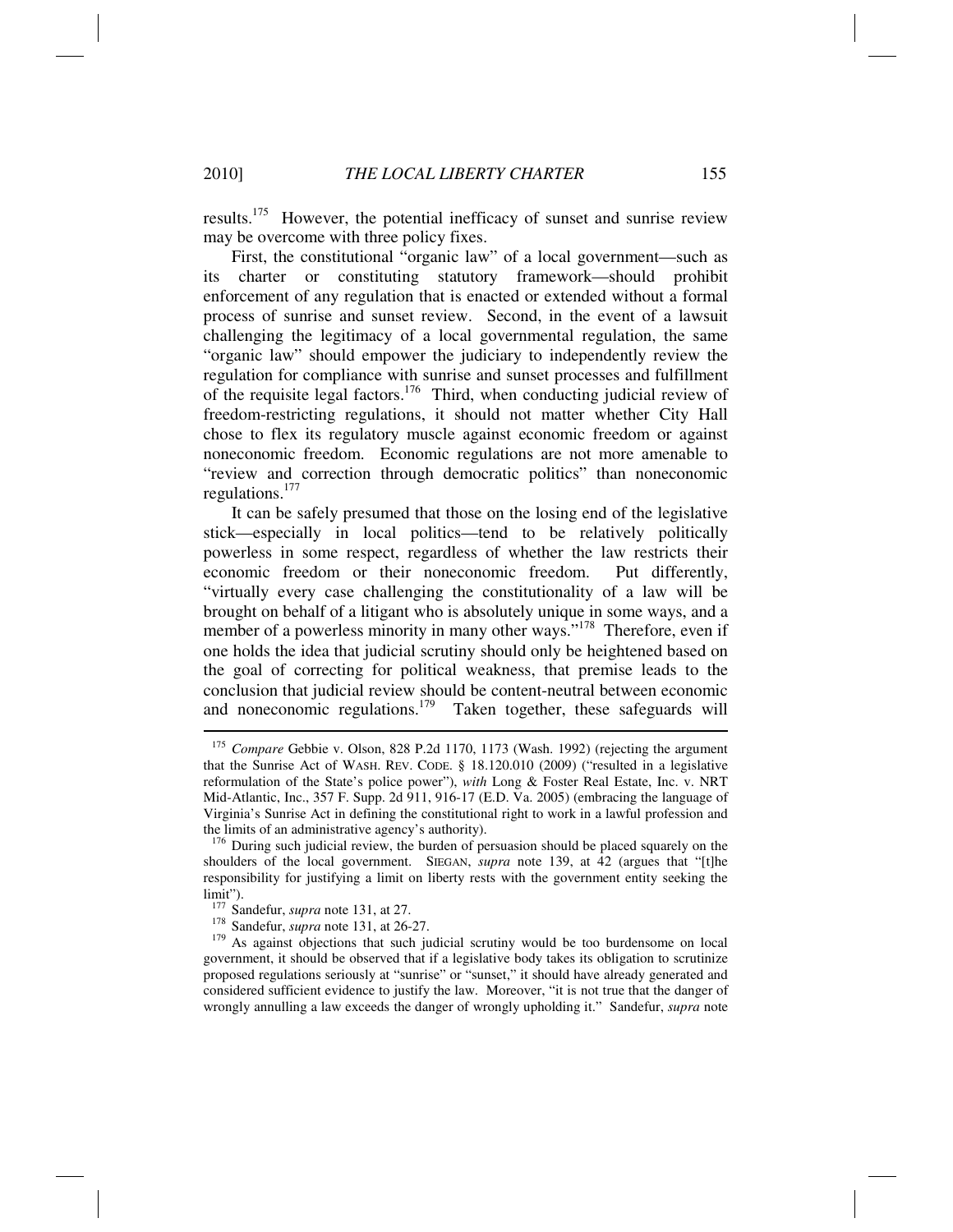results.[175] However, the potential inefficacy of sunset and sunrise review may be overcome with three policy fixes.

First, the constitutional "organic law" of a local government—such as its charter or constituting statutory framework—should prohibit enforcement of any regulation that is enacted or extended without a formal process of sunrise and sunset review. Second, in the event of a lawsuit challenging the legitimacy of a local governmental regulation, the same "organic law" should empower the judiciary to independently review the regulation for compliance with sunrise and sunset processes and fulfillment of the requisite legal factors.[176] Third, when conducting judicial review of freedom-restricting regulations, it should not matter whether City Hall chose to flex its regulatory muscle against economic freedom or against noneconomic freedom. Economic regulations are not more amenable to "review and correction through democratic politics" than noneconomic regulations.[177]

It can be safely presumed that those on the losing end of the legislative stick—especially in local politics—tend to be relatively politically powerless in some respect, regardless of whether the law restricts their economic freedom or their noneconomic freedom. Put differently, "virtually every case challenging the constitutionality of a law will be brought on behalf of a litigant who is absolutely unique in some ways, and a member of a powerless minority in many other ways."[178] Therefore, even if one holds the idea that judicial scrutiny should only be heightened based on the goal of correcting for political weakness, that premise leads to the conclusion that judicial review should be content-neutral between economic and noneconomic regulations.[179] Taken together, these safeguards will

---

[175] *Compare* Gebbie v. Olson, 828 P.2d 1170, 1173 (Wash. 1992) (rejecting the argument that the Sunrise Act of WASH. REV. CODE. § 18.120.010 (2009) ("resulted in a legislative reformulation of the State's police power"), *with* Long & Foster Real Estate, Inc. v. NRT Mid-Atlantic, Inc., 357 F. Supp. 2d 911, 916-17 (E.D. Va. 2005) (embracing the language of Virginia's Sunrise Act in defining the constitutional right to work in a lawful profession and the limits of an administrative agency's authority).

[176] During such judicial review, the burden of persuasion should be placed squarely on the shoulders of the local government. SIEGAN, *supra* note 139, at 42 (argues that "[t]he responsibility for justifying a limit on liberty rests with the government entity seeking the limit").

[177] Sandefur, *supra* note 131, at 27.

[178] Sandefur, *supra* note 131, at 26-27.

[179] As against objections that such judicial scrutiny would be too burdensome on local government, it should be observed that if a legislative body takes its obligation to scrutinize proposed regulations seriously at "sunrise" or "sunset," it should have already generated and considered sufficient evidence to justify the law. Moreover, "it is not true that the danger of wrongly annulling a law exceeds the danger of wrongly upholding it." Sandefur, *supra* note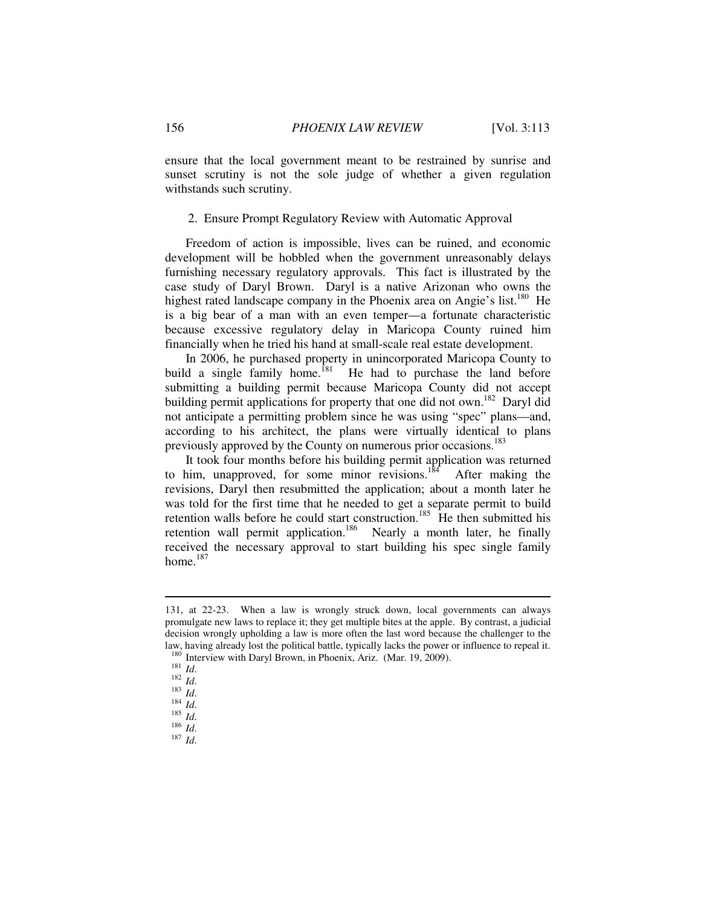ensure that the local government meant to be restrained by sunrise and sunset scrutiny is not the sole judge of whether a given regulation withstands such scrutiny.

### 2. Ensure Prompt Regulatory Review with Automatic Approval

Freedom of action is impossible, lives can be ruined, and economic development will be hobbled when the government unreasonably delays furnishing necessary regulatory approvals. This fact is illustrated by the case study of Daryl Brown. Daryl is a native Arizonan who owns the highest rated landscape company in the Phoenix area on Angie's list.[180] He is a big bear of a man with an even temper—a fortunate characteristic because excessive regulatory delay in Maricopa County ruined him financially when he tried his hand at small-scale real estate development.

In 2006, he purchased property in unincorporated Maricopa County to build a single family home.[181] He had to purchase the land before submitting a building permit because Maricopa County did not accept building permit applications for property that one did not own.[182] Daryl did not anticipate a permitting problem since he was using "spec" plans—and, according to his architect, the plans were virtually identical to plans previously approved by the County on numerous prior occasions.[183]

It took four months before his building permit application was returned to him, unapproved, for some minor revisions.[184] After making the revisions, Daryl then resubmitted the application; about a month later he was told for the first time that he needed to get a separate permit to build retention walls before he could start construction.[185] He then submitted his retention wall permit application.[186] Nearly a month later, he finally received the necessary approval to start building his spec single family home.[187]

---

131, at 22-23. When a law is wrongly struck down, local governments can always promulgate new laws to replace it; they get multiple bites at the apple. By contrast, a judicial decision wrongly upholding a law is more often the last word because the challenger to the law, having already lost the political battle, typically lacks the power or influence to repeal it.

[180] Interview with Daryl Brown, in Phoenix, Ariz. (Mar. 19, 2009).

[181] *Id*.

[182] *Id*.

[183] *Id*.

[184] *Id*.

[185] *Id*.

[186] *Id*.

[187] *Id*.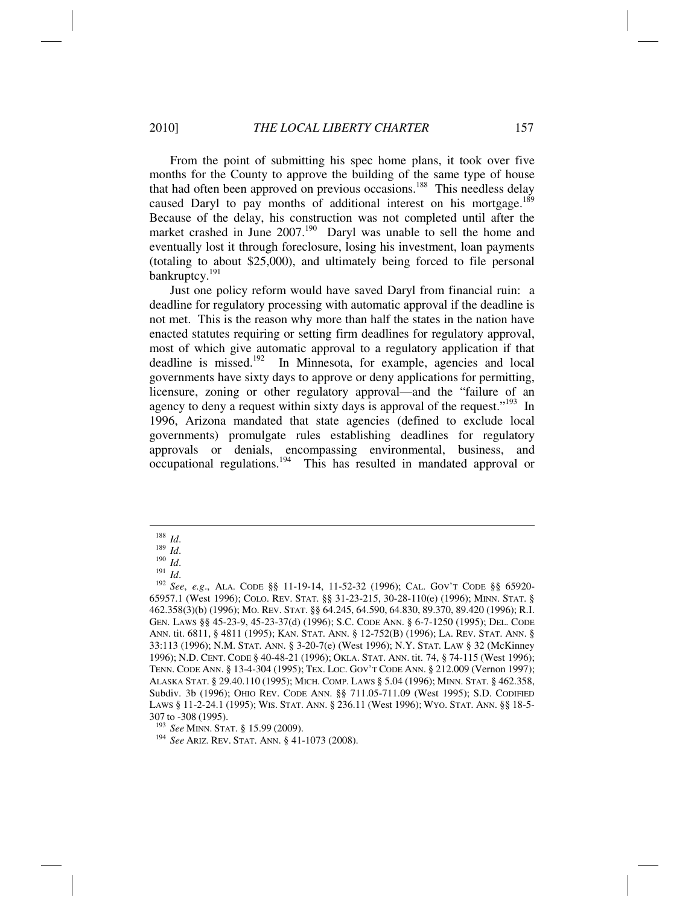From the point of submitting his spec home plans, it took over five months for the County to approve the building of the same type of house that had often been approved on previous occasions.[188] This needless delay caused Daryl to pay months of additional interest on his mortgage.[189] Because of the delay, his construction was not completed until after the market crashed in June 2007.[190] Daryl was unable to sell the home and eventually lost it through foreclosure, losing his investment, loan payments (totaling to about $25,000), and ultimately being forced to file personal bankruptcy.[191]

Just one policy reform would have saved Daryl from financial ruin: a deadline for regulatory processing with automatic approval if the deadline is not met. This is the reason why more than half the states in the nation have enacted statutes requiring or setting firm deadlines for regulatory approval, most of which give automatic approval to a regulatory application if that deadline is missed.[192] In Minnesota, for example, agencies and local governments have sixty days to approve or deny applications for permitting, licensure, zoning or other regulatory approval—and the "failure of an agency to deny a request within sixty days is approval of the request."[193] In 1996, Arizona mandated that state agencies (defined to exclude local governments) promulgate rules establishing deadlines for regulatory approvals or denials, encompassing environmental, business, and occupational regulations.[194] This has resulted in mandated approval or

---

[188] *Id*.

[189] *Id*.

[190] *Id*.

[191] *Id*.

[192] *See*, *e.g*., ALA. CODE §§ 11-19-14, 11-52-32 (1996); CAL. GOV'T CODE §§ 65920-65957.1 (West 1996); COLO. REV. STAT. §§ 31-23-215, 30-28-110(e) (1996); MINN. STAT. § 462.358(3)(b) (1996); MO. REV. STAT. §§ 64.245, 64.590, 64.830, 89.370, 89.420 (1996); R.I. GEN. LAWS §§ 45-23-9, 45-23-37(d) (1996); S.C. CODE ANN. § 6-7-1250 (1995); DEL. CODE ANN. tit. 6811, § 4811 (1995); KAN. STAT. ANN. § 12-752(B) (1996); LA. REV. STAT. ANN. § 33:113 (1996); N.M. STAT. ANN. § 3-20-7(e) (West 1996); N.Y. STAT. LAW § 32 (McKinney 1996); N.D. CENT. CODE § 40-48-21 (1996); OKLA. STAT. ANN. tit. 74, § 74-115 (West 1996); TENN. CODE ANN. § 13-4-304 (1995); TEX. LOC. GOV'T CODE ANN. § 212.009 (Vernon 1997); ALASKA STAT. § 29.40.110 (1995); MICH. COMP. LAWS § 5.04 (1996); MINN. STAT. § 462.358, Subdiv. 3b (1996); OHIO REV. CODE ANN. §§ 711.05-711.09 (West 1995); S.D. CODIFIED LAWS § 11-2-24.1 (1995); WIS. STAT. ANN. § 236.11 (West 1996); WYO. STAT. ANN. §§ 18-5-307 to -308 (1995).

[193] *See* MINN. STAT. § 15.99 (2009).

[194] *See* ARIZ. REV. STAT. ANN. § 41-1073 (2008).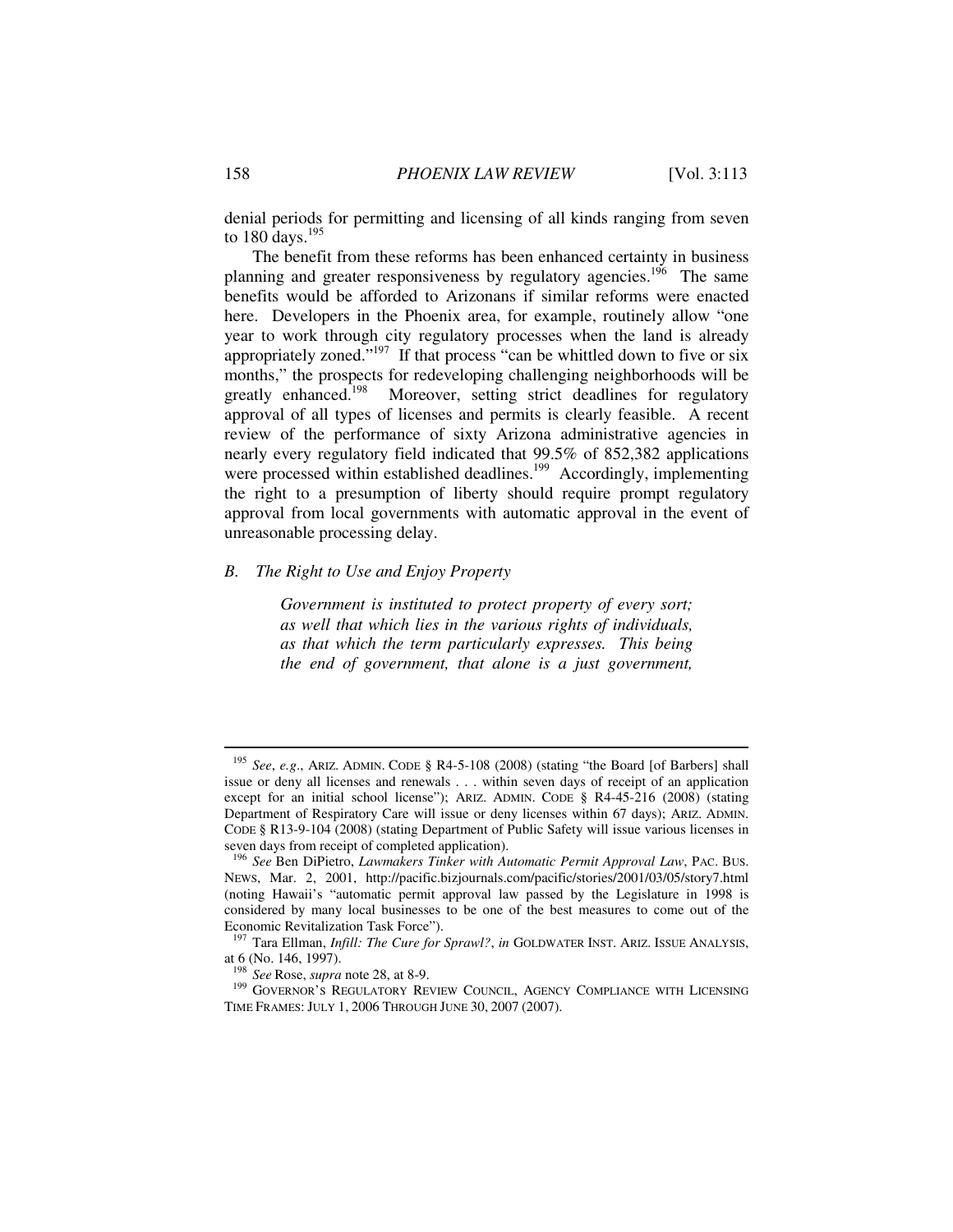denial periods for permitting and licensing of all kinds ranging from seven to 180 days.[195]

The benefit from these reforms has been enhanced certainty in business planning and greater responsiveness by regulatory agencies.[196] The same benefits would be afforded to Arizonans if similar reforms were enacted here. Developers in the Phoenix area, for example, routinely allow "one year to work through city regulatory processes when the land is already appropriately zoned."[197] If that process "can be whittled down to five or six months," the prospects for redeveloping challenging neighborhoods will be greatly enhanced.[198] Moreover, setting strict deadlines for regulatory approval of all types of licenses and permits is clearly feasible. A recent review of the performance of sixty Arizona administrative agencies in nearly every regulatory field indicated that 99.5% of 852,382 applications were processed within established deadlines.[199] Accordingly, implementing the right to a presumption of liberty should require prompt regulatory approval from local governments with automatic approval in the event of unreasonable processing delay.

### *B. The Right to Use and Enjoy Property*

> *Government is instituted to protect property of every sort; as well that which lies in the various rights of individuals, as that which the term particularly expresses. This being the end of government, that alone is a just government,*

---

[195] *See*, *e.g*., ARIZ. ADMIN. CODE § R4-5-108 (2008) (stating "the Board [of Barbers] shall issue or deny all licenses and renewals . . . within seven days of receipt of an application except for an initial school license"); ARIZ. ADMIN. CODE § R4-45-216 (2008) (stating Department of Respiratory Care will issue or deny licenses within 67 days); ARIZ. ADMIN. CODE § R13-9-104 (2008) (stating Department of Public Safety will issue various licenses in seven days from receipt of completed application).

[196] *See* Ben DiPietro, *Lawmakers Tinker with Automatic Permit Approval Law*, PAC. BUS. NEWS, Mar. 2, 2001, http://pacific.bizjournals.com/pacific/stories/2001/03/05/story7.html (noting Hawaii's "automatic permit approval law passed by the Legislature in 1998 is considered by many local businesses to be one of the best measures to come out of the Economic Revitalization Task Force").

[197] Tara Ellman, *Infill: The Cure for Sprawl?*, *in* GOLDWATER INST. ARIZ. ISSUE ANALYSIS, at 6 (No. 146, 1997).

[198] *See* Rose, *supra* note 28, at 8-9.

[199] GOVERNOR'S REGULATORY REVIEW COUNCIL, AGENCY COMPLIANCE WITH LICENSING TIME FRAMES: JULY 1, 2006 THROUGH JUNE 30, 2007 (2007).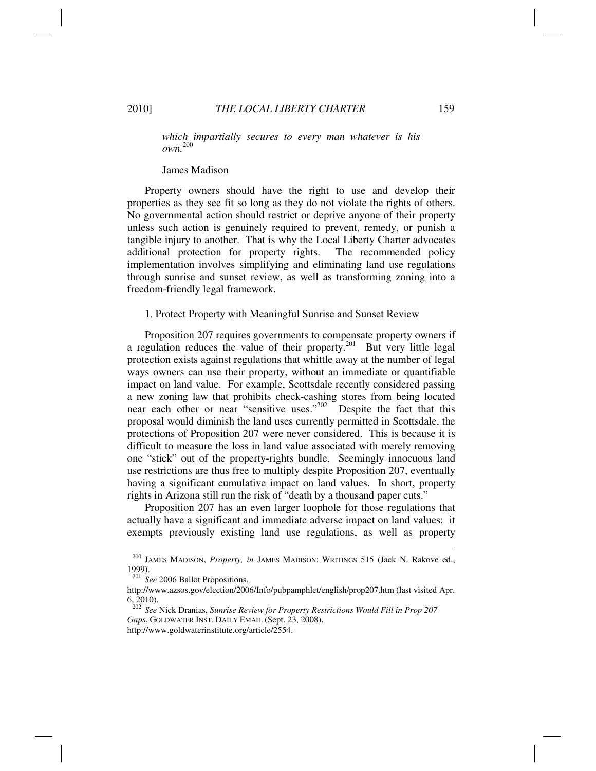*which impartially secures to every man whatever is his own.*[200]

James Madison

Property owners should have the right to use and develop their properties as they see fit so long as they do not violate the rights of others. No governmental action should restrict or deprive anyone of their property unless such action is genuinely required to prevent, remedy, or punish a tangible injury to another. That is why the Local Liberty Charter advocates additional protection for property rights. The recommended policy implementation involves simplifying and eliminating land use regulations through sunrise and sunset review, as well as transforming zoning into a freedom-friendly legal framework.

1. Protect Property with Meaningful Sunrise and Sunset Review

Proposition 207 requires governments to compensate property owners if a regulation reduces the value of their property.[201] But very little legal protection exists against regulations that whittle away at the number of legal ways owners can use their property, without an immediate or quantifiable impact on land value. For example, Scottsdale recently considered passing a new zoning law that prohibits check-cashing stores from being located near each other or near "sensitive uses."[202] Despite the fact that this proposal would diminish the land uses currently permitted in Scottsdale, the protections of Proposition 207 were never considered. This is because it is difficult to measure the loss in land value associated with merely removing one "stick" out of the property-rights bundle. Seemingly innocuous land use restrictions are thus free to multiply despite Proposition 207, eventually having a significant cumulative impact on land values. In short, property rights in Arizona still run the risk of "death by a thousand paper cuts."

Proposition 207 has an even larger loophole for those regulations that actually have a significant and immediate adverse impact on land values: it exempts previously existing land use regulations, as well as property

---

[200] JAMES MADISON, *Property, in* JAMES MADISON: WRITINGS 515 (Jack N. Rakove ed., 1999).

[201] *See* 2006 Ballot Propositions, http://www.azsos.gov/election/2006/Info/pubpamphlet/english/prop207.htm (last visited Apr. 6, 2010).

[202] *See* Nick Dranias, *Sunrise Review for Property Restrictions Would Fill in Prop 207 Gaps*, GOLDWATER INST. DAILY EMAIL (Sept. 23, 2008), http://www.goldwaterinstitute.org/article/2554.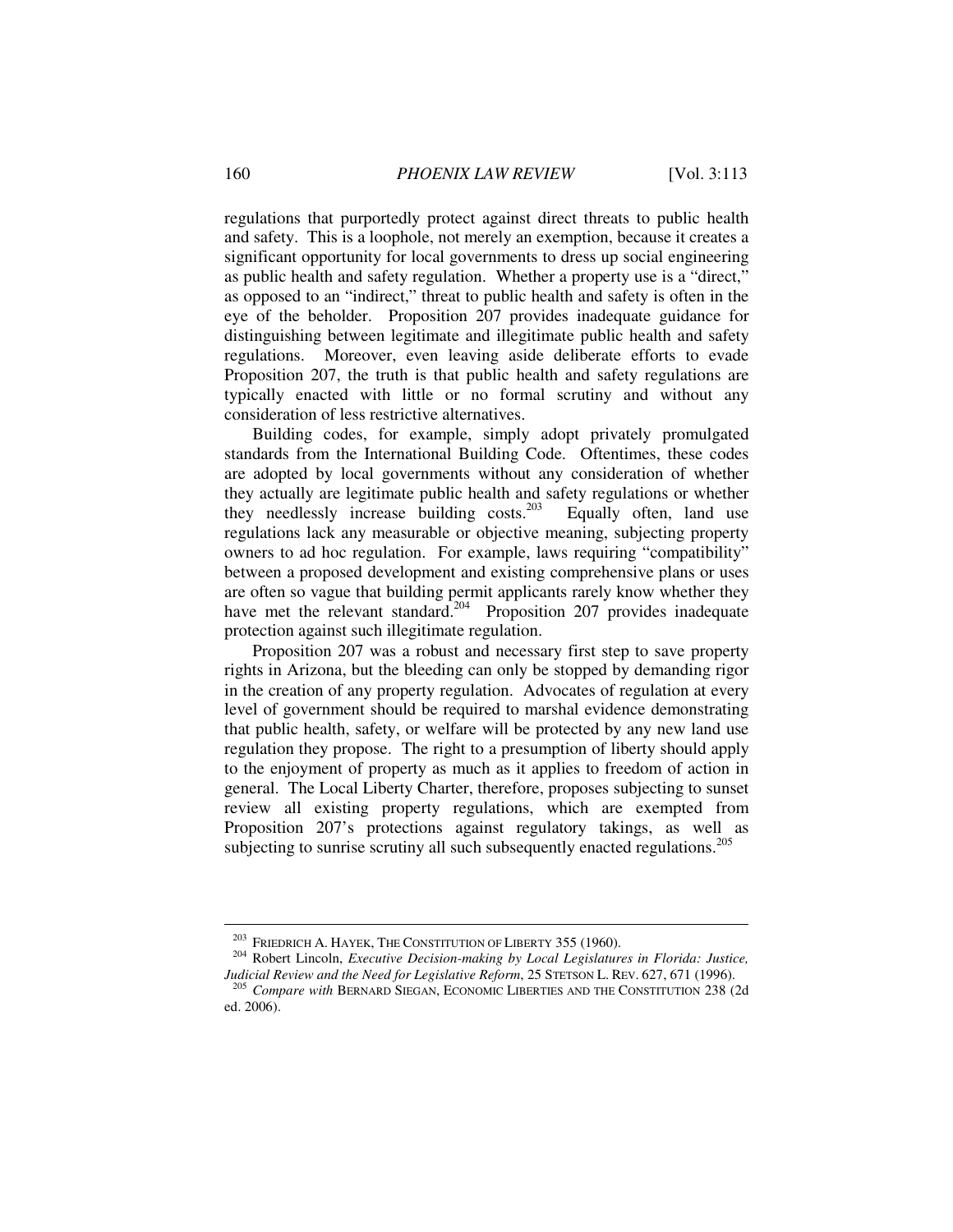regulations that purportedly protect against direct threats to public health and safety. This is a loophole, not merely an exemption, because it creates a significant opportunity for local governments to dress up social engineering as public health and safety regulation. Whether a property use is a "direct," as opposed to an "indirect," threat to public health and safety is often in the eye of the beholder. Proposition 207 provides inadequate guidance for distinguishing between legitimate and illegitimate public health and safety regulations. Moreover, even leaving aside deliberate efforts to evade Proposition 207, the truth is that public health and safety regulations are typically enacted with little or no formal scrutiny and without any consideration of less restrictive alternatives.

Building codes, for example, simply adopt privately promulgated standards from the International Building Code. Oftentimes, these codes are adopted by local governments without any consideration of whether they actually are legitimate public health and safety regulations or whether they needlessly increase building costs.[203] Equally often, land use regulations lack any measurable or objective meaning, subjecting property owners to ad hoc regulation. For example, laws requiring "compatibility" between a proposed development and existing comprehensive plans or uses are often so vague that building permit applicants rarely know whether they have met the relevant standard.[204] Proposition 207 provides inadequate protection against such illegitimate regulation.

Proposition 207 was a robust and necessary first step to save property rights in Arizona, but the bleeding can only be stopped by demanding rigor in the creation of any property regulation. Advocates of regulation at every level of government should be required to marshal evidence demonstrating that public health, safety, or welfare will be protected by any new land use regulation they propose. The right to a presumption of liberty should apply to the enjoyment of property as much as it applies to freedom of action in general. The Local Liberty Charter, therefore, proposes subjecting to sunset review all existing property regulations, which are exempted from Proposition 207's protections against regulatory takings, as well as subjecting to sunrise scrutiny all such subsequently enacted regulations.[205]

---

[203] FRIEDRICH A. HAYEK, THE CONSTITUTION OF LIBERTY 355 (1960).

[204] Robert Lincoln, *Executive Decision-making by Local Legislatures in Florida: Justice, Judicial Review and the Need for Legislative Reform*, 25 STETSON L. REV. 627, 671 (1996).

[205] *Compare with* BERNARD SIEGAN, ECONOMIC LIBERTIES AND THE CONSTITUTION 238 (2d ed. 2006).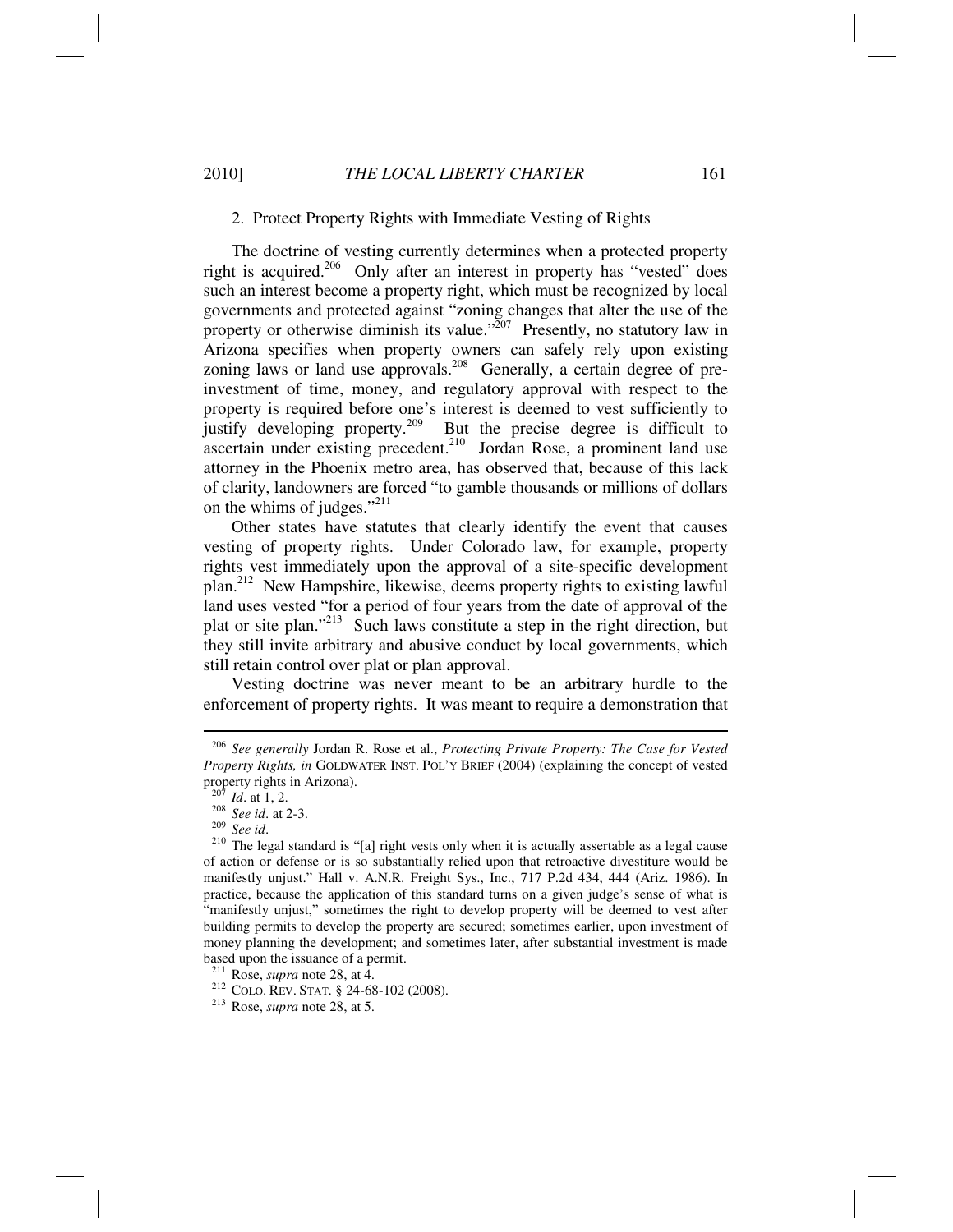2. Protect Property Rights with Immediate Vesting of Rights

The doctrine of vesting currently determines when a protected property right is acquired.[206] Only after an interest in property has "vested" does such an interest become a property right, which must be recognized by local governments and protected against "zoning changes that alter the use of the property or otherwise diminish its value."[207] Presently, no statutory law in Arizona specifies when property owners can safely rely upon existing zoning laws or land use approvals.[208] Generally, a certain degree of pre-investment of time, money, and regulatory approval with respect to the property is required before one's interest is deemed to vest sufficiently to justify developing property.[209] But the precise degree is difficult to ascertain under existing precedent.[210] Jordan Rose, a prominent land use attorney in the Phoenix metro area, has observed that, because of this lack of clarity, landowners are forced "to gamble thousands or millions of dollars on the whims of judges."[211]

Other states have statutes that clearly identify the event that causes vesting of property rights. Under Colorado law, for example, property rights vest immediately upon the approval of a site-specific development plan.[212] New Hampshire, likewise, deems property rights to existing lawful land uses vested "for a period of four years from the date of approval of the plat or site plan."[213] Such laws constitute a step in the right direction, but they still invite arbitrary and abusive conduct by local governments, which still retain control over plat or plan approval.

Vesting doctrine was never meant to be an arbitrary hurdle to the enforcement of property rights. It was meant to require a demonstration that

---

[206] *See generally* Jordan R. Rose et al., *Protecting Private Property: The Case for Vested Property Rights, in* GOLDWATER INST. POL'Y BRIEF (2004) (explaining the concept of vested property rights in Arizona).

[207] *Id*. at 1, 2.

[208] *See id*. at 2-3.

[209] *See id*.

[210] The legal standard is "[a] right vests only when it is actually assertable as a legal cause of action or defense or is so substantially relied upon that retroactive divestiture would be manifestly unjust." Hall v. A.N.R. Freight Sys., Inc., 717 P.2d 434, 444 (Ariz. 1986). In practice, because the application of this standard turns on a given judge's sense of what is "manifestly unjust," sometimes the right to develop property will be deemed to vest after building permits to develop the property are secured; sometimes earlier, upon investment of money planning the development; and sometimes later, after substantial investment is made based upon the issuance of a permit.

[211] Rose, *supra* note 28, at 4.

[212] COLO. REV. STAT. § 24-68-102 (2008).

[213] Rose, *supra* note 28, at 5.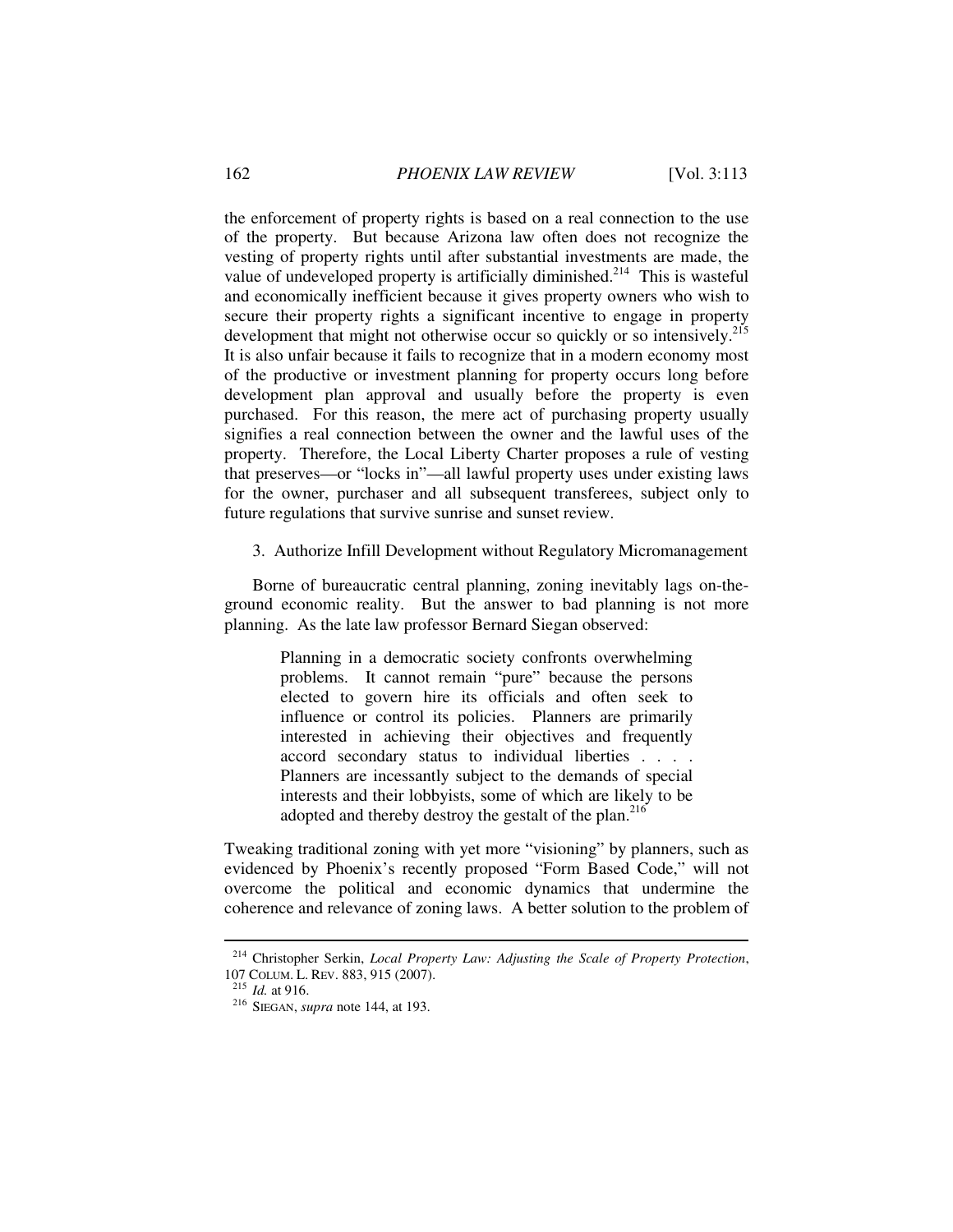the enforcement of property rights is based on a real connection to the use of the property. But because Arizona law often does not recognize the vesting of property rights until after substantial investments are made, the value of undeveloped property is artificially diminished.[214] This is wasteful and economically inefficient because it gives property owners who wish to secure their property rights a significant incentive to engage in property development that might not otherwise occur so quickly or so intensively.[215] It is also unfair because it fails to recognize that in a modern economy most of the productive or investment planning for property occurs long before development plan approval and usually before the property is even purchased. For this reason, the mere act of purchasing property usually signifies a real connection between the owner and the lawful uses of the property. Therefore, the Local Liberty Charter proposes a rule of vesting that preserves—or "locks in"—all lawful property uses under existing laws for the owner, purchaser and all subsequent transferees, subject only to future regulations that survive sunrise and sunset review.

### 3. Authorize Infill Development without Regulatory Micromanagement

Borne of bureaucratic central planning, zoning inevitably lags on-the-ground economic reality. But the answer to bad planning is not more planning. As the late law professor Bernard Siegan observed:

> Planning in a democratic society confronts overwhelming problems. It cannot remain "pure" because the persons elected to govern hire its officials and often seek to influence or control its policies. Planners are primarily interested in achieving their objectives and frequently accord secondary status to individual liberties . . . . Planners are incessantly subject to the demands of special interests and their lobbyists, some of which are likely to be adopted and thereby destroy the gestalt of the plan.[216]

Tweaking traditional zoning with yet more "visioning" by planners, such as evidenced by Phoenix's recently proposed "Form Based Code," will not overcome the political and economic dynamics that undermine the coherence and relevance of zoning laws. A better solution to the problem of

---

[214] Christopher Serkin, *Local Property Law: Adjusting the Scale of Property Protection*, 107 COLUM. L. REV. 883, 915 (2007).

[215] *Id.* at 916.

[216] SIEGAN, *supra* note 144, at 193.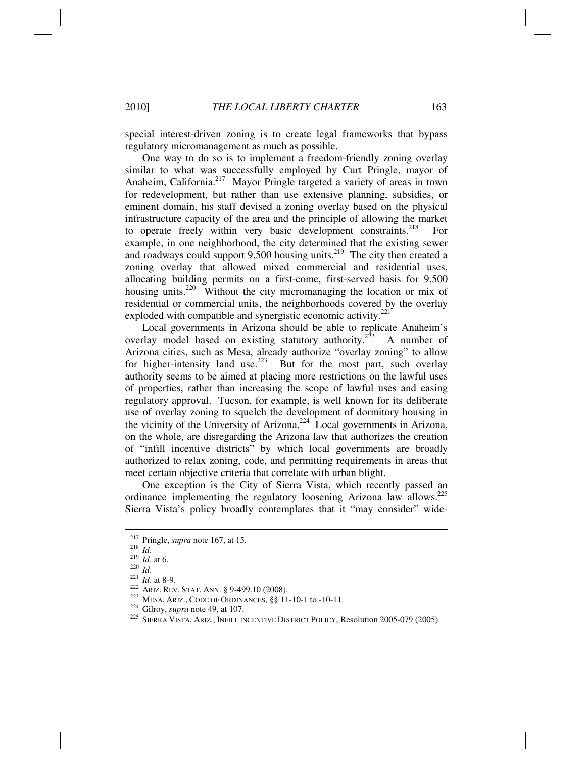special interest-driven zoning is to create legal frameworks that bypass regulatory micromanagement as much as possible.

One way to do so is to implement a freedom-friendly zoning overlay similar to what was successfully employed by Curt Pringle, mayor of Anaheim, California.[217] Mayor Pringle targeted a variety of areas in town for redevelopment, but rather than use extensive planning, subsidies, or eminent domain, his staff devised a zoning overlay based on the physical infrastructure capacity of the area and the principle of allowing the market to operate freely within very basic development constraints.[218] For example, in one neighborhood, the city determined that the existing sewer and roadways could support 9,500 housing units.[219] The city then created a zoning overlay that allowed mixed commercial and residential uses, allocating building permits on a first-come, first-served basis for 9,500 housing units.[220] Without the city micromanaging the location or mix of residential or commercial units, the neighborhoods covered by the overlay exploded with compatible and synergistic economic activity.[221]

Local governments in Arizona should be able to replicate Anaheim's overlay model based on existing statutory authority.[222] A number of Arizona cities, such as Mesa, already authorize "overlay zoning" to allow for higher-intensity land use.[223] But for the most part, such overlay authority seems to be aimed at placing more restrictions on the lawful uses of properties, rather than increasing the scope of lawful uses and easing regulatory approval. Tucson, for example, is well known for its deliberate use of overlay zoning to squelch the development of dormitory housing in the vicinity of the University of Arizona.[224] Local governments in Arizona, on the whole, are disregarding the Arizona law that authorizes the creation of "infill incentive districts" by which local governments are broadly authorized to relax zoning, code, and permitting requirements in areas that meet certain objective criteria that correlate with urban blight.

One exception is the City of Sierra Vista, which recently passed an ordinance implementing the regulatory loosening Arizona law allows.[225] Sierra Vista's policy broadly contemplates that it "may consider" wide-

---

[217] Pringle, *supra* note 167, at 15.

[218] *Id*.

[219] *Id*. at 6.

[220] *Id*.

[221] *Id*. at 8-9.

[222] ARIZ. REV. STAT. ANN. § 9-499.10 (2008).

[223] MESA, ARIZ., CODE OF ORDINANCES, §§ 11-10-1 to -10-11.

[224] Gilroy, *supra* note 49, at 107.

[225] SIERRA VISTA, ARIZ., INFILL INCENTIVE DISTRICT POLICY, Resolution 2005-079 (2005).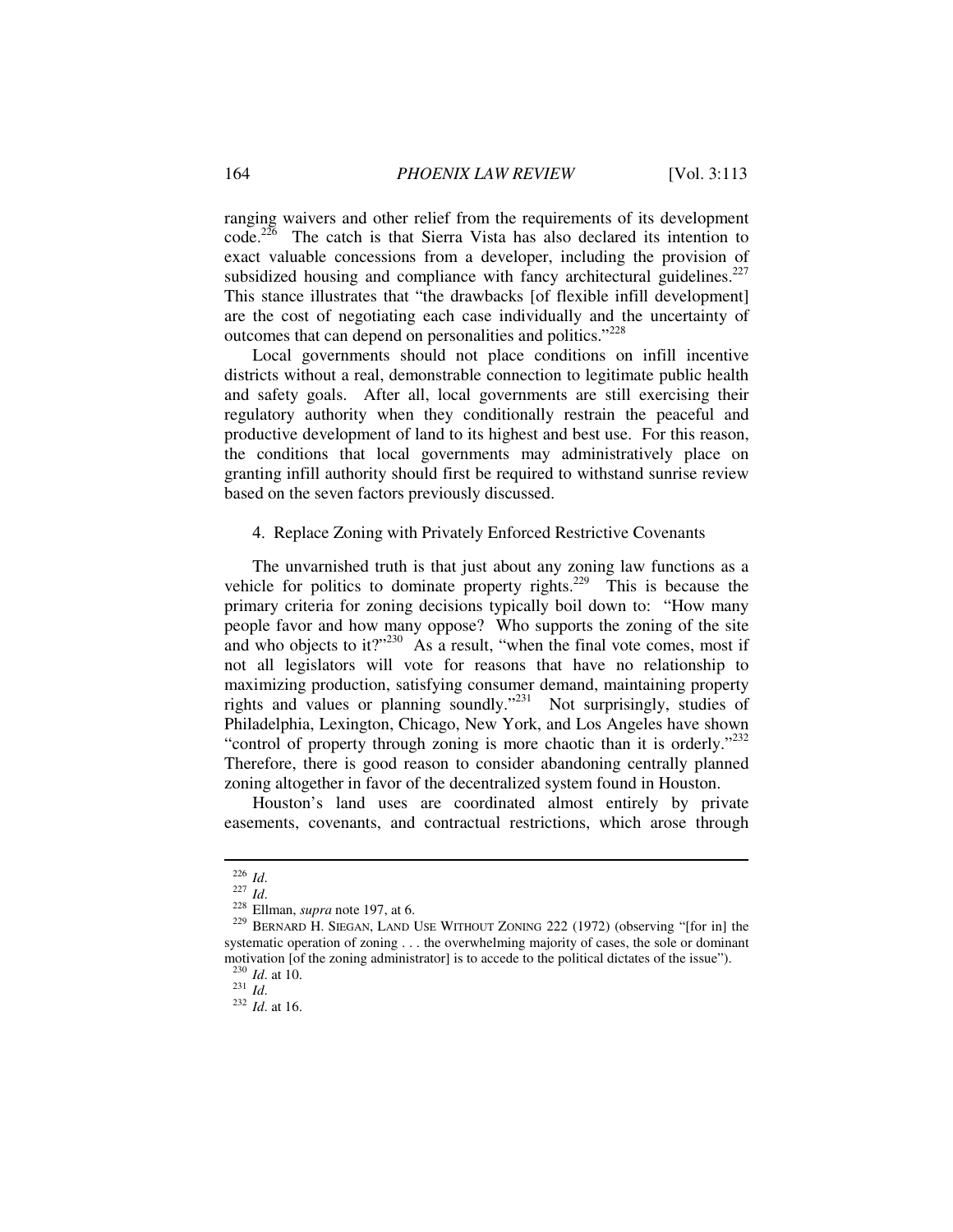ranging waivers and other relief from the requirements of its development code.[226] The catch is that Sierra Vista has also declared its intention to exact valuable concessions from a developer, including the provision of subsidized housing and compliance with fancy architectural guidelines.[227] This stance illustrates that "the drawbacks [of flexible infill development] are the cost of negotiating each case individually and the uncertainty of outcomes that can depend on personalities and politics."[228]

Local governments should not place conditions on infill incentive districts without a real, demonstrable connection to legitimate public health and safety goals. After all, local governments are still exercising their regulatory authority when they conditionally restrain the peaceful and productive development of land to its highest and best use. For this reason, the conditions that local governments may administratively place on granting infill authority should first be required to withstand sunrise review based on the seven factors previously discussed.

#### 4. Replace Zoning with Privately Enforced Restrictive Covenants

The unvarnished truth is that just about any zoning law functions as a vehicle for politics to dominate property rights.[229] This is because the primary criteria for zoning decisions typically boil down to: "How many people favor and how many oppose? Who supports the zoning of the site and who objects to it?"[230] As a result, "when the final vote comes, most if not all legislators will vote for reasons that have no relationship to maximizing production, satisfying consumer demand, maintaining property rights and values or planning soundly."[231] Not surprisingly, studies of Philadelphia, Lexington, Chicago, New York, and Los Angeles have shown "control of property through zoning is more chaotic than it is orderly."[232] Therefore, there is good reason to consider abandoning centrally planned zoning altogether in favor of the decentralized system found in Houston.

Houston's land uses are coordinated almost entirely by private easements, covenants, and contractual restrictions, which arose through

---

[226] *Id*.

[227] *Id*.

[228] Ellman, *supra* note 197, at 6.

[229] BERNARD H. SIEGAN, LAND USE WITHOUT ZONING 222 (1972) (observing "[for in] the systematic operation of zoning . . . the overwhelming majority of cases, the sole or dominant motivation [of the zoning administrator] is to accede to the political dictates of the issue").

[230] *Id*. at 10.

[231] *Id*.

[232] *Id*. at 16.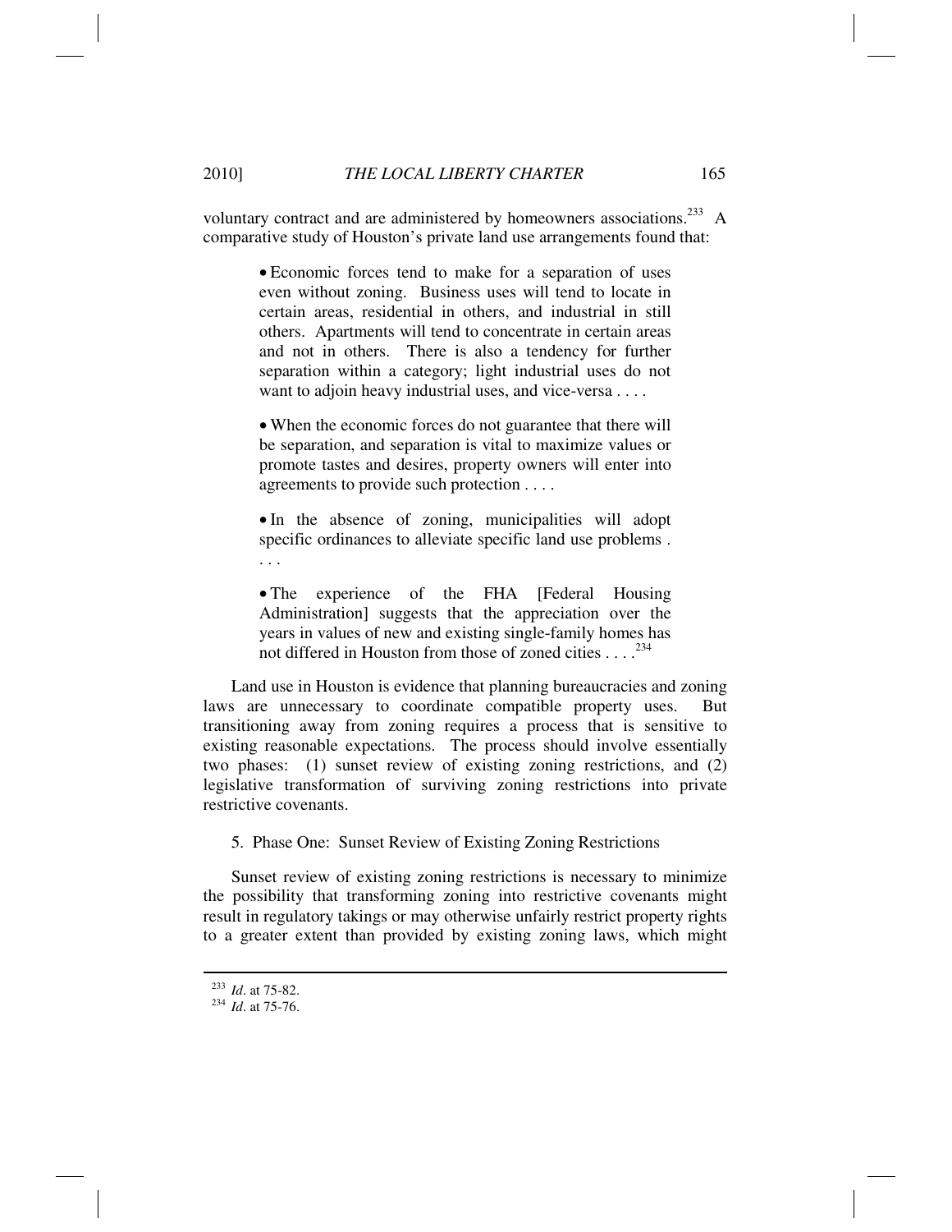voluntary contract and are administered by homeowners associations.[233] A comparative study of Houston's private land use arrangements found that:

> - Economic forces tend to make for a separation of uses even without zoning. Business uses will tend to locate in certain areas, residential in others, and industrial in still others. Apartments will tend to concentrate in certain areas and not in others. There is also a tendency for further separation within a category; light industrial uses do not want to adjoin heavy industrial uses, and vice-versa . . . .
>
> - When the economic forces do not guarantee that there will be separation, and separation is vital to maximize values or promote tastes and desires, property owners will enter into agreements to provide such protection . . . .
>
> - In the absence of zoning, municipalities will adopt specific ordinances to alleviate specific land use problems . . . .
>
> - The experience of the FHA [Federal Housing Administration] suggests that the appreciation over the years in values of new and existing single-family homes has not differed in Houston from those of zoned cities . . . .[234]

Land use in Houston is evidence that planning bureaucracies and zoning laws are unnecessary to coordinate compatible property uses. But transitioning away from zoning requires a process that is sensitive to existing reasonable expectations. The process should involve essentially two phases: (1) sunset review of existing zoning restrictions, and (2) legislative transformation of surviving zoning restrictions into private restrictive covenants.

5. Phase One: Sunset Review of Existing Zoning Restrictions

Sunset review of existing zoning restrictions is necessary to minimize the possibility that transforming zoning into restrictive covenants might result in regulatory takings or may otherwise unfairly restrict property rights to a greater extent than provided by existing zoning laws, which might

---

[233] *Id*. at 75-82.

[234] *Id*. at 75-76.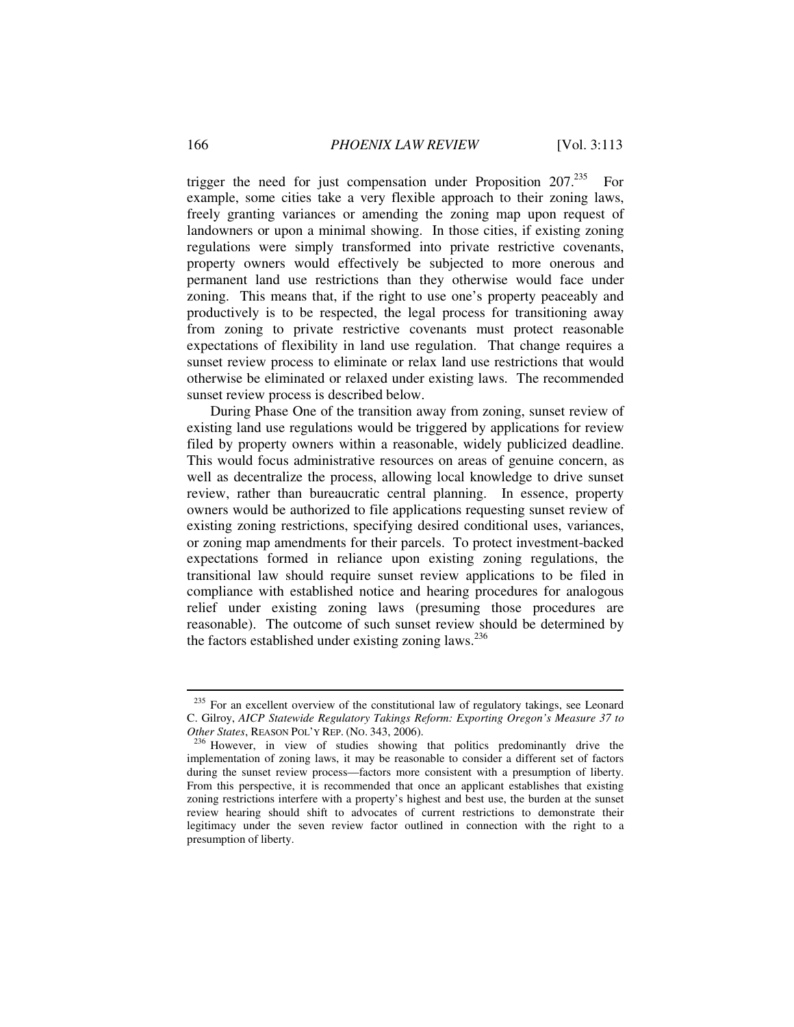trigger the need for just compensation under Proposition 207.[235] For example, some cities take a very flexible approach to their zoning laws, freely granting variances or amending the zoning map upon request of landowners or upon a minimal showing. In those cities, if existing zoning regulations were simply transformed into private restrictive covenants, property owners would effectively be subjected to more onerous and permanent land use restrictions than they otherwise would face under zoning. This means that, if the right to use one's property peaceably and productively is to be respected, the legal process for transitioning away from zoning to private restrictive covenants must protect reasonable expectations of flexibility in land use regulation. That change requires a sunset review process to eliminate or relax land use restrictions that would otherwise be eliminated or relaxed under existing laws. The recommended sunset review process is described below.

During Phase One of the transition away from zoning, sunset review of existing land use regulations would be triggered by applications for review filed by property owners within a reasonable, widely publicized deadline. This would focus administrative resources on areas of genuine concern, as well as decentralize the process, allowing local knowledge to drive sunset review, rather than bureaucratic central planning. In essence, property owners would be authorized to file applications requesting sunset review of existing zoning restrictions, specifying desired conditional uses, variances, or zoning map amendments for their parcels. To protect investment-backed expectations formed in reliance upon existing zoning regulations, the transitional law should require sunset review applications to be filed in compliance with established notice and hearing procedures for analogous relief under existing zoning laws (presuming those procedures are reasonable). The outcome of such sunset review should be determined by the factors established under existing zoning laws.[236]

---

[235] For an excellent overview of the constitutional law of regulatory takings, see Leonard C. Gilroy, *AICP Statewide Regulatory Takings Reform: Exporting Oregon's Measure 37 to Other States*, REASON POL'Y REP. (NO. 343, 2006).

[236] However, in view of studies showing that politics predominantly drive the implementation of zoning laws, it may be reasonable to consider a different set of factors during the sunset review process—factors more consistent with a presumption of liberty. From this perspective, it is recommended that once an applicant establishes that existing zoning restrictions interfere with a property's highest and best use, the burden at the sunset review hearing should shift to advocates of current restrictions to demonstrate their legitimacy under the seven review factor outlined in connection with the right to a presumption of liberty.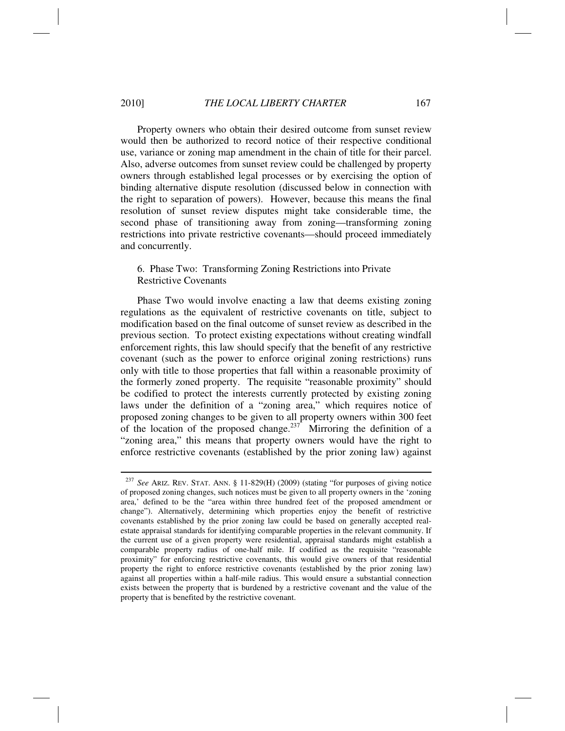Property owners who obtain their desired outcome from sunset review would then be authorized to record notice of their respective conditional use, variance or zoning map amendment in the chain of title for their parcel. Also, adverse outcomes from sunset review could be challenged by property owners through established legal processes or by exercising the option of binding alternative dispute resolution (discussed below in connection with the right to separation of powers). However, because this means the final resolution of sunset review disputes might take considerable time, the second phase of transitioning away from zoning—transforming zoning restrictions into private restrictive covenants—should proceed immediately and concurrently.

### 6. Phase Two: Transforming Zoning Restrictions into Private Restrictive Covenants

Phase Two would involve enacting a law that deems existing zoning regulations as the equivalent of restrictive covenants on title, subject to modification based on the final outcome of sunset review as described in the previous section. To protect existing expectations without creating windfall enforcement rights, this law should specify that the benefit of any restrictive covenant (such as the power to enforce original zoning restrictions) runs only with title to those properties that fall within a reasonable proximity of the formerly zoned property. The requisite "reasonable proximity" should be codified to protect the interests currently protected by existing zoning laws under the definition of a "zoning area," which requires notice of proposed zoning changes to be given to all property owners within 300 feet of the location of the proposed change.[237] Mirroring the definition of a "zoning area," this means that property owners would have the right to enforce restrictive covenants (established by the prior zoning law) against

---

[237] *See* ARIZ. REV. STAT. ANN. § 11-829(H) (2009) (stating "for purposes of giving notice of proposed zoning changes, such notices must be given to all property owners in the 'zoning area,' defined to be the "area within three hundred feet of the proposed amendment or change"). Alternatively, determining which properties enjoy the benefit of restrictive covenants established by the prior zoning law could be based on generally accepted real-estate appraisal standards for identifying comparable properties in the relevant community. If the current use of a given property were residential, appraisal standards might establish a comparable property radius of one-half mile. If codified as the requisite "reasonable proximity" for enforcing restrictive covenants, this would give owners of that residential property the right to enforce restrictive covenants (established by the prior zoning law) against all properties within a half-mile radius. This would ensure a substantial connection exists between the property that is burdened by a restrictive covenant and the value of the property that is benefited by the restrictive covenant.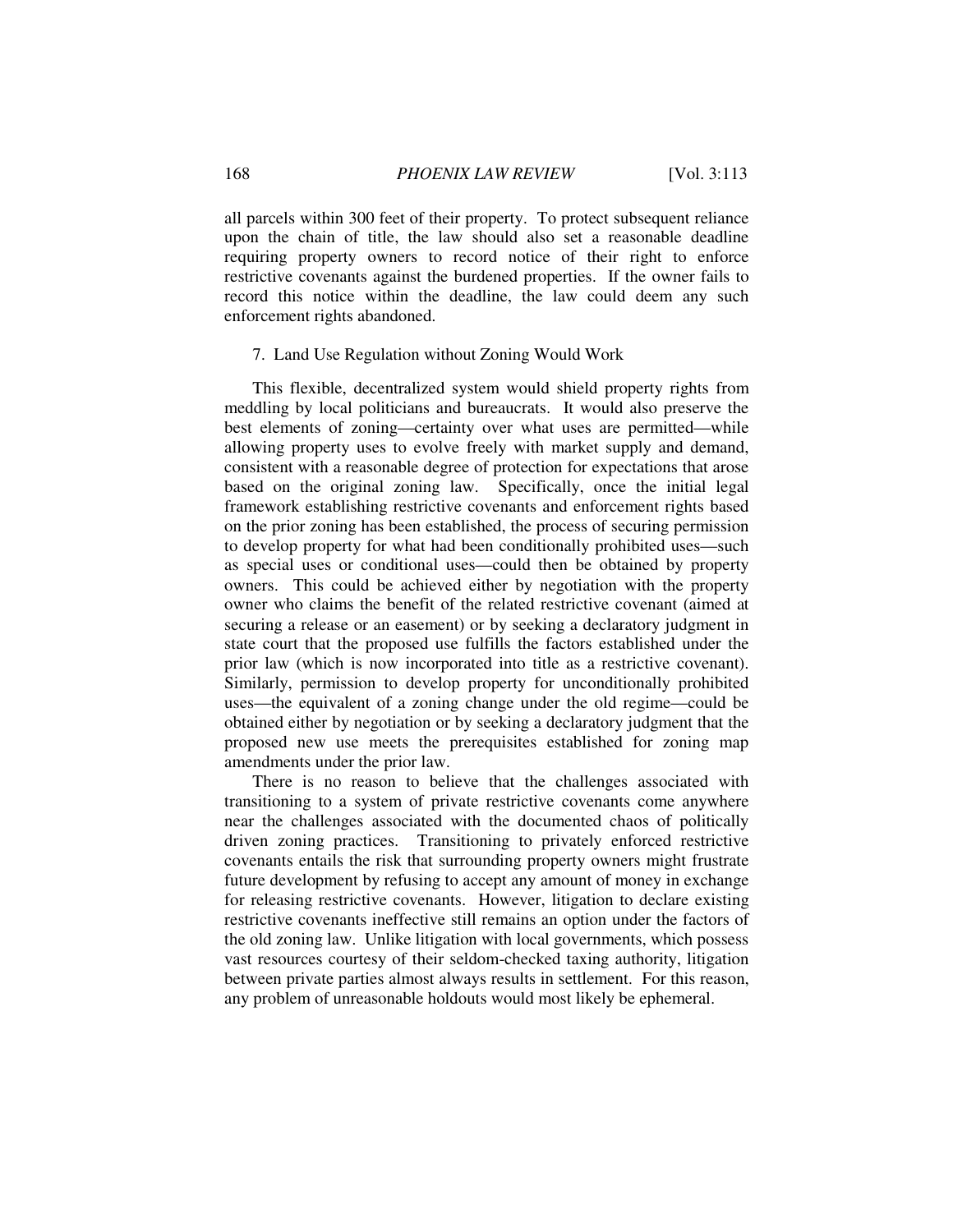all parcels within 300 feet of their property. To protect subsequent reliance upon the chain of title, the law should also set a reasonable deadline requiring property owners to record notice of their right to enforce restrictive covenants against the burdened properties. If the owner fails to record this notice within the deadline, the law could deem any such enforcement rights abandoned.

### 7. Land Use Regulation without Zoning Would Work

This flexible, decentralized system would shield property rights from meddling by local politicians and bureaucrats. It would also preserve the best elements of zoning—certainty over what uses are permitted—while allowing property uses to evolve freely with market supply and demand, consistent with a reasonable degree of protection for expectations that arose based on the original zoning law. Specifically, once the initial legal framework establishing restrictive covenants and enforcement rights based on the prior zoning has been established, the process of securing permission to develop property for what had been conditionally prohibited uses—such as special uses or conditional uses—could then be obtained by property owners. This could be achieved either by negotiation with the property owner who claims the benefit of the related restrictive covenant (aimed at securing a release or an easement) or by seeking a declaratory judgment in state court that the proposed use fulfills the factors established under the prior law (which is now incorporated into title as a restrictive covenant). Similarly, permission to develop property for unconditionally prohibited uses—the equivalent of a zoning change under the old regime—could be obtained either by negotiation or by seeking a declaratory judgment that the proposed new use meets the prerequisites established for zoning map amendments under the prior law.

There is no reason to believe that the challenges associated with transitioning to a system of private restrictive covenants come anywhere near the challenges associated with the documented chaos of politically driven zoning practices. Transitioning to privately enforced restrictive covenants entails the risk that surrounding property owners might frustrate future development by refusing to accept any amount of money in exchange for releasing restrictive covenants. However, litigation to declare existing restrictive covenants ineffective still remains an option under the factors of the old zoning law. Unlike litigation with local governments, which possess vast resources courtesy of their seldom-checked taxing authority, litigation between private parties almost always results in settlement. For this reason, any problem of unreasonable holdouts would most likely be ephemeral.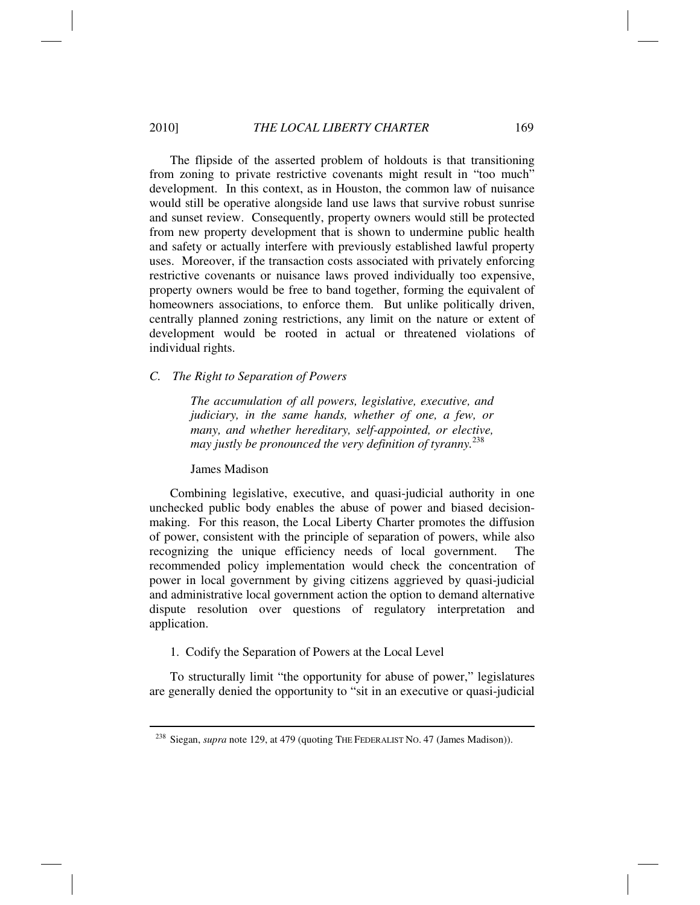The flipside of the asserted problem of holdouts is that transitioning from zoning to private restrictive covenants might result in "too much" development. In this context, as in Houston, the common law of nuisance would still be operative alongside land use laws that survive robust sunrise and sunset review. Consequently, property owners would still be protected from new property development that is shown to undermine public health and safety or actually interfere with previously established lawful property uses. Moreover, if the transaction costs associated with privately enforcing restrictive covenants or nuisance laws proved individually too expensive, property owners would be free to band together, forming the equivalent of homeowners associations, to enforce them. But unlike politically driven, centrally planned zoning restrictions, any limit on the nature or extent of development would be rooted in actual or threatened violations of individual rights.

### *C. The Right to Separation of Powers*

> *The accumulation of all powers, legislative, executive, and judiciary, in the same hands, whether of one, a few, or many, and whether hereditary, self-appointed, or elective, may justly be pronounced the very definition of tyranny.*[238]
>
> James Madison

Combining legislative, executive, and quasi-judicial authority in one unchecked public body enables the abuse of power and biased decision-making. For this reason, the Local Liberty Charter promotes the diffusion of power, consistent with the principle of separation of powers, while also recognizing the unique efficiency needs of local government. The recommended policy implementation would check the concentration of power in local government by giving citizens aggrieved by quasi-judicial and administrative local government action the option to demand alternative dispute resolution over questions of regulatory interpretation and application.

#### 1. Codify the Separation of Powers at the Local Level

To structurally limit "the opportunity for abuse of power," legislatures are generally denied the opportunity to "sit in an executive or quasi-judicial

---

[238] Siegan, *supra* note 129, at 479 (quoting THE FEDERALIST NO. 47 (James Madison)).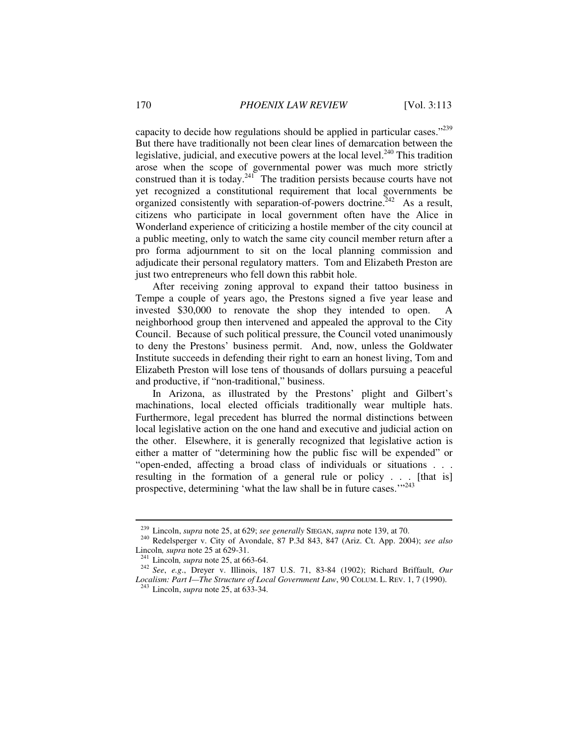capacity to decide how regulations should be applied in particular cases."[239] But there have traditionally not been clear lines of demarcation between the legislative, judicial, and executive powers at the local level.[240] This tradition arose when the scope of governmental power was much more strictly construed than it is today.[241] The tradition persists because courts have not yet recognized a constitutional requirement that local governments be organized consistently with separation-of-powers doctrine.[242] As a result, citizens who participate in local government often have the Alice in Wonderland experience of criticizing a hostile member of the city council at a public meeting, only to watch the same city council member return after a pro forma adjournment to sit on the local planning commission and adjudicate their personal regulatory matters. Tom and Elizabeth Preston are just two entrepreneurs who fell down this rabbit hole.

After receiving zoning approval to expand their tattoo business in Tempe a couple of years ago, the Prestons signed a five year lease and invested $30,000 to renovate the shop they intended to open. A neighborhood group then intervened and appealed the approval to the City Council. Because of such political pressure, the Council voted unanimously to deny the Prestons' business permit. And, now, unless the Goldwater Institute succeeds in defending their right to earn an honest living, Tom and Elizabeth Preston will lose tens of thousands of dollars pursuing a peaceful and productive, if "non-traditional," business.

In Arizona, as illustrated by the Prestons' plight and Gilbert's machinations, local elected officials traditionally wear multiple hats. Furthermore, legal precedent has blurred the normal distinctions between local legislative action on the one hand and executive and judicial action on the other. Elsewhere, it is generally recognized that legislative action is either a matter of "determining how the public fisc will be expended" or "open-ended, affecting a broad class of individuals or situations . . . resulting in the formation of a general rule or policy . . . [that is] prospective, determining 'what the law shall be in future cases.'"[243]

---

[239] Lincoln, *supra* note 25, at 629; *see generally* SIEGAN, *supra* note 139, at 70.

[240] Redelsperger v. City of Avondale, 87 P.3d 843, 847 (Ariz. Ct. App. 2004); *see also* Lincoln*, supra* note 25 at 629-31.

[241] Lincoln*, supra* note 25, at 663-64.

[242] *See*, *e.g*., Dreyer v. Illinois, 187 U.S. 71, 83-84 (1902); Richard Briffault, *Our Localism: Part I—The Structure of Local Government Law*, 90 COLUM. L. REV. 1, 7 (1990).

[243] Lincoln, *supra* note 25, at 633-34.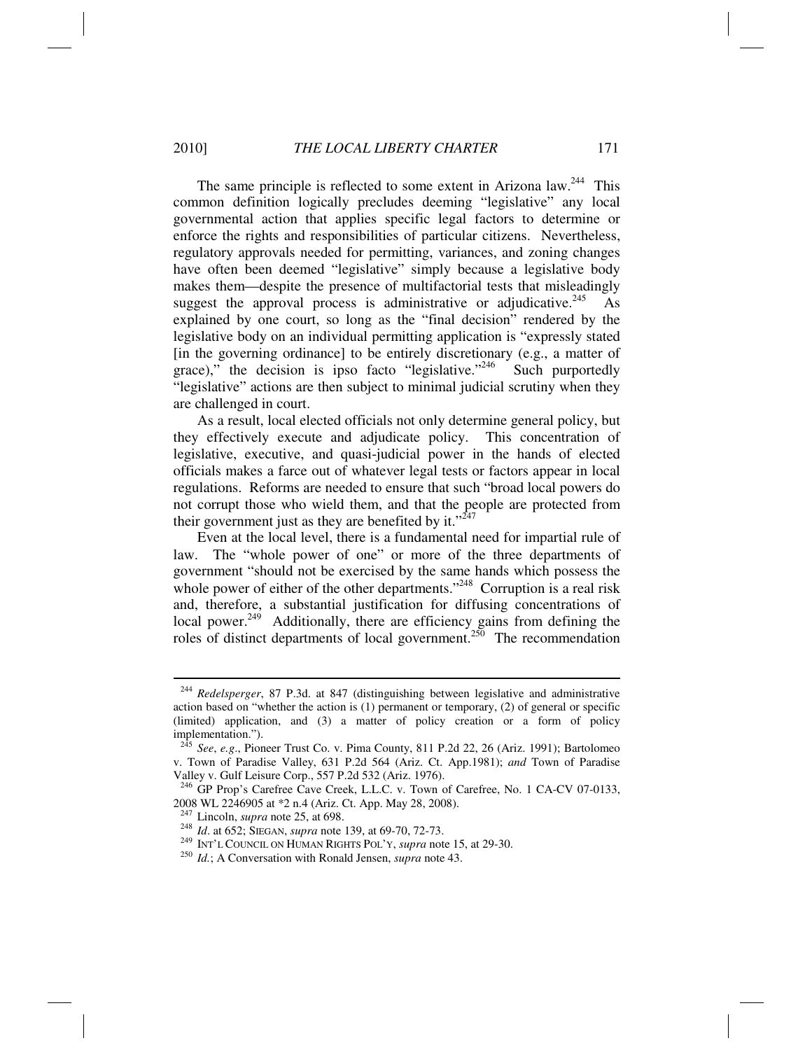The same principle is reflected to some extent in Arizona law.[244] This common definition logically precludes deeming "legislative" any local governmental action that applies specific legal factors to determine or enforce the rights and responsibilities of particular citizens. Nevertheless, regulatory approvals needed for permitting, variances, and zoning changes have often been deemed "legislative" simply because a legislative body makes them—despite the presence of multifactorial tests that misleadingly suggest the approval process is administrative or adjudicative.[245] As explained by one court, so long as the "final decision" rendered by the legislative body on an individual permitting application is "expressly stated [in the governing ordinance] to be entirely discretionary (e.g., a matter of grace)," the decision is ipso facto "legislative."[246] Such purportedly "legislative" actions are then subject to minimal judicial scrutiny when they are challenged in court.

As a result, local elected officials not only determine general policy, but they effectively execute and adjudicate policy. This concentration of legislative, executive, and quasi-judicial power in the hands of elected officials makes a farce out of whatever legal tests or factors appear in local regulations. Reforms are needed to ensure that such "broad local powers do not corrupt those who wield them, and that the people are protected from their government just as they are benefited by it."[247]

Even at the local level, there is a fundamental need for impartial rule of law. The "whole power of one" or more of the three departments of government "should not be exercised by the same hands which possess the whole power of either of the other departments."[248] Corruption is a real risk and, therefore, a substantial justification for diffusing concentrations of local power.[249] Additionally, there are efficiency gains from defining the roles of distinct departments of local government.[250] The recommendation

---

[244] *Redelsperger*, 87 P.3d. at 847 (distinguishing between legislative and administrative action based on "whether the action is (1) permanent or temporary, (2) of general or specific (limited) application, and (3) a matter of policy creation or a form of policy implementation.").

[245] *See*, *e.g*., Pioneer Trust Co. v. Pima County, 811 P.2d 22, 26 (Ariz. 1991); Bartolomeo v. Town of Paradise Valley, 631 P.2d 564 (Ariz. Ct. App.1981); *and* Town of Paradise Valley v. Gulf Leisure Corp., 557 P.2d 532 (Ariz. 1976).

[246] GP Prop's Carefree Cave Creek, L.L.C. v. Town of Carefree, No. 1 CA-CV 07-0133, 2008 WL 2246905 at *2 n.4 (Ariz. Ct. App. May 28, 2008).

[247] Lincoln, *supra* note 25, at 698.

[248] *Id*. at 652; SIEGAN, *supra* note 139, at 69-70, 72-73.

[249] INT'L COUNCIL ON HUMAN RIGHTS POL'Y, *supra* note 15, at 29-30.

[250] *Id.*; A Conversation with Ronald Jensen, *supra* note 43.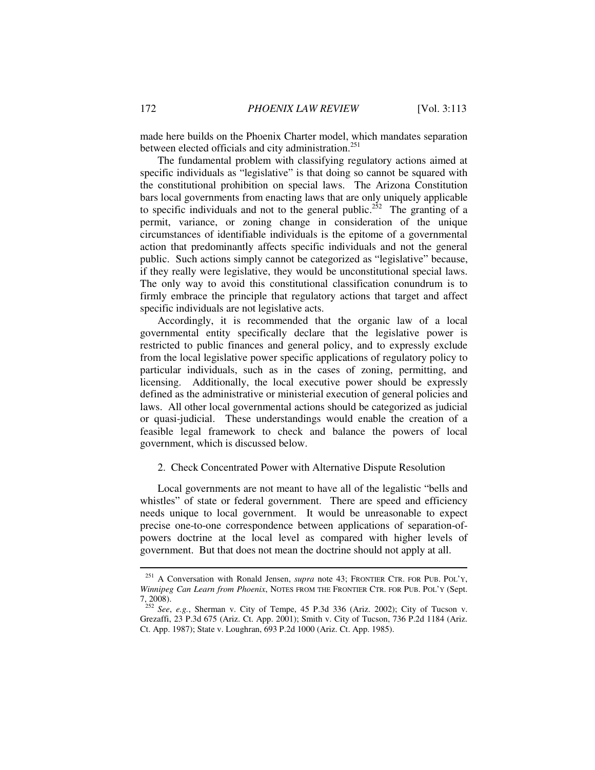made here builds on the Phoenix Charter model, which mandates separation between elected officials and city administration.[251]

The fundamental problem with classifying regulatory actions aimed at specific individuals as "legislative" is that doing so cannot be squared with the constitutional prohibition on special laws. The Arizona Constitution bars local governments from enacting laws that are only uniquely applicable to specific individuals and not to the general public.[252] The granting of a permit, variance, or zoning change in consideration of the unique circumstances of identifiable individuals is the epitome of a governmental action that predominantly affects specific individuals and not the general public. Such actions simply cannot be categorized as "legislative" because, if they really were legislative, they would be unconstitutional special laws. The only way to avoid this constitutional classification conundrum is to firmly embrace the principle that regulatory actions that target and affect specific individuals are not legislative acts.

Accordingly, it is recommended that the organic law of a local governmental entity specifically declare that the legislative power is restricted to public finances and general policy, and to expressly exclude from the local legislative power specific applications of regulatory policy to particular individuals, such as in the cases of zoning, permitting, and licensing. Additionally, the local executive power should be expressly defined as the administrative or ministerial execution of general policies and laws. All other local governmental actions should be categorized as judicial or quasi-judicial. These understandings would enable the creation of a feasible legal framework to check and balance the powers of local government, which is discussed below.

### 2. Check Concentrated Power with Alternative Dispute Resolution

Local governments are not meant to have all of the legalistic "bells and whistles" of state or federal government. There are speed and efficiency needs unique to local government. It would be unreasonable to expect precise one-to-one correspondence between applications of separation-of-powers doctrine at the local level as compared with higher levels of government. But that does not mean the doctrine should not apply at all.

---

[251] A Conversation with Ronald Jensen, *supra* note 43; FRONTIER CTR. FOR PUB. POL'Y, *Winnipeg Can Learn from Phoenix*, NOTES FROM THE FRONTIER CTR. FOR PUB. POL'Y (Sept. 7, 2008).

[252] *See*, *e.g.*, Sherman v. City of Tempe, 45 P.3d 336 (Ariz. 2002); City of Tucson v. Grezaffi, 23 P.3d 675 (Ariz. Ct. App. 2001); Smith v. City of Tucson, 736 P.2d 1184 (Ariz. Ct. App. 1987); State v. Loughran, 693 P.2d 1000 (Ariz. Ct. App. 1985).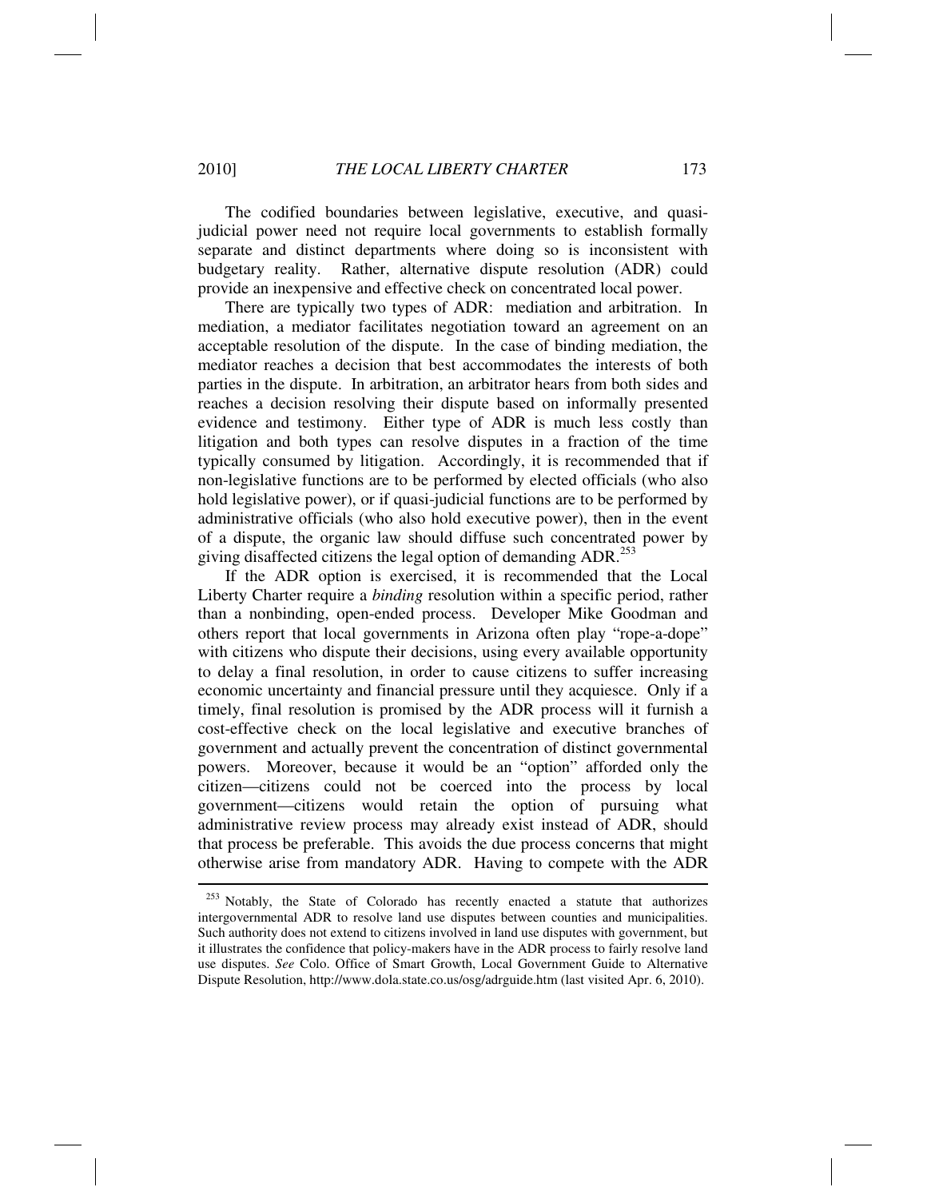The codified boundaries between legislative, executive, and quasi-judicial power need not require local governments to establish formally separate and distinct departments where doing so is inconsistent with budgetary reality. Rather, alternative dispute resolution (ADR) could provide an inexpensive and effective check on concentrated local power.

There are typically two types of ADR: mediation and arbitration. In mediation, a mediator facilitates negotiation toward an agreement on an acceptable resolution of the dispute. In the case of binding mediation, the mediator reaches a decision that best accommodates the interests of both parties in the dispute. In arbitration, an arbitrator hears from both sides and reaches a decision resolving their dispute based on informally presented evidence and testimony. Either type of ADR is much less costly than litigation and both types can resolve disputes in a fraction of the time typically consumed by litigation. Accordingly, it is recommended that if non-legislative functions are to be performed by elected officials (who also hold legislative power), or if quasi-judicial functions are to be performed by administrative officials (who also hold executive power), then in the event of a dispute, the organic law should diffuse such concentrated power by giving disaffected citizens the legal option of demanding ADR.[253]

If the ADR option is exercised, it is recommended that the Local Liberty Charter require a *binding* resolution within a specific period, rather than a nonbinding, open-ended process. Developer Mike Goodman and others report that local governments in Arizona often play "rope-a-dope" with citizens who dispute their decisions, using every available opportunity to delay a final resolution, in order to cause citizens to suffer increasing economic uncertainty and financial pressure until they acquiesce. Only if a timely, final resolution is promised by the ADR process will it furnish a cost-effective check on the local legislative and executive branches of government and actually prevent the concentration of distinct governmental powers. Moreover, because it would be an "option" afforded only the citizen—citizens could not be coerced into the process by local government—citizens would retain the option of pursuing what administrative review process may already exist instead of ADR, should that process be preferable. This avoids the due process concerns that might otherwise arise from mandatory ADR. Having to compete with the ADR

---

[253] Notably, the State of Colorado has recently enacted a statute that authorizes intergovernmental ADR to resolve land use disputes between counties and municipalities. Such authority does not extend to citizens involved in land use disputes with government, but it illustrates the confidence that policy-makers have in the ADR process to fairly resolve land use disputes. *See* Colo. Office of Smart Growth, Local Government Guide to Alternative Dispute Resolution, http://www.dola.state.co.us/osg/adrguide.htm (last visited Apr. 6, 2010).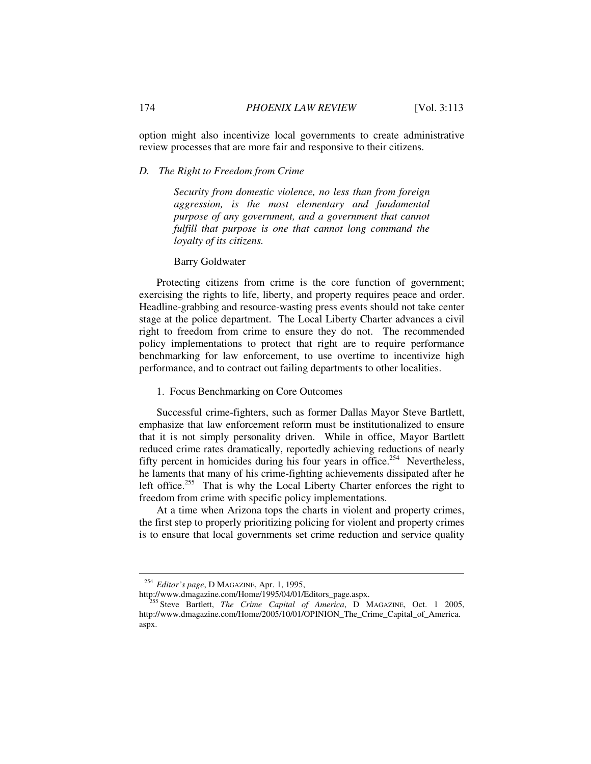option might also incentivize local governments to create administrative review processes that are more fair and responsive to their citizens.

### *D. The Right to Freedom from Crime*

> *Security from domestic violence, no less than from foreign aggression, is the most elementary and fundamental purpose of any government, and a government that cannot fulfill that purpose is one that cannot long command the loyalty of its citizens.*
>
> Barry Goldwater

Protecting citizens from crime is the core function of government; exercising the rights to life, liberty, and property requires peace and order. Headline-grabbing and resource-wasting press events should not take center stage at the police department. The Local Liberty Charter advances a civil right to freedom from crime to ensure they do not. The recommended policy implementations to protect that right are to require performance benchmarking for law enforcement, to use overtime to incentivize high performance, and to contract out failing departments to other localities.

#### 1. Focus Benchmarking on Core Outcomes

Successful crime-fighters, such as former Dallas Mayor Steve Bartlett, emphasize that law enforcement reform must be institutionalized to ensure that it is not simply personality driven. While in office, Mayor Bartlett reduced crime rates dramatically, reportedly achieving reductions of nearly fifty percent in homicides during his four years in office.[254] Nevertheless, he laments that many of his crime-fighting achievements dissipated after he left office.[255] That is why the Local Liberty Charter enforces the right to freedom from crime with specific policy implementations.

At a time when Arizona tops the charts in violent and property crimes, the first step to properly prioritizing policing for violent and property crimes is to ensure that local governments set crime reduction and service quality

---

[254] *Editor's page*, D MAGAZINE, Apr. 1, 1995, http://www.dmagazine.com/Home/1995/04/01/Editors_page.aspx.

[255] Steve Bartlett, *The Crime Capital of America*, D MAGAZINE, Oct. 1 2005, http://www.dmagazine.com/Home/2005/10/01/OPINION_The_Crime_Capital_of_America.aspx.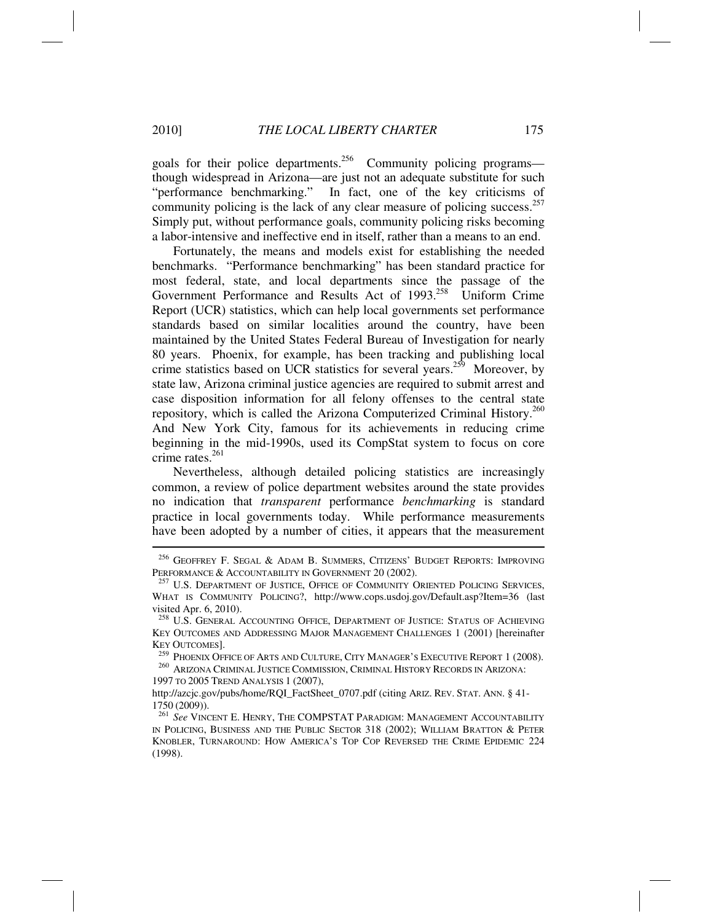goals for their police departments.[256] Community policing programs—though widespread in Arizona—are just not an adequate substitute for such "performance benchmarking." In fact, one of the key criticisms of community policing is the lack of any clear measure of policing success.[257] Simply put, without performance goals, community policing risks becoming a labor-intensive and ineffective end in itself, rather than a means to an end.

Fortunately, the means and models exist for establishing the needed benchmarks. "Performance benchmarking" has been standard practice for most federal, state, and local departments since the passage of the Government Performance and Results Act of 1993.[258] Uniform Crime Report (UCR) statistics, which can help local governments set performance standards based on similar localities around the country, have been maintained by the United States Federal Bureau of Investigation for nearly 80 years. Phoenix, for example, has been tracking and publishing local crime statistics based on UCR statistics for several years.[259] Moreover, by state law, Arizona criminal justice agencies are required to submit arrest and case disposition information for all felony offenses to the central state repository, which is called the Arizona Computerized Criminal History.[260] And New York City, famous for its achievements in reducing crime beginning in the mid-1990s, used its CompStat system to focus on core crime rates.[261]

Nevertheless, although detailed policing statistics are increasingly common, a review of police department websites around the state provides no indication that *transparent* performance *benchmarking* is standard practice in local governments today. While performance measurements have been adopted by a number of cities, it appears that the measurement

---

[256] GEOFFREY F. SEGAL & ADAM B. SUMMERS, CITIZENS' BUDGET REPORTS: IMPROVING PERFORMANCE & ACCOUNTABILITY IN GOVERNMENT 20 (2002).

[257] U.S. DEPARTMENT OF JUSTICE, OFFICE OF COMMUNITY ORIENTED POLICING SERVICES, WHAT IS COMMUNITY POLICING?, http://www.cops.usdoj.gov/Default.asp?Item=36 (last visited Apr. 6, 2010).

[258] U.S. GENERAL ACCOUNTING OFFICE, DEPARTMENT OF JUSTICE: STATUS OF ACHIEVING KEY OUTCOMES AND ADDRESSING MAJOR MANAGEMENT CHALLENGES 1 (2001) [hereinafter KEY OUTCOMES].

[259] PHOENIX OFFICE OF ARTS AND CULTURE, CITY MANAGER'S EXECUTIVE REPORT 1 (2008).

[260] ARIZONA CRIMINAL JUSTICE COMMISSION, CRIMINAL HISTORY RECORDS IN ARIZONA: 1997 TO 2005 TREND ANALYSIS 1 (2007), http://azcjc.gov/pubs/home/RQI_FactSheet_0707.pdf (citing ARIZ. REV. STAT. ANN. § 41-1750 (2009)).

[261] *See* VINCENT E. HENRY, THE COMPSTAT PARADIGM: MANAGEMENT ACCOUNTABILITY IN POLICING, BUSINESS AND THE PUBLIC SECTOR 318 (2002); WILLIAM BRATTON & PETER KNOBLER, TURNAROUND: HOW AMERICA'S TOP COP REVERSED THE CRIME EPIDEMIC 224 (1998).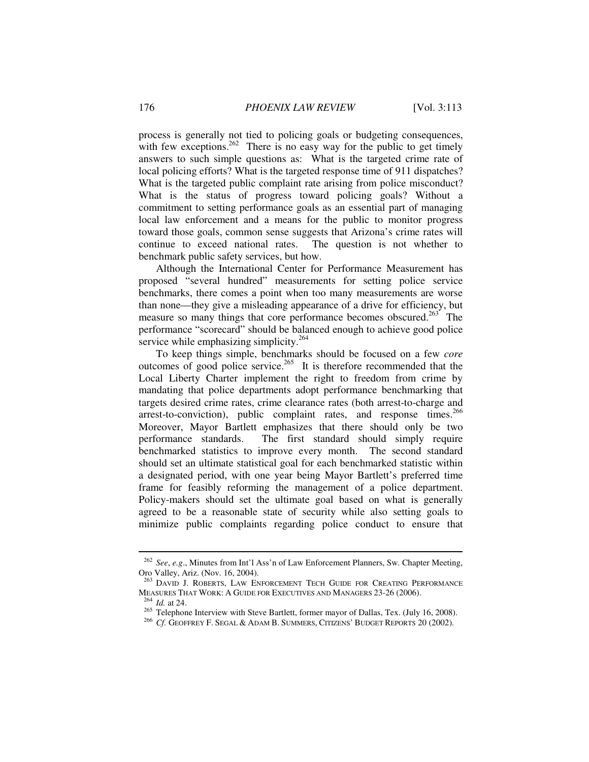process is generally not tied to policing goals or budgeting consequences, with few exceptions.[262] There is no easy way for the public to get timely answers to such simple questions as: What is the targeted crime rate of local policing efforts? What is the targeted response time of 911 dispatches? What is the targeted public complaint rate arising from police misconduct? What is the status of progress toward policing goals? Without a commitment to setting performance goals as an essential part of managing local law enforcement and a means for the public to monitor progress toward those goals, common sense suggests that Arizona's crime rates will continue to exceed national rates. The question is not whether to benchmark public safety services, but how.

Although the International Center for Performance Measurement has proposed "several hundred" measurements for setting police service benchmarks, there comes a point when too many measurements are worse than none—they give a misleading appearance of a drive for efficiency, but measure so many things that core performance becomes obscured.[263] The performance "scorecard" should be balanced enough to achieve good police service while emphasizing simplicity.[264]

To keep things simple, benchmarks should be focused on a few *core* outcomes of good police service.[265] It is therefore recommended that the Local Liberty Charter implement the right to freedom from crime by mandating that police departments adopt performance benchmarking that targets desired crime rates, crime clearance rates (both arrest-to-charge and arrest-to-conviction), public complaint rates, and response times.[266] Moreover, Mayor Bartlett emphasizes that there should only be two performance standards. The first standard should simply require benchmarked statistics to improve every month. The second standard should set an ultimate statistical goal for each benchmarked statistic within a designated period, with one year being Mayor Bartlett's preferred time frame for feasibly reforming the management of a police department. Policy-makers should set the ultimate goal based on what is generally agreed to be a reasonable state of security while also setting goals to minimize public complaints regarding police conduct to ensure that

---

[262] *See*, *e.g*., Minutes from Int'l Ass'n of Law Enforcement Planners, Sw. Chapter Meeting, Oro Valley, Ariz. (Nov. 16, 2004).

[263] DAVID J. ROBERTS, LAW ENFORCEMENT TECH GUIDE FOR CREATING PERFORMANCE MEASURES THAT WORK: A GUIDE FOR EXECUTIVES AND MANAGERS 23-26 (2006).

[264] *Id.* at 24.

[265] Telephone Interview with Steve Bartlett, former mayor of Dallas, Tex. (July 16, 2008).

[266] *Cf.* GEOFFREY F. SEGAL & ADAM B. SUMMERS, CITIZENS' BUDGET REPORTS 20 (2002).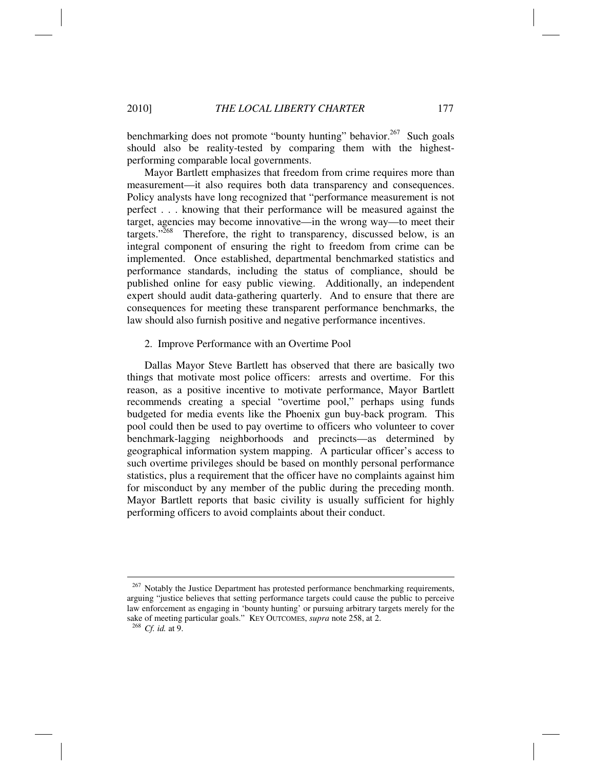benchmarking does not promote "bounty hunting" behavior.[267] Such goals should also be reality-tested by comparing them with the highest-performing comparable local governments.

Mayor Bartlett emphasizes that freedom from crime requires more than measurement—it also requires both data transparency and consequences. Policy analysts have long recognized that "performance measurement is not perfect . . . knowing that their performance will be measured against the target, agencies may become innovative—in the wrong way—to meet their targets."[268] Therefore, the right to transparency, discussed below, is an integral component of ensuring the right to freedom from crime can be implemented. Once established, departmental benchmarked statistics and performance standards, including the status of compliance, should be published online for easy public viewing. Additionally, an independent expert should audit data-gathering quarterly. And to ensure that there are consequences for meeting these transparent performance benchmarks, the law should also furnish positive and negative performance incentives.

2. Improve Performance with an Overtime Pool

Dallas Mayor Steve Bartlett has observed that there are basically two things that motivate most police officers: arrests and overtime. For this reason, as a positive incentive to motivate performance, Mayor Bartlett recommends creating a special "overtime pool," perhaps using funds budgeted for media events like the Phoenix gun buy-back program. This pool could then be used to pay overtime to officers who volunteer to cover benchmark-lagging neighborhoods and precincts—as determined by geographical information system mapping. A particular officer's access to such overtime privileges should be based on monthly personal performance statistics, plus a requirement that the officer have no complaints against him for misconduct by any member of the public during the preceding month. Mayor Bartlett reports that basic civility is usually sufficient for highly performing officers to avoid complaints about their conduct.

---

[267] Notably the Justice Department has protested performance benchmarking requirements, arguing "justice believes that setting performance targets could cause the public to perceive law enforcement as engaging in 'bounty hunting' or pursuing arbitrary targets merely for the sake of meeting particular goals." KEY OUTCOMES, *supra* note 258, at 2.

[268] *Cf. id.* at 9.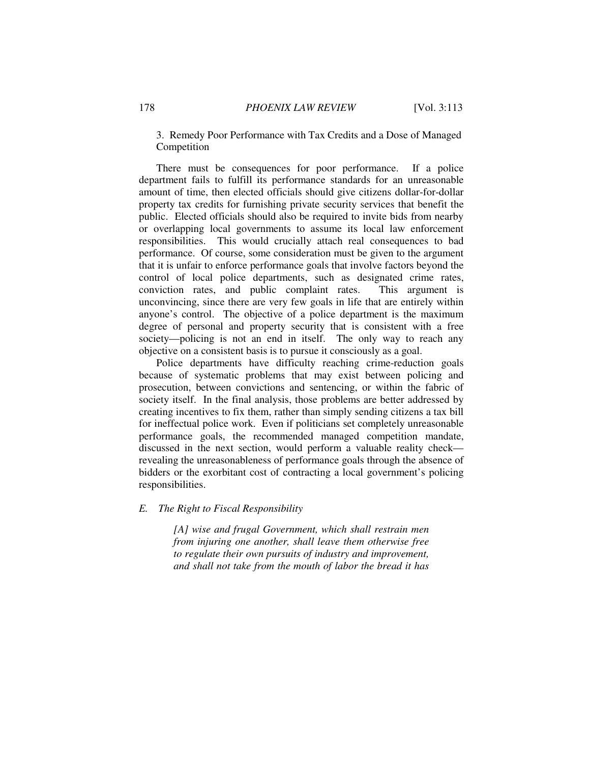3. Remedy Poor Performance with Tax Credits and a Dose of Managed Competition

There must be consequences for poor performance. If a police department fails to fulfill its performance standards for an unreasonable amount of time, then elected officials should give citizens dollar-for-dollar property tax credits for furnishing private security services that benefit the public. Elected officials should also be required to invite bids from nearby or overlapping local governments to assume its local law enforcement responsibilities. This would crucially attach real consequences to bad performance. Of course, some consideration must be given to the argument that it is unfair to enforce performance goals that involve factors beyond the control of local police departments, such as designated crime rates, conviction rates, and public complaint rates. This argument is unconvincing, since there are very few goals in life that are entirely within anyone's control. The objective of a police department is the maximum degree of personal and property security that is consistent with a free society—policing is not an end in itself. The only way to reach any objective on a consistent basis is to pursue it consciously as a goal.

Police departments have difficulty reaching crime-reduction goals because of systematic problems that may exist between policing and prosecution, between convictions and sentencing, or within the fabric of society itself. In the final analysis, those problems are better addressed by creating incentives to fix them, rather than simply sending citizens a tax bill for ineffectual police work. Even if politicians set completely unreasonable performance goals, the recommended managed competition mandate, discussed in the next section, would perform a valuable reality check—revealing the unreasonableness of performance goals through the absence of bidders or the exorbitant cost of contracting a local government's policing responsibilities.

### *E. The Right to Fiscal Responsibility*

> *[A] wise and frugal Government, which shall restrain men from injuring one another, shall leave them otherwise free to regulate their own pursuits of industry and improvement, and shall not take from the mouth of labor the bread it has*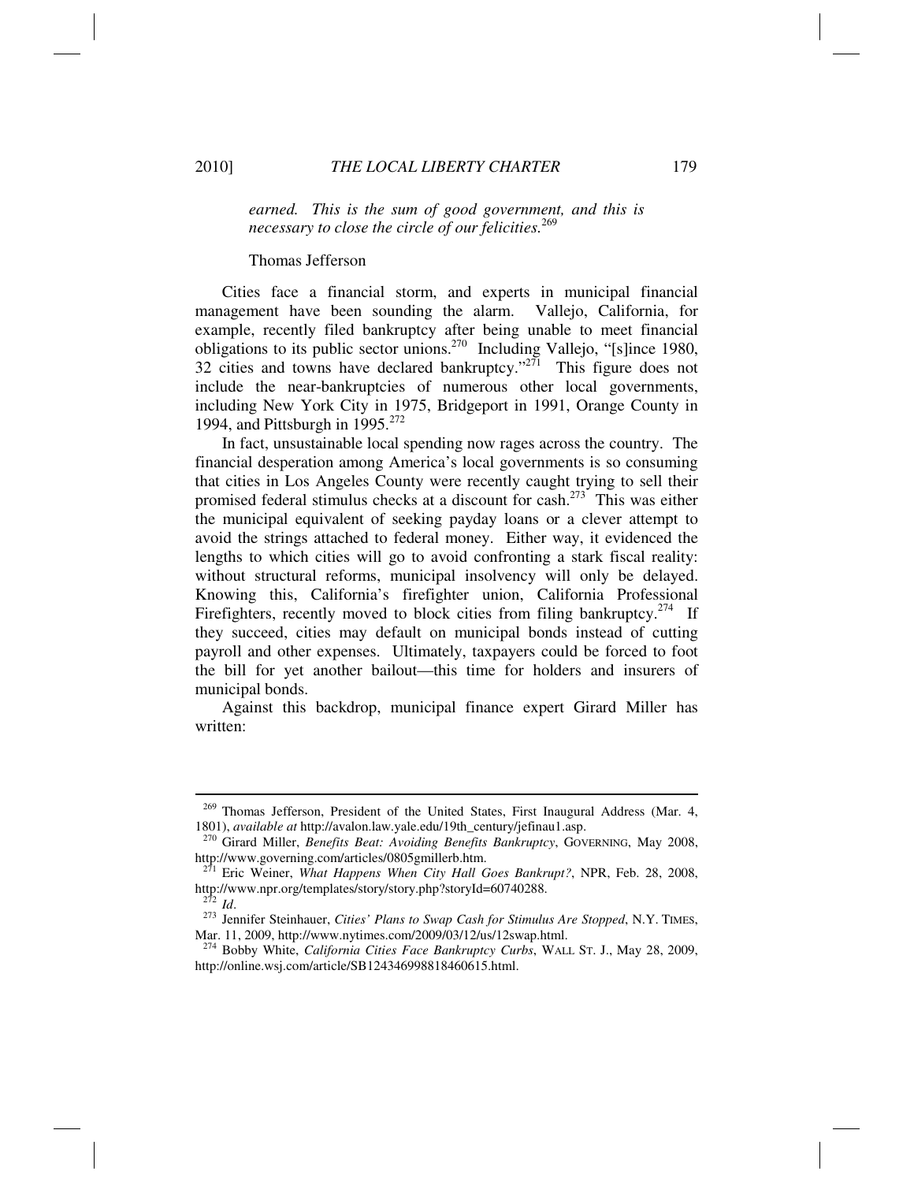*earned. This is the sum of good government, and this is necessary to close the circle of our felicities.*[269]

Thomas Jefferson

Cities face a financial storm, and experts in municipal financial management have been sounding the alarm. Vallejo, California, for example, recently filed bankruptcy after being unable to meet financial obligations to its public sector unions.[270] Including Vallejo, "[s]ince 1980, 32 cities and towns have declared bankruptcy."[271] This figure does not include the near-bankruptcies of numerous other local governments, including New York City in 1975, Bridgeport in 1991, Orange County in 1994, and Pittsburgh in 1995.[272]

In fact, unsustainable local spending now rages across the country. The financial desperation among America's local governments is so consuming that cities in Los Angeles County were recently caught trying to sell their promised federal stimulus checks at a discount for cash.[273] This was either the municipal equivalent of seeking payday loans or a clever attempt to avoid the strings attached to federal money. Either way, it evidenced the lengths to which cities will go to avoid confronting a stark fiscal reality: without structural reforms, municipal insolvency will only be delayed. Knowing this, California's firefighter union, California Professional Firefighters, recently moved to block cities from filing bankruptcy.[274] If they succeed, cities may default on municipal bonds instead of cutting payroll and other expenses. Ultimately, taxpayers could be forced to foot the bill for yet another bailout—this time for holders and insurers of municipal bonds.

Against this backdrop, municipal finance expert Girard Miller has written:

---

[269] Thomas Jefferson, President of the United States, First Inaugural Address (Mar. 4, 1801), *available at* http://avalon.law.yale.edu/19th_century/jefinau1.asp.

[270] Girard Miller, *Benefits Beat: Avoiding Benefits Bankruptcy*, GOVERNING, May 2008, http://www.governing.com/articles/0805gmillerb.htm.

[271] Eric Weiner, *What Happens When City Hall Goes Bankrupt?*, NPR, Feb. 28, 2008, http://www.npr.org/templates/story/story.php?storyId=60740288.

[272] *Id*.

[273] Jennifer Steinhauer, *Cities' Plans to Swap Cash for Stimulus Are Stopped*, N.Y. TIMES, Mar. 11, 2009, http://www.nytimes.com/2009/03/12/us/12swap.html.

[274] Bobby White, *California Cities Face Bankruptcy Curbs*, WALL ST. J., May 28, 2009, http://online.wsj.com/article/SB124346998818460615.html.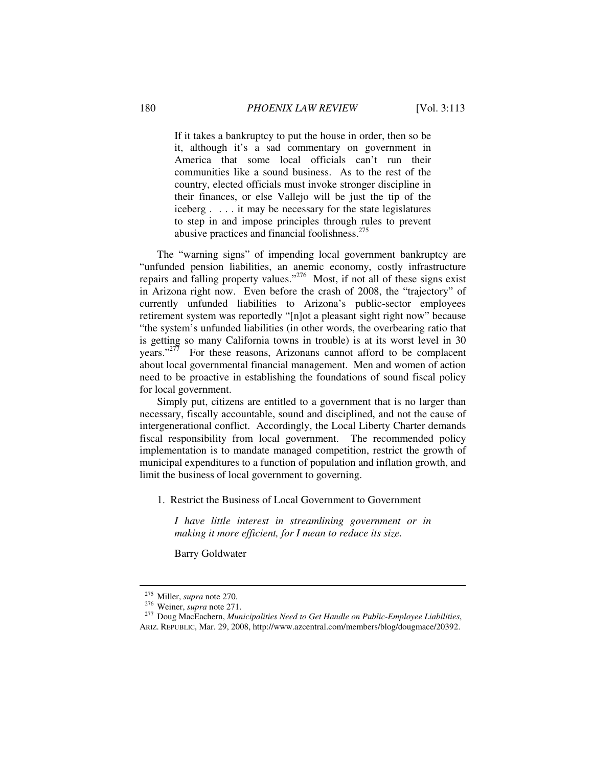> If it takes a bankruptcy to put the house in order, then so be it, although it's a sad commentary on government in America that some local officials can't run their communities like a sound business. As to the rest of the country, elected officials must invoke stronger discipline in their finances, or else Vallejo will be just the tip of the iceberg . . . . it may be necessary for the state legislatures to step in and impose principles through rules to prevent abusive practices and financial foolishness.[275]

The "warning signs" of impending local government bankruptcy are "unfunded pension liabilities, an anemic economy, costly infrastructure repairs and falling property values."[276] Most, if not all of these signs exist in Arizona right now. Even before the crash of 2008, the "trajectory" of currently unfunded liabilities to Arizona's public-sector employees retirement system was reportedly "[n]ot a pleasant sight right now" because "the system's unfunded liabilities (in other words, the overbearing ratio that is getting so many California towns in trouble) is at its worst level in 30 years."[277] For these reasons, Arizonans cannot afford to be complacent about local governmental financial management. Men and women of action need to be proactive in establishing the foundations of sound fiscal policy for local government.

Simply put, citizens are entitled to a government that is no larger than necessary, fiscally accountable, sound and disciplined, and not the cause of intergenerational conflict. Accordingly, the Local Liberty Charter demands fiscal responsibility from local government. The recommended policy implementation is to mandate managed competition, restrict the growth of municipal expenditures to a function of population and inflation growth, and limit the business of local government to governing.

1. Restrict the Business of Local Government to Government

> *I have little interest in streamlining government or in making it more efficient, for I mean to reduce its size.*
>
> Barry Goldwater

---

[275] Miller, *supra* note 270.

[276] Weiner, *supra* note 271.

[277] Doug MacEachern, *Municipalities Need to Get Handle on Public-Employee Liabilities*, ARIZ. REPUBLIC, Mar. 29, 2008, http://www.azcentral.com/members/blog/dougmace/20392.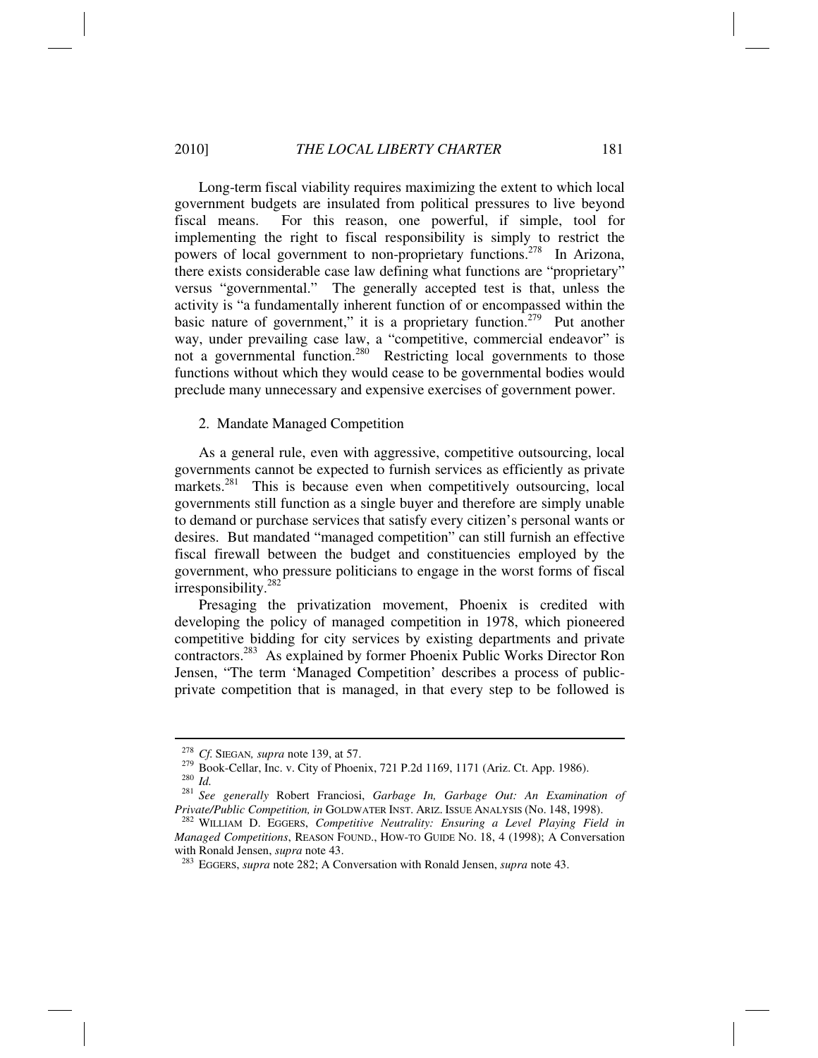Long-term fiscal viability requires maximizing the extent to which local government budgets are insulated from political pressures to live beyond fiscal means. For this reason, one powerful, if simple, tool for implementing the right to fiscal responsibility is simply to restrict the powers of local government to non-proprietary functions.[278] In Arizona, there exists considerable case law defining what functions are "proprietary" versus "governmental." The generally accepted test is that, unless the activity is "a fundamentally inherent function of or encompassed within the basic nature of government," it is a proprietary function.[279] Put another way, under prevailing case law, a "competitive, commercial endeavor" is not a governmental function.[280] Restricting local governments to those functions without which they would cease to be governmental bodies would preclude many unnecessary and expensive exercises of government power.

2. Mandate Managed Competition

As a general rule, even with aggressive, competitive outsourcing, local governments cannot be expected to furnish services as efficiently as private markets.[281] This is because even when competitively outsourcing, local governments still function as a single buyer and therefore are simply unable to demand or purchase services that satisfy every citizen's personal wants or desires. But mandated "managed competition" can still furnish an effective fiscal firewall between the budget and constituencies employed by the government, who pressure politicians to engage in the worst forms of fiscal irresponsibility.[282]

Presaging the privatization movement, Phoenix is credited with developing the policy of managed competition in 1978, which pioneered competitive bidding for city services by existing departments and private contractors.[283] As explained by former Phoenix Public Works Director Ron Jensen, "The term 'Managed Competition' describes a process of public-private competition that is managed, in that every step to be followed is

---

[278] *Cf.* SIEGAN*, supra* note 139, at 57.

[279] Book-Cellar, Inc. v. City of Phoenix, 721 P.2d 1169, 1171 (Ariz. Ct. App. 1986).

[280] *Id.*

[281] *See generally* Robert Franciosi, *Garbage In, Garbage Out: An Examination of Private/Public Competition, in* GOLDWATER INST. ARIZ. ISSUE ANALYSIS (No. 148, 1998).

[282] WILLIAM D. EGGERS, *Competitive Neutrality: Ensuring a Level Playing Field in Managed Competitions*, REASON FOUND., HOW-TO GUIDE NO. 18, 4 (1998); A Conversation with Ronald Jensen, *supra* note 43.

[283] EGGERS, *supra* note 282; A Conversation with Ronald Jensen, *supra* note 43.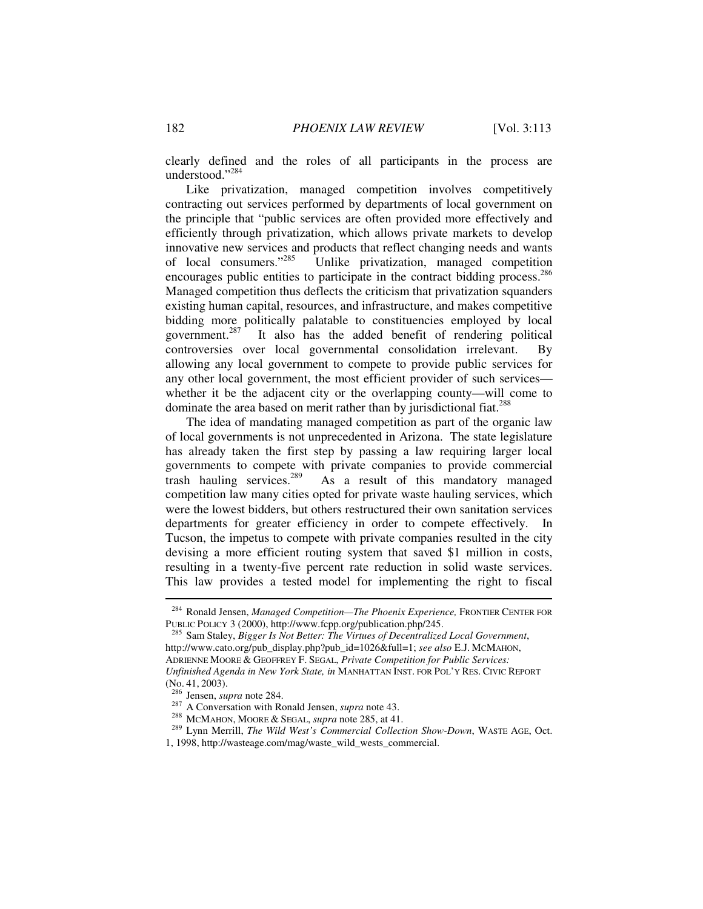clearly defined and the roles of all participants in the process are understood."[284]

Like privatization, managed competition involves competitively contracting out services performed by departments of local government on the principle that "public services are often provided more effectively and efficiently through privatization, which allows private markets to develop innovative new services and products that reflect changing needs and wants of local consumers."[285] Unlike privatization, managed competition encourages public entities to participate in the contract bidding process.[286] Managed competition thus deflects the criticism that privatization squanders existing human capital, resources, and infrastructure, and makes competitive bidding more politically palatable to constituencies employed by local government.[287] It also has the added benefit of rendering political controversies over local governmental consolidation irrelevant. By allowing any local government to compete to provide public services for any other local government, the most efficient provider of such services—whether it be the adjacent city or the overlapping county—will come to dominate the area based on merit rather than by jurisdictional fiat.[288]

The idea of mandating managed competition as part of the organic law of local governments is not unprecedented in Arizona. The state legislature has already taken the first step by passing a law requiring larger local governments to compete with private companies to provide commercial trash hauling services.[289] As a result of this mandatory managed competition law many cities opted for private waste hauling services, which were the lowest bidders, but others restructured their own sanitation services departments for greater efficiency in order to compete effectively. In Tucson, the impetus to compete with private companies resulted in the city devising a more efficient routing system that saved $1 million in costs, resulting in a twenty-five percent rate reduction in solid waste services. This law provides a tested model for implementing the right to fiscal

---

[284] Ronald Jensen, *Managed Competition—The Phoenix Experience,* FRONTIER CENTER FOR PUBLIC POLICY 3 (2000), http://www.fcpp.org/publication.php/245.

[285] Sam Staley, *Bigger Is Not Better: The Virtues of Decentralized Local Government*, http://www.cato.org/pub_display.php?pub_id=1026&full=1; *see also* E.J. MCMAHON, ADRIENNE MOORE & GEOFFREY F. SEGAL, *Private Competition for Public Services: Unfinished Agenda in New York State, in* MANHATTAN INST. FOR POL'Y RES. CIVIC REPORT (No. 41, 2003).

[286] Jensen, *supra* note 284.

[287] A Conversation with Ronald Jensen, *supra* note 43.

[288] MCMAHON, MOORE & SEGAL, *supra* note 285, at 41.

[289] Lynn Merrill, *The Wild West's Commercial Collection Show-Down*, WASTE AGE, Oct. 1, 1998, http://wasteage.com/mag/waste_wild_wests_commercial.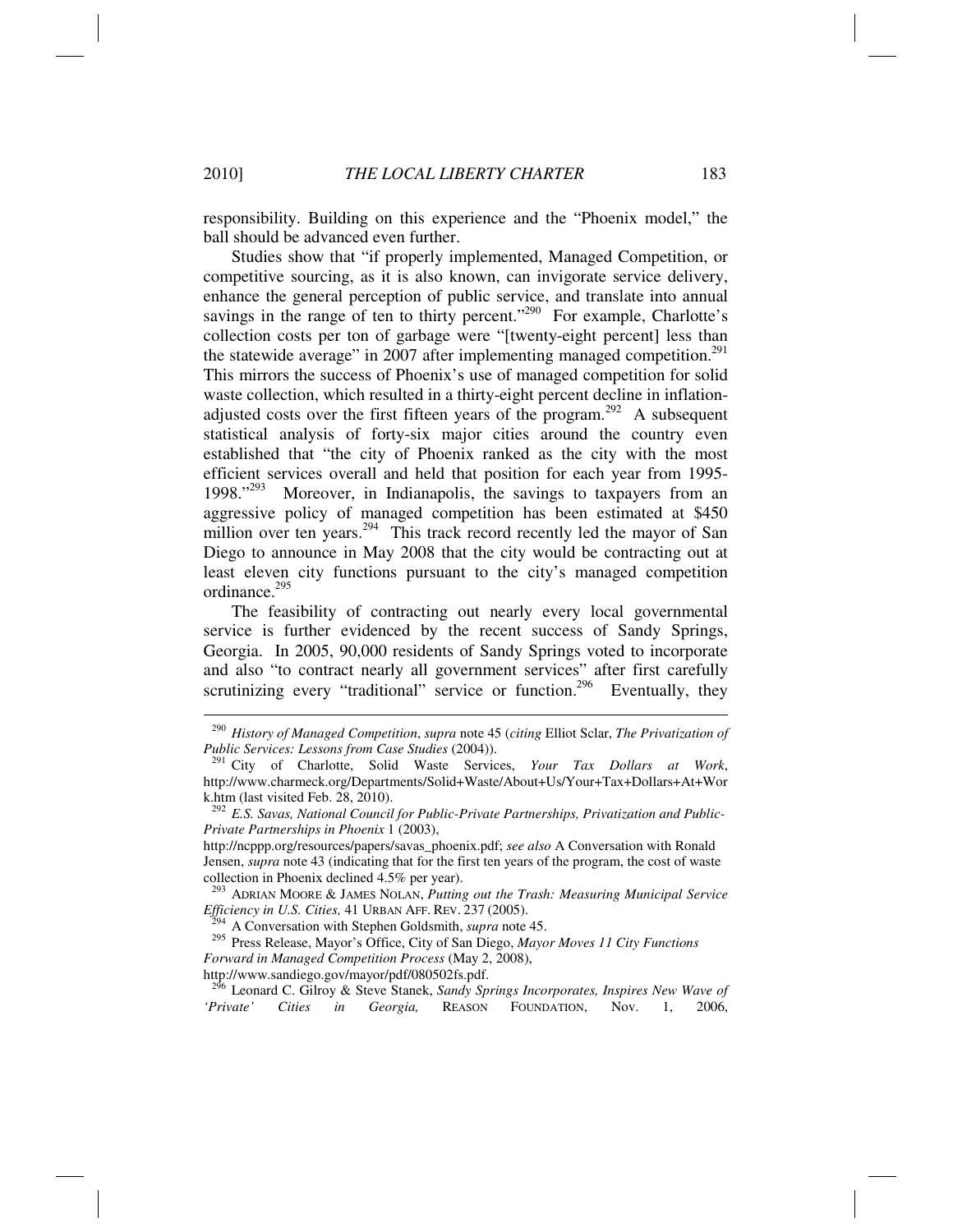responsibility. Building on this experience and the "Phoenix model," the ball should be advanced even further.

Studies show that "if properly implemented, Managed Competition, or competitive sourcing, as it is also known, can invigorate service delivery, enhance the general perception of public service, and translate into annual savings in the range of ten to thirty percent."[290] For example, Charlotte's collection costs per ton of garbage were "[twenty-eight percent] less than the statewide average" in 2007 after implementing managed competition.[291] This mirrors the success of Phoenix's use of managed competition for solid waste collection, which resulted in a thirty-eight percent decline in inflation-adjusted costs over the first fifteen years of the program.[292] A subsequent statistical analysis of forty-six major cities around the country even established that "the city of Phoenix ranked as the city with the most efficient services overall and held that position for each year from 1995-1998."[293] Moreover, in Indianapolis, the savings to taxpayers from an aggressive policy of managed competition has been estimated at $450 million over ten years.[294] This track record recently led the mayor of San Diego to announce in May 2008 that the city would be contracting out at least eleven city functions pursuant to the city's managed competition ordinance.[295]

The feasibility of contracting out nearly every local governmental service is further evidenced by the recent success of Sandy Springs, Georgia. In 2005, 90,000 residents of Sandy Springs voted to incorporate and also "to contract nearly all government services" after first carefully scrutinizing every "traditional" service or function.[296] Eventually, they

---

[290] *History of Managed Competition*, *supra* note 45 (*citing* Elliot Sclar, *The Privatization of Public Services: Lessons from Case Studies* (2004)).

[291] City of Charlotte, Solid Waste Services, *Your Tax Dollars at Work*, http://www.charmeck.org/Departments/Solid+Waste/About+Us/Your+Tax+Dollars+At+Work.htm (last visited Feb. 28, 2010).

[292] *E.S. Savas, National Council for Public-Private Partnerships, Privatization and Public-Private Partnerships in Phoenix* 1 (2003), http://ncppp.org/resources/papers/savas_phoenix.pdf; *see also* A Conversation with Ronald Jensen, *supra* note 43 (indicating that for the first ten years of the program, the cost of waste collection in Phoenix declined 4.5% per year).

[293] ADRIAN MOORE & JAMES NOLAN, *Putting out the Trash: Measuring Municipal Service Efficiency in U.S. Cities,* 41 URBAN AFF. REV. 237 (2005).

[294] A Conversation with Stephen Goldsmith, *supra* note 45.

[295] Press Release, Mayor's Office, City of San Diego, *Mayor Moves 11 City Functions Forward in Managed Competition Process* (May 2, 2008), http://www.sandiego.gov/mayor/pdf/080502fs.pdf.

[296] Leonard C. Gilroy & Steve Stanek, *Sandy Springs Incorporates, Inspires New Wave of 'Private' Cities in Georgia,* REASON FOUNDATION, Nov. 1, 2006,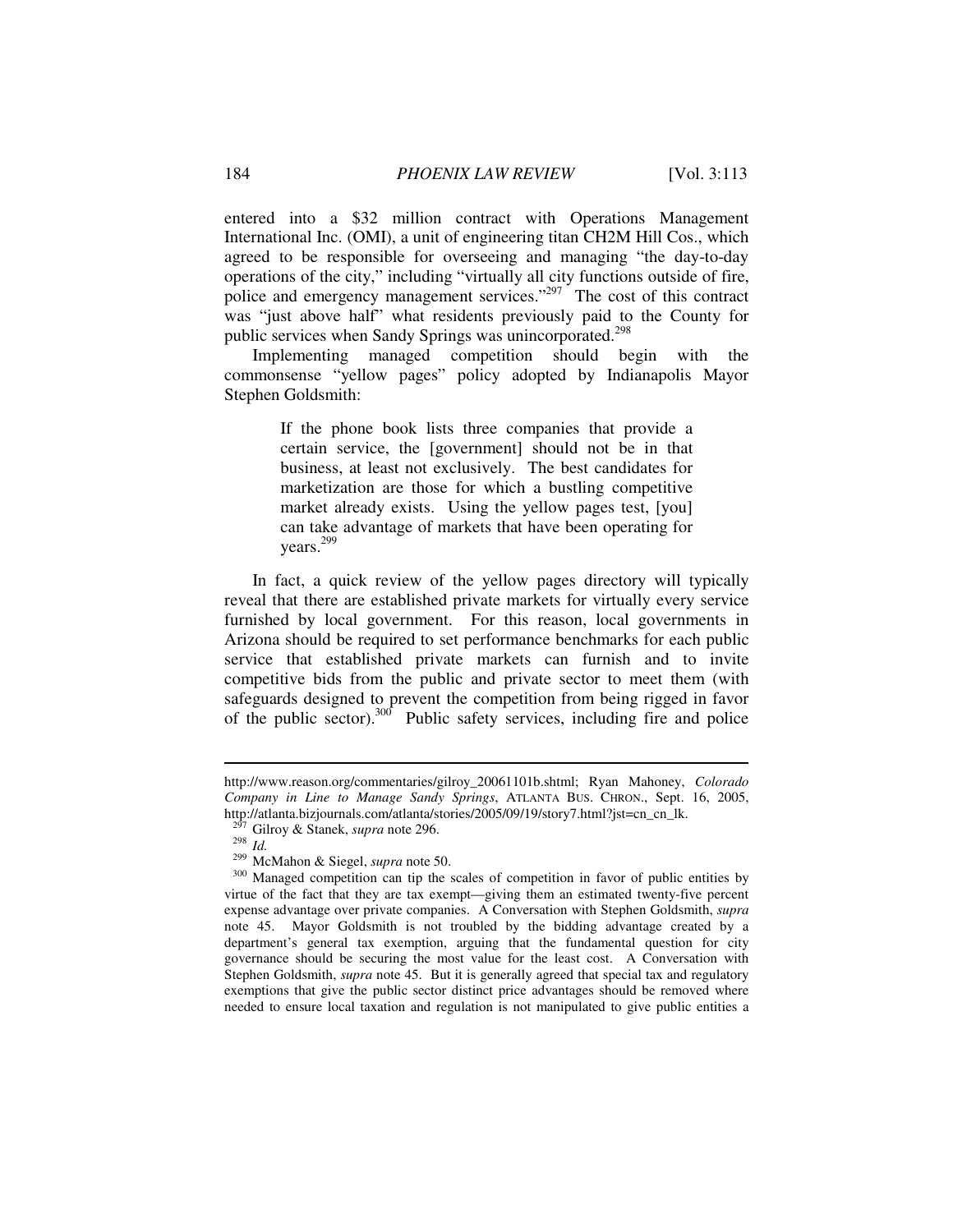entered into a $32 million contract with Operations Management International Inc. (OMI), a unit of engineering titan CH2M Hill Cos., which agreed to be responsible for overseeing and managing "the day-to-day operations of the city," including "virtually all city functions outside of fire, police and emergency management services."[297] The cost of this contract was "just above half" what residents previously paid to the County for public services when Sandy Springs was unincorporated.[298]

Implementing managed competition should begin with the commonsense "yellow pages" policy adopted by Indianapolis Mayor Stephen Goldsmith:

> If the phone book lists three companies that provide a certain service, the [government] should not be in that business, at least not exclusively. The best candidates for marketization are those for which a bustling competitive market already exists. Using the yellow pages test, [you] can take advantage of markets that have been operating for years.[299]

In fact, a quick review of the yellow pages directory will typically reveal that there are established private markets for virtually every service furnished by local government. For this reason, local governments in Arizona should be required to set performance benchmarks for each public service that established private markets can furnish and to invite competitive bids from the public and private sector to meet them (with safeguards designed to prevent the competition from being rigged in favor of the public sector).[300] Public safety services, including fire and police

---

http://www.reason.org/commentaries/gilroy_20061101b.shtml; Ryan Mahoney, *Colorado Company in Line to Manage Sandy Springs*, ATLANTA BUS. CHRON., Sept. 16, 2005, http://atlanta.bizjournals.com/atlanta/stories/2005/09/19/story7.html?jst=cn_cn_lk.

[297] Gilroy & Stanek, *supra* note 296.

[298] *Id.*

[299] McMahon & Siegel, *supra* note 50.

[300] Managed competition can tip the scales of competition in favor of public entities by virtue of the fact that they are tax exempt—giving them an estimated twenty-five percent expense advantage over private companies. A Conversation with Stephen Goldsmith, *supra* note 45. Mayor Goldsmith is not troubled by the bidding advantage created by a department's general tax exemption, arguing that the fundamental question for city governance should be securing the most value for the least cost. A Conversation with Stephen Goldsmith, *supra* note 45. But it is generally agreed that special tax and regulatory exemptions that give the public sector distinct price advantages should be removed where needed to ensure local taxation and regulation is not manipulated to give public entities a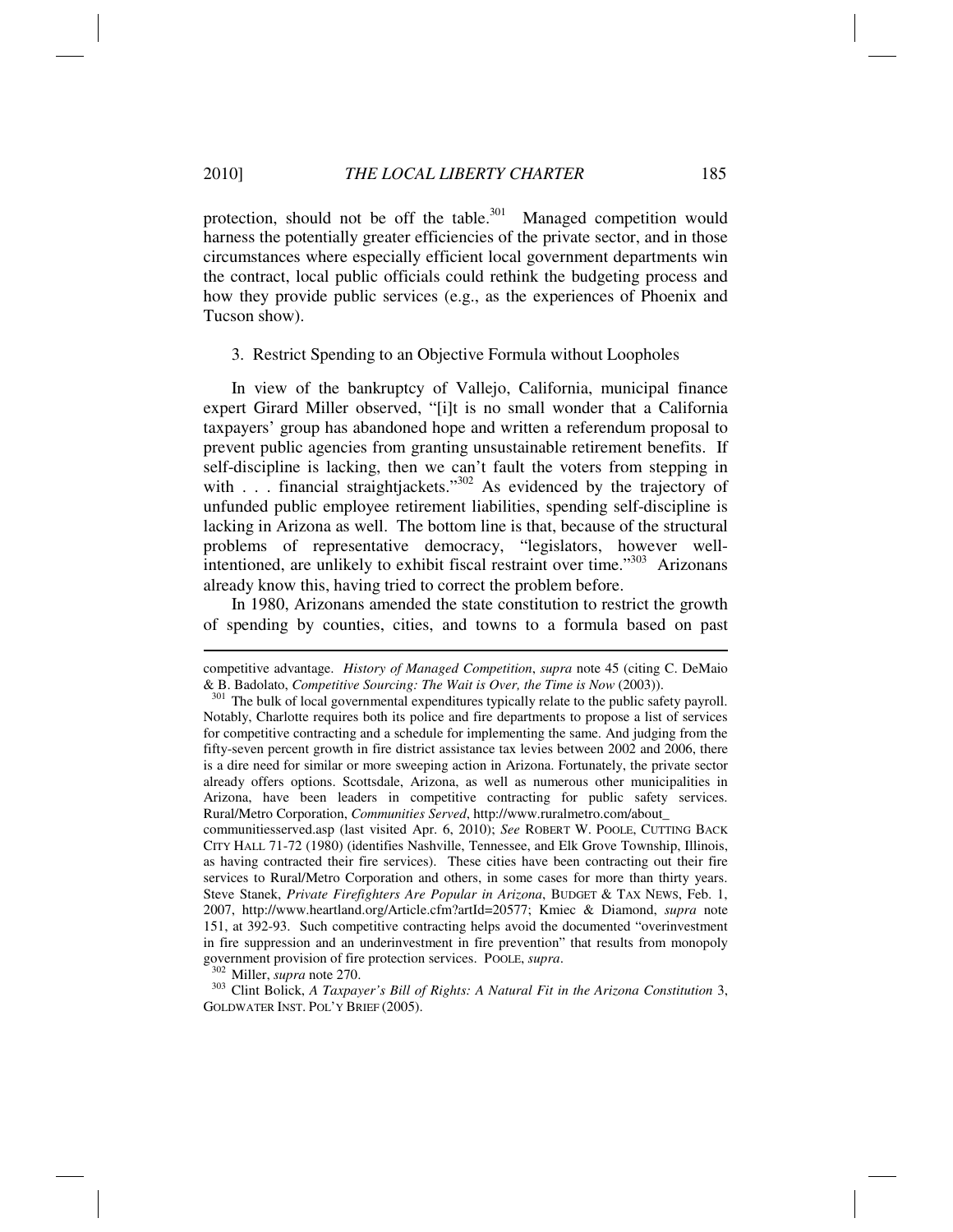protection, should not be off the table.[301] Managed competition would harness the potentially greater efficiencies of the private sector, and in those circumstances where especially efficient local government departments win the contract, local public officials could rethink the budgeting process and how they provide public services (e.g., as the experiences of Phoenix and Tucson show).

3. Restrict Spending to an Objective Formula without Loopholes

In view of the bankruptcy of Vallejo, California, municipal finance expert Girard Miller observed, "[i]t is no small wonder that a California taxpayers' group has abandoned hope and written a referendum proposal to prevent public agencies from granting unsustainable retirement benefits. If self-discipline is lacking, then we can't fault the voters from stepping in with . . . financial straightjackets."[302] As evidenced by the trajectory of unfunded public employee retirement liabilities, spending self-discipline is lacking in Arizona as well. The bottom line is that, because of the structural problems of representative democracy, "legislators, however well-intentioned, are unlikely to exhibit fiscal restraint over time."[303] Arizonans already know this, having tried to correct the problem before.

In 1980, Arizonans amended the state constitution to restrict the growth of spending by counties, cities, and towns to a formula based on past

---

competitive advantage. *History of Managed Competition*, *supra* note 45 (citing C. DeMaio & B. Badolato, *Competitive Sourcing: The Wait is Over, the Time is Now* (2003)).

[301] The bulk of local governmental expenditures typically relate to the public safety payroll. Notably, Charlotte requires both its police and fire departments to propose a list of services for competitive contracting and a schedule for implementing the same. And judging from the fifty-seven percent growth in fire district assistance tax levies between 2002 and 2006, there is a dire need for similar or more sweeping action in Arizona. Fortunately, the private sector already offers options. Scottsdale, Arizona, as well as numerous other municipalities in Arizona, have been leaders in competitive contracting for public safety services. Rural/Metro Corporation, *Communities Served*, http://www.ruralmetro.com/about_communitiesserved.asp (last visited Apr. 6, 2010); *See* ROBERT W. POOLE, CUTTING BACK CITY HALL 71-72 (1980) (identifies Nashville, Tennessee, and Elk Grove Township, Illinois, as having contracted their fire services). These cities have been contracting out their fire services to Rural/Metro Corporation and others, in some cases for more than thirty years. Steve Stanek, *Private Firefighters Are Popular in Arizona*, BUDGET & TAX NEWS, Feb. 1, 2007, http://www.heartland.org/Article.cfm?artId=20577; Kmiec & Diamond, *supra* note 151, at 392-93. Such competitive contracting helps avoid the documented "overinvestment in fire suppression and an underinvestment in fire prevention" that results from monopoly government provision of fire protection services. POOLE, *supra*.

[302] Miller, *supra* note 270.

[303] Clint Bolick, *A Taxpayer's Bill of Rights: A Natural Fit in the Arizona Constitution* 3, GOLDWATER INST. POL'Y BRIEF (2005).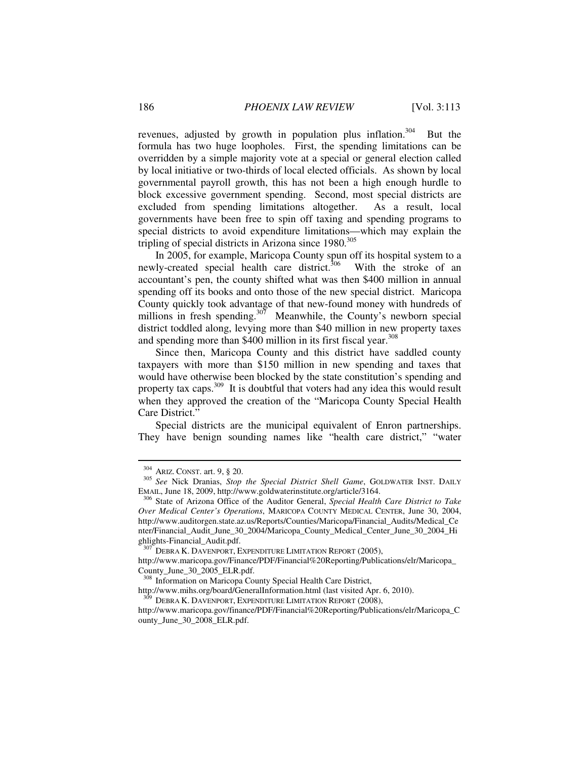revenues, adjusted by growth in population plus inflation.[304] But the formula has two huge loopholes. First, the spending limitations can be overridden by a simple majority vote at a special or general election called by local initiative or two-thirds of local elected officials. As shown by local governmental payroll growth, this has not been a high enough hurdle to block excessive government spending. Second, most special districts are excluded from spending limitations altogether. As a result, local governments have been free to spin off taxing and spending programs to special districts to avoid expenditure limitations—which may explain the tripling of special districts in Arizona since 1980.[305]

In 2005, for example, Maricopa County spun off its hospital system to a newly-created special health care district.[306] With the stroke of an accountant's pen, the county shifted what was then $400 million in annual spending off its books and onto those of the new special district. Maricopa County quickly took advantage of that new-found money with hundreds of millions in fresh spending.[307] Meanwhile, the County's newborn special district toddled along, levying more than $40 million in new property taxes and spending more than $400 million in its first fiscal year.[308]

Since then, Maricopa County and this district have saddled county taxpayers with more than $150 million in new spending and taxes that would have otherwise been blocked by the state constitution's spending and property tax caps.[309] It is doubtful that voters had any idea this would result when they approved the creation of the "Maricopa County Special Health Care District."

Special districts are the municipal equivalent of Enron partnerships. They have benign sounding names like "health care district," "water

---

[304] ARIZ. CONST. art. 9, § 20.

[305] *See* Nick Dranias, *Stop the Special District Shell Game*, GOLDWATER INST. DAILY EMAIL, June 18, 2009, http://www.goldwaterinstitute.org/article/3164.

[306] State of Arizona Office of the Auditor General, *Special Health Care District to Take Over Medical Center's Operations*, MARICOPA COUNTY MEDICAL CENTER, June 30, 2004, http://www.auditorgen.state.az.us/Reports/Counties/Maricopa/Financial_Audits/Medical_Center/Financial_Audit_June_30_2004/Maricopa_County_Medical_Center_June_30_2004_Highlights-Financial_Audit.pdf.

[307] DEBRA K. DAVENPORT, EXPENDITURE LIMITATION REPORT (2005), http://www.maricopa.gov/Finance/PDF/Financial%20Reporting/Publications/elr/Maricopa_County_June_30_2005_ELR.pdf.

[308] Information on Maricopa County Special Health Care District, http://www.mihs.org/board/GeneralInformation.html (last visited Apr. 6, 2010).

[309] DEBRA K. DAVENPORT, EXPENDITURE LIMITATION REPORT (2008), http://www.maricopa.gov/finance/PDF/Financial%20Reporting/Publications/elr/Maricopa_County_June_30_2008_ELR.pdf.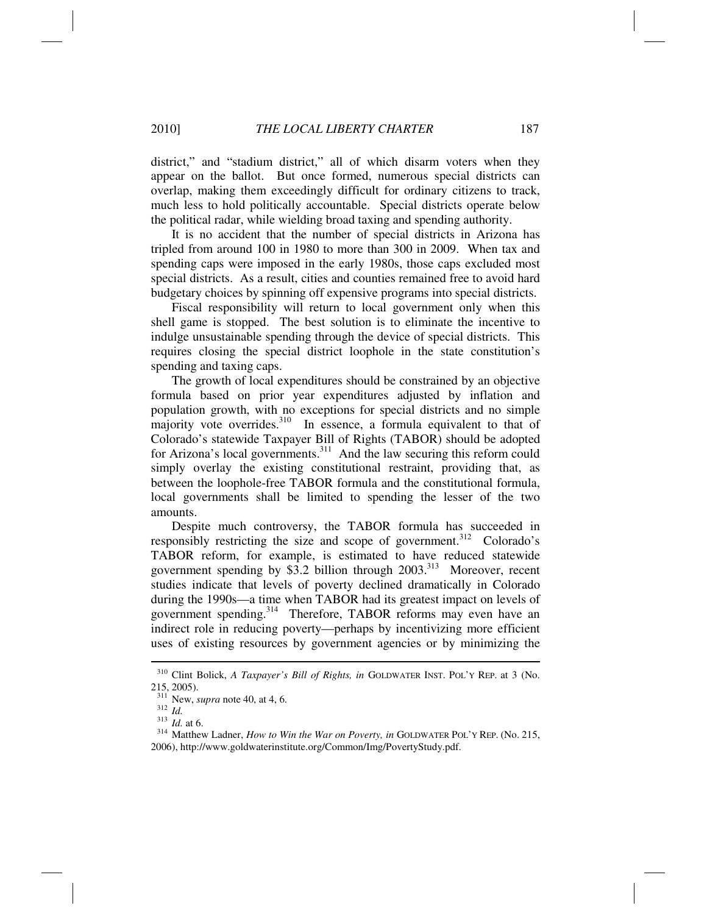district," and "stadium district," all of which disarm voters when they appear on the ballot. But once formed, numerous special districts can overlap, making them exceedingly difficult for ordinary citizens to track, much less to hold politically accountable. Special districts operate below the political radar, while wielding broad taxing and spending authority.

It is no accident that the number of special districts in Arizona has tripled from around 100 in 1980 to more than 300 in 2009. When tax and spending caps were imposed in the early 1980s, those caps excluded most special districts. As a result, cities and counties remained free to avoid hard budgetary choices by spinning off expensive programs into special districts.

Fiscal responsibility will return to local government only when this shell game is stopped. The best solution is to eliminate the incentive to indulge unsustainable spending through the device of special districts. This requires closing the special district loophole in the state constitution's spending and taxing caps.

The growth of local expenditures should be constrained by an objective formula based on prior year expenditures adjusted by inflation and population growth, with no exceptions for special districts and no simple majority vote overrides.[310] In essence, a formula equivalent to that of Colorado's statewide Taxpayer Bill of Rights (TABOR) should be adopted for Arizona's local governments.[311] And the law securing this reform could simply overlay the existing constitutional restraint, providing that, as between the loophole-free TABOR formula and the constitutional formula, local governments shall be limited to spending the lesser of the two amounts.

Despite much controversy, the TABOR formula has succeeded in responsibly restricting the size and scope of government.[312] Colorado's TABOR reform, for example, is estimated to have reduced statewide government spending by \$3.2 billion through 2003.[313] Moreover, recent studies indicate that levels of poverty declined dramatically in Colorado during the 1990s—a time when TABOR had its greatest impact on levels of government spending.[314] Therefore, TABOR reforms may even have an indirect role in reducing poverty—perhaps by incentivizing more efficient uses of existing resources by government agencies or by minimizing the

---

[310] Clint Bolick, *A Taxpayer's Bill of Rights, in* GOLDWATER INST. POL'Y REP. at 3 (No. 215, 2005).

[311] New, *supra* note 40, at 4, 6.

[312] *Id.*

[313] *Id.* at 6.

[314] Matthew Ladner, *How to Win the War on Poverty, in* GOLDWATER POL'Y REP. (No. 215, 2006), http://www.goldwaterinstitute.org/Common/Img/PovertyStudy.pdf.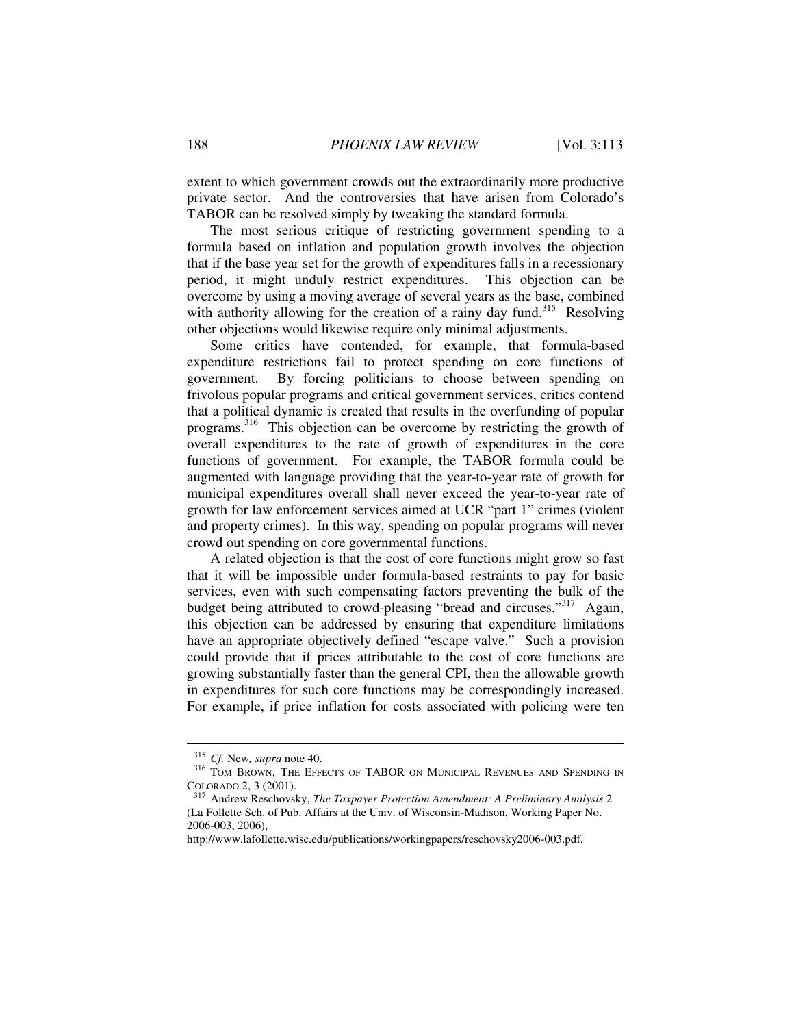extent to which government crowds out the extraordinarily more productive private sector. And the controversies that have arisen from Colorado's TABOR can be resolved simply by tweaking the standard formula.

The most serious critique of restricting government spending to a formula based on inflation and population growth involves the objection that if the base year set for the growth of expenditures falls in a recessionary period, it might unduly restrict expenditures. This objection can be overcome by using a moving average of several years as the base, combined with authority allowing for the creation of a rainy day fund.[315] Resolving other objections would likewise require only minimal adjustments.

Some critics have contended, for example, that formula-based expenditure restrictions fail to protect spending on core functions of government. By forcing politicians to choose between spending on frivolous popular programs and critical government services, critics contend that a political dynamic is created that results in the overfunding of popular programs.[316] This objection can be overcome by restricting the growth of overall expenditures to the rate of growth of expenditures in the core functions of government. For example, the TABOR formula could be augmented with language providing that the year-to-year rate of growth for municipal expenditures overall shall never exceed the year-to-year rate of growth for law enforcement services aimed at UCR "part 1" crimes (violent and property crimes). In this way, spending on popular programs will never crowd out spending on core governmental functions.

A related objection is that the cost of core functions might grow so fast that it will be impossible under formula-based restraints to pay for basic services, even with such compensating factors preventing the bulk of the budget being attributed to crowd-pleasing "bread and circuses."[317] Again, this objection can be addressed by ensuring that expenditure limitations have an appropriate objectively defined "escape valve." Such a provision could provide that if prices attributable to the cost of core functions are growing substantially faster than the general CPI, then the allowable growth in expenditures for such core functions may be correspondingly increased. For example, if price inflation for costs associated with policing were ten

---

[315] *Cf.* New*, supra* note 40.

[316] TOM BROWN, THE EFFECTS OF TABOR ON MUNICIPAL REVENUES AND SPENDING IN COLORADO 2, 3 (2001).

[317] Andrew Reschovsky, *The Taxpayer Protection Amendment: A Preliminary Analysis* 2 (La Follette Sch. of Pub. Affairs at the Univ. of Wisconsin-Madison, Working Paper No. 2006-003, 2006), http://www.lafollette.wisc.edu/publications/workingpapers/reschovsky2006-003.pdf.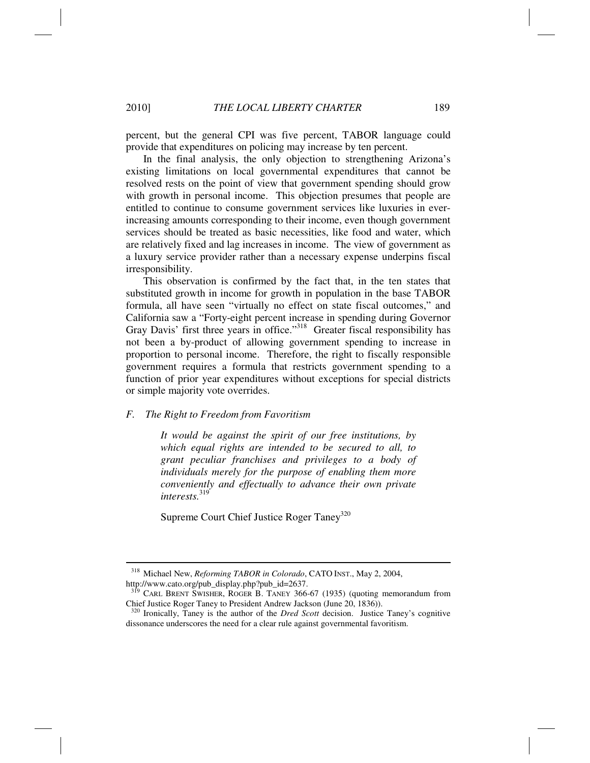percent, but the general CPI was five percent, TABOR language could provide that expenditures on policing may increase by ten percent.

In the final analysis, the only objection to strengthening Arizona's existing limitations on local governmental expenditures that cannot be resolved rests on the point of view that government spending should grow with growth in personal income. This objection presumes that people are entitled to continue to consume government services like luxuries in ever-increasing amounts corresponding to their income, even though government services should be treated as basic necessities, like food and water, which are relatively fixed and lag increases in income. The view of government as a luxury service provider rather than a necessary expense underpins fiscal irresponsibility.

This observation is confirmed by the fact that, in the ten states that substituted growth in income for growth in population in the base TABOR formula, all have seen "virtually no effect on state fiscal outcomes," and California saw a "Forty-eight percent increase in spending during Governor Gray Davis' first three years in office."[318] Greater fiscal responsibility has not been a by-product of allowing government spending to increase in proportion to personal income. Therefore, the right to fiscally responsible government requires a formula that restricts government spending to a function of prior year expenditures without exceptions for special districts or simple majority vote overrides.

### *F. The Right to Freedom from Favoritism*

> *It would be against the spirit of our free institutions, by which equal rights are intended to be secured to all, to grant peculiar franchises and privileges to a body of individuals merely for the purpose of enabling them more conveniently and effectually to advance their own private interests.*[319]
>
> Supreme Court Chief Justice Roger Taney[320]

---

[318] Michael New, *Reforming TABOR in Colorado*, CATO INST., May 2, 2004, http://www.cato.org/pub_display.php?pub_id=2637.

[319] CARL BRENT SWISHER, ROGER B. TANEY 366-67 (1935) (quoting memorandum from Chief Justice Roger Taney to President Andrew Jackson (June 20, 1836)).

[320] Ironically, Taney is the author of the *Dred Scott* decision. Justice Taney's cognitive dissonance underscores the need for a clear rule against governmental favoritism.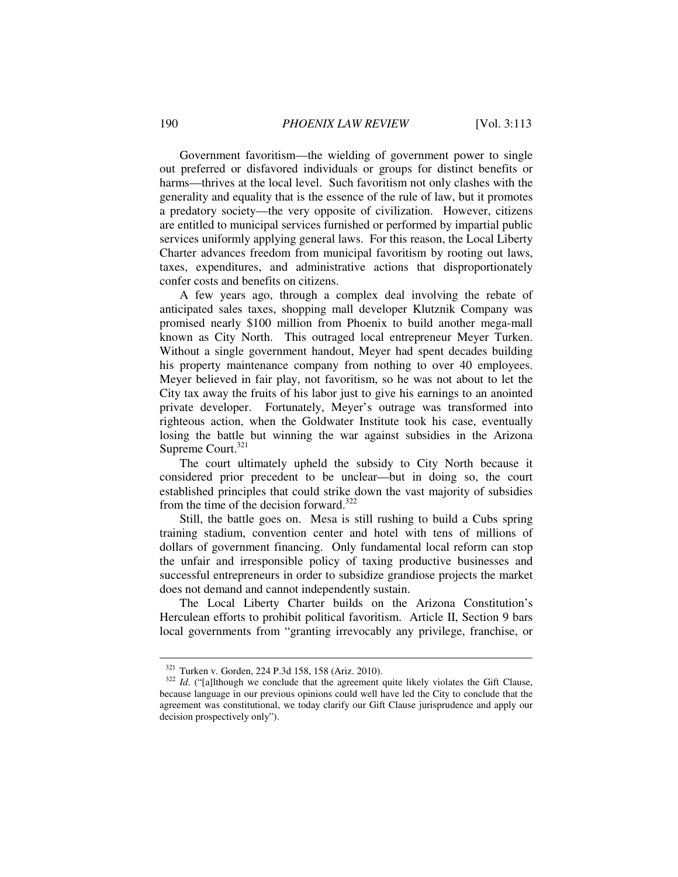Government favoritism—the wielding of government power to single out preferred or disfavored individuals or groups for distinct benefits or harms—thrives at the local level. Such favoritism not only clashes with the generality and equality that is the essence of the rule of law, but it promotes a predatory society—the very opposite of civilization. However, citizens are entitled to municipal services furnished or performed by impartial public services uniformly applying general laws. For this reason, the Local Liberty Charter advances freedom from municipal favoritism by rooting out laws, taxes, expenditures, and administrative actions that disproportionately confer costs and benefits on citizens.

A few years ago, through a complex deal involving the rebate of anticipated sales taxes, shopping mall developer Klutznik Company was promised nearly $100 million from Phoenix to build another mega-mall known as City North. This outraged local entrepreneur Meyer Turken. Without a single government handout, Meyer had spent decades building his property maintenance company from nothing to over 40 employees. Meyer believed in fair play, not favoritism, so he was not about to let the City tax away the fruits of his labor just to give his earnings to an anointed private developer. Fortunately, Meyer's outrage was transformed into righteous action, when the Goldwater Institute took his case, eventually losing the battle but winning the war against subsidies in the Arizona Supreme Court.[321]

The court ultimately upheld the subsidy to City North because it considered prior precedent to be unclear—but in doing so, the court established principles that could strike down the vast majority of subsidies from the time of the decision forward.[322]

Still, the battle goes on. Mesa is still rushing to build a Cubs spring training stadium, convention center and hotel with tens of millions of dollars of government financing. Only fundamental local reform can stop the unfair and irresponsible policy of taxing productive businesses and successful entrepreneurs in order to subsidize grandiose projects the market does not demand and cannot independently sustain.

The Local Liberty Charter builds on the Arizona Constitution's Herculean efforts to prohibit political favoritism. Article II, Section 9 bars local governments from "granting irrevocably any privilege, franchise, or

---

[321] Turken v. Gorden, 224 P.3d 158, 158 (Ariz. 2010).

[322] *Id.* ("[a]lthough we conclude that the agreement quite likely violates the Gift Clause, because language in our previous opinions could well have led the City to conclude that the agreement was constitutional, we today clarify our Gift Clause jurisprudence and apply our decision prospectively only").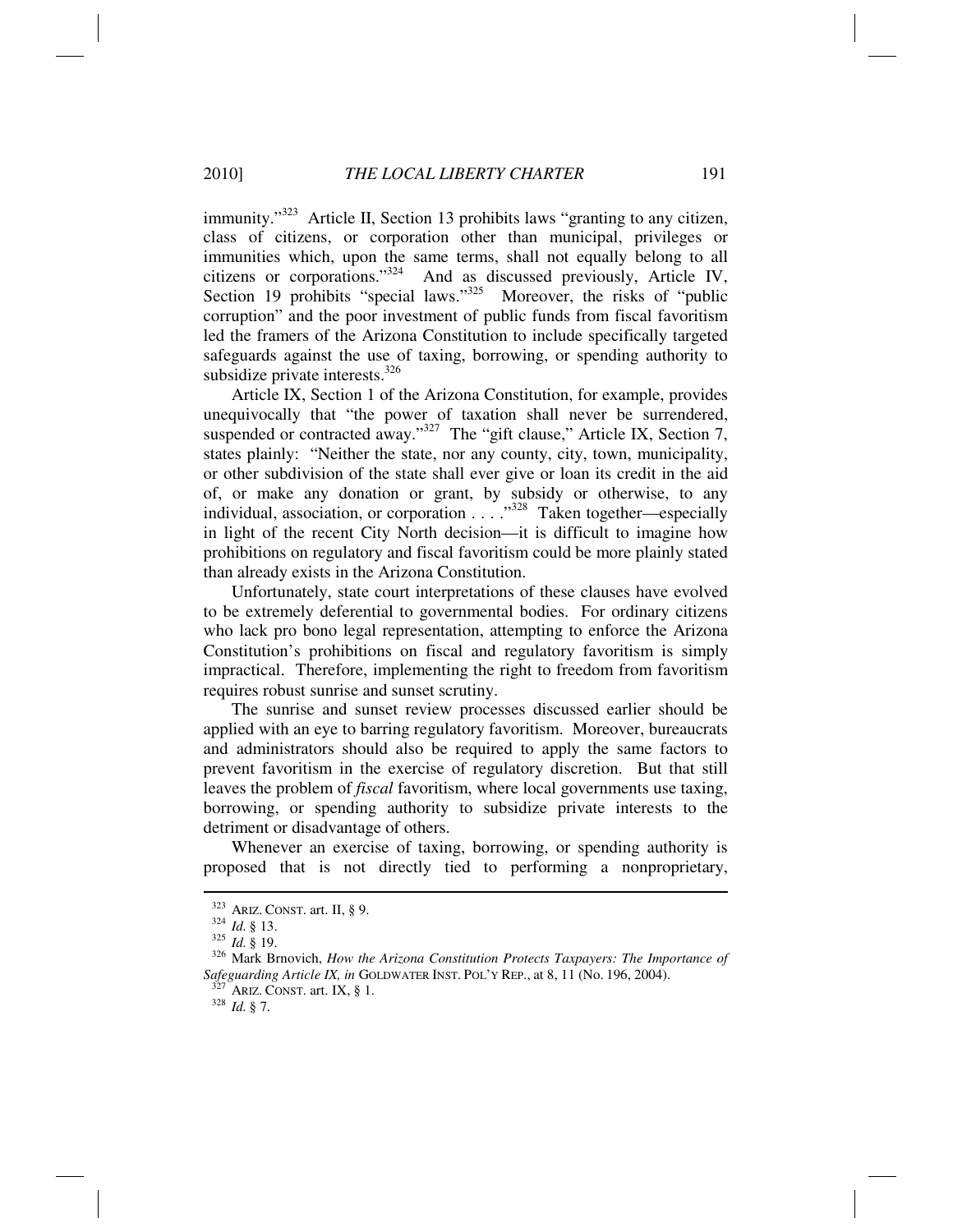immunity."[323] Article II, Section 13 prohibits laws "granting to any citizen, class of citizens, or corporation other than municipal, privileges or immunities which, upon the same terms, shall not equally belong to all citizens or corporations."[324] And as discussed previously, Article IV, Section 19 prohibits "special laws."[325] Moreover, the risks of "public corruption" and the poor investment of public funds from fiscal favoritism led the framers of the Arizona Constitution to include specifically targeted safeguards against the use of taxing, borrowing, or spending authority to subsidize private interests.[326]

Article IX, Section 1 of the Arizona Constitution, for example, provides unequivocally that "the power of taxation shall never be surrendered, suspended or contracted away."[327] The "gift clause," Article IX, Section 7, states plainly: "Neither the state, nor any county, city, town, municipality, or other subdivision of the state shall ever give or loan its credit in the aid of, or make any donation or grant, by subsidy or otherwise, to any individual, association, or corporation . . . ."[328] Taken together—especially in light of the recent City North decision—it is difficult to imagine how prohibitions on regulatory and fiscal favoritism could be more plainly stated than already exists in the Arizona Constitution.

Unfortunately, state court interpretations of these clauses have evolved to be extremely deferential to governmental bodies. For ordinary citizens who lack pro bono legal representation, attempting to enforce the Arizona Constitution's prohibitions on fiscal and regulatory favoritism is simply impractical. Therefore, implementing the right to freedom from favoritism requires robust sunrise and sunset scrutiny.

The sunrise and sunset review processes discussed earlier should be applied with an eye to barring regulatory favoritism. Moreover, bureaucrats and administrators should also be required to apply the same factors to prevent favoritism in the exercise of regulatory discretion. But that still leaves the problem of *fiscal* favoritism, where local governments use taxing, borrowing, or spending authority to subsidize private interests to the detriment or disadvantage of others.

Whenever an exercise of taxing, borrowing, or spending authority is proposed that is not directly tied to performing a nonproprietary,

---

[323] ARIZ. CONST. art. II, § 9.

[324] *Id.* § 13.

[325] *Id.* § 19.

[326] Mark Brnovich, *How the Arizona Constitution Protects Taxpayers: The Importance of Safeguarding Article IX, in* GOLDWATER INST. POL'Y REP., at 8, 11 (No. 196, 2004).

[327] ARIZ. CONST. art. IX, § 1.

[328] *Id.* § 7.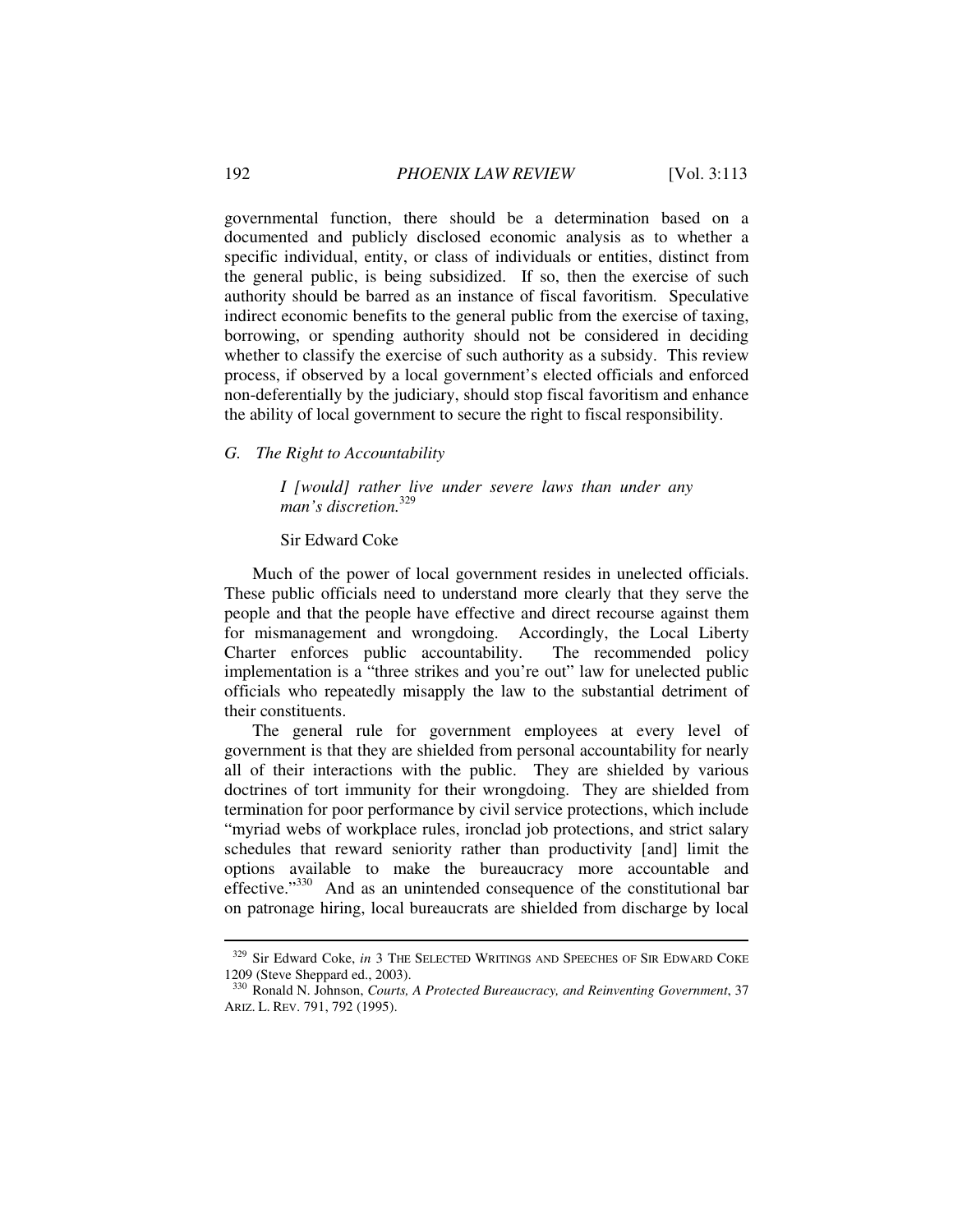governmental function, there should be a determination based on a documented and publicly disclosed economic analysis as to whether a specific individual, entity, or class of individuals or entities, distinct from the general public, is being subsidized. If so, then the exercise of such authority should be barred as an instance of fiscal favoritism. Speculative indirect economic benefits to the general public from the exercise of taxing, borrowing, or spending authority should not be considered in deciding whether to classify the exercise of such authority as a subsidy. This review process, if observed by a local government's elected officials and enforced non-deferentially by the judiciary, should stop fiscal favoritism and enhance the ability of local government to secure the right to fiscal responsibility.

### *G. The Right to Accountability*

> *I [would] rather live under severe laws than under any man's discretion.*[329]
>
> Sir Edward Coke

Much of the power of local government resides in unelected officials. These public officials need to understand more clearly that they serve the people and that the people have effective and direct recourse against them for mismanagement and wrongdoing. Accordingly, the Local Liberty Charter enforces public accountability. The recommended policy implementation is a "three strikes and you're out" law for unelected public officials who repeatedly misapply the law to the substantial detriment of their constituents.

The general rule for government employees at every level of government is that they are shielded from personal accountability for nearly all of their interactions with the public. They are shielded by various doctrines of tort immunity for their wrongdoing. They are shielded from termination for poor performance by civil service protections, which include "myriad webs of workplace rules, ironclad job protections, and strict salary schedules that reward seniority rather than productivity [and] limit the options available to make the bureaucracy more accountable and effective."[330] And as an unintended consequence of the constitutional bar on patronage hiring, local bureaucrats are shielded from discharge by local

---

[329] Sir Edward Coke, *in* 3 THE SELECTED WRITINGS AND SPEECHES OF SIR EDWARD COKE 1209 (Steve Sheppard ed., 2003).

[330] Ronald N. Johnson, *Courts, A Protected Bureaucracy, and Reinventing Government*, 37 ARIZ. L. REV. 791, 792 (1995).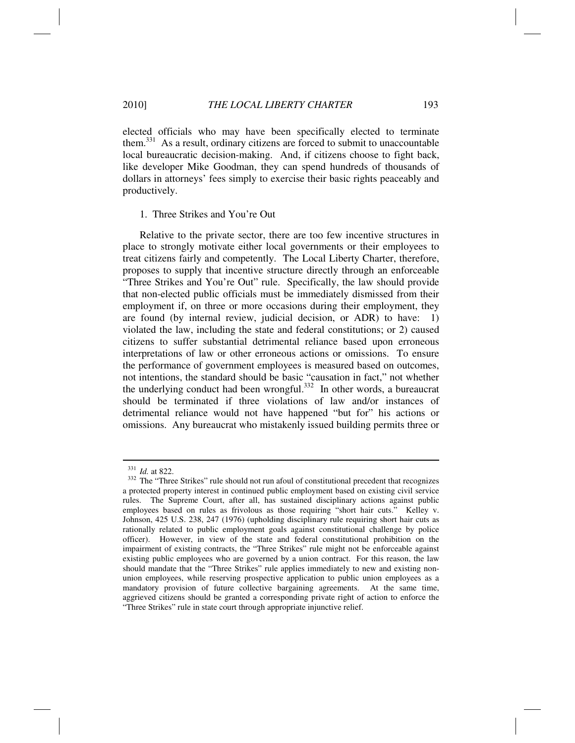elected officials who may have been specifically elected to terminate them.[331] As a result, ordinary citizens are forced to submit to unaccountable local bureaucratic decision-making. And, if citizens choose to fight back, like developer Mike Goodman, they can spend hundreds of thousands of dollars in attorneys' fees simply to exercise their basic rights peaceably and productively.

1. Three Strikes and You're Out

Relative to the private sector, there are too few incentive structures in place to strongly motivate either local governments or their employees to treat citizens fairly and competently. The Local Liberty Charter, therefore, proposes to supply that incentive structure directly through an enforceable "Three Strikes and You're Out" rule. Specifically, the law should provide that non-elected public officials must be immediately dismissed from their employment if, on three or more occasions during their employment, they are found (by internal review, judicial decision, or ADR) to have: 1) violated the law, including the state and federal constitutions; or 2) caused citizens to suffer substantial detrimental reliance based upon erroneous interpretations of law or other erroneous actions or omissions. To ensure the performance of government employees is measured based on outcomes, not intentions, the standard should be basic "causation in fact," not whether the underlying conduct had been wrongful.[332] In other words, a bureaucrat should be terminated if three violations of law and/or instances of detrimental reliance would not have happened "but for" his actions or omissions. Any bureaucrat who mistakenly issued building permits three or

---

[331] *Id.* at 822.

[332] The "Three Strikes" rule should not run afoul of constitutional precedent that recognizes a protected property interest in continued public employment based on existing civil service rules. The Supreme Court, after all, has sustained disciplinary actions against public employees based on rules as frivolous as those requiring "short hair cuts." Kelley v. Johnson, 425 U.S. 238, 247 (1976) (upholding disciplinary rule requiring short hair cuts as rationally related to public employment goals against constitutional challenge by police officer). However, in view of the state and federal constitutional prohibition on the impairment of existing contracts, the "Three Strikes" rule might not be enforceable against existing public employees who are governed by a union contract. For this reason, the law should mandate that the "Three Strikes" rule applies immediately to new and existing non-union employees, while reserving prospective application to public union employees as a mandatory provision of future collective bargaining agreements. At the same time, aggrieved citizens should be granted a corresponding private right of action to enforce the "Three Strikes" rule in state court through appropriate injunctive relief.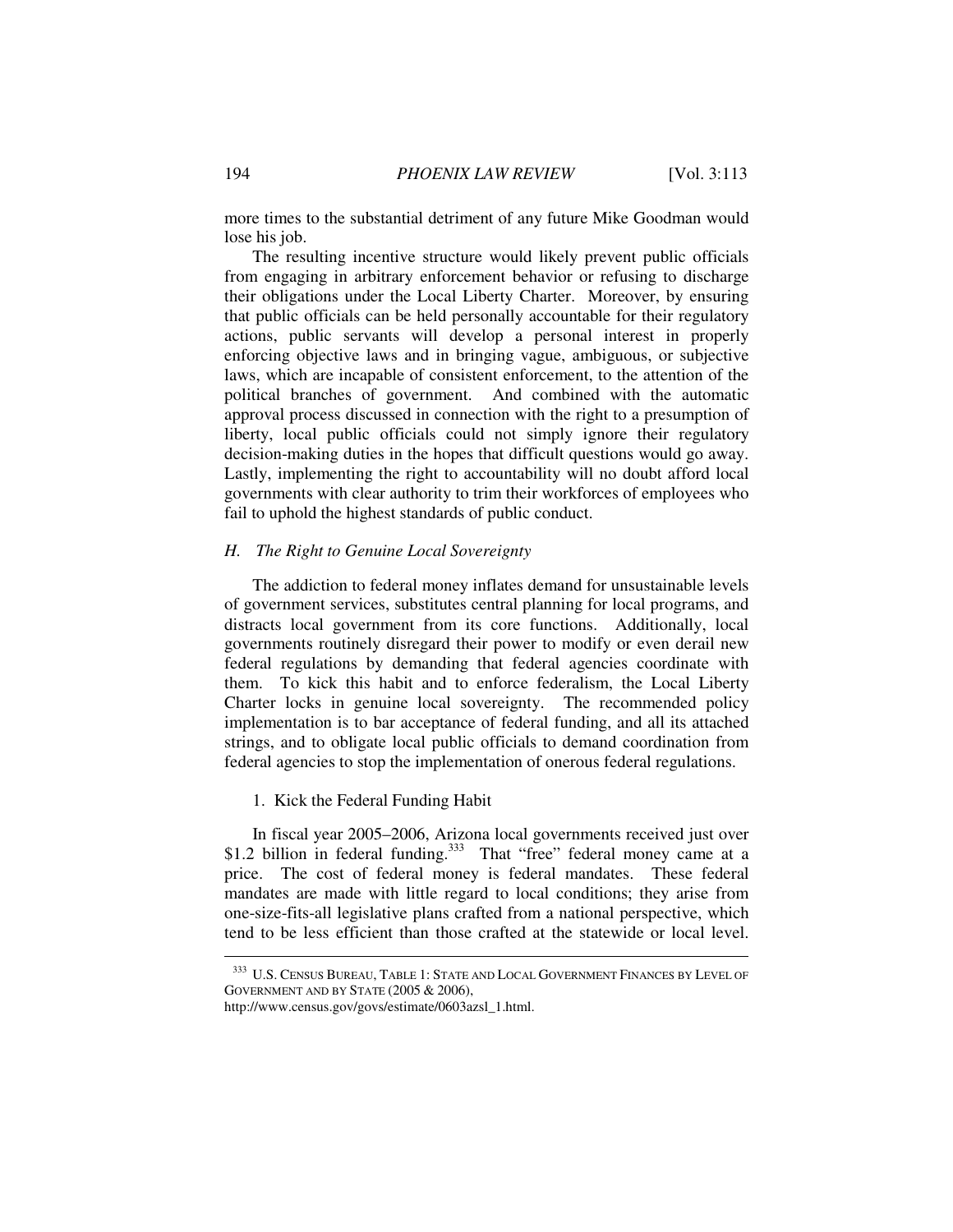more times to the substantial detriment of any future Mike Goodman would lose his job.

The resulting incentive structure would likely prevent public officials from engaging in arbitrary enforcement behavior or refusing to discharge their obligations under the Local Liberty Charter. Moreover, by ensuring that public officials can be held personally accountable for their regulatory actions, public servants will develop a personal interest in properly enforcing objective laws and in bringing vague, ambiguous, or subjective laws, which are incapable of consistent enforcement, to the attention of the political branches of government. And combined with the automatic approval process discussed in connection with the right to a presumption of liberty, local public officials could not simply ignore their regulatory decision-making duties in the hopes that difficult questions would go away. Lastly, implementing the right to accountability will no doubt afford local governments with clear authority to trim their workforces of employees who fail to uphold the highest standards of public conduct.

### *H. The Right to Genuine Local Sovereignty*

The addiction to federal money inflates demand for unsustainable levels of government services, substitutes central planning for local programs, and distracts local government from its core functions. Additionally, local governments routinely disregard their power to modify or even derail new federal regulations by demanding that federal agencies coordinate with them. To kick this habit and to enforce federalism, the Local Liberty Charter locks in genuine local sovereignty. The recommended policy implementation is to bar acceptance of federal funding, and all its attached strings, and to obligate local public officials to demand coordination from federal agencies to stop the implementation of onerous federal regulations.

#### 1. Kick the Federal Funding Habit

In fiscal year 2005–2006, Arizona local governments received just over $1.2 billion in federal funding.[333] That "free" federal money came at a price. The cost of federal money is federal mandates. These federal mandates are made with little regard to local conditions; they arise from one-size-fits-all legislative plans crafted from a national perspective, which tend to be less efficient than those crafted at the statewide or local level.

---

[333] U.S. CENSUS BUREAU, TABLE 1: STATE AND LOCAL GOVERNMENT FINANCES BY LEVEL OF GOVERNMENT AND BY STATE (2005 & 2006), http://www.census.gov/govs/estimate/0603azsl_1.html.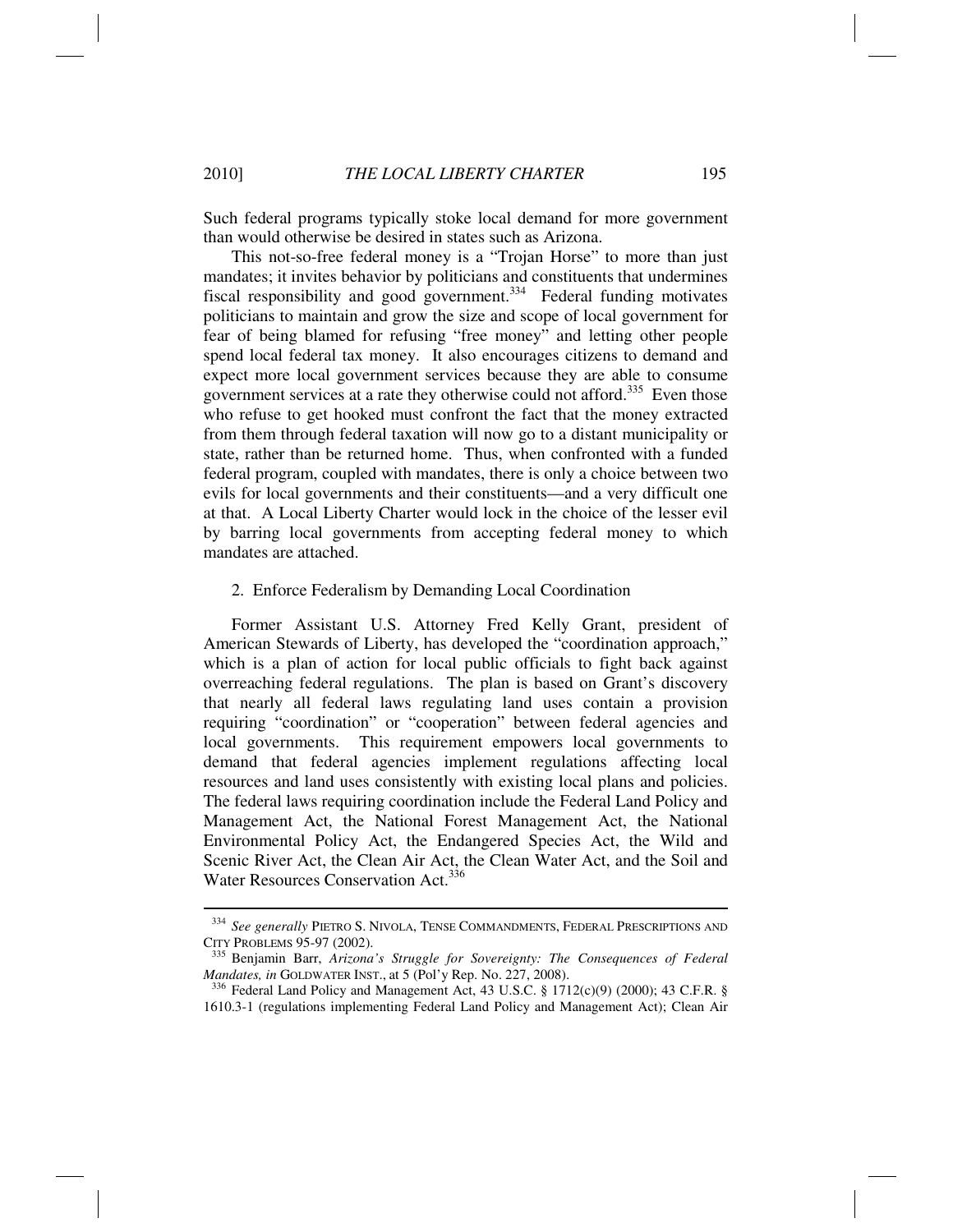Such federal programs typically stoke local demand for more government than would otherwise be desired in states such as Arizona.

This not-so-free federal money is a "Trojan Horse" to more than just mandates; it invites behavior by politicians and constituents that undermines fiscal responsibility and good government.[334] Federal funding motivates politicians to maintain and grow the size and scope of local government for fear of being blamed for refusing "free money" and letting other people spend local federal tax money. It also encourages citizens to demand and expect more local government services because they are able to consume government services at a rate they otherwise could not afford.[335] Even those who refuse to get hooked must confront the fact that the money extracted from them through federal taxation will now go to a distant municipality or state, rather than be returned home. Thus, when confronted with a funded federal program, coupled with mandates, there is only a choice between two evils for local governments and their constituents—and a very difficult one at that. A Local Liberty Charter would lock in the choice of the lesser evil by barring local governments from accepting federal money to which mandates are attached.

2. Enforce Federalism by Demanding Local Coordination

Former Assistant U.S. Attorney Fred Kelly Grant, president of American Stewards of Liberty, has developed the "coordination approach," which is a plan of action for local public officials to fight back against overreaching federal regulations. The plan is based on Grant's discovery that nearly all federal laws regulating land uses contain a provision requiring "coordination" or "cooperation" between federal agencies and local governments. This requirement empowers local governments to demand that federal agencies implement regulations affecting local resources and land uses consistently with existing local plans and policies. The federal laws requiring coordination include the Federal Land Policy and Management Act, the National Forest Management Act, the National Environmental Policy Act, the Endangered Species Act, the Wild and Scenic River Act, the Clean Air Act, the Clean Water Act, and the Soil and Water Resources Conservation Act.[336]

---

[334] *See generally* PIETRO S. NIVOLA, TENSE COMMANDMENTS, FEDERAL PRESCRIPTIONS AND CITY PROBLEMS 95-97 (2002).

[335] Benjamin Barr, *Arizona's Struggle for Sovereignty: The Consequences of Federal Mandates, in* GOLDWATER INST., at 5 (Pol'y Rep. No. 227, 2008).

[336] Federal Land Policy and Management Act, 43 U.S.C. § 1712(c)(9) (2000); 43 C.F.R. § 1610.3-1 (regulations implementing Federal Land Policy and Management Act); Clean Air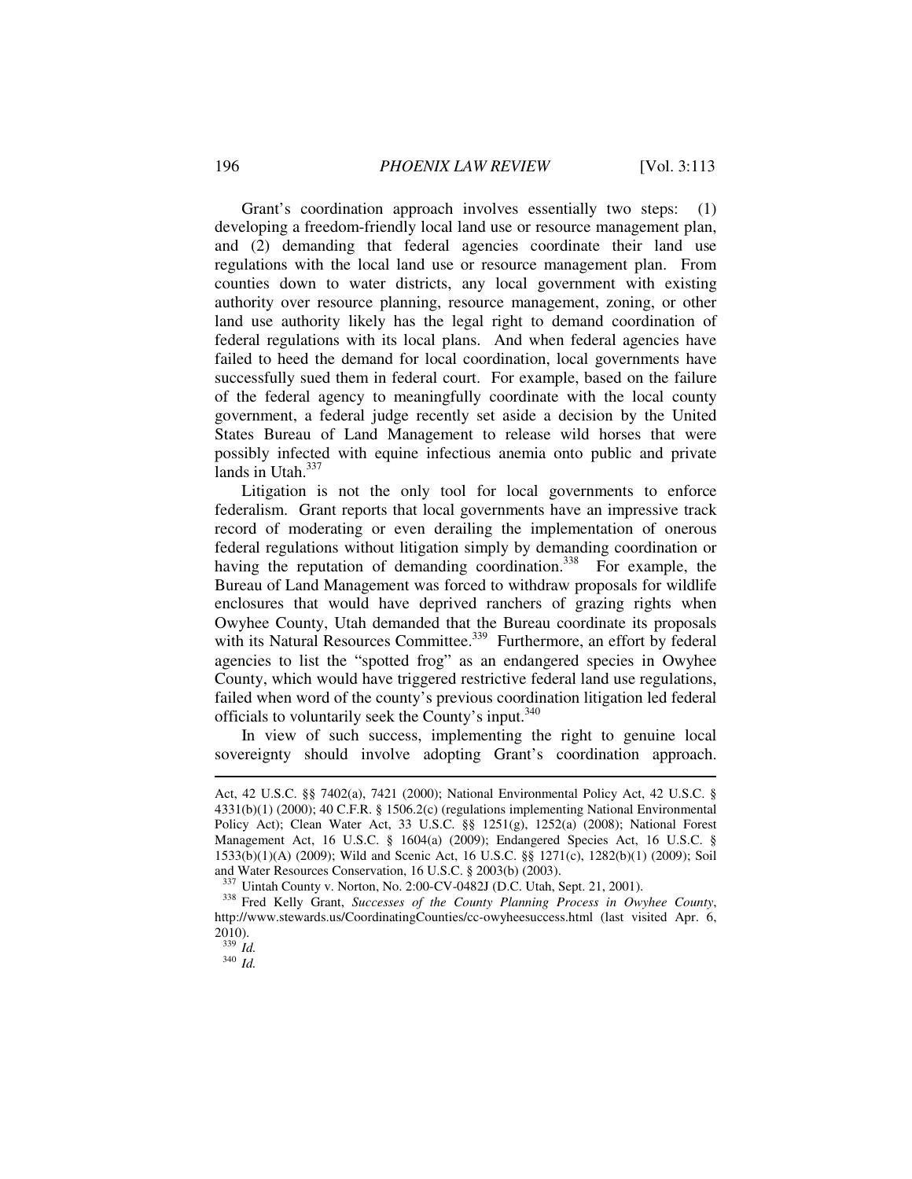Grant's coordination approach involves essentially two steps: (1) developing a freedom-friendly local land use or resource management plan, and (2) demanding that federal agencies coordinate their land use regulations with the local land use or resource management plan. From counties down to water districts, any local government with existing authority over resource planning, resource management, zoning, or other land use authority likely has the legal right to demand coordination of federal regulations with its local plans. And when federal agencies have failed to heed the demand for local coordination, local governments have successfully sued them in federal court. For example, based on the failure of the federal agency to meaningfully coordinate with the local county government, a federal judge recently set aside a decision by the United States Bureau of Land Management to release wild horses that were possibly infected with equine infectious anemia onto public and private lands in Utah.[337]

Litigation is not the only tool for local governments to enforce federalism. Grant reports that local governments have an impressive track record of moderating or even derailing the implementation of onerous federal regulations without litigation simply by demanding coordination or having the reputation of demanding coordination.[338] For example, the Bureau of Land Management was forced to withdraw proposals for wildlife enclosures that would have deprived ranchers of grazing rights when Owyhee County, Utah demanded that the Bureau coordinate its proposals with its Natural Resources Committee.[339] Furthermore, an effort by federal agencies to list the "spotted frog" as an endangered species in Owyhee County, which would have triggered restrictive federal land use regulations, failed when word of the county's previous coordination litigation led federal officials to voluntarily seek the County's input.[340]

In view of such success, implementing the right to genuine local sovereignty should involve adopting Grant's coordination approach.

---

Act, 42 U.S.C. §§ 7402(a), 7421 (2000); National Environmental Policy Act, 42 U.S.C. § 4331(b)(1) (2000); 40 C.F.R. § 1506.2(c) (regulations implementing National Environmental Policy Act); Clean Water Act, 33 U.S.C. §§ 1251(g), 1252(a) (2008); National Forest Management Act, 16 U.S.C. § 1604(a) (2009); Endangered Species Act, 16 U.S.C. § 1533(b)(1)(A) (2009); Wild and Scenic Act, 16 U.S.C. §§ 1271(c), 1282(b)(1) (2009); Soil and Water Resources Conservation, 16 U.S.C. § 2003(b) (2003).

[337] Uintah County v. Norton, No. 2:00-CV-0482J (D.C. Utah, Sept. 21, 2001).

[338] Fred Kelly Grant, *Successes of the County Planning Process in Owyhee County*, http://www.stewards.us/CoordinatingCounties/cc-owyheesuccess.html (last visited Apr. 6, 2010).

[339] *Id.*

[340] *Id.*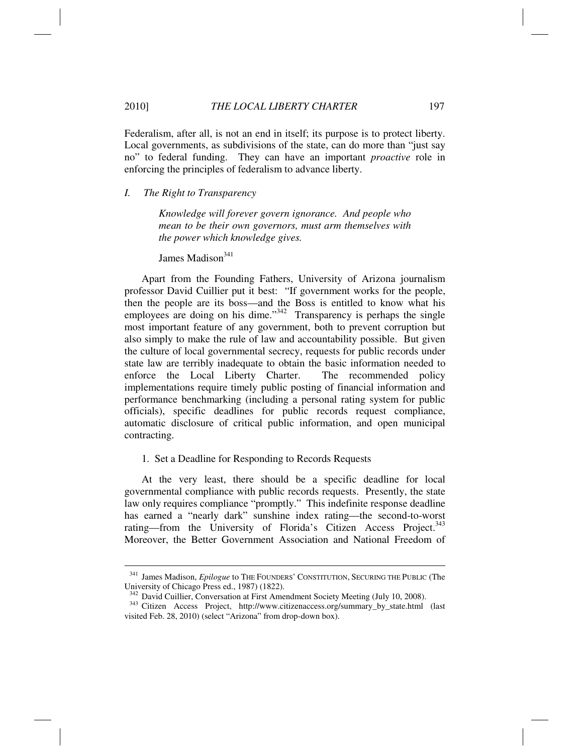Federalism, after all, is not an end in itself; its purpose is to protect liberty. Local governments, as subdivisions of the state, can do more than "just say no" to federal funding. They can have an important *proactive* role in enforcing the principles of federalism to advance liberty.

### *I. The Right to Transparency*

> *Knowledge will forever govern ignorance. And people who mean to be their own governors, must arm themselves with the power which knowledge gives.*
>
> James Madison[341]

Apart from the Founding Fathers, University of Arizona journalism professor David Cuillier put it best: "If government works for the people, then the people are its boss—and the Boss is entitled to know what his employees are doing on his dime."[342] Transparency is perhaps the single most important feature of any government, both to prevent corruption but also simply to make the rule of law and accountability possible. But given the culture of local governmental secrecy, requests for public records under state law are terribly inadequate to obtain the basic information needed to enforce the Local Liberty Charter. The recommended policy implementations require timely public posting of financial information and performance benchmarking (including a personal rating system for public officials), specific deadlines for public records request compliance, automatic disclosure of critical public information, and open municipal contracting.

#### 1. Set a Deadline for Responding to Records Requests

At the very least, there should be a specific deadline for local governmental compliance with public records requests. Presently, the state law only requires compliance "promptly." This indefinite response deadline has earned a "nearly dark" sunshine index rating—the second-to-worst rating—from the University of Florida's Citizen Access Project.[343] Moreover, the Better Government Association and National Freedom of

---

[341] James Madison, *Epilogue* to THE FOUNDERS' CONSTITUTION, SECURING THE PUBLIC (The University of Chicago Press ed., 1987) (1822).

[342] David Cuillier, Conversation at First Amendment Society Meeting (July 10, 2008).

[343] Citizen Access Project, http://www.citizenaccess.org/summary_by_state.html (last visited Feb. 28, 2010) (select "Arizona" from drop-down box).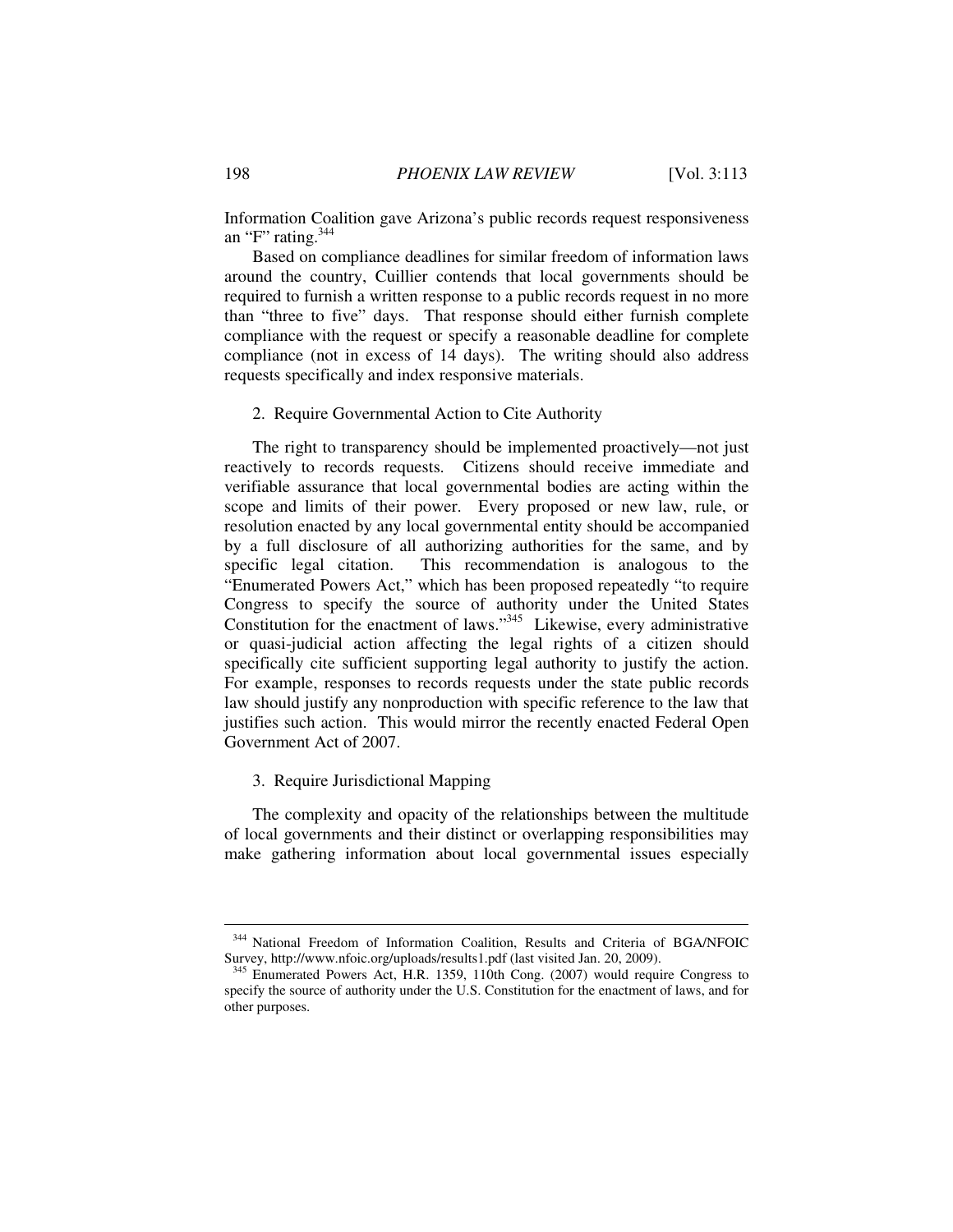Information Coalition gave Arizona's public records request responsiveness an "F" rating.[344]

Based on compliance deadlines for similar freedom of information laws around the country, Cuillier contends that local governments should be required to furnish a written response to a public records request in no more than "three to five" days. That response should either furnish complete compliance with the request or specify a reasonable deadline for complete compliance (not in excess of 14 days). The writing should also address requests specifically and index responsive materials.

### 2. Require Governmental Action to Cite Authority

The right to transparency should be implemented proactively—not just reactively to records requests. Citizens should receive immediate and verifiable assurance that local governmental bodies are acting within the scope and limits of their power. Every proposed or new law, rule, or resolution enacted by any local governmental entity should be accompanied by a full disclosure of all authorizing authorities for the same, and by specific legal citation. This recommendation is analogous to the "Enumerated Powers Act," which has been proposed repeatedly "to require Congress to specify the source of authority under the United States Constitution for the enactment of laws."[345] Likewise, every administrative or quasi-judicial action affecting the legal rights of a citizen should specifically cite sufficient supporting legal authority to justify the action. For example, responses to records requests under the state public records law should justify any nonproduction with specific reference to the law that justifies such action. This would mirror the recently enacted Federal Open Government Act of 2007.

### 3. Require Jurisdictional Mapping

The complexity and opacity of the relationships between the multitude of local governments and their distinct or overlapping responsibilities may make gathering information about local governmental issues especially

---

[344] National Freedom of Information Coalition, Results and Criteria of BGA/NFOIC Survey, http://www.nfoic.org/uploads/results1.pdf (last visited Jan. 20, 2009).

[345] Enumerated Powers Act, H.R. 1359, 110th Cong. (2007) would require Congress to specify the source of authority under the U.S. Constitution for the enactment of laws, and for other purposes.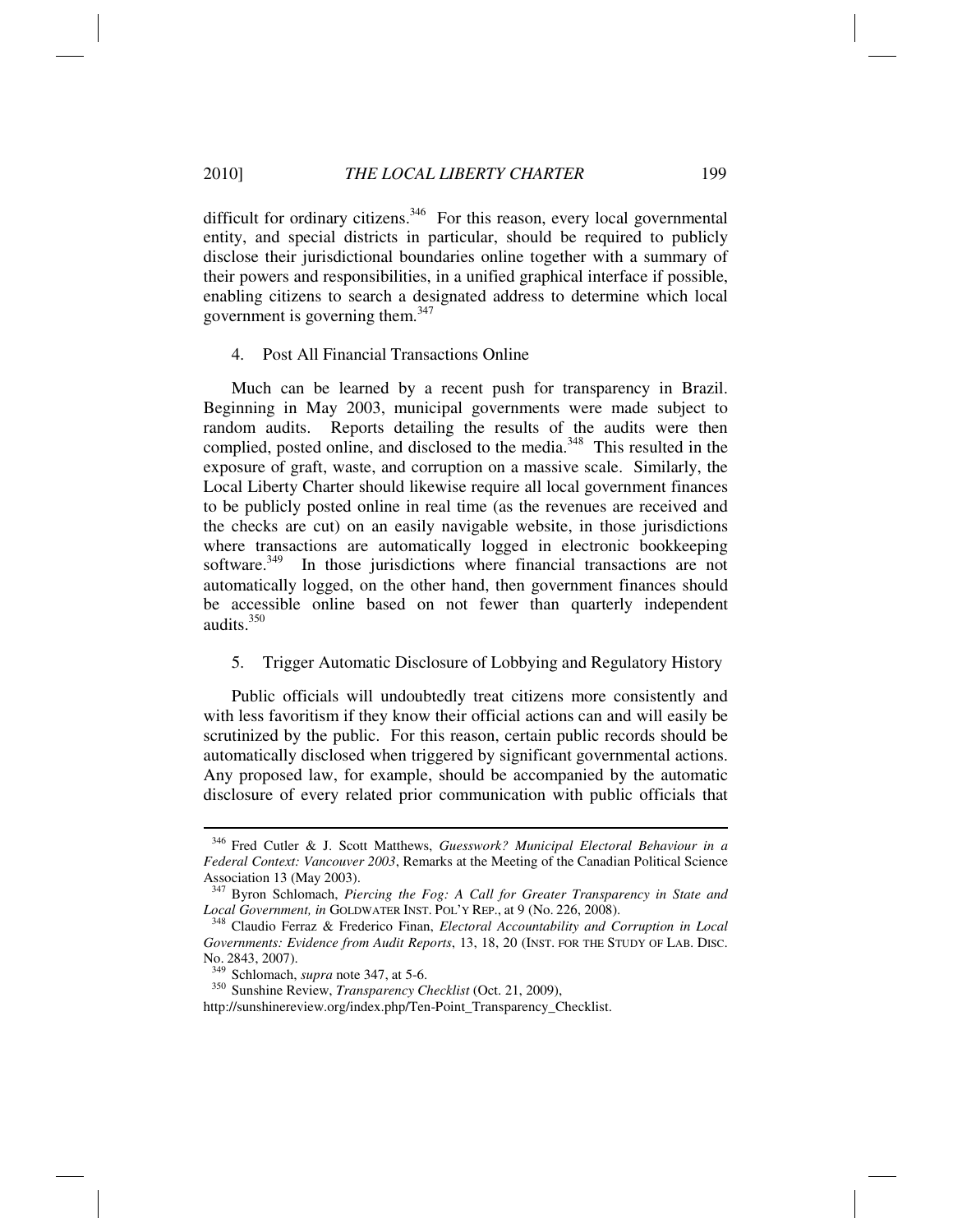difficult for ordinary citizens.[346] For this reason, every local governmental entity, and special districts in particular, should be required to publicly disclose their jurisdictional boundaries online together with a summary of their powers and responsibilities, in a unified graphical interface if possible, enabling citizens to search a designated address to determine which local government is governing them.[347]

4. Post All Financial Transactions Online

Much can be learned by a recent push for transparency in Brazil. Beginning in May 2003, municipal governments were made subject to random audits. Reports detailing the results of the audits were then complied, posted online, and disclosed to the media.[348] This resulted in the exposure of graft, waste, and corruption on a massive scale. Similarly, the Local Liberty Charter should likewise require all local government finances to be publicly posted online in real time (as the revenues are received and the checks are cut) on an easily navigable website, in those jurisdictions where transactions are automatically logged in electronic bookkeeping software.[349] In those jurisdictions where financial transactions are not automatically logged, on the other hand, then government finances should be accessible online based on not fewer than quarterly independent audits.[350]

5. Trigger Automatic Disclosure of Lobbying and Regulatory History

Public officials will undoubtedly treat citizens more consistently and with less favoritism if they know their official actions can and will easily be scrutinized by the public. For this reason, certain public records should be automatically disclosed when triggered by significant governmental actions. Any proposed law, for example, should be accompanied by the automatic disclosure of every related prior communication with public officials that

---

[346] Fred Cutler & J. Scott Matthews, *Guesswork? Municipal Electoral Behaviour in a Federal Context: Vancouver 2003*, Remarks at the Meeting of the Canadian Political Science Association 13 (May 2003).

[347] Byron Schlomach, *Piercing the Fog: A Call for Greater Transparency in State and Local Government, in* GOLDWATER INST. POL'Y REP., at 9 (No. 226, 2008).

[348] Claudio Ferraz & Frederico Finan, *Electoral Accountability and Corruption in Local Governments: Evidence from Audit Reports*, 13, 18, 20 (INST. FOR THE STUDY OF LAB. DISC. No. 2843, 2007).

[349] Schlomach, *supra* note 347, at 5-6.

[350] Sunshine Review, *Transparency Checklist* (Oct. 21, 2009), http://sunshinereview.org/index.php/Ten-Point_Transparency_Checklist.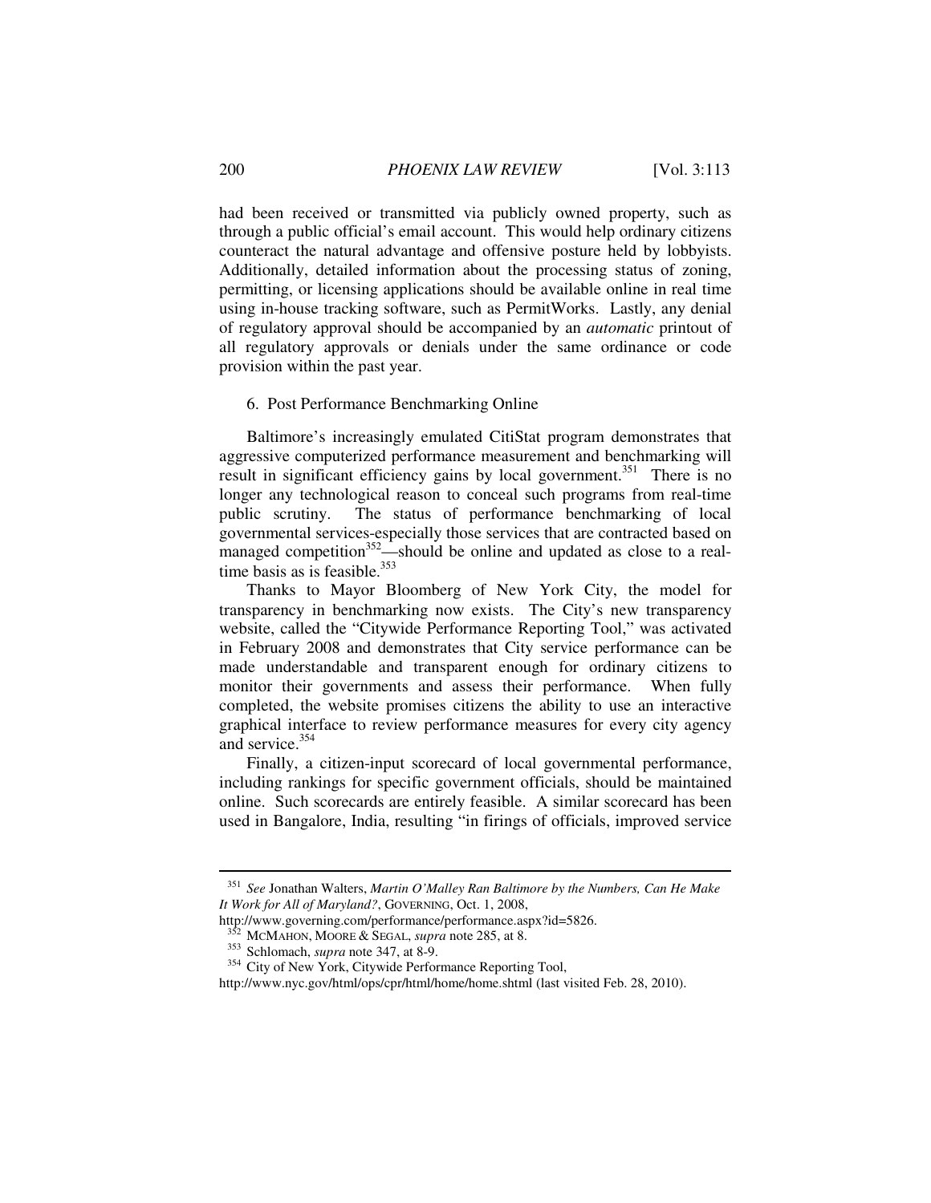had been received or transmitted via publicly owned property, such as through a public official's email account. This would help ordinary citizens counteract the natural advantage and offensive posture held by lobbyists. Additionally, detailed information about the processing status of zoning, permitting, or licensing applications should be available online in real time using in-house tracking software, such as PermitWorks. Lastly, any denial of regulatory approval should be accompanied by an *automatic* printout of all regulatory approvals or denials under the same ordinance or code provision within the past year.

6. Post Performance Benchmarking Online

Baltimore's increasingly emulated CitiStat program demonstrates that aggressive computerized performance measurement and benchmarking will result in significant efficiency gains by local government.[351] There is no longer any technological reason to conceal such programs from real-time public scrutiny. The status of performance benchmarking of local governmental services-especially those services that are contracted based on managed competition[352]—should be online and updated as close to a real-time basis as is feasible.[353]

Thanks to Mayor Bloomberg of New York City, the model for transparency in benchmarking now exists. The City's new transparency website, called the "Citywide Performance Reporting Tool," was activated in February 2008 and demonstrates that City service performance can be made understandable and transparent enough for ordinary citizens to monitor their governments and assess their performance. When fully completed, the website promises citizens the ability to use an interactive graphical interface to review performance measures for every city agency and service.[354]

Finally, a citizen-input scorecard of local governmental performance, including rankings for specific government officials, should be maintained online. Such scorecards are entirely feasible. A similar scorecard has been used in Bangalore, India, resulting "in firings of officials, improved service

---

[351] *See* Jonathan Walters, *Martin O'Malley Ran Baltimore by the Numbers, Can He Make It Work for All of Maryland?*, GOVERNING, Oct. 1, 2008, http://www.governing.com/performance/performance.aspx?id=5826.

[352] MCMAHON, MOORE & SEGAL, *supra* note 285, at 8.

[353] Schlomach, *supra* note 347, at 8-9.

[354] City of New York, Citywide Performance Reporting Tool, http://www.nyc.gov/html/ops/cpr/html/home/home.shtml (last visited Feb. 28, 2010).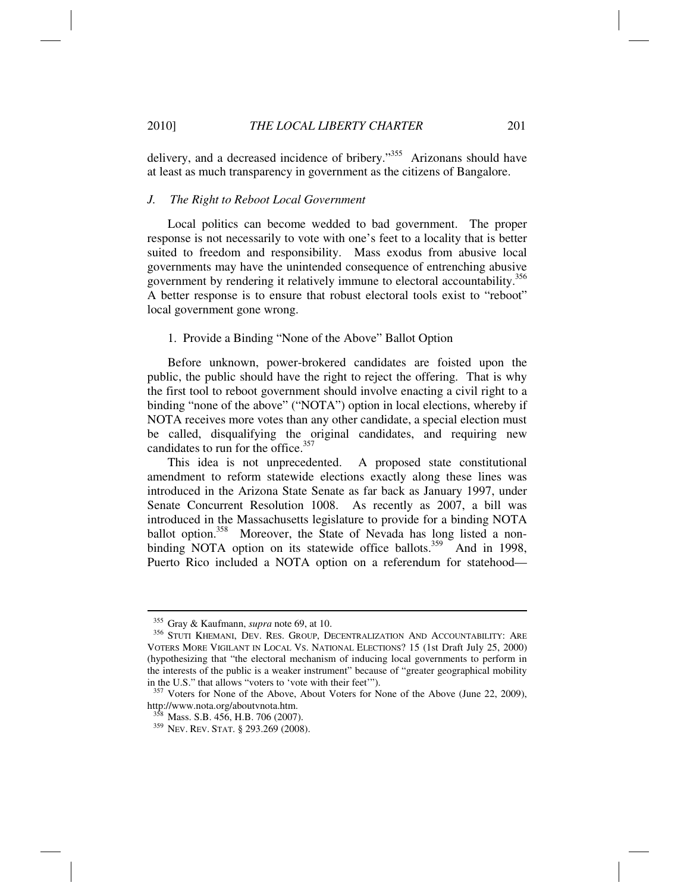delivery, and a decreased incidence of bribery."[355] Arizonans should have at least as much transparency in government as the citizens of Bangalore.

### *J. The Right to Reboot Local Government*

Local politics can become wedded to bad government. The proper response is not necessarily to vote with one's feet to a locality that is better suited to freedom and responsibility. Mass exodus from abusive local governments may have the unintended consequence of entrenching abusive government by rendering it relatively immune to electoral accountability.[356] A better response is to ensure that robust electoral tools exist to "reboot" local government gone wrong.

#### 1. Provide a Binding "None of the Above" Ballot Option

Before unknown, power-brokered candidates are foisted upon the public, the public should have the right to reject the offering. That is why the first tool to reboot government should involve enacting a civil right to a binding "none of the above" ("NOTA") option in local elections, whereby if NOTA receives more votes than any other candidate, a special election must be called, disqualifying the original candidates, and requiring new candidates to run for the office.[357]

This idea is not unprecedented. A proposed state constitutional amendment to reform statewide elections exactly along these lines was introduced in the Arizona State Senate as far back as January 1997, under Senate Concurrent Resolution 1008. As recently as 2007, a bill was introduced in the Massachusetts legislature to provide for a binding NOTA ballot option.[358] Moreover, the State of Nevada has long listed a non-binding NOTA option on its statewide office ballots.[359] And in 1998, Puerto Rico included a NOTA option on a referendum for statehood—

---

[355] Gray & Kaufmann, *supra* note 69, at 10.

[356] STUTI KHEMANI, DEV. RES. GROUP, DECENTRALIZATION AND ACCOUNTABILITY: ARE VOTERS MORE VIGILANT IN LOCAL VS. NATIONAL ELECTIONS? 15 (1st Draft July 25, 2000) (hypothesizing that "the electoral mechanism of inducing local governments to perform in the interests of the public is a weaker instrument" because of "greater geographical mobility in the U.S." that allows "voters to 'vote with their feet'").

[357] Voters for None of the Above, About Voters for None of the Above (June 22, 2009), http://www.nota.org/aboutvnota.htm.

[358] Mass. S.B. 456, H.B. 706 (2007).

[359] NEV. REV. STAT. § 293.269 (2008).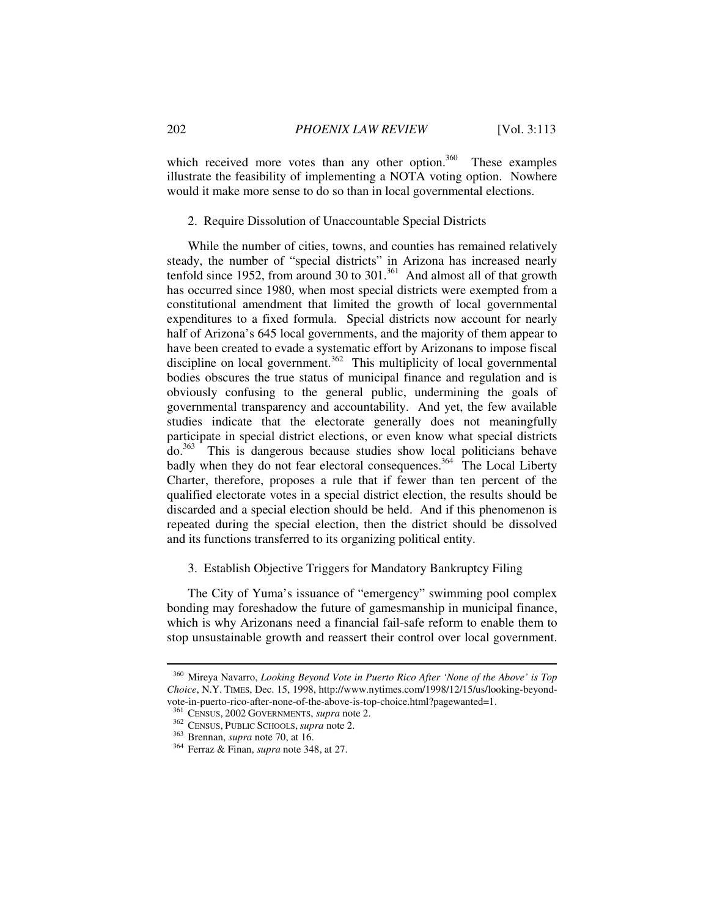which received more votes than any other option.[360] These examples illustrate the feasibility of implementing a NOTA voting option. Nowhere would it make more sense to do so than in local governmental elections.

### 2. Require Dissolution of Unaccountable Special Districts

While the number of cities, towns, and counties has remained relatively steady, the number of "special districts" in Arizona has increased nearly tenfold since 1952, from around 30 to 301.[361] And almost all of that growth has occurred since 1980, when most special districts were exempted from a constitutional amendment that limited the growth of local governmental expenditures to a fixed formula. Special districts now account for nearly half of Arizona's 645 local governments, and the majority of them appear to have been created to evade a systematic effort by Arizonans to impose fiscal discipline on local government.[362] This multiplicity of local governmental bodies obscures the true status of municipal finance and regulation and is obviously confusing to the general public, undermining the goals of governmental transparency and accountability. And yet, the few available studies indicate that the electorate generally does not meaningfully participate in special district elections, or even know what special districts do.[363] This is dangerous because studies show local politicians behave badly when they do not fear electoral consequences.[364] The Local Liberty Charter, therefore, proposes a rule that if fewer than ten percent of the qualified electorate votes in a special district election, the results should be discarded and a special election should be held. And if this phenomenon is repeated during the special election, then the district should be dissolved and its functions transferred to its organizing political entity.

### 3. Establish Objective Triggers for Mandatory Bankruptcy Filing

The City of Yuma's issuance of "emergency" swimming pool complex bonding may foreshadow the future of gamesmanship in municipal finance, which is why Arizonans need a financial fail-safe reform to enable them to stop unsustainable growth and reassert their control over local government.

---

[360] Mireya Navarro, *Looking Beyond Vote in Puerto Rico After 'None of the Above' is Top Choice*, N.Y. TIMES, Dec. 15, 1998, http://www.nytimes.com/1998/12/15/us/looking-beyond-vote-in-puerto-rico-after-none-of-the-above-is-top-choice.html?pagewanted=1.

[361] CENSUS, 2002 GOVERNMENTS, *supra* note 2.

[362] CENSUS, PUBLIC SCHOOLS, *supra* note 2.

[363] Brennan, *supra* note 70, at 16.

[364] Ferraz & Finan, *supra* note 348, at 27.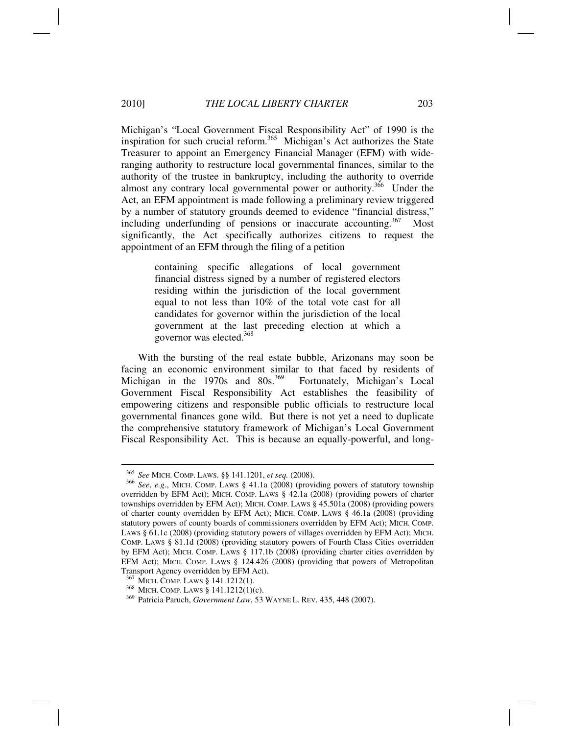Michigan's "Local Government Fiscal Responsibility Act" of 1990 is the inspiration for such crucial reform.[365] Michigan's Act authorizes the State Treasurer to appoint an Emergency Financial Manager (EFM) with wide-ranging authority to restructure local governmental finances, similar to the authority of the trustee in bankruptcy, including the authority to override almost any contrary local governmental power or authority.[366] Under the Act, an EFM appointment is made following a preliminary review triggered by a number of statutory grounds deemed to evidence "financial distress," including underfunding of pensions or inaccurate accounting.[367] Most significantly, the Act specifically authorizes citizens to request the appointment of an EFM through the filing of a petition

> containing specific allegations of local government financial distress signed by a number of registered electors residing within the jurisdiction of the local government equal to not less than 10% of the total vote cast for all candidates for governor within the jurisdiction of the local government at the last preceding election at which a governor was elected.[368]

With the bursting of the real estate bubble, Arizonans may soon be facing an economic environment similar to that faced by residents of Michigan in the 1970s and 80s.[369] Fortunately, Michigan's Local Government Fiscal Responsibility Act establishes the feasibility of empowering citizens and responsible public officials to restructure local governmental finances gone wild. But there is not yet a need to duplicate the comprehensive statutory framework of Michigan's Local Government Fiscal Responsibility Act. This is because an equally-powerful, and long-

---

[365] *See* MICH. COMP. LAWS. §§ 141.1201, *et seq.* (2008).

[366] *See*, *e.g*., MICH. COMP. LAWS § 41.1a (2008) (providing powers of statutory township overridden by EFM Act); MICH. COMP. LAWS § 42.1a (2008) (providing powers of charter townships overridden by EFM Act); MICH. COMP. LAWS § 45.501a (2008) (providing powers of charter county overridden by EFM Act); MICH. COMP. LAWS § 46.1a (2008) (providing statutory powers of county boards of commissioners overridden by EFM Act); MICH. COMP. LAWS § 61.1c (2008) (providing statutory powers of villages overridden by EFM Act); MICH. COMP. LAWS § 81.1d (2008) (providing statutory powers of Fourth Class Cities overridden by EFM Act); MICH. COMP. LAWS § 117.1b (2008) (providing charter cities overridden by EFM Act); MICH. COMP. LAWS § 124.426 (2008) (providing that powers of Metropolitan Transport Agency overridden by EFM Act).

[367] MICH. COMP. LAWS § 141.1212(1).

[368] MICH. COMP. LAWS § 141.1212(1)(c).

[369] Patricia Paruch, *Government Law*, 53 WAYNE L. REV. 435, 448 (2007).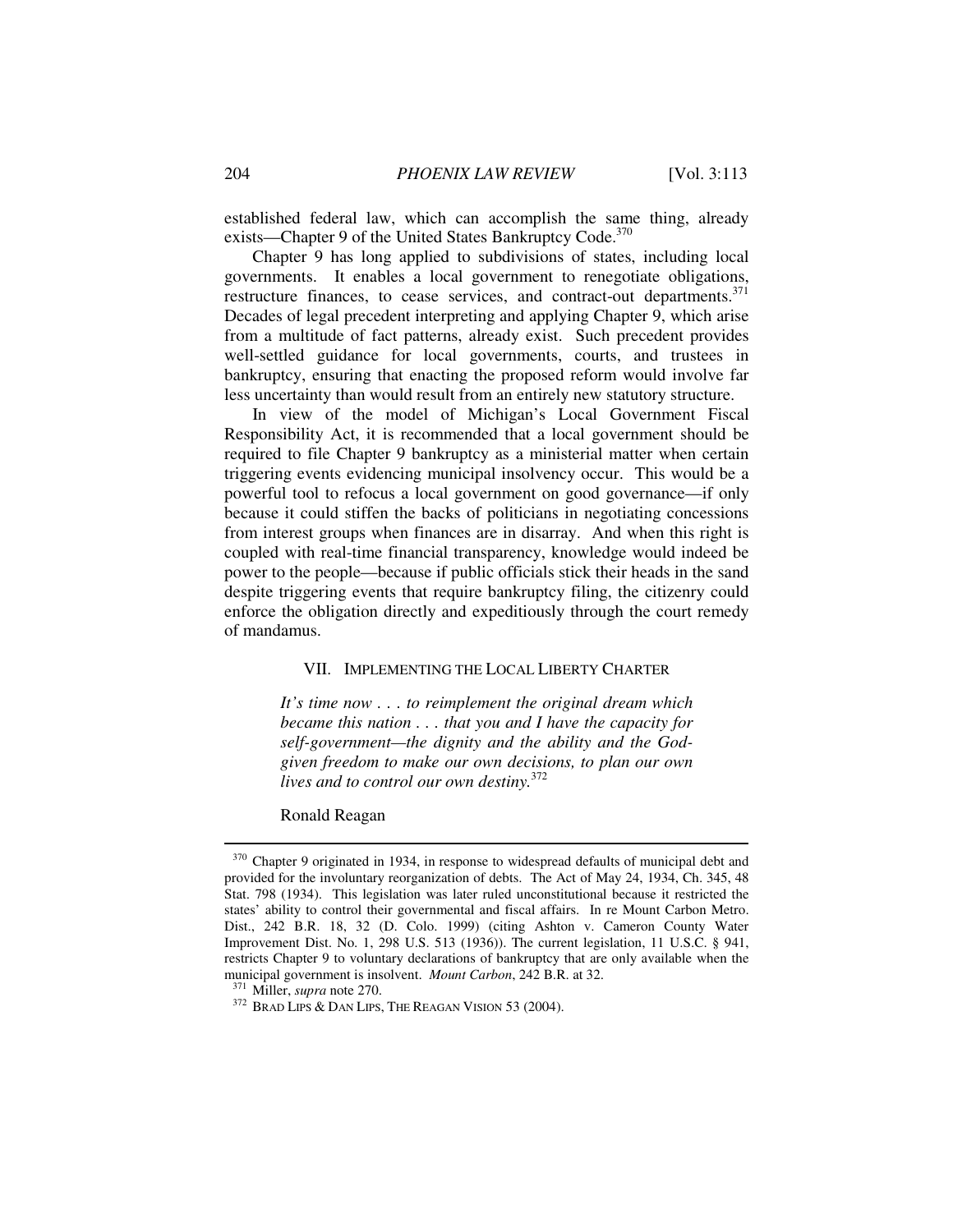established federal law, which can accomplish the same thing, already exists—Chapter 9 of the United States Bankruptcy Code.[370]

Chapter 9 has long applied to subdivisions of states, including local governments. It enables a local government to renegotiate obligations, restructure finances, to cease services, and contract-out departments.[371] Decades of legal precedent interpreting and applying Chapter 9, which arise from a multitude of fact patterns, already exist. Such precedent provides well-settled guidance for local governments, courts, and trustees in bankruptcy, ensuring that enacting the proposed reform would involve far less uncertainty than would result from an entirely new statutory structure.

In view of the model of Michigan's Local Government Fiscal Responsibility Act, it is recommended that a local government should be required to file Chapter 9 bankruptcy as a ministerial matter when certain triggering events evidencing municipal insolvency occur. This would be a powerful tool to refocus a local government on good governance—if only because it could stiffen the backs of politicians in negotiating concessions from interest groups when finances are in disarray. And when this right is coupled with real-time financial transparency, knowledge would indeed be power to the people—because if public officials stick their heads in the sand despite triggering events that require bankruptcy filing, the citizenry could enforce the obligation directly and expeditiously through the court remedy of mandamus.

## VII. Implementing the Local Liberty Charter

> *It's time now . . . to reimplement the original dream which became this nation . . . that you and I have the capacity for self-government—the dignity and the ability and the God-given freedom to make our own decisions, to plan our own lives and to control our own destiny.*[372]
>
> Ronald Reagan

---

[370] Chapter 9 originated in 1934, in response to widespread defaults of municipal debt and provided for the involuntary reorganization of debts. The Act of May 24, 1934, Ch. 345, 48 Stat. 798 (1934). This legislation was later ruled unconstitutional because it restricted the states' ability to control their governmental and fiscal affairs. In re Mount Carbon Metro. Dist., 242 B.R. 18, 32 (D. Colo. 1999) (citing Ashton v. Cameron County Water Improvement Dist. No. 1, 298 U.S. 513 (1936)). The current legislation, 11 U.S.C. § 941, restricts Chapter 9 to voluntary declarations of bankruptcy that are only available when the municipal government is insolvent. *Mount Carbon*, 242 B.R. at 32.

[371] Miller, *supra* note 270.

[372] Brad Lips & Dan Lips, The Reagan Vision 53 (2004).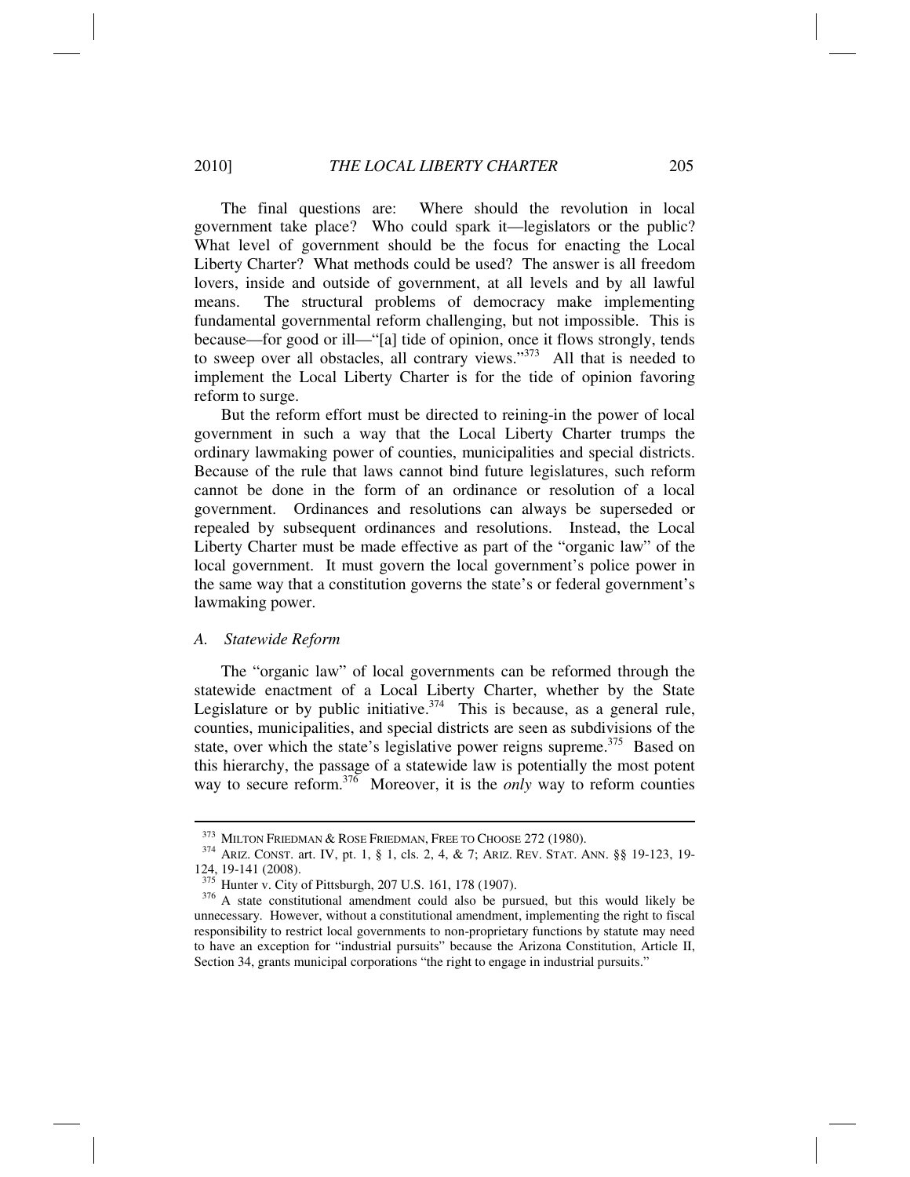The final questions are: Where should the revolution in local government take place? Who could spark it—legislators or the public? What level of government should be the focus for enacting the Local Liberty Charter? What methods could be used? The answer is all freedom lovers, inside and outside of government, at all levels and by all lawful means. The structural problems of democracy make implementing fundamental governmental reform challenging, but not impossible. This is because—for good or ill—"[a] tide of opinion, once it flows strongly, tends to sweep over all obstacles, all contrary views."[373] All that is needed to implement the Local Liberty Charter is for the tide of opinion favoring reform to surge.

But the reform effort must be directed to reining-in the power of local government in such a way that the Local Liberty Charter trumps the ordinary lawmaking power of counties, municipalities and special districts. Because of the rule that laws cannot bind future legislatures, such reform cannot be done in the form of an ordinance or resolution of a local government. Ordinances and resolutions can always be superseded or repealed by subsequent ordinances and resolutions. Instead, the Local Liberty Charter must be made effective as part of the "organic law" of the local government. It must govern the local government's police power in the same way that a constitution governs the state's or federal government's lawmaking power.

### *A. Statewide Reform*

The "organic law" of local governments can be reformed through the statewide enactment of a Local Liberty Charter, whether by the State Legislature or by public initiative.[374] This is because, as a general rule, counties, municipalities, and special districts are seen as subdivisions of the state, over which the state's legislative power reigns supreme.[375] Based on this hierarchy, the passage of a statewide law is potentially the most potent way to secure reform.[376] Moreover, it is the *only* way to reform counties

---

[373] MILTON FRIEDMAN & ROSE FRIEDMAN, FREE TO CHOOSE 272 (1980).

[374] ARIZ. CONST. art. IV, pt. 1, § 1, cls. 2, 4, & 7; ARIZ. REV. STAT. ANN. §§ 19-123, 19-124, 19-141 (2008).

[375] Hunter v. City of Pittsburgh, 207 U.S. 161, 178 (1907).

[376] A state constitutional amendment could also be pursued, but this would likely be unnecessary. However, without a constitutional amendment, implementing the right to fiscal responsibility to restrict local governments to non-proprietary functions by statute may need to have an exception for "industrial pursuits" because the Arizona Constitution, Article II, Section 34, grants municipal corporations "the right to engage in industrial pursuits."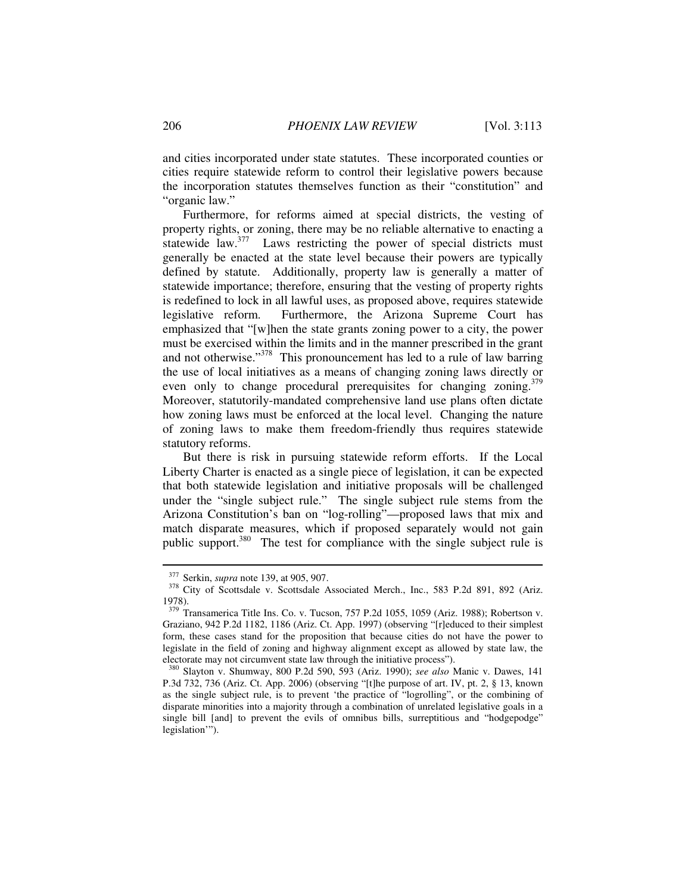and cities incorporated under state statutes. These incorporated counties or cities require statewide reform to control their legislative powers because the incorporation statutes themselves function as their "constitution" and "organic law."

Furthermore, for reforms aimed at special districts, the vesting of property rights, or zoning, there may be no reliable alternative to enacting a statewide law.[377] Laws restricting the power of special districts must generally be enacted at the state level because their powers are typically defined by statute. Additionally, property law is generally a matter of statewide importance; therefore, ensuring that the vesting of property rights is redefined to lock in all lawful uses, as proposed above, requires statewide legislative reform. Furthermore, the Arizona Supreme Court has emphasized that "[w]hen the state grants zoning power to a city, the power must be exercised within the limits and in the manner prescribed in the grant and not otherwise."[378] This pronouncement has led to a rule of law barring the use of local initiatives as a means of changing zoning laws directly or even only to change procedural prerequisites for changing zoning.[379] Moreover, statutorily-mandated comprehensive land use plans often dictate how zoning laws must be enforced at the local level. Changing the nature of zoning laws to make them freedom-friendly thus requires statewide statutory reforms.

But there is risk in pursuing statewide reform efforts. If the Local Liberty Charter is enacted as a single piece of legislation, it can be expected that both statewide legislation and initiative proposals will be challenged under the "single subject rule." The single subject rule stems from the Arizona Constitution's ban on "log-rolling"—proposed laws that mix and match disparate measures, which if proposed separately would not gain public support.[380] The test for compliance with the single subject rule is

---

[377] Serkin, *supra* note 139, at 905, 907.

[378] City of Scottsdale v. Scottsdale Associated Merch., Inc., 583 P.2d 891, 892 (Ariz. 1978).

[379] Transamerica Title Ins. Co. v. Tucson, 757 P.2d 1055, 1059 (Ariz. 1988); Robertson v. Graziano, 942 P.2d 1182, 1186 (Ariz. Ct. App. 1997) (observing "[r]educed to their simplest form, these cases stand for the proposition that because cities do not have the power to legislate in the field of zoning and highway alignment except as allowed by state law, the electorate may not circumvent state law through the initiative process").

[380] Slayton v. Shumway, 800 P.2d 590, 593 (Ariz. 1990); *see also* Manic v. Dawes, 141 P.3d 732, 736 (Ariz. Ct. App. 2006) (observing "[t]he purpose of art. IV, pt. 2, § 13, known as the single subject rule, is to prevent 'the practice of "logrolling", or the combining of disparate minorities into a majority through a combination of unrelated legislative goals in a single bill [and] to prevent the evils of omnibus bills, surreptitious and "hodgepodge" legislation'").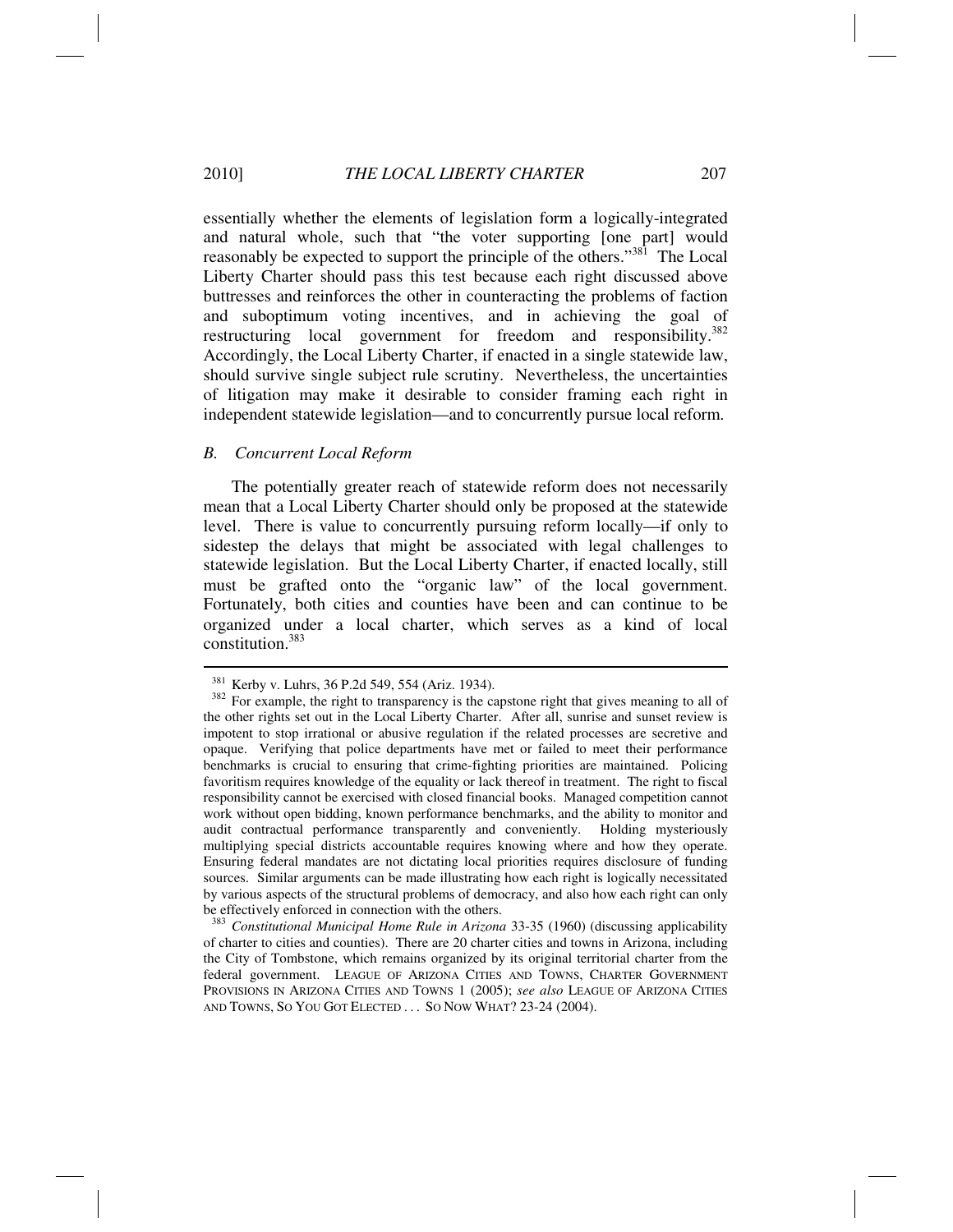essentially whether the elements of legislation form a logically-integrated and natural whole, such that "the voter supporting [one part] would reasonably be expected to support the principle of the others."[381] The Local Liberty Charter should pass this test because each right discussed above buttresses and reinforces the other in counteracting the problems of faction and suboptimum voting incentives, and in achieving the goal of restructuring local government for freedom and responsibility.[382] Accordingly, the Local Liberty Charter, if enacted in a single statewide law, should survive single subject rule scrutiny. Nevertheless, the uncertainties of litigation may make it desirable to consider framing each right in independent statewide legislation—and to concurrently pursue local reform.

### *B. Concurrent Local Reform*

The potentially greater reach of statewide reform does not necessarily mean that a Local Liberty Charter should only be proposed at the statewide level. There is value to concurrently pursuing reform locally—if only to sidestep the delays that might be associated with legal challenges to statewide legislation. But the Local Liberty Charter, if enacted locally, still must be grafted onto the "organic law" of the local government. Fortunately, both cities and counties have been and can continue to be organized under a local charter, which serves as a kind of local constitution.[383]

---

[381] Kerby v. Luhrs, 36 P.2d 549, 554 (Ariz. 1934).

[382] For example, the right to transparency is the capstone right that gives meaning to all of the other rights set out in the Local Liberty Charter. After all, sunrise and sunset review is impotent to stop irrational or abusive regulation if the related processes are secretive and opaque. Verifying that police departments have met or failed to meet their performance benchmarks is crucial to ensuring that crime-fighting priorities are maintained. Policing favoritism requires knowledge of the equality or lack thereof in treatment. The right to fiscal responsibility cannot be exercised with closed financial books. Managed competition cannot work without open bidding, known performance benchmarks, and the ability to monitor and audit contractual performance transparently and conveniently. Holding mysteriously multiplying special districts accountable requires knowing where and how they operate. Ensuring federal mandates are not dictating local priorities requires disclosure of funding sources. Similar arguments can be made illustrating how each right is logically necessitated by various aspects of the structural problems of democracy, and also how each right can only be effectively enforced in connection with the others.

[383] *Constitutional Municipal Home Rule in Arizona* 33-35 (1960) (discussing applicability of charter to cities and counties). There are 20 charter cities and towns in Arizona, including the City of Tombstone, which remains organized by its original territorial charter from the federal government. LEAGUE OF ARIZONA CITIES AND TOWNS, CHARTER GOVERNMENT PROVISIONS IN ARIZONA CITIES AND TOWNS 1 (2005); *see also* LEAGUE OF ARIZONA CITIES AND TOWNS, SO YOU GOT ELECTED . . . SO NOW WHAT? 23-24 (2004).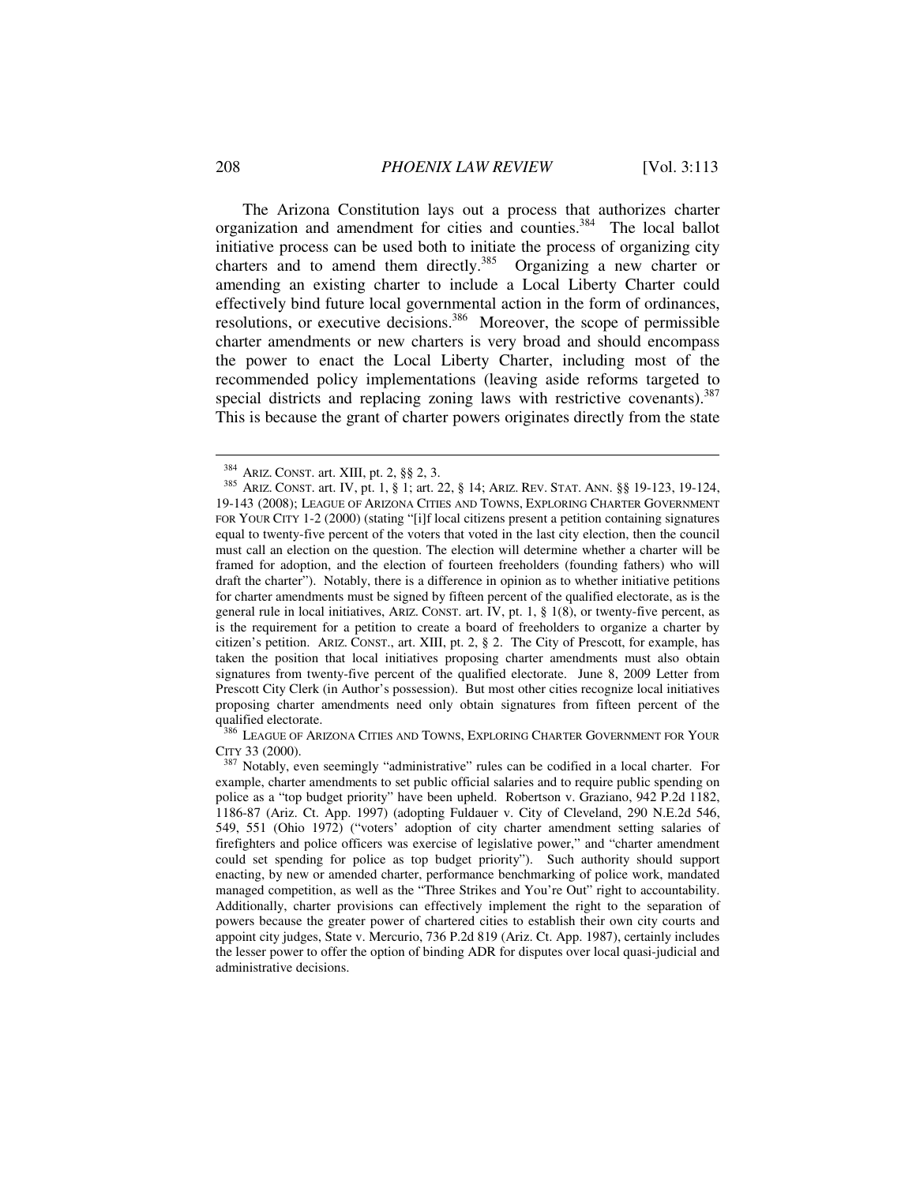The Arizona Constitution lays out a process that authorizes charter organization and amendment for cities and counties.[384] The local ballot initiative process can be used both to initiate the process of organizing city charters and to amend them directly.[385] Organizing a new charter or amending an existing charter to include a Local Liberty Charter could effectively bind future local governmental action in the form of ordinances, resolutions, or executive decisions.[386] Moreover, the scope of permissible charter amendments or new charters is very broad and should encompass the power to enact the Local Liberty Charter, including most of the recommended policy implementations (leaving aside reforms targeted to special districts and replacing zoning laws with restrictive covenants).[387] This is because the grant of charter powers originates directly from the state

---

[384] ARIZ. CONST. art. XIII, pt. 2, §§ 2, 3.

[385] ARIZ. CONST. art. IV, pt. 1, § 1; art. 22, § 14; ARIZ. REV. STAT. ANN. §§ 19-123, 19-124, 19-143 (2008); LEAGUE OF ARIZONA CITIES AND TOWNS, EXPLORING CHARTER GOVERNMENT FOR YOUR CITY 1-2 (2000) (stating "[i]f local citizens present a petition containing signatures equal to twenty-five percent of the voters that voted in the last city election, then the council must call an election on the question. The election will determine whether a charter will be framed for adoption, and the election of fourteen freeholders (founding fathers) who will draft the charter"). Notably, there is a difference in opinion as to whether initiative petitions for charter amendments must be signed by fifteen percent of the qualified electorate, as is the general rule in local initiatives, ARIZ. CONST. art. IV, pt. 1, § 1(8), or twenty-five percent, as is the requirement for a petition to create a board of freeholders to organize a charter by citizen's petition. ARIZ. CONST., art. XIII, pt. 2, § 2. The City of Prescott, for example, has taken the position that local initiatives proposing charter amendments must also obtain signatures from twenty-five percent of the qualified electorate. June 8, 2009 Letter from Prescott City Clerk (in Author's possession). But most other cities recognize local initiatives proposing charter amendments need only obtain signatures from fifteen percent of the qualified electorate.

[386] LEAGUE OF ARIZONA CITIES AND TOWNS, EXPLORING CHARTER GOVERNMENT FOR YOUR CITY 33 (2000).

[387] Notably, even seemingly "administrative" rules can be codified in a local charter. For example, charter amendments to set public official salaries and to require public spending on police as a "top budget priority" have been upheld. Robertson v. Graziano, 942 P.2d 1182, 1186-87 (Ariz. Ct. App. 1997) (adopting Fuldauer v. City of Cleveland, 290 N.E.2d 546, 549, 551 (Ohio 1972) ("voters' adoption of city charter amendment setting salaries of firefighters and police officers was exercise of legislative power," and "charter amendment could set spending for police as top budget priority"). Such authority should support enacting, by new or amended charter, performance benchmarking of police work, mandated managed competition, as well as the "Three Strikes and You're Out" right to accountability. Additionally, charter provisions can effectively implement the right to the separation of powers because the greater power of chartered cities to establish their own city courts and appoint city judges, State v. Mercurio, 736 P.2d 819 (Ariz. Ct. App. 1987), certainly includes the lesser power to offer the option of binding ADR for disputes over local quasi-judicial and administrative decisions.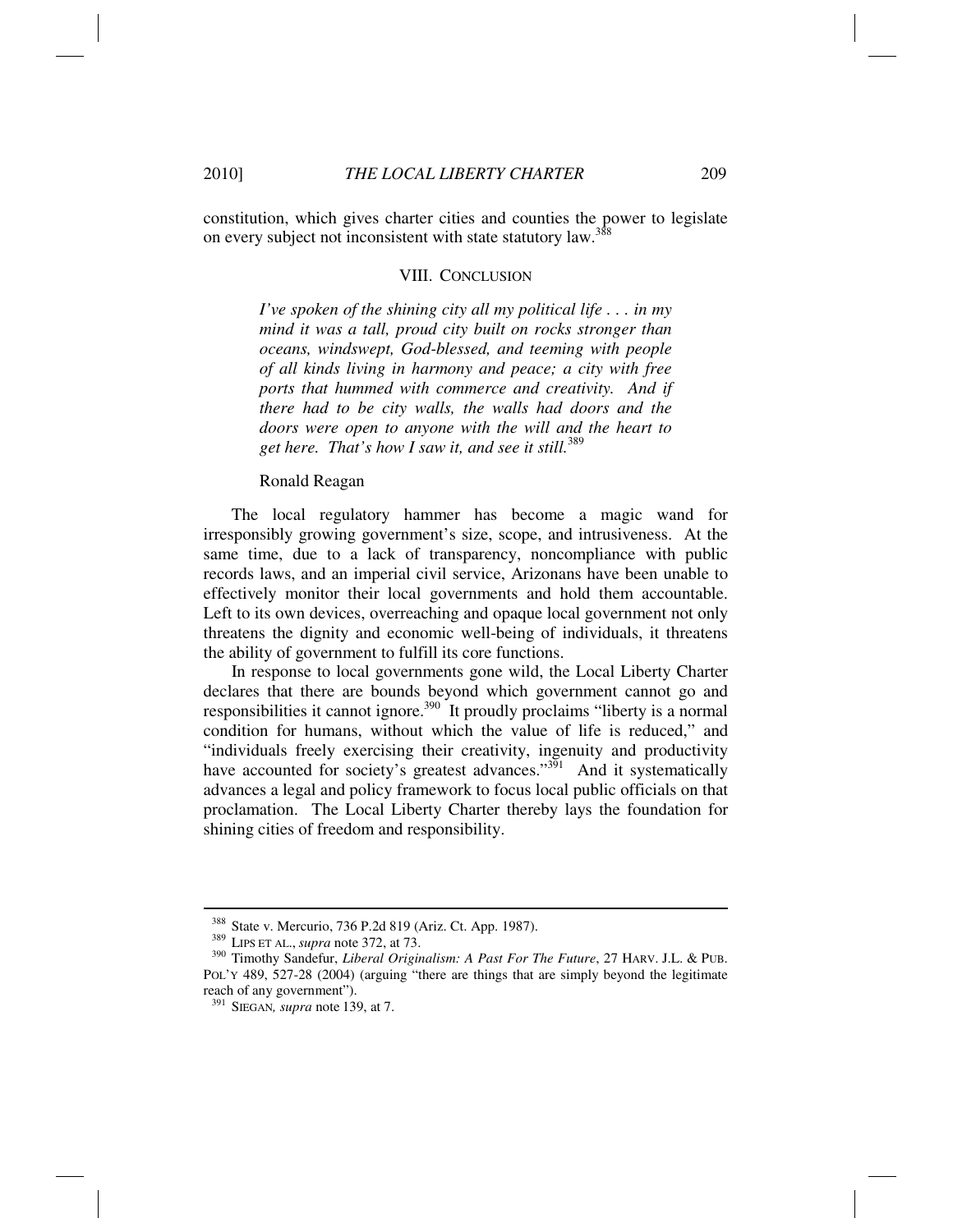constitution, which gives charter cities and counties the power to legislate on every subject not inconsistent with state statutory law.[388]

## VIII. CONCLUSION

> *I've spoken of the shining city all my political life . . . in my mind it was a tall, proud city built on rocks stronger than oceans, windswept, God-blessed, and teeming with people of all kinds living in harmony and peace; a city with free ports that hummed with commerce and creativity. And if there had to be city walls, the walls had doors and the doors were open to anyone with the will and the heart to get here. That's how I saw it, and see it still.*[389]
>
> Ronald Reagan

The local regulatory hammer has become a magic wand for irresponsibly growing government's size, scope, and intrusiveness. At the same time, due to a lack of transparency, noncompliance with public records laws, and an imperial civil service, Arizonans have been unable to effectively monitor their local governments and hold them accountable. Left to its own devices, overreaching and opaque local government not only threatens the dignity and economic well-being of individuals, it threatens the ability of government to fulfill its core functions.

In response to local governments gone wild, the Local Liberty Charter declares that there are bounds beyond which government cannot go and responsibilities it cannot ignore.[390] It proudly proclaims "liberty is a normal condition for humans, without which the value of life is reduced," and "individuals freely exercising their creativity, ingenuity and productivity have accounted for society's greatest advances."[391] And it systematically advances a legal and policy framework to focus local public officials on that proclamation. The Local Liberty Charter thereby lays the foundation for shining cities of freedom and responsibility.

---

[388] State v. Mercurio, 736 P.2d 819 (Ariz. Ct. App. 1987).

[389] LIPS ET AL., *supra* note 372, at 73.

[390] Timothy Sandefur, *Liberal Originalism: A Past For The Future*, 27 HARV. J.L. & PUB. POL'Y 489, 527-28 (2004) (arguing "there are things that are simply beyond the legitimate reach of any government").

[391] SIEGAN, *supra* note 139, at 7.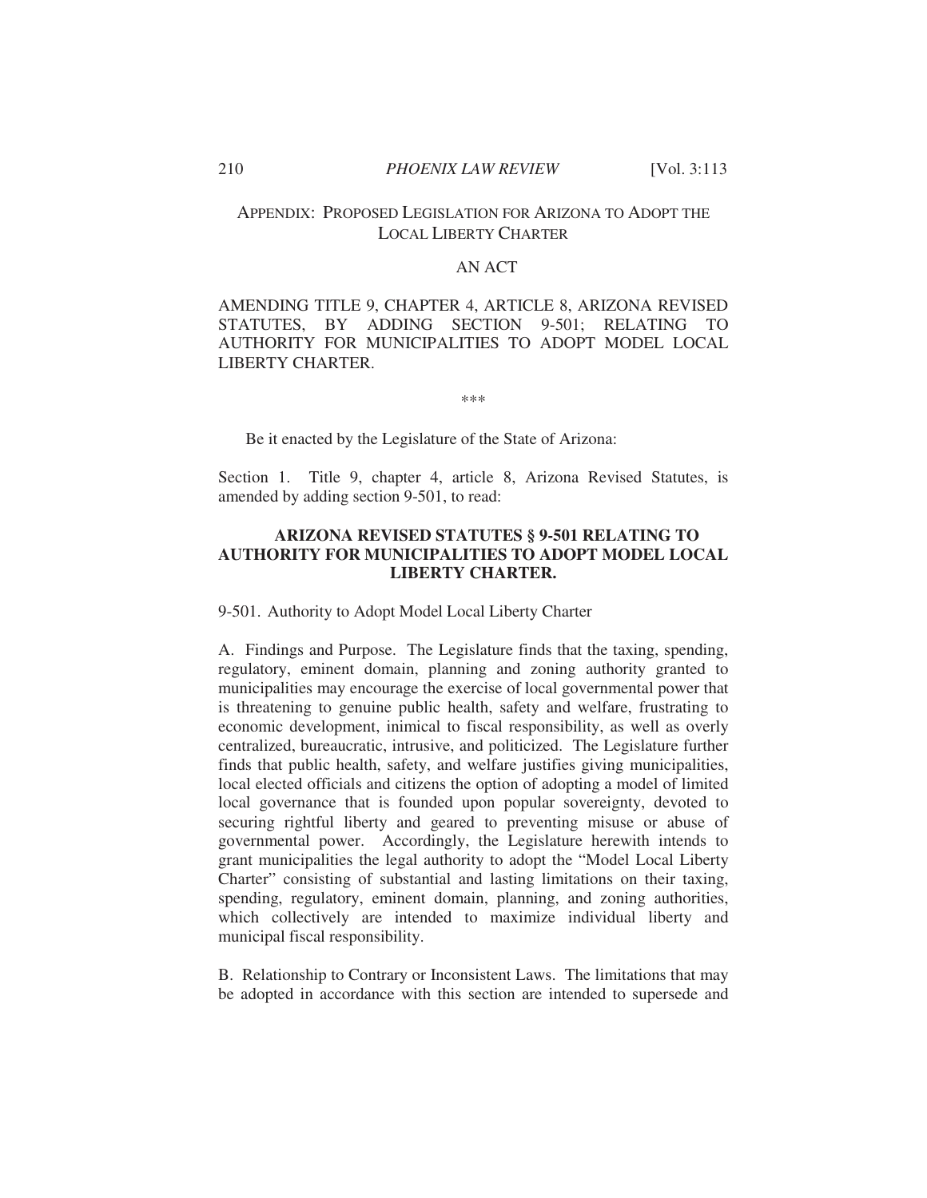## APPENDIX: PROPOSED LEGISLATION FOR ARIZONA TO ADOPT THE LOCAL LIBERTY CHARTER

AN ACT

AMENDING TITLE 9, CHAPTER 4, ARTICLE 8, ARIZONA REVISED STATUTES, BY ADDING SECTION 9-501; RELATING TO AUTHORITY FOR MUNICIPALITIES TO ADOPT MODEL LOCAL LIBERTY CHARTER.

\*\*\*

Be it enacted by the Legislature of the State of Arizona:

Section 1. Title 9, chapter 4, article 8, Arizona Revised Statutes, is amended by adding section 9-501, to read:

### ARIZONA REVISED STATUTES § 9-501 RELATING TO AUTHORITY FOR MUNICIPALITIES TO ADOPT MODEL LOCAL LIBERTY CHARTER.

9-501. Authority to Adopt Model Local Liberty Charter

A. Findings and Purpose. The Legislature finds that the taxing, spending, regulatory, eminent domain, planning and zoning authority granted to municipalities may encourage the exercise of local governmental power that is threatening to genuine public health, safety and welfare, frustrating to economic development, inimical to fiscal responsibility, as well as overly centralized, bureaucratic, intrusive, and politicized. The Legislature further finds that public health, safety, and welfare justifies giving municipalities, local elected officials and citizens the option of adopting a model of limited local governance that is founded upon popular sovereignty, devoted to securing rightful liberty and geared to preventing misuse or abuse of governmental power. Accordingly, the Legislature herewith intends to grant municipalities the legal authority to adopt the "Model Local Liberty Charter" consisting of substantial and lasting limitations on their taxing, spending, regulatory, eminent domain, planning, and zoning authorities, which collectively are intended to maximize individual liberty and municipal fiscal responsibility.

B. Relationship to Contrary or Inconsistent Laws. The limitations that may be adopted in accordance with this section are intended to supersede and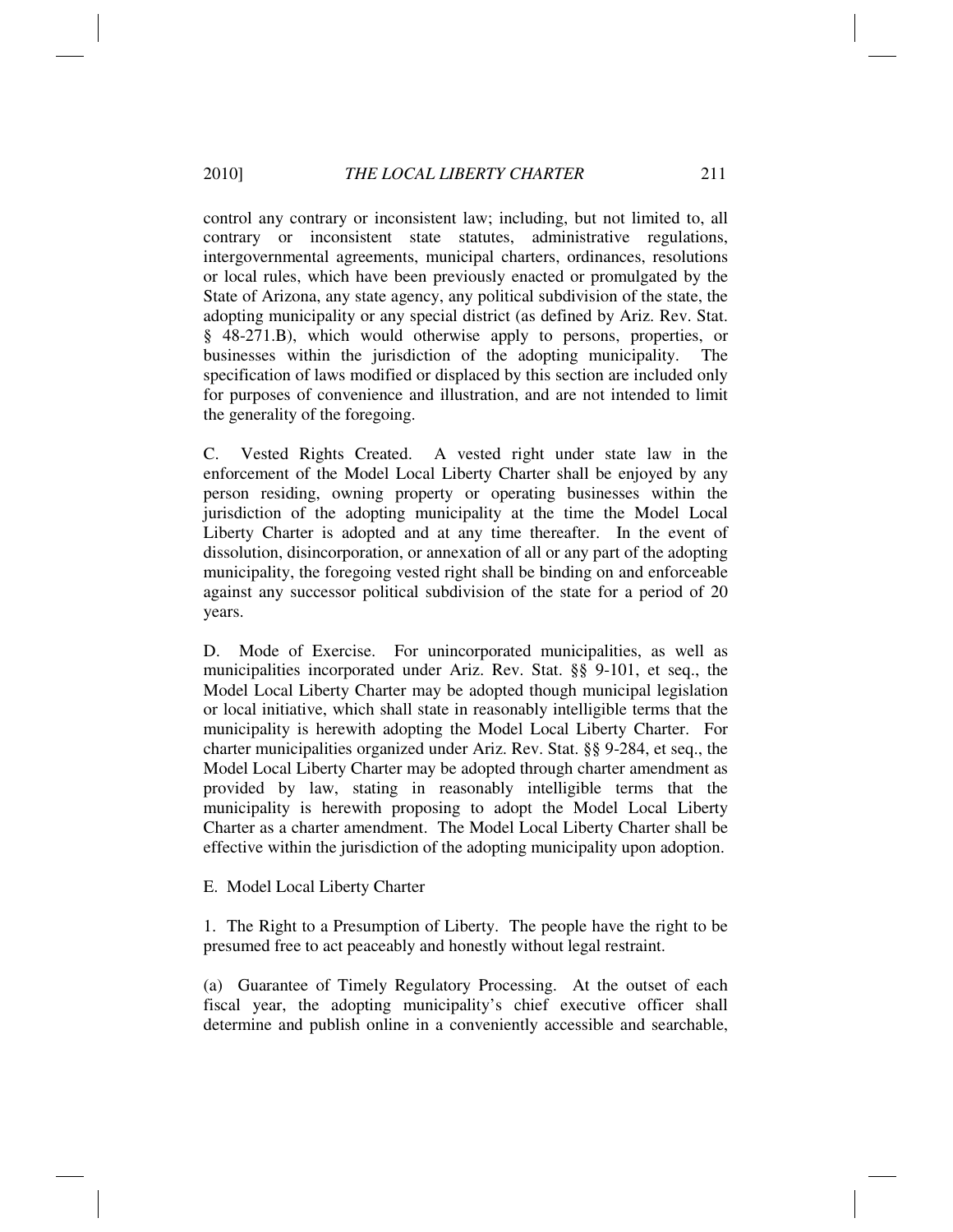control any contrary or inconsistent law; including, but not limited to, all contrary or inconsistent state statutes, administrative regulations, intergovernmental agreements, municipal charters, ordinances, resolutions or local rules, which have been previously enacted or promulgated by the State of Arizona, any state agency, any political subdivision of the state, the adopting municipality or any special district (as defined by Ariz. Rev. Stat. § 48-271.B), which would otherwise apply to persons, properties, or businesses within the jurisdiction of the adopting municipality. The specification of laws modified or displaced by this section are included only for purposes of convenience and illustration, and are not intended to limit the generality of the foregoing.

C. Vested Rights Created. A vested right under state law in the enforcement of the Model Local Liberty Charter shall be enjoyed by any person residing, owning property or operating businesses within the jurisdiction of the adopting municipality at the time the Model Local Liberty Charter is adopted and at any time thereafter. In the event of dissolution, disincorporation, or annexation of all or any part of the adopting municipality, the foregoing vested right shall be binding on and enforceable against any successor political subdivision of the state for a period of 20 years.

D. Mode of Exercise. For unincorporated municipalities, as well as municipalities incorporated under Ariz. Rev. Stat. §§ 9-101, et seq., the Model Local Liberty Charter may be adopted though municipal legislation or local initiative, which shall state in reasonably intelligible terms that the municipality is herewith adopting the Model Local Liberty Charter. For charter municipalities organized under Ariz. Rev. Stat. §§ 9-284, et seq., the Model Local Liberty Charter may be adopted through charter amendment as provided by law, stating in reasonably intelligible terms that the municipality is herewith proposing to adopt the Model Local Liberty Charter as a charter amendment. The Model Local Liberty Charter shall be effective within the jurisdiction of the adopting municipality upon adoption.

E. Model Local Liberty Charter

1. The Right to a Presumption of Liberty. The people have the right to be presumed free to act peaceably and honestly without legal restraint.

(a) Guarantee of Timely Regulatory Processing. At the outset of each fiscal year, the adopting municipality's chief executive officer shall determine and publish online in a conveniently accessible and searchable,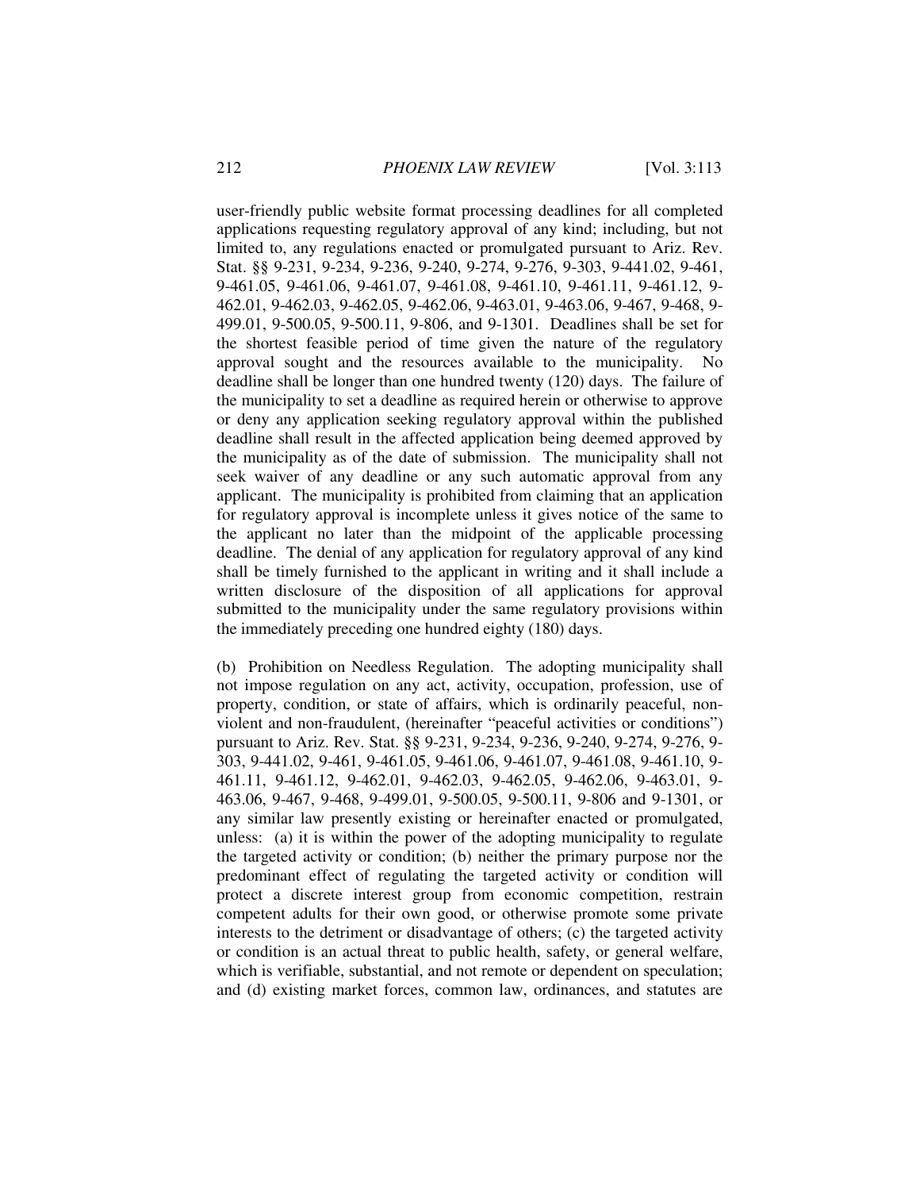user-friendly public website format processing deadlines for all completed applications requesting regulatory approval of any kind; including, but not limited to, any regulations enacted or promulgated pursuant to Ariz. Rev. Stat. §§ 9-231, 9-234, 9-236, 9-240, 9-274, 9-276, 9-303, 9-441.02, 9-461, 9-461.05, 9-461.06, 9-461.07, 9-461.08, 9-461.10, 9-461.11, 9-461.12, 9-462.01, 9-462.03, 9-462.05, 9-462.06, 9-463.01, 9-463.06, 9-467, 9-468, 9-499.01, 9-500.05, 9-500.11, 9-806, and 9-1301. Deadlines shall be set for the shortest feasible period of time given the nature of the regulatory approval sought and the resources available to the municipality. No deadline shall be longer than one hundred twenty (120) days. The failure of the municipality to set a deadline as required herein or otherwise to approve or deny any application seeking regulatory approval within the published deadline shall result in the affected application being deemed approved by the municipality as of the date of submission. The municipality shall not seek waiver of any deadline or any such automatic approval from any applicant. The municipality is prohibited from claiming that an application for regulatory approval is incomplete unless it gives notice of the same to the applicant no later than the midpoint of the applicable processing deadline. The denial of any application for regulatory approval of any kind shall be timely furnished to the applicant in writing and it shall include a written disclosure of the disposition of all applications for approval submitted to the municipality under the same regulatory provisions within the immediately preceding one hundred eighty (180) days.

(b) Prohibition on Needless Regulation. The adopting municipality shall not impose regulation on any act, activity, occupation, profession, use of property, condition, or state of affairs, which is ordinarily peaceful, non-violent and non-fraudulent, (hereinafter "peaceful activities or conditions") pursuant to Ariz. Rev. Stat. §§ 9-231, 9-234, 9-236, 9-240, 9-274, 9-276, 9-303, 9-441.02, 9-461, 9-461.05, 9-461.06, 9-461.07, 9-461.08, 9-461.10, 9-461.11, 9-461.12, 9-462.01, 9-462.03, 9-462.05, 9-462.06, 9-463.01, 9-463.06, 9-467, 9-468, 9-499.01, 9-500.05, 9-500.11, 9-806 and 9-1301, or any similar law presently existing or hereinafter enacted or promulgated, unless: (a) it is within the power of the adopting municipality to regulate the targeted activity or condition; (b) neither the primary purpose nor the predominant effect of regulating the targeted activity or condition will protect a discrete interest group from economic competition, restrain competent adults for their own good, or otherwise promote some private interests to the detriment or disadvantage of others; (c) the targeted activity or condition is an actual threat to public health, safety, or general welfare, which is verifiable, substantial, and not remote or dependent on speculation; and (d) existing market forces, common law, ordinances, and statutes are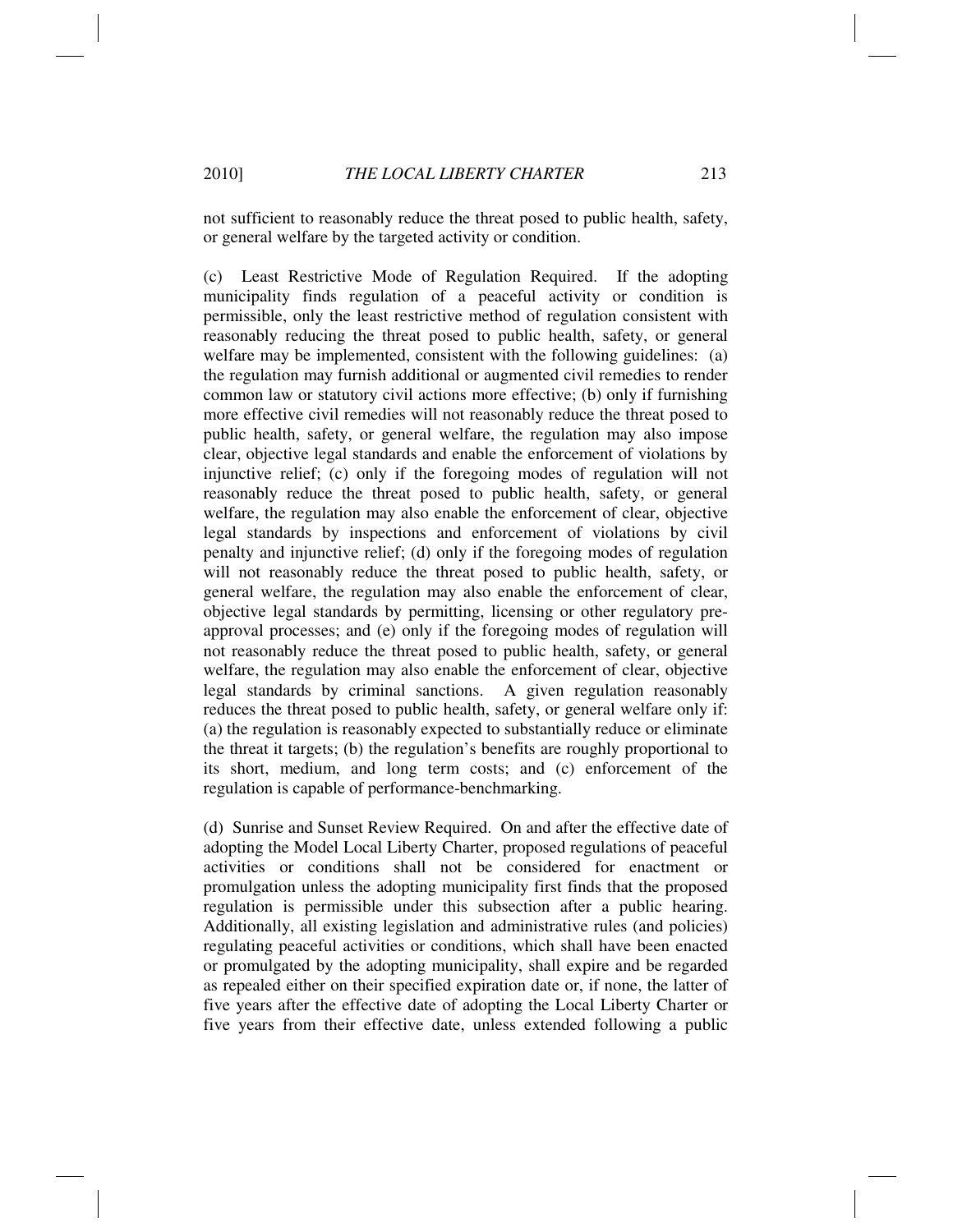not sufficient to reasonably reduce the threat posed to public health, safety, or general welfare by the targeted activity or condition.

(c) Least Restrictive Mode of Regulation Required. If the adopting municipality finds regulation of a peaceful activity or condition is permissible, only the least restrictive method of regulation consistent with reasonably reducing the threat posed to public health, safety, or general welfare may be implemented, consistent with the following guidelines: (a) the regulation may furnish additional or augmented civil remedies to render common law or statutory civil actions more effective; (b) only if furnishing more effective civil remedies will not reasonably reduce the threat posed to public health, safety, or general welfare, the regulation may also impose clear, objective legal standards and enable the enforcement of violations by injunctive relief; (c) only if the foregoing modes of regulation will not reasonably reduce the threat posed to public health, safety, or general welfare, the regulation may also enable the enforcement of clear, objective legal standards by inspections and enforcement of violations by civil penalty and injunctive relief; (d) only if the foregoing modes of regulation will not reasonably reduce the threat posed to public health, safety, or general welfare, the regulation may also enable the enforcement of clear, objective legal standards by permitting, licensing or other regulatory pre-approval processes; and (e) only if the foregoing modes of regulation will not reasonably reduce the threat posed to public health, safety, or general welfare, the regulation may also enable the enforcement of clear, objective legal standards by criminal sanctions. A given regulation reasonably reduces the threat posed to public health, safety, or general welfare only if: (a) the regulation is reasonably expected to substantially reduce or eliminate the threat it targets; (b) the regulation's benefits are roughly proportional to its short, medium, and long term costs; and (c) enforcement of the regulation is capable of performance-benchmarking.

(d) Sunrise and Sunset Review Required. On and after the effective date of adopting the Model Local Liberty Charter, proposed regulations of peaceful activities or conditions shall not be considered for enactment or promulgation unless the adopting municipality first finds that the proposed regulation is permissible under this subsection after a public hearing. Additionally, all existing legislation and administrative rules (and policies) regulating peaceful activities or conditions, which shall have been enacted or promulgated by the adopting municipality, shall expire and be regarded as repealed either on their specified expiration date or, if none, the latter of five years after the effective date of adopting the Local Liberty Charter or five years from their effective date, unless extended following a public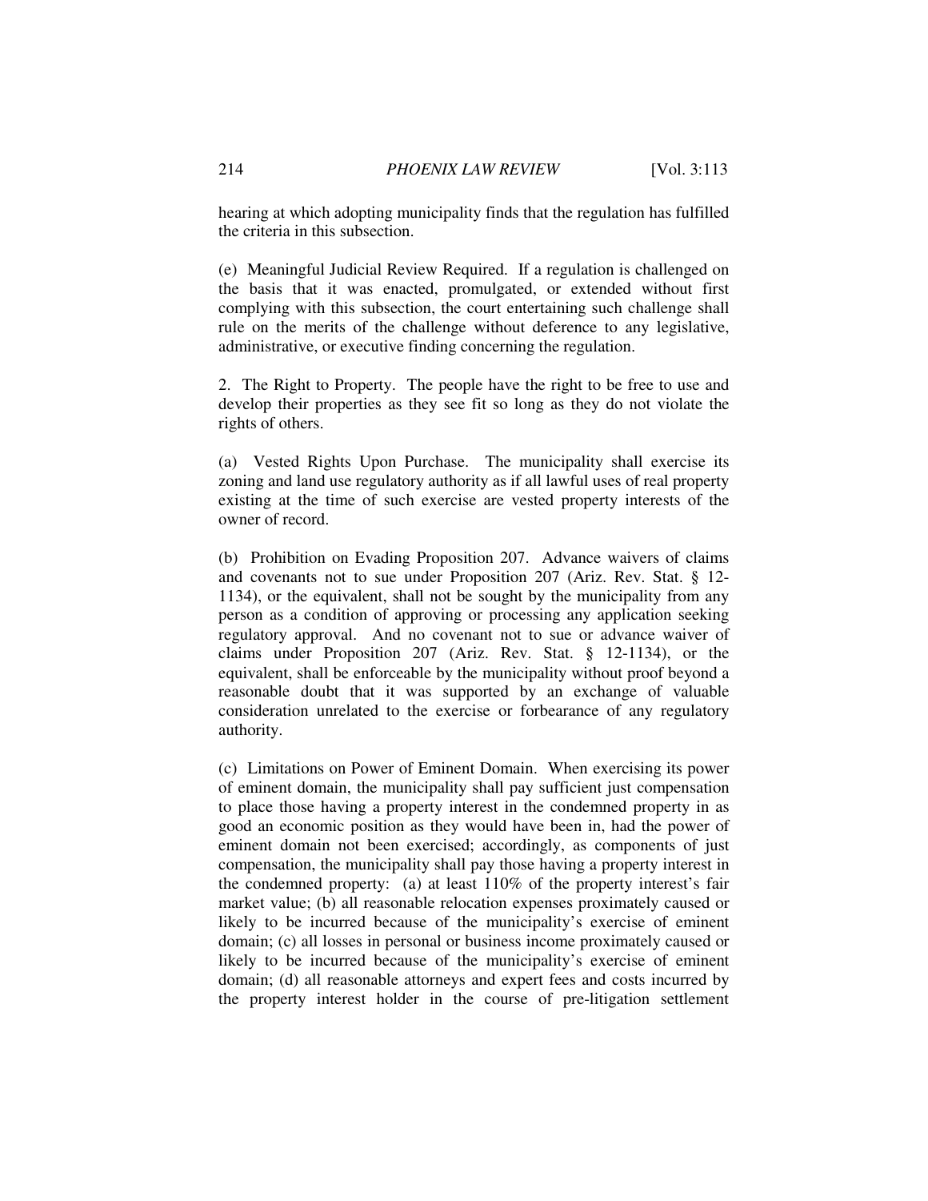hearing at which adopting municipality finds that the regulation has fulfilled the criteria in this subsection.

(e) Meaningful Judicial Review Required. If a regulation is challenged on the basis that it was enacted, promulgated, or extended without first complying with this subsection, the court entertaining such challenge shall rule on the merits of the challenge without deference to any legislative, administrative, or executive finding concerning the regulation.

2. The Right to Property. The people have the right to be free to use and develop their properties as they see fit so long as they do not violate the rights of others.

(a) Vested Rights Upon Purchase. The municipality shall exercise its zoning and land use regulatory authority as if all lawful uses of real property existing at the time of such exercise are vested property interests of the owner of record.

(b) Prohibition on Evading Proposition 207. Advance waivers of claims and covenants not to sue under Proposition 207 (Ariz. Rev. Stat. § 12-1134), or the equivalent, shall not be sought by the municipality from any person as a condition of approving or processing any application seeking regulatory approval. And no covenant not to sue or advance waiver of claims under Proposition 207 (Ariz. Rev. Stat. § 12-1134), or the equivalent, shall be enforceable by the municipality without proof beyond a reasonable doubt that it was supported by an exchange of valuable consideration unrelated to the exercise or forbearance of any regulatory authority.

(c) Limitations on Power of Eminent Domain. When exercising its power of eminent domain, the municipality shall pay sufficient just compensation to place those having a property interest in the condemned property in as good an economic position as they would have been in, had the power of eminent domain not been exercised; accordingly, as components of just compensation, the municipality shall pay those having a property interest in the condemned property: (a) at least 110% of the property interest's fair market value; (b) all reasonable relocation expenses proximately caused or likely to be incurred because of the municipality's exercise of eminent domain; (c) all losses in personal or business income proximately caused or likely to be incurred because of the municipality's exercise of eminent domain; (d) all reasonable attorneys and expert fees and costs incurred by the property interest holder in the course of pre-litigation settlement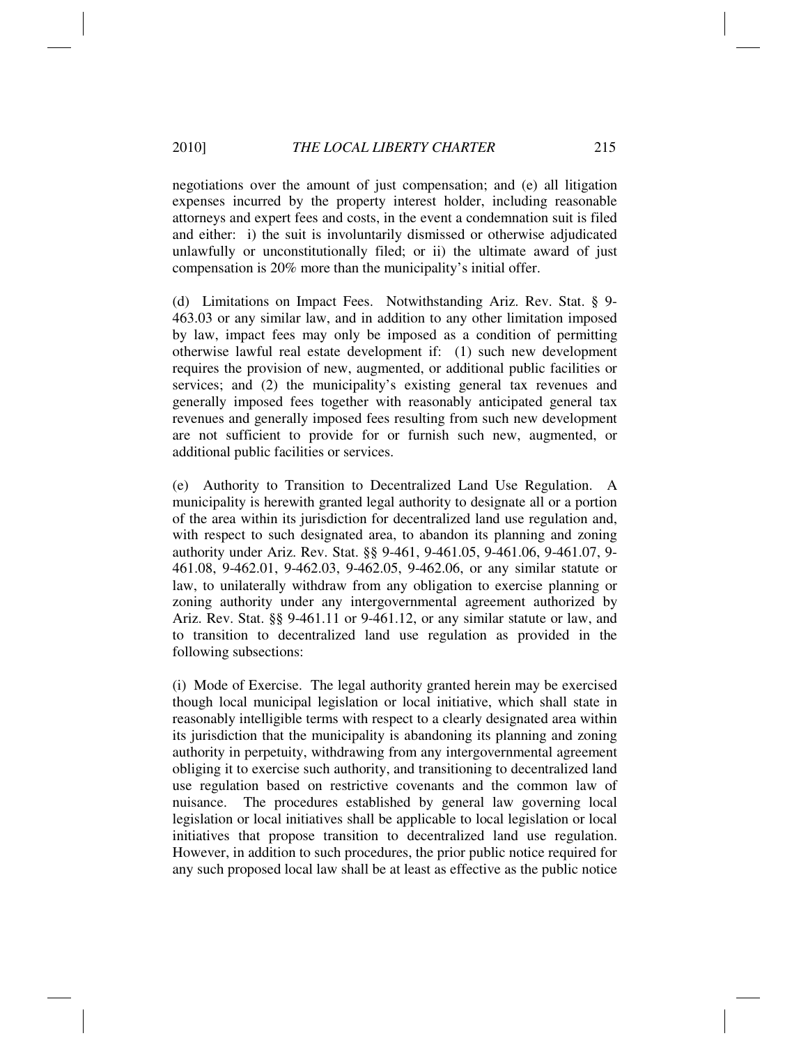negotiations over the amount of just compensation; and (e) all litigation expenses incurred by the property interest holder, including reasonable attorneys and expert fees and costs, in the event a condemnation suit is filed and either: i) the suit is involuntarily dismissed or otherwise adjudicated unlawfully or unconstitutionally filed; or ii) the ultimate award of just compensation is 20% more than the municipality's initial offer.

(d) Limitations on Impact Fees. Notwithstanding Ariz. Rev. Stat. § 9-463.03 or any similar law, and in addition to any other limitation imposed by law, impact fees may only be imposed as a condition of permitting otherwise lawful real estate development if: (1) such new development requires the provision of new, augmented, or additional public facilities or services; and (2) the municipality's existing general tax revenues and generally imposed fees together with reasonably anticipated general tax revenues and generally imposed fees resulting from such new development are not sufficient to provide for or furnish such new, augmented, or additional public facilities or services.

(e) Authority to Transition to Decentralized Land Use Regulation. A municipality is herewith granted legal authority to designate all or a portion of the area within its jurisdiction for decentralized land use regulation and, with respect to such designated area, to abandon its planning and zoning authority under Ariz. Rev. Stat. §§ 9-461, 9-461.05, 9-461.06, 9-461.07, 9-461.08, 9-462.01, 9-462.03, 9-462.05, 9-462.06, or any similar statute or law, to unilaterally withdraw from any obligation to exercise planning or zoning authority under any intergovernmental agreement authorized by Ariz. Rev. Stat. §§ 9-461.11 or 9-461.12, or any similar statute or law, and to transition to decentralized land use regulation as provided in the following subsections:

(i) Mode of Exercise. The legal authority granted herein may be exercised though local municipal legislation or local initiative, which shall state in reasonably intelligible terms with respect to a clearly designated area within its jurisdiction that the municipality is abandoning its planning and zoning authority in perpetuity, withdrawing from any intergovernmental agreement obliging it to exercise such authority, and transitioning to decentralized land use regulation based on restrictive covenants and the common law of nuisance. The procedures established by general law governing local legislation or local initiatives shall be applicable to local legislation or local initiatives that propose transition to decentralized land use regulation. However, in addition to such procedures, the prior public notice required for any such proposed local law shall be at least as effective as the public notice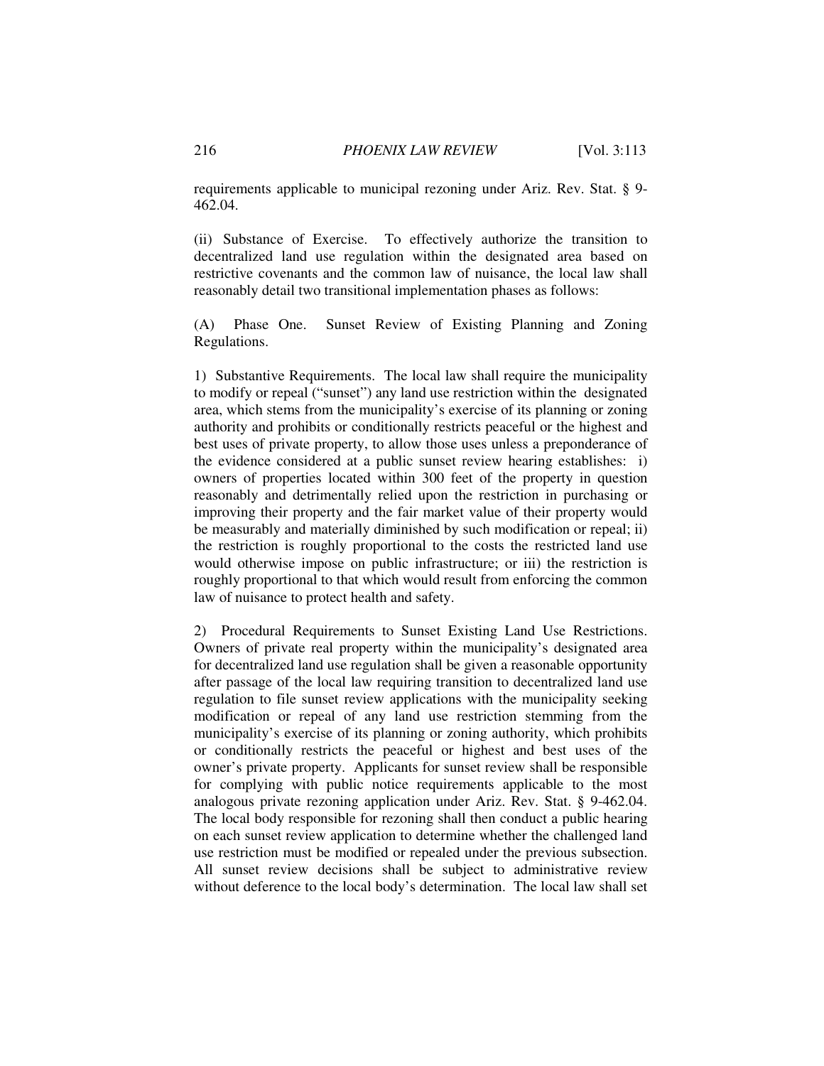requirements applicable to municipal rezoning under Ariz. Rev. Stat. § 9-462.04.

(ii) Substance of Exercise. To effectively authorize the transition to decentralized land use regulation within the designated area based on restrictive covenants and the common law of nuisance, the local law shall reasonably detail two transitional implementation phases as follows:

(A) Phase One. Sunset Review of Existing Planning and Zoning Regulations.

1) Substantive Requirements. The local law shall require the municipality to modify or repeal ("sunset") any land use restriction within the designated area, which stems from the municipality's exercise of its planning or zoning authority and prohibits or conditionally restricts peaceful or the highest and best uses of private property, to allow those uses unless a preponderance of the evidence considered at a public sunset review hearing establishes: i) owners of properties located within 300 feet of the property in question reasonably and detrimentally relied upon the restriction in purchasing or improving their property and the fair market value of their property would be measurably and materially diminished by such modification or repeal; ii) the restriction is roughly proportional to the costs the restricted land use would otherwise impose on public infrastructure; or iii) the restriction is roughly proportional to that which would result from enforcing the common law of nuisance to protect health and safety.

2) Procedural Requirements to Sunset Existing Land Use Restrictions. Owners of private real property within the municipality's designated area for decentralized land use regulation shall be given a reasonable opportunity after passage of the local law requiring transition to decentralized land use regulation to file sunset review applications with the municipality seeking modification or repeal of any land use restriction stemming from the municipality's exercise of its planning or zoning authority, which prohibits or conditionally restricts the peaceful or highest and best uses of the owner's private property. Applicants for sunset review shall be responsible for complying with public notice requirements applicable to the most analogous private rezoning application under Ariz. Rev. Stat. § 9-462.04. The local body responsible for rezoning shall then conduct a public hearing on each sunset review application to determine whether the challenged land use restriction must be modified or repealed under the previous subsection. All sunset review decisions shall be subject to administrative review without deference to the local body's determination. The local law shall set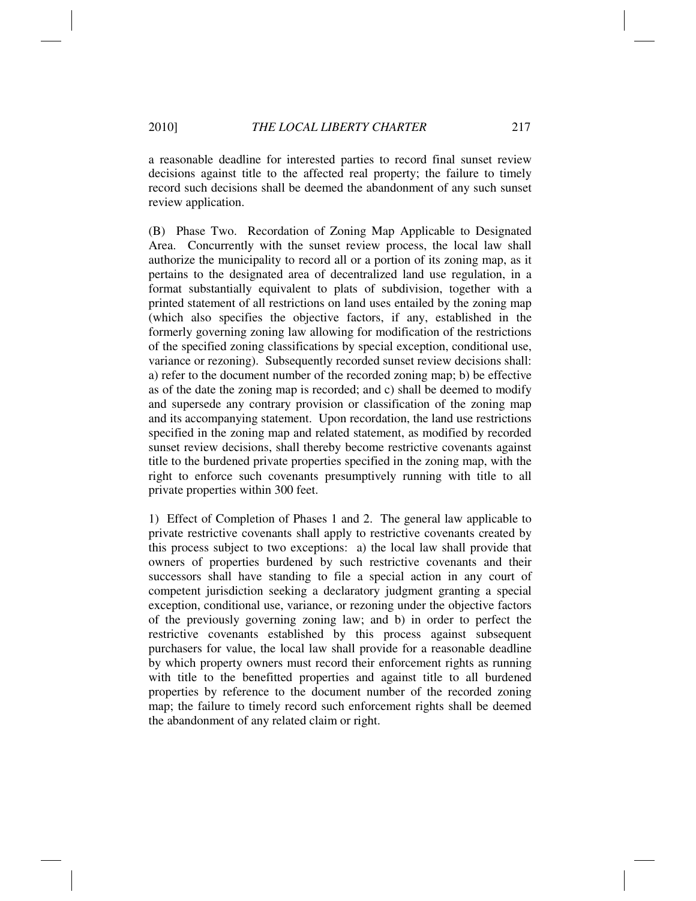a reasonable deadline for interested parties to record final sunset review decisions against title to the affected real property; the failure to timely record such decisions shall be deemed the abandonment of any such sunset review application.

(B) Phase Two. Recordation of Zoning Map Applicable to Designated Area. Concurrently with the sunset review process, the local law shall authorize the municipality to record all or a portion of its zoning map, as it pertains to the designated area of decentralized land use regulation, in a format substantially equivalent to plats of subdivision, together with a printed statement of all restrictions on land uses entailed by the zoning map (which also specifies the objective factors, if any, established in the formerly governing zoning law allowing for modification of the restrictions of the specified zoning classifications by special exception, conditional use, variance or rezoning). Subsequently recorded sunset review decisions shall: a) refer to the document number of the recorded zoning map; b) be effective as of the date the zoning map is recorded; and c) shall be deemed to modify and supersede any contrary provision or classification of the zoning map and its accompanying statement. Upon recordation, the land use restrictions specified in the zoning map and related statement, as modified by recorded sunset review decisions, shall thereby become restrictive covenants against title to the burdened private properties specified in the zoning map, with the right to enforce such covenants presumptively running with title to all private properties within 300 feet.

1) Effect of Completion of Phases 1 and 2. The general law applicable to private restrictive covenants shall apply to restrictive covenants created by this process subject to two exceptions: a) the local law shall provide that owners of properties burdened by such restrictive covenants and their successors shall have standing to file a special action in any court of competent jurisdiction seeking a declaratory judgment granting a special exception, conditional use, variance, or rezoning under the objective factors of the previously governing zoning law; and b) in order to perfect the restrictive covenants established by this process against subsequent purchasers for value, the local law shall provide for a reasonable deadline by which property owners must record their enforcement rights as running with title to the benefitted properties and against title to all burdened properties by reference to the document number of the recorded zoning map; the failure to timely record such enforcement rights shall be deemed the abandonment of any related claim or right.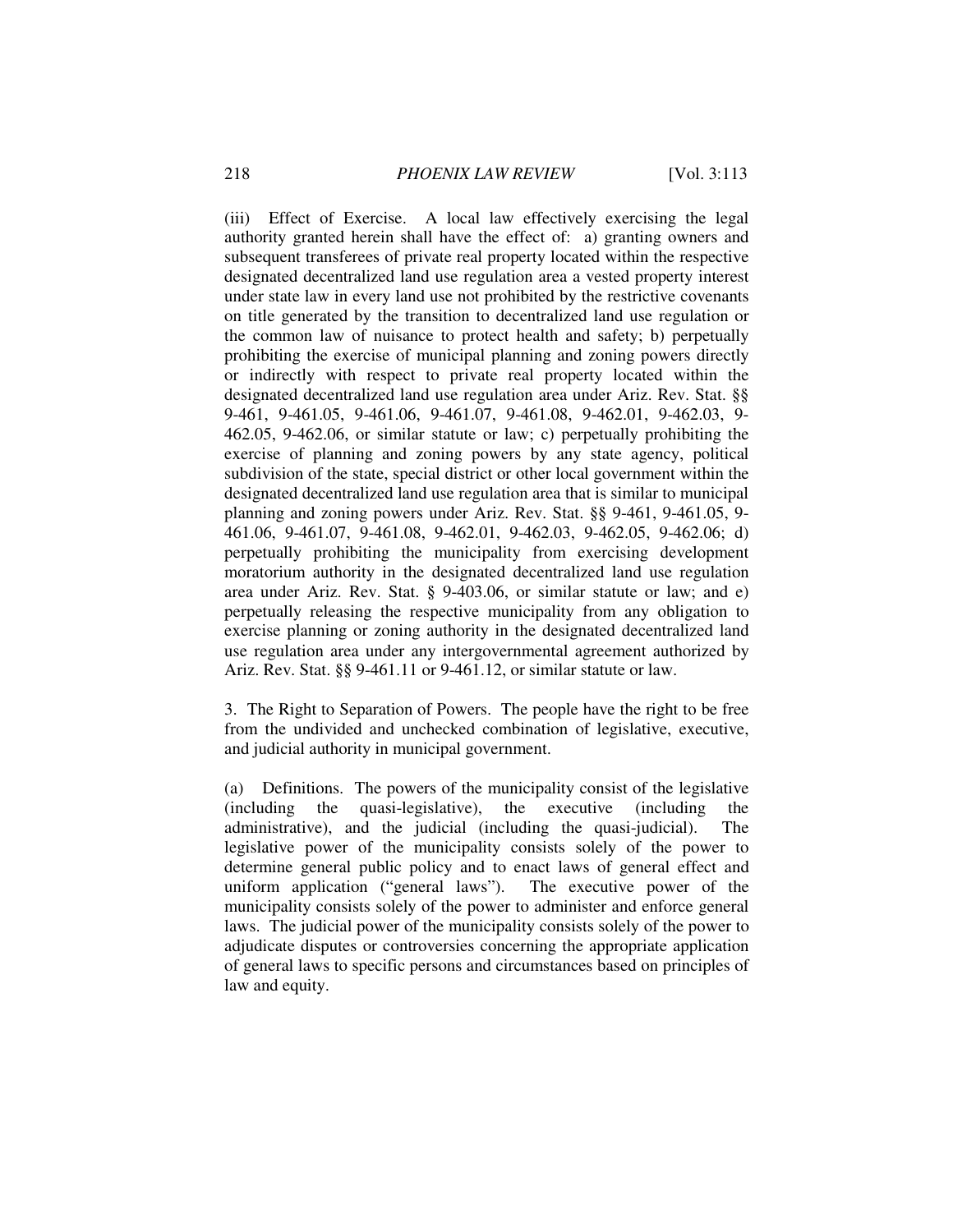(iii) Effect of Exercise. A local law effectively exercising the legal authority granted herein shall have the effect of: a) granting owners and subsequent transferees of private real property located within the respective designated decentralized land use regulation area a vested property interest under state law in every land use not prohibited by the restrictive covenants on title generated by the transition to decentralized land use regulation or the common law of nuisance to protect health and safety; b) perpetually prohibiting the exercise of municipal planning and zoning powers directly or indirectly with respect to private real property located within the designated decentralized land use regulation area under Ariz. Rev. Stat. §§ 9-461, 9-461.05, 9-461.06, 9-461.07, 9-461.08, 9-462.01, 9-462.03, 9-462.05, 9-462.06, or similar statute or law; c) perpetually prohibiting the exercise of planning and zoning powers by any state agency, political subdivision of the state, special district or other local government within the designated decentralized land use regulation area that is similar to municipal planning and zoning powers under Ariz. Rev. Stat. §§ 9-461, 9-461.05, 9-461.06, 9-461.07, 9-461.08, 9-462.01, 9-462.03, 9-462.05, 9-462.06; d) perpetually prohibiting the municipality from exercising development moratorium authority in the designated decentralized land use regulation area under Ariz. Rev. Stat. § 9-403.06, or similar statute or law; and e) perpetually releasing the respective municipality from any obligation to exercise planning or zoning authority in the designated decentralized land use regulation area under any intergovernmental agreement authorized by Ariz. Rev. Stat. §§ 9-461.11 or 9-461.12, or similar statute or law.

3. The Right to Separation of Powers. The people have the right to be free from the undivided and unchecked combination of legislative, executive, and judicial authority in municipal government.

(a) Definitions. The powers of the municipality consist of the legislative (including the quasi-legislative), the executive (including the administrative), and the judicial (including the quasi-judicial). The legislative power of the municipality consists solely of the power to determine general public policy and to enact laws of general effect and uniform application ("general laws"). The executive power of the municipality consists solely of the power to administer and enforce general laws. The judicial power of the municipality consists solely of the power to adjudicate disputes or controversies concerning the appropriate application of general laws to specific persons and circumstances based on principles of law and equity.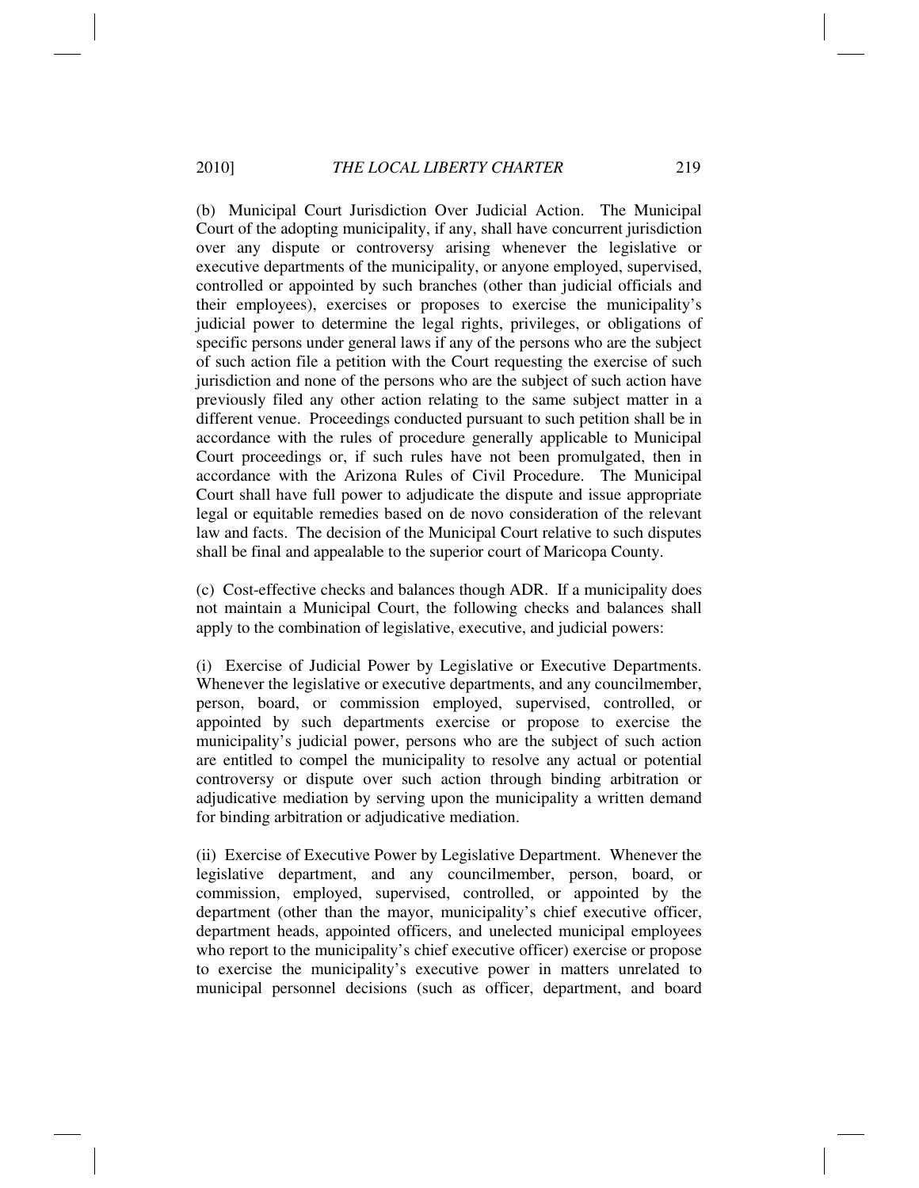(b) Municipal Court Jurisdiction Over Judicial Action. The Municipal Court of the adopting municipality, if any, shall have concurrent jurisdiction over any dispute or controversy arising whenever the legislative or executive departments of the municipality, or anyone employed, supervised, controlled or appointed by such branches (other than judicial officials and their employees), exercises or proposes to exercise the municipality's judicial power to determine the legal rights, privileges, or obligations of specific persons under general laws if any of the persons who are the subject of such action file a petition with the Court requesting the exercise of such jurisdiction and none of the persons who are the subject of such action have previously filed any other action relating to the same subject matter in a different venue. Proceedings conducted pursuant to such petition shall be in accordance with the rules of procedure generally applicable to Municipal Court proceedings or, if such rules have not been promulgated, then in accordance with the Arizona Rules of Civil Procedure. The Municipal Court shall have full power to adjudicate the dispute and issue appropriate legal or equitable remedies based on de novo consideration of the relevant law and facts. The decision of the Municipal Court relative to such disputes shall be final and appealable to the superior court of Maricopa County.

(c) Cost-effective checks and balances though ADR. If a municipality does not maintain a Municipal Court, the following checks and balances shall apply to the combination of legislative, executive, and judicial powers:

(i) Exercise of Judicial Power by Legislative or Executive Departments. Whenever the legislative or executive departments, and any councilmember, person, board, or commission employed, supervised, controlled, or appointed by such departments exercise or propose to exercise the municipality's judicial power, persons who are the subject of such action are entitled to compel the municipality to resolve any actual or potential controversy or dispute over such action through binding arbitration or adjudicative mediation by serving upon the municipality a written demand for binding arbitration or adjudicative mediation.

(ii) Exercise of Executive Power by Legislative Department. Whenever the legislative department, and any councilmember, person, board, or commission, employed, supervised, controlled, or appointed by the department (other than the mayor, municipality's chief executive officer, department heads, appointed officers, and unelected municipal employees who report to the municipality's chief executive officer) exercise or propose to exercise the municipality's executive power in matters unrelated to municipal personnel decisions (such as officer, department, and board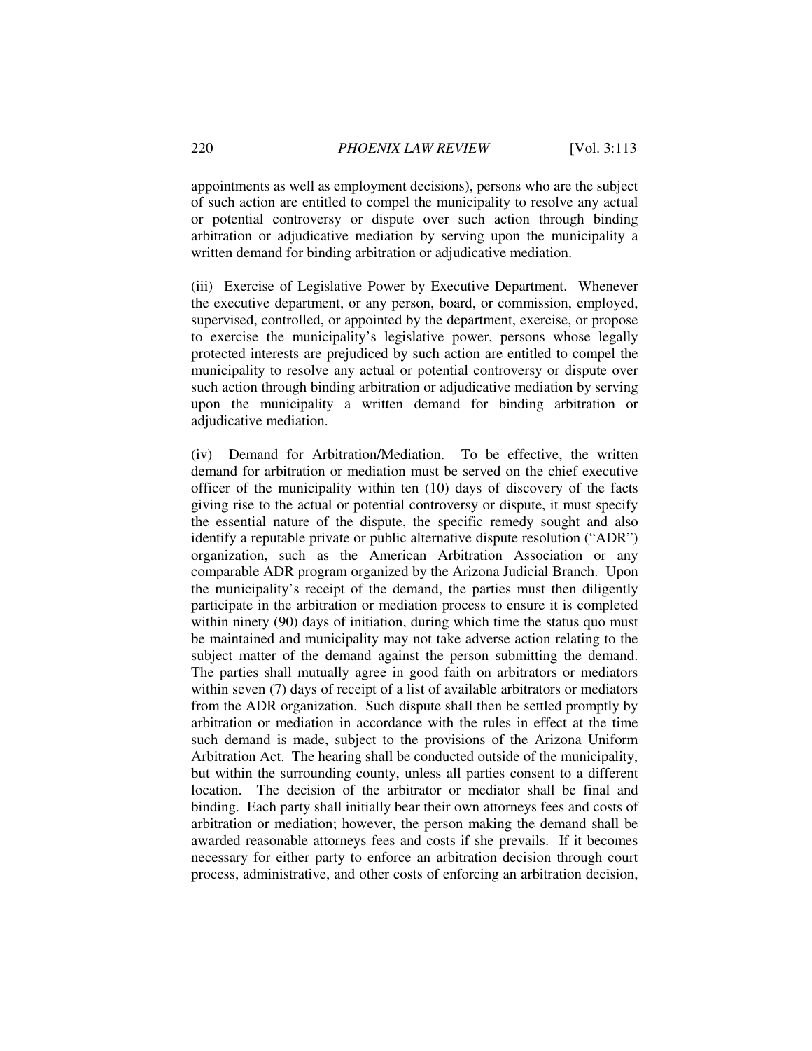appointments as well as employment decisions), persons who are the subject of such action are entitled to compel the municipality to resolve any actual or potential controversy or dispute over such action through binding arbitration or adjudicative mediation by serving upon the municipality a written demand for binding arbitration or adjudicative mediation.

(iii) Exercise of Legislative Power by Executive Department. Whenever the executive department, or any person, board, or commission, employed, supervised, controlled, or appointed by the department, exercise, or propose to exercise the municipality's legislative power, persons whose legally protected interests are prejudiced by such action are entitled to compel the municipality to resolve any actual or potential controversy or dispute over such action through binding arbitration or adjudicative mediation by serving upon the municipality a written demand for binding arbitration or adjudicative mediation.

(iv) Demand for Arbitration/Mediation. To be effective, the written demand for arbitration or mediation must be served on the chief executive officer of the municipality within ten (10) days of discovery of the facts giving rise to the actual or potential controversy or dispute, it must specify the essential nature of the dispute, the specific remedy sought and also identify a reputable private or public alternative dispute resolution ("ADR") organization, such as the American Arbitration Association or any comparable ADR program organized by the Arizona Judicial Branch. Upon the municipality's receipt of the demand, the parties must then diligently participate in the arbitration or mediation process to ensure it is completed within ninety (90) days of initiation, during which time the status quo must be maintained and municipality may not take adverse action relating to the subject matter of the demand against the person submitting the demand. The parties shall mutually agree in good faith on arbitrators or mediators within seven (7) days of receipt of a list of available arbitrators or mediators from the ADR organization. Such dispute shall then be settled promptly by arbitration or mediation in accordance with the rules in effect at the time such demand is made, subject to the provisions of the Arizona Uniform Arbitration Act. The hearing shall be conducted outside of the municipality, but within the surrounding county, unless all parties consent to a different location. The decision of the arbitrator or mediator shall be final and binding. Each party shall initially bear their own attorneys fees and costs of arbitration or mediation; however, the person making the demand shall be awarded reasonable attorneys fees and costs if she prevails. If it becomes necessary for either party to enforce an arbitration decision through court process, administrative, and other costs of enforcing an arbitration decision,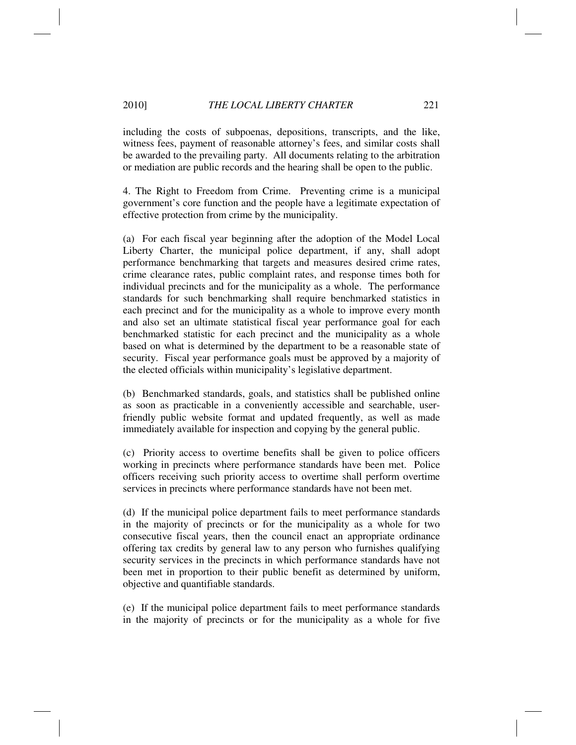including the costs of subpoenas, depositions, transcripts, and the like, witness fees, payment of reasonable attorney's fees, and similar costs shall be awarded to the prevailing party. All documents relating to the arbitration or mediation are public records and the hearing shall be open to the public.

4. The Right to Freedom from Crime. Preventing crime is a municipal government's core function and the people have a legitimate expectation of effective protection from crime by the municipality.

(a) For each fiscal year beginning after the adoption of the Model Local Liberty Charter, the municipal police department, if any, shall adopt performance benchmarking that targets and measures desired crime rates, crime clearance rates, public complaint rates, and response times both for individual precincts and for the municipality as a whole. The performance standards for such benchmarking shall require benchmarked statistics in each precinct and for the municipality as a whole to improve every month and also set an ultimate statistical fiscal year performance goal for each benchmarked statistic for each precinct and the municipality as a whole based on what is determined by the department to be a reasonable state of security. Fiscal year performance goals must be approved by a majority of the elected officials within municipality's legislative department.

(b) Benchmarked standards, goals, and statistics shall be published online as soon as practicable in a conveniently accessible and searchable, user-friendly public website format and updated frequently, as well as made immediately available for inspection and copying by the general public.

(c) Priority access to overtime benefits shall be given to police officers working in precincts where performance standards have been met. Police officers receiving such priority access to overtime shall perform overtime services in precincts where performance standards have not been met.

(d) If the municipal police department fails to meet performance standards in the majority of precincts or for the municipality as a whole for two consecutive fiscal years, then the council enact an appropriate ordinance offering tax credits by general law to any person who furnishes qualifying security services in the precincts in which performance standards have not been met in proportion to their public benefit as determined by uniform, objective and quantifiable standards.

(e) If the municipal police department fails to meet performance standards in the majority of precincts or for the municipality as a whole for five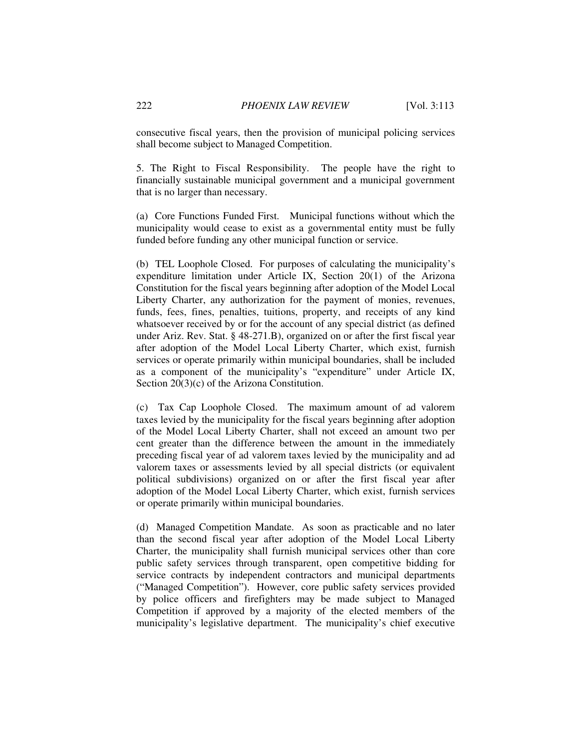consecutive fiscal years, then the provision of municipal policing services shall become subject to Managed Competition.

5. The Right to Fiscal Responsibility. The people have the right to financially sustainable municipal government and a municipal government that is no larger than necessary.

(a) Core Functions Funded First. Municipal functions without which the municipality would cease to exist as a governmental entity must be fully funded before funding any other municipal function or service.

(b) TEL Loophole Closed. For purposes of calculating the municipality's expenditure limitation under Article IX, Section 20(1) of the Arizona Constitution for the fiscal years beginning after adoption of the Model Local Liberty Charter, any authorization for the payment of monies, revenues, funds, fees, fines, penalties, tuitions, property, and receipts of any kind whatsoever received by or for the account of any special district (as defined under Ariz. Rev. Stat. § 48-271.B), organized on or after the first fiscal year after adoption of the Model Local Liberty Charter, which exist, furnish services or operate primarily within municipal boundaries, shall be included as a component of the municipality's "expenditure" under Article IX, Section 20(3)(c) of the Arizona Constitution.

(c) Tax Cap Loophole Closed. The maximum amount of ad valorem taxes levied by the municipality for the fiscal years beginning after adoption of the Model Local Liberty Charter, shall not exceed an amount two per cent greater than the difference between the amount in the immediately preceding fiscal year of ad valorem taxes levied by the municipality and ad valorem taxes or assessments levied by all special districts (or equivalent political subdivisions) organized on or after the first fiscal year after adoption of the Model Local Liberty Charter, which exist, furnish services or operate primarily within municipal boundaries.

(d) Managed Competition Mandate. As soon as practicable and no later than the second fiscal year after adoption of the Model Local Liberty Charter, the municipality shall furnish municipal services other than core public safety services through transparent, open competitive bidding for service contracts by independent contractors and municipal departments ("Managed Competition"). However, core public safety services provided by police officers and firefighters may be made subject to Managed Competition if approved by a majority of the elected members of the municipality's legislative department. The municipality's chief executive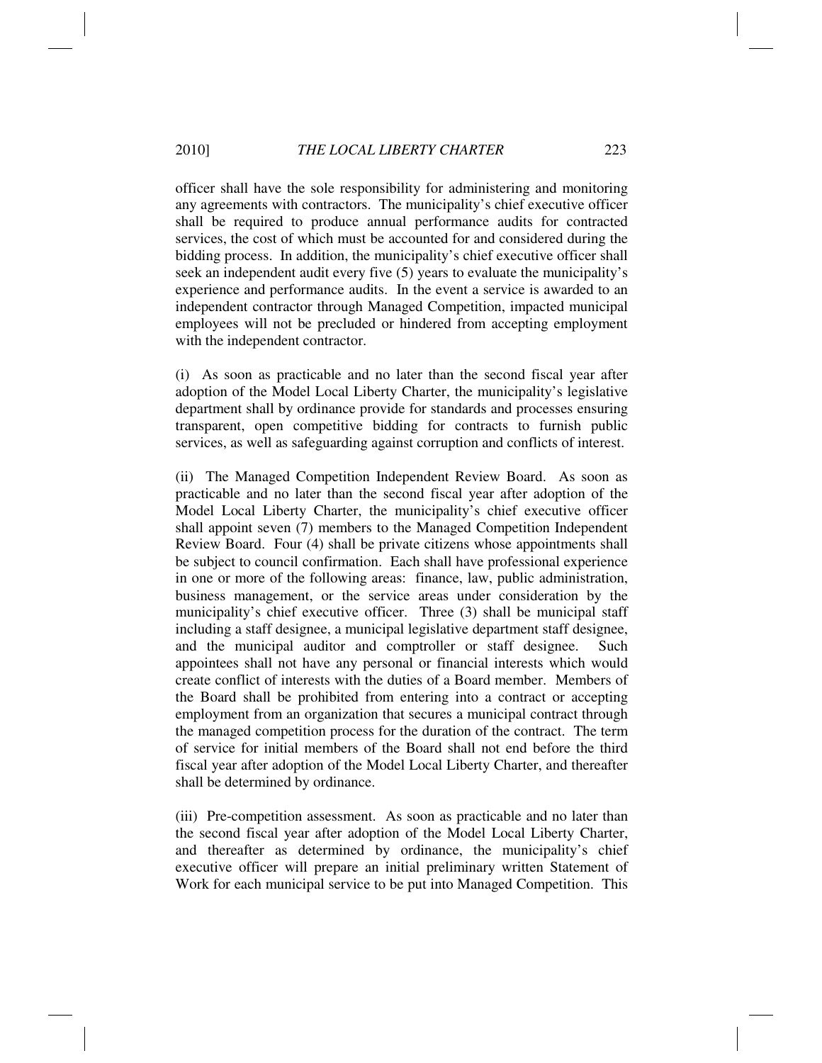officer shall have the sole responsibility for administering and monitoring any agreements with contractors. The municipality's chief executive officer shall be required to produce annual performance audits for contracted services, the cost of which must be accounted for and considered during the bidding process. In addition, the municipality's chief executive officer shall seek an independent audit every five (5) years to evaluate the municipality's experience and performance audits. In the event a service is awarded to an independent contractor through Managed Competition, impacted municipal employees will not be precluded or hindered from accepting employment with the independent contractor.

(i) As soon as practicable and no later than the second fiscal year after adoption of the Model Local Liberty Charter, the municipality's legislative department shall by ordinance provide for standards and processes ensuring transparent, open competitive bidding for contracts to furnish public services, as well as safeguarding against corruption and conflicts of interest.

(ii) The Managed Competition Independent Review Board. As soon as practicable and no later than the second fiscal year after adoption of the Model Local Liberty Charter, the municipality's chief executive officer shall appoint seven (7) members to the Managed Competition Independent Review Board. Four (4) shall be private citizens whose appointments shall be subject to council confirmation. Each shall have professional experience in one or more of the following areas: finance, law, public administration, business management, or the service areas under consideration by the municipality's chief executive officer. Three (3) shall be municipal staff including a staff designee, a municipal legislative department staff designee, and the municipal auditor and comptroller or staff designee. Such appointees shall not have any personal or financial interests which would create conflict of interests with the duties of a Board member. Members of the Board shall be prohibited from entering into a contract or accepting employment from an organization that secures a municipal contract through the managed competition process for the duration of the contract. The term of service for initial members of the Board shall not end before the third fiscal year after adoption of the Model Local Liberty Charter, and thereafter shall be determined by ordinance.

(iii) Pre-competition assessment. As soon as practicable and no later than the second fiscal year after adoption of the Model Local Liberty Charter, and thereafter as determined by ordinance, the municipality's chief executive officer will prepare an initial preliminary written Statement of Work for each municipal service to be put into Managed Competition. This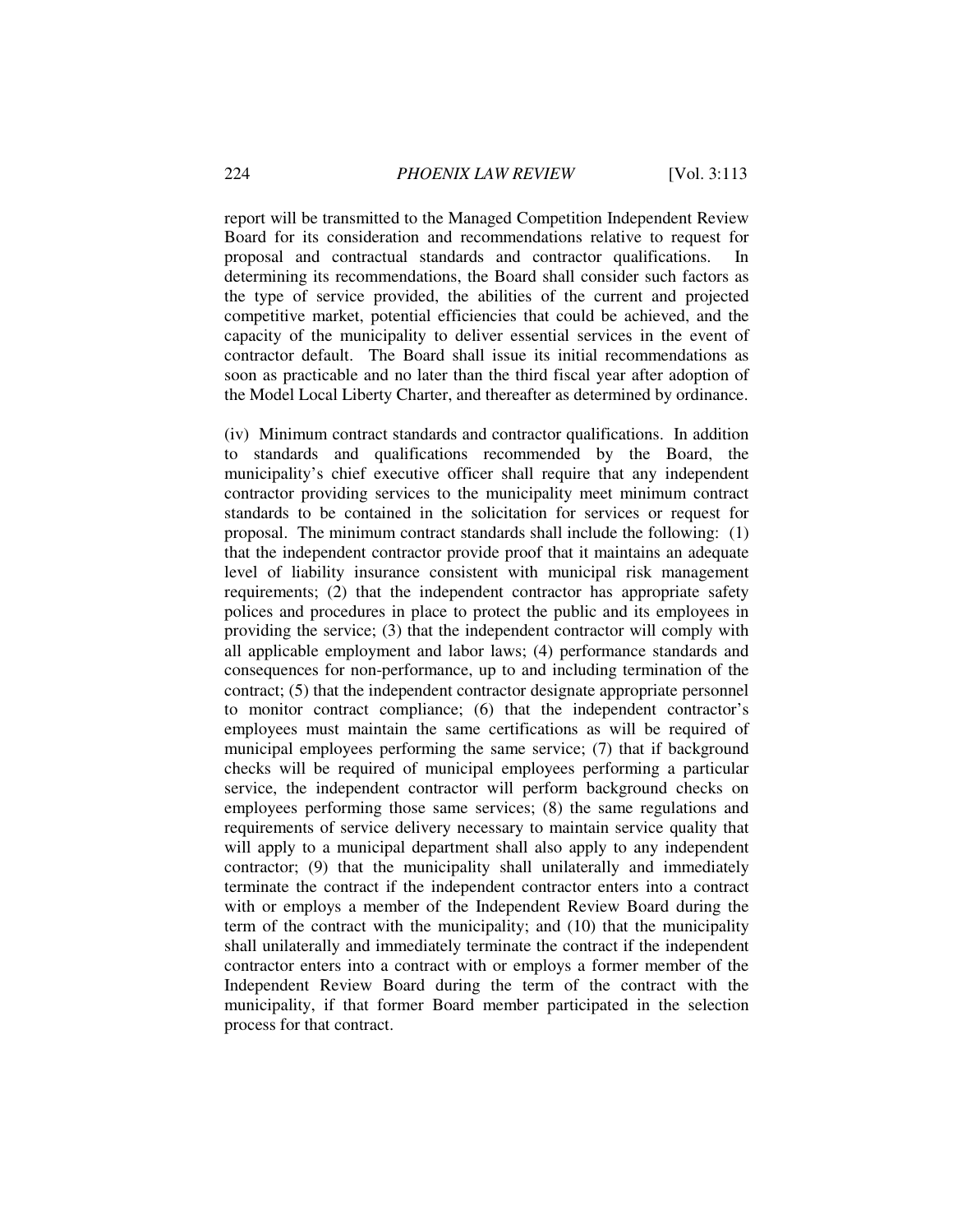report will be transmitted to the Managed Competition Independent Review Board for its consideration and recommendations relative to request for proposal and contractual standards and contractor qualifications. In determining its recommendations, the Board shall consider such factors as the type of service provided, the abilities of the current and projected competitive market, potential efficiencies that could be achieved, and the capacity of the municipality to deliver essential services in the event of contractor default. The Board shall issue its initial recommendations as soon as practicable and no later than the third fiscal year after adoption of the Model Local Liberty Charter, and thereafter as determined by ordinance.

(iv) Minimum contract standards and contractor qualifications. In addition to standards and qualifications recommended by the Board, the municipality's chief executive officer shall require that any independent contractor providing services to the municipality meet minimum contract standards to be contained in the solicitation for services or request for proposal. The minimum contract standards shall include the following: (1) that the independent contractor provide proof that it maintains an adequate level of liability insurance consistent with municipal risk management requirements; (2) that the independent contractor has appropriate safety polices and procedures in place to protect the public and its employees in providing the service; (3) that the independent contractor will comply with all applicable employment and labor laws; (4) performance standards and consequences for non-performance, up to and including termination of the contract; (5) that the independent contractor designate appropriate personnel to monitor contract compliance; (6) that the independent contractor's employees must maintain the same certifications as will be required of municipal employees performing the same service; (7) that if background checks will be required of municipal employees performing a particular service, the independent contractor will perform background checks on employees performing those same services; (8) the same regulations and requirements of service delivery necessary to maintain service quality that will apply to a municipal department shall also apply to any independent contractor; (9) that the municipality shall unilaterally and immediately terminate the contract if the independent contractor enters into a contract with or employs a member of the Independent Review Board during the term of the contract with the municipality; and (10) that the municipality shall unilaterally and immediately terminate the contract if the independent contractor enters into a contract with or employs a former member of the Independent Review Board during the term of the contract with the municipality, if that former Board member participated in the selection process for that contract.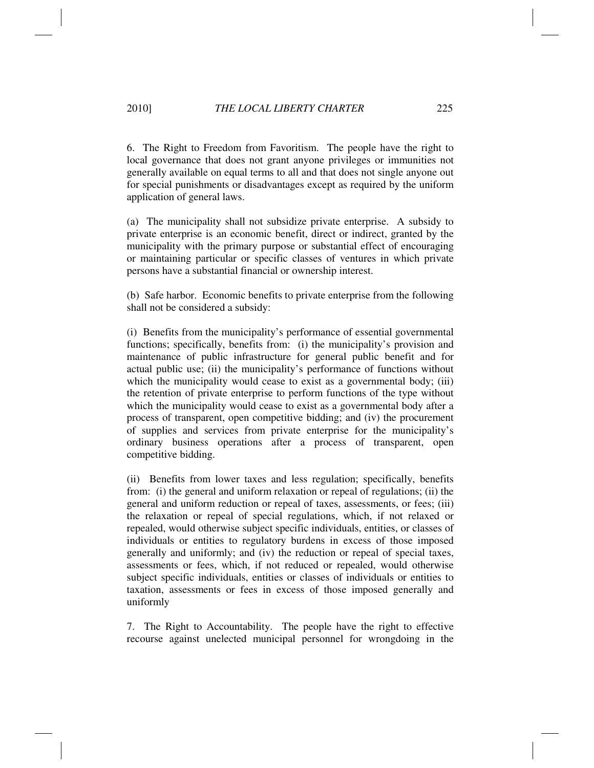6. The Right to Freedom from Favoritism. The people have the right to local governance that does not grant anyone privileges or immunities not generally available on equal terms to all and that does not single anyone out for special punishments or disadvantages except as required by the uniform application of general laws.

(a) The municipality shall not subsidize private enterprise. A subsidy to private enterprise is an economic benefit, direct or indirect, granted by the municipality with the primary purpose or substantial effect of encouraging or maintaining particular or specific classes of ventures in which private persons have a substantial financial or ownership interest.

(b) Safe harbor. Economic benefits to private enterprise from the following shall not be considered a subsidy:

(i) Benefits from the municipality's performance of essential governmental functions; specifically, benefits from: (i) the municipality's provision and maintenance of public infrastructure for general public benefit and for actual public use; (ii) the municipality's performance of functions without which the municipality would cease to exist as a governmental body; (iii) the retention of private enterprise to perform functions of the type without which the municipality would cease to exist as a governmental body after a process of transparent, open competitive bidding; and (iv) the procurement of supplies and services from private enterprise for the municipality's ordinary business operations after a process of transparent, open competitive bidding.

(ii) Benefits from lower taxes and less regulation; specifically, benefits from: (i) the general and uniform relaxation or repeal of regulations; (ii) the general and uniform reduction or repeal of taxes, assessments, or fees; (iii) the relaxation or repeal of special regulations, which, if not relaxed or repealed, would otherwise subject specific individuals, entities, or classes of individuals or entities to regulatory burdens in excess of those imposed generally and uniformly; and (iv) the reduction or repeal of special taxes, assessments or fees, which, if not reduced or repealed, would otherwise subject specific individuals, entities or classes of individuals or entities to taxation, assessments or fees in excess of those imposed generally and uniformly

7. The Right to Accountability. The people have the right to effective recourse against unelected municipal personnel for wrongdoing in the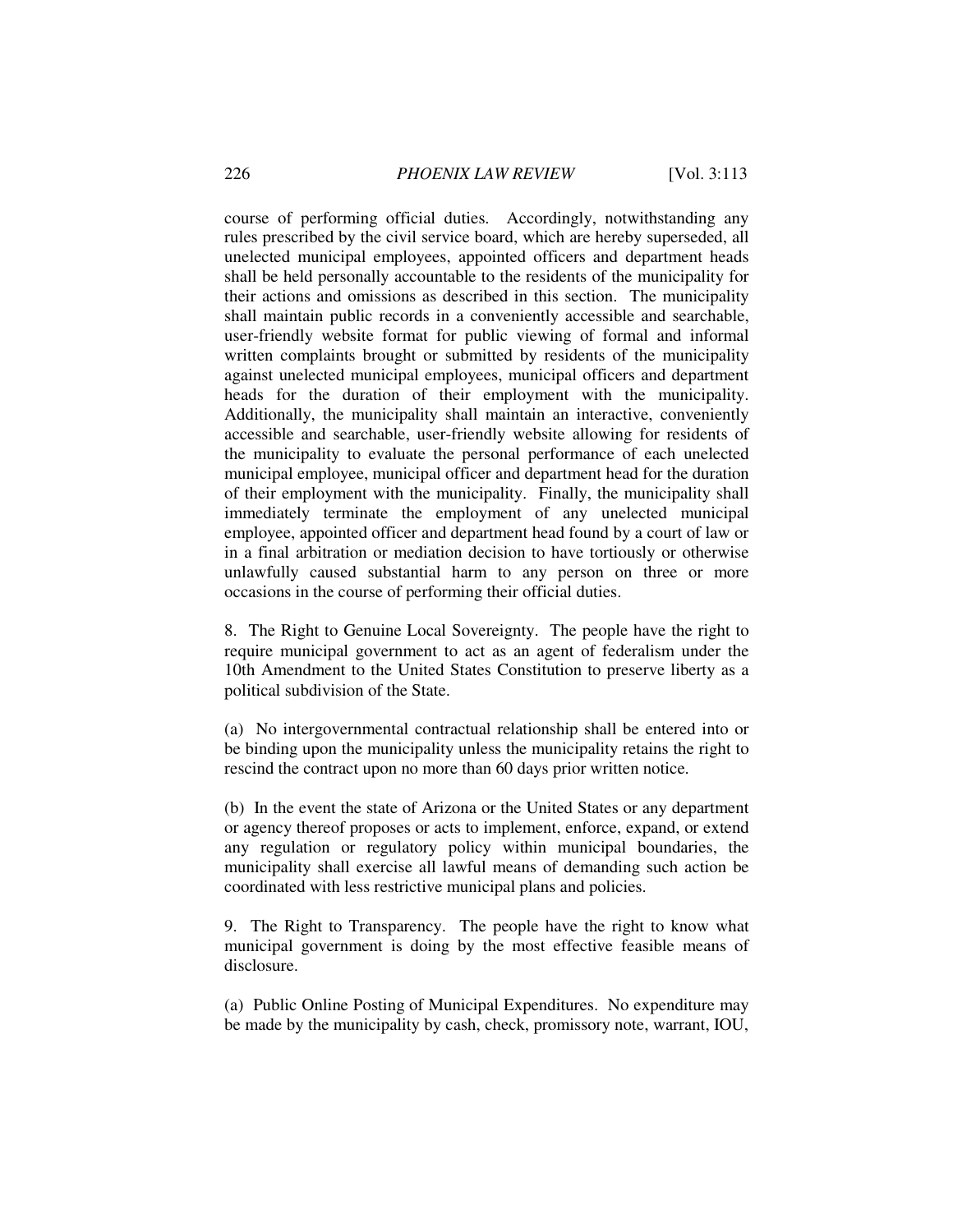course of performing official duties. Accordingly, notwithstanding any rules prescribed by the civil service board, which are hereby superseded, all unelected municipal employees, appointed officers and department heads shall be held personally accountable to the residents of the municipality for their actions and omissions as described in this section. The municipality shall maintain public records in a conveniently accessible and searchable, user-friendly website format for public viewing of formal and informal written complaints brought or submitted by residents of the municipality against unelected municipal employees, municipal officers and department heads for the duration of their employment with the municipality. Additionally, the municipality shall maintain an interactive, conveniently accessible and searchable, user-friendly website allowing for residents of the municipality to evaluate the personal performance of each unelected municipal employee, municipal officer and department head for the duration of their employment with the municipality. Finally, the municipality shall immediately terminate the employment of any unelected municipal employee, appointed officer and department head found by a court of law or in a final arbitration or mediation decision to have tortiously or otherwise unlawfully caused substantial harm to any person on three or more occasions in the course of performing their official duties.

8. The Right to Genuine Local Sovereignty. The people have the right to require municipal government to act as an agent of federalism under the 10th Amendment to the United States Constitution to preserve liberty as a political subdivision of the State.

(a) No intergovernmental contractual relationship shall be entered into or be binding upon the municipality unless the municipality retains the right to rescind the contract upon no more than 60 days prior written notice.

(b) In the event the state of Arizona or the United States or any department or agency thereof proposes or acts to implement, enforce, expand, or extend any regulation or regulatory policy within municipal boundaries, the municipality shall exercise all lawful means of demanding such action be coordinated with less restrictive municipal plans and policies.

9. The Right to Transparency. The people have the right to know what municipal government is doing by the most effective feasible means of disclosure.

(a) Public Online Posting of Municipal Expenditures. No expenditure may be made by the municipality by cash, check, promissory note, warrant, IOU,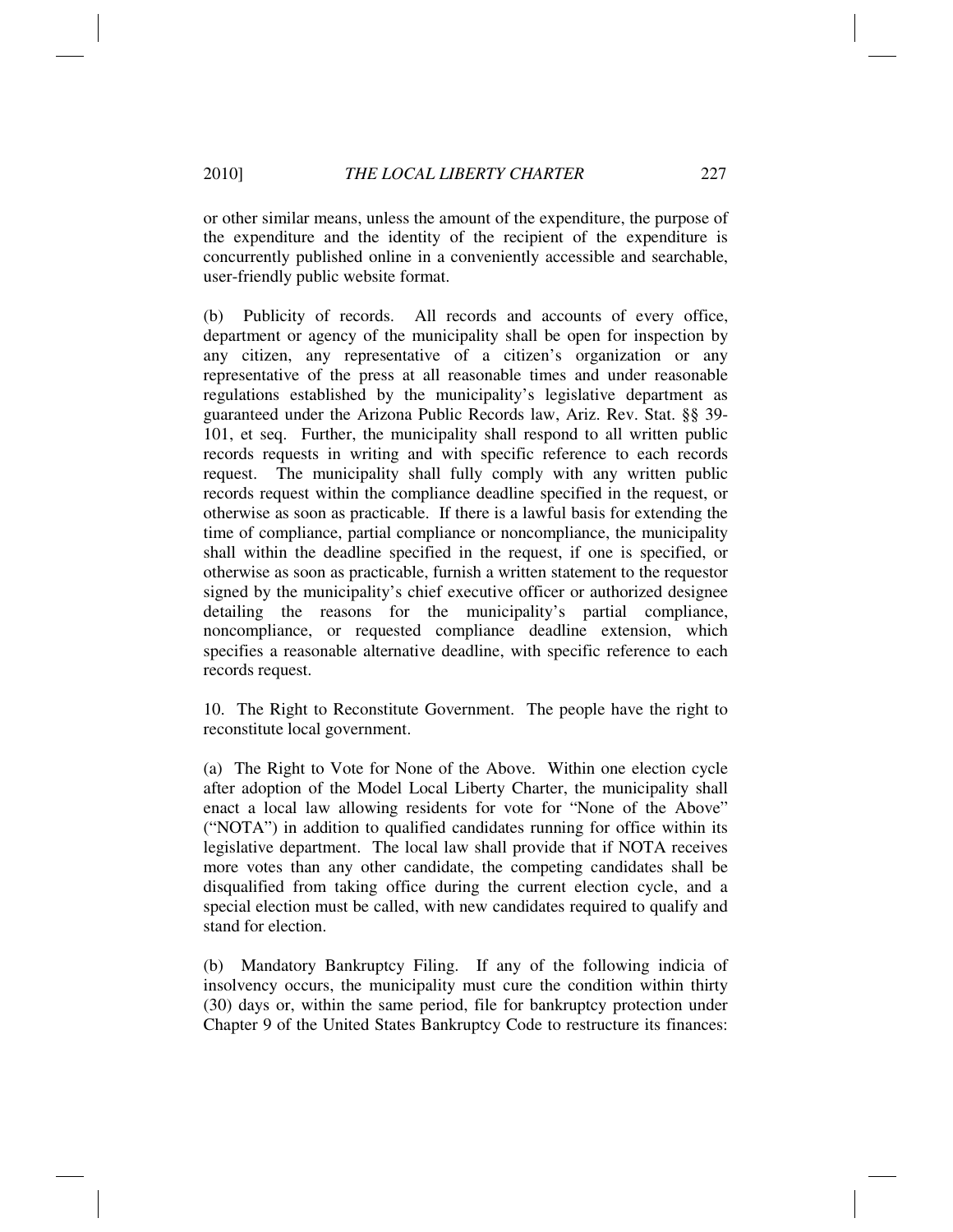or other similar means, unless the amount of the expenditure, the purpose of the expenditure and the identity of the recipient of the expenditure is concurrently published online in a conveniently accessible and searchable, user-friendly public website format.

(b) Publicity of records. All records and accounts of every office, department or agency of the municipality shall be open for inspection by any citizen, any representative of a citizen's organization or any representative of the press at all reasonable times and under reasonable regulations established by the municipality's legislative department as guaranteed under the Arizona Public Records law, Ariz. Rev. Stat. §§ 39-101, et seq. Further, the municipality shall respond to all written public records requests in writing and with specific reference to each records request. The municipality shall fully comply with any written public records request within the compliance deadline specified in the request, or otherwise as soon as practicable. If there is a lawful basis for extending the time of compliance, partial compliance or noncompliance, the municipality shall within the deadline specified in the request, if one is specified, or otherwise as soon as practicable, furnish a written statement to the requestor signed by the municipality's chief executive officer or authorized designee detailing the reasons for the municipality's partial compliance, noncompliance, or requested compliance deadline extension, which specifies a reasonable alternative deadline, with specific reference to each records request.

10. The Right to Reconstitute Government. The people have the right to reconstitute local government.

(a) The Right to Vote for None of the Above. Within one election cycle after adoption of the Model Local Liberty Charter, the municipality shall enact a local law allowing residents for vote for "None of the Above" ("NOTA") in addition to qualified candidates running for office within its legislative department. The local law shall provide that if NOTA receives more votes than any other candidate, the competing candidates shall be disqualified from taking office during the current election cycle, and a special election must be called, with new candidates required to qualify and stand for election.

(b) Mandatory Bankruptcy Filing. If any of the following indicia of insolvency occurs, the municipality must cure the condition within thirty (30) days or, within the same period, file for bankruptcy protection under Chapter 9 of the United States Bankruptcy Code to restructure its finances: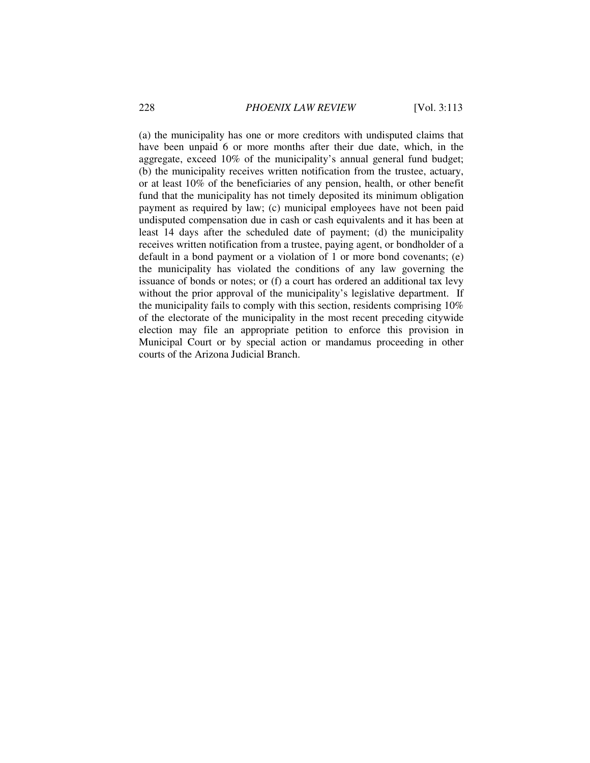(a) the municipality has one or more creditors with undisputed claims that have been unpaid 6 or more months after their due date, which, in the aggregate, exceed 10% of the municipality's annual general fund budget; (b) the municipality receives written notification from the trustee, actuary, or at least 10% of the beneficiaries of any pension, health, or other benefit fund that the municipality has not timely deposited its minimum obligation payment as required by law; (c) municipal employees have not been paid undisputed compensation due in cash or cash equivalents and it has been at least 14 days after the scheduled date of payment; (d) the municipality receives written notification from a trustee, paying agent, or bondholder of a default in a bond payment or a violation of 1 or more bond covenants; (e) the municipality has violated the conditions of any law governing the issuance of bonds or notes; or (f) a court has ordered an additional tax levy without the prior approval of the municipality's legislative department. If the municipality fails to comply with this section, residents comprising 10% of the electorate of the municipality in the most recent preceding citywide election may file an appropriate petition to enforce this provision in Municipal Court or by special action or mandamus proceeding in other courts of the Arizona Judicial Branch.